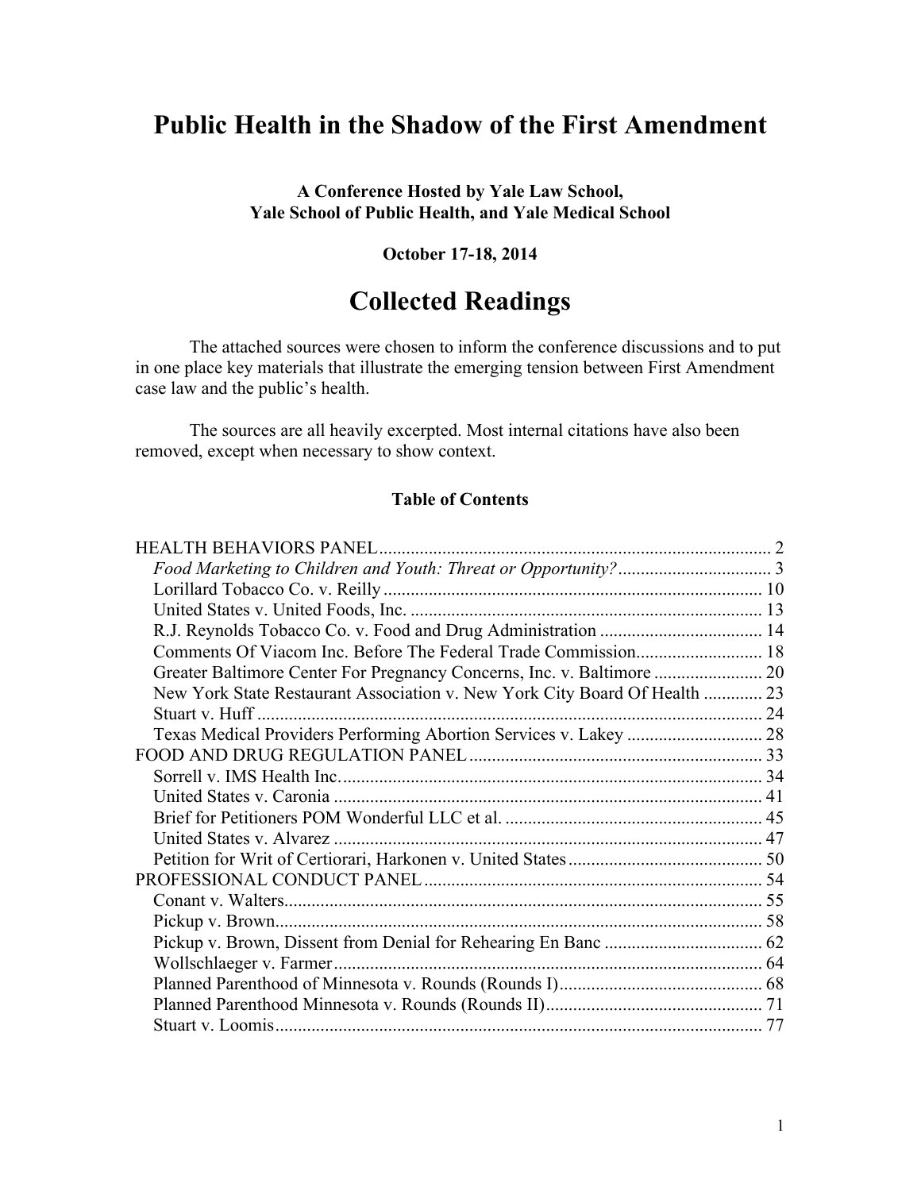# Public Health in the Shadow of the First Amendment

**A Conference Hosted by Yale Law School,**
**Yale School of Public Health, and Yale Medical School**

**October 17-18, 2014**

# Collected Readings

The attached sources were chosen to inform the conference discussions and to put in one place key materials that illustrate the emerging tension between First Amendment case law and the public's health.

The sources are all heavily excerpted. Most internal citations have also been removed, except when necessary to show context.

**Table of Contents**

HEALTH BEHAVIORS PANEL ....................................................................................... 2
- *Food Marketing to Children and Youth: Threat or Opportunity?* .................................. 3
- Lorillard Tobacco Co. v. Reilly .................................................................................. 10
- United States v. United Foods, Inc. ............................................................................ 13
- R.J. Reynolds Tobacco Co. v. Food and Drug Administration .................................... 14
- Comments Of Viacom Inc. Before The Federal Trade Commission ............................ 18
- Greater Baltimore Center For Pregnancy Concerns, Inc. v. Baltimore ........................ 20
- New York State Restaurant Association v. New York City Board Of Health ............. 23
- Stuart v. Huff ............................................................................................................... 24
- Texas Medical Providers Performing Abortion Services v. Lakey .............................. 28

FOOD AND DRUG REGULATION PANEL ................................................................. 33
- Sorrell v. IMS Health Inc. ............................................................................................ 34
- United States v. Caronia .............................................................................................. 41
- Brief for Petitioners POM Wonderful LLC et al. ......................................................... 45
- United States v. Alvarez .............................................................................................. 47
- Petition for Writ of Certiorari, Harkonen v. United States ........................................... 50

PROFESSIONAL CONDUCT PANEL .......................................................................... 54
- Conant v. Walters ........................................................................................................ 55
- Pickup v. Brown ........................................................................................................... 58
- Pickup v. Brown, Dissent from Denial for Rehearing En Banc ................................... 62
- Wollschlaeger v. Farmer .............................................................................................. 64
- Planned Parenthood of Minnesota v. Rounds (Rounds I) ............................................. 68
- Planned Parenthood Minnesota v. Rounds (Rounds II) ................................................ 71
- Stuart v. Loomis ........................................................................................................... 77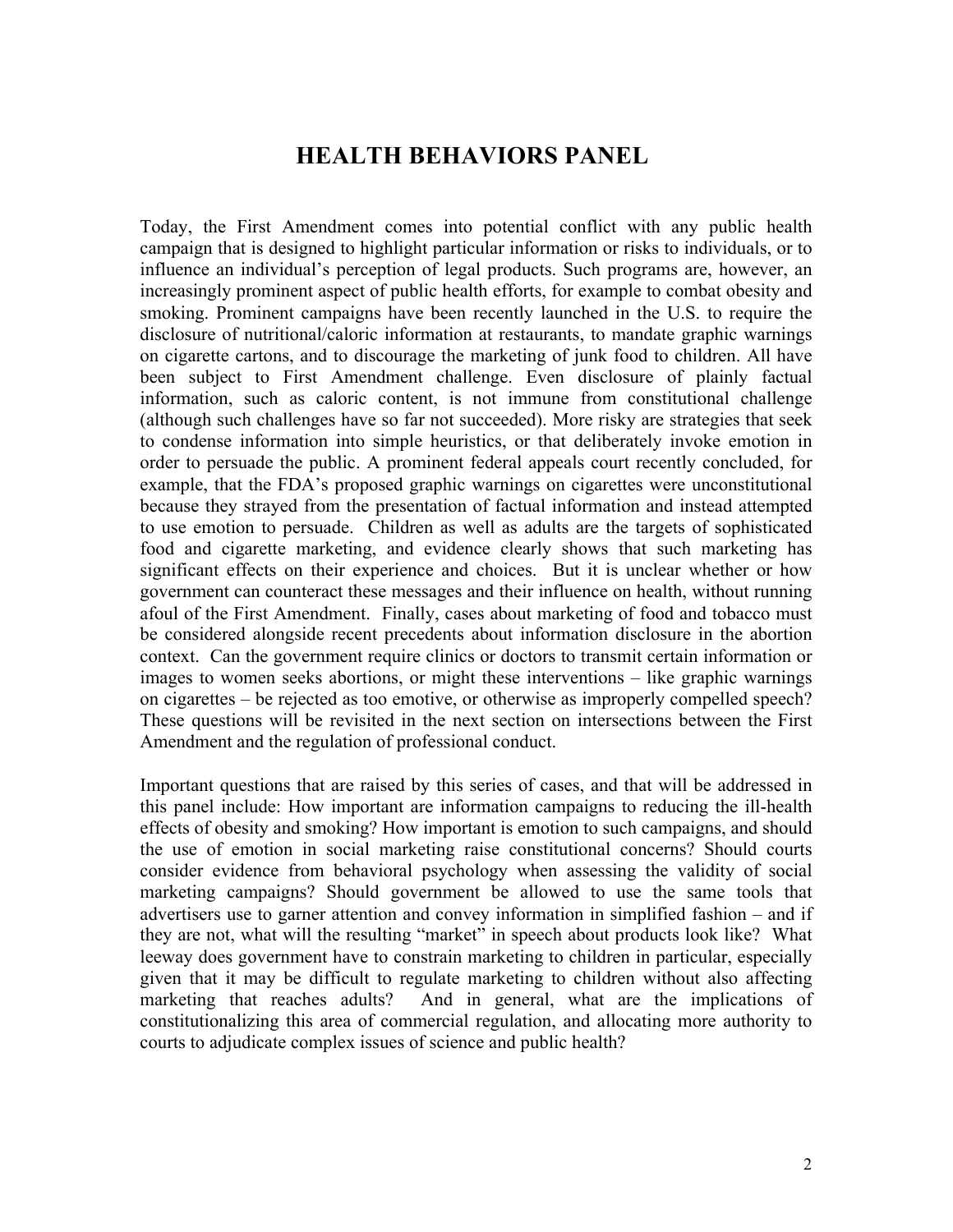# HEALTH BEHAVIORS PANEL

Today, the First Amendment comes into potential conflict with any public health campaign that is designed to highlight particular information or risks to individuals, or to influence an individual's perception of legal products. Such programs are, however, an increasingly prominent aspect of public health efforts, for example to combat obesity and smoking. Prominent campaigns have been recently launched in the U.S. to require the disclosure of nutritional/caloric information at restaurants, to mandate graphic warnings on cigarette cartons, and to discourage the marketing of junk food to children. All have been subject to First Amendment challenge. Even disclosure of plainly factual information, such as caloric content, is not immune from constitutional challenge (although such challenges have so far not succeeded). More risky are strategies that seek to condense information into simple heuristics, or that deliberately invoke emotion in order to persuade the public. A prominent federal appeals court recently concluded, for example, that the FDA's proposed graphic warnings on cigarettes were unconstitutional because they strayed from the presentation of factual information and instead attempted to use emotion to persuade. Children as well as adults are the targets of sophisticated food and cigarette marketing, and evidence clearly shows that such marketing has significant effects on their experience and choices. But it is unclear whether or how government can counteract these messages and their influence on health, without running afoul of the First Amendment. Finally, cases about marketing of food and tobacco must be considered alongside recent precedents about information disclosure in the abortion context. Can the government require clinics or doctors to transmit certain information or images to women seeks abortions, or might these interventions – like graphic warnings on cigarettes – be rejected as too emotive, or otherwise as improperly compelled speech? These questions will be revisited in the next section on intersections between the First Amendment and the regulation of professional conduct.

Important questions that are raised by this series of cases, and that will be addressed in this panel include: How important are information campaigns to reducing the ill-health effects of obesity and smoking? How important is emotion to such campaigns, and should the use of emotion in social marketing raise constitutional concerns? Should courts consider evidence from behavioral psychology when assessing the validity of social marketing campaigns? Should government be allowed to use the same tools that advertisers use to garner attention and convey information in simplified fashion – and if they are not, what will the resulting "market" in speech about products look like? What leeway does government have to constrain marketing to children in particular, especially given that it may be difficult to regulate marketing to children without also affecting marketing that reaches adults? And in general, what are the implications of constitutionalizing this area of commercial regulation, and allocating more authority to courts to adjudicate complex issues of science and public health?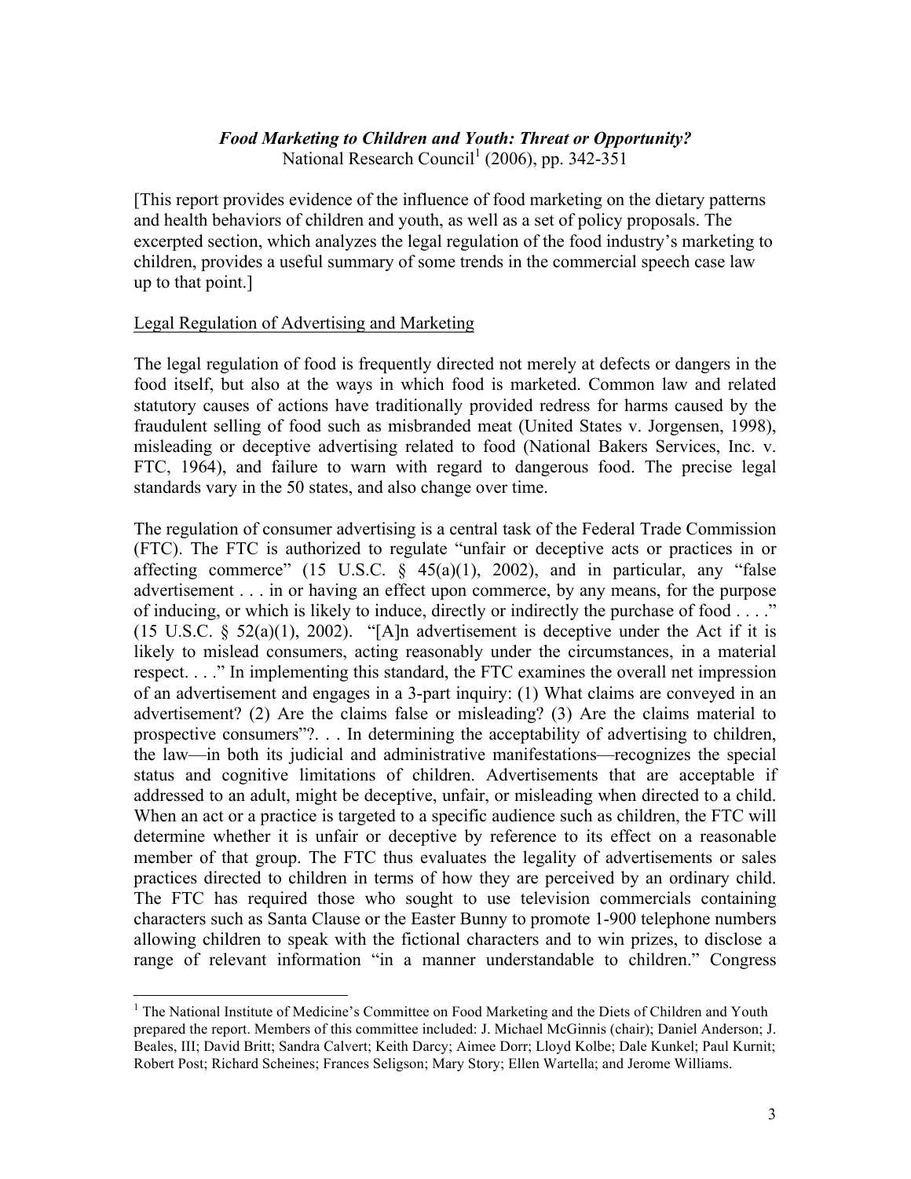*Food Marketing to Children and Youth: Threat or Opportunity?*
National Research Council[1] (2006), pp. 342-351

[This report provides evidence of the influence of food marketing on the dietary patterns and health behaviors of children and youth, as well as a set of policy proposals. The excerpted section, which analyzes the legal regulation of the food industry's marketing to children, provides a useful summary of some trends in the commercial speech case law up to that point.]

<u>Legal Regulation of Advertising and Marketing</u>

The legal regulation of food is frequently directed not merely at defects or dangers in the food itself, but also at the ways in which food is marketed. Common law and related statutory causes of actions have traditionally provided redress for harms caused by the fraudulent selling of food such as misbranded meat (United States v. Jorgensen, 1998), misleading or deceptive advertising related to food (National Bakers Services, Inc. v. FTC, 1964), and failure to warn with regard to dangerous food. The precise legal standards vary in the 50 states, and also change over time.

The regulation of consumer advertising is a central task of the Federal Trade Commission (FTC). The FTC is authorized to regulate "unfair or deceptive acts or practices in or affecting commerce" (15 U.S.C. § 45(a)(1), 2002), and in particular, any "false advertisement . . . in or having an effect upon commerce, by any means, for the purpose of inducing, or which is likely to induce, directly or indirectly the purchase of food . . . ." (15 U.S.C. § 52(a)(1), 2002). "[A]n advertisement is deceptive under the Act if it is likely to mislead consumers, acting reasonably under the circumstances, in a material respect. . . ." In implementing this standard, the FTC examines the overall net impression of an advertisement and engages in a 3-part inquiry: (1) What claims are conveyed in an advertisement? (2) Are the claims false or misleading? (3) Are the claims material to prospective consumers"?. . . In determining the acceptability of advertising to children, the law—in both its judicial and administrative manifestations—recognizes the special status and cognitive limitations of children. Advertisements that are acceptable if addressed to an adult, might be deceptive, unfair, or misleading when directed to a child. When an act or a practice is targeted to a specific audience such as children, the FTC will determine whether it is unfair or deceptive by reference to its effect on a reasonable member of that group. The FTC thus evaluates the legality of advertisements or sales practices directed to children in terms of how they are perceived by an ordinary child. The FTC has required those who sought to use television commercials containing characters such as Santa Clause or the Easter Bunny to promote 1-900 telephone numbers allowing children to speak with the fictional characters and to win prizes, to disclose a range of relevant information "in a manner understandable to children." Congress

[1] The National Institute of Medicine's Committee on Food Marketing and the Diets of Children and Youth prepared the report. Members of this committee included: J. Michael McGinnis (chair); Daniel Anderson; J. Beales, III; David Britt; Sandra Calvert; Keith Darcy; Aimee Dorr; Lloyd Kolbe; Dale Kunkel; Paul Kurnit; Robert Post; Richard Scheines; Frances Seligson; Mary Story; Ellen Wartella; and Jerome Williams.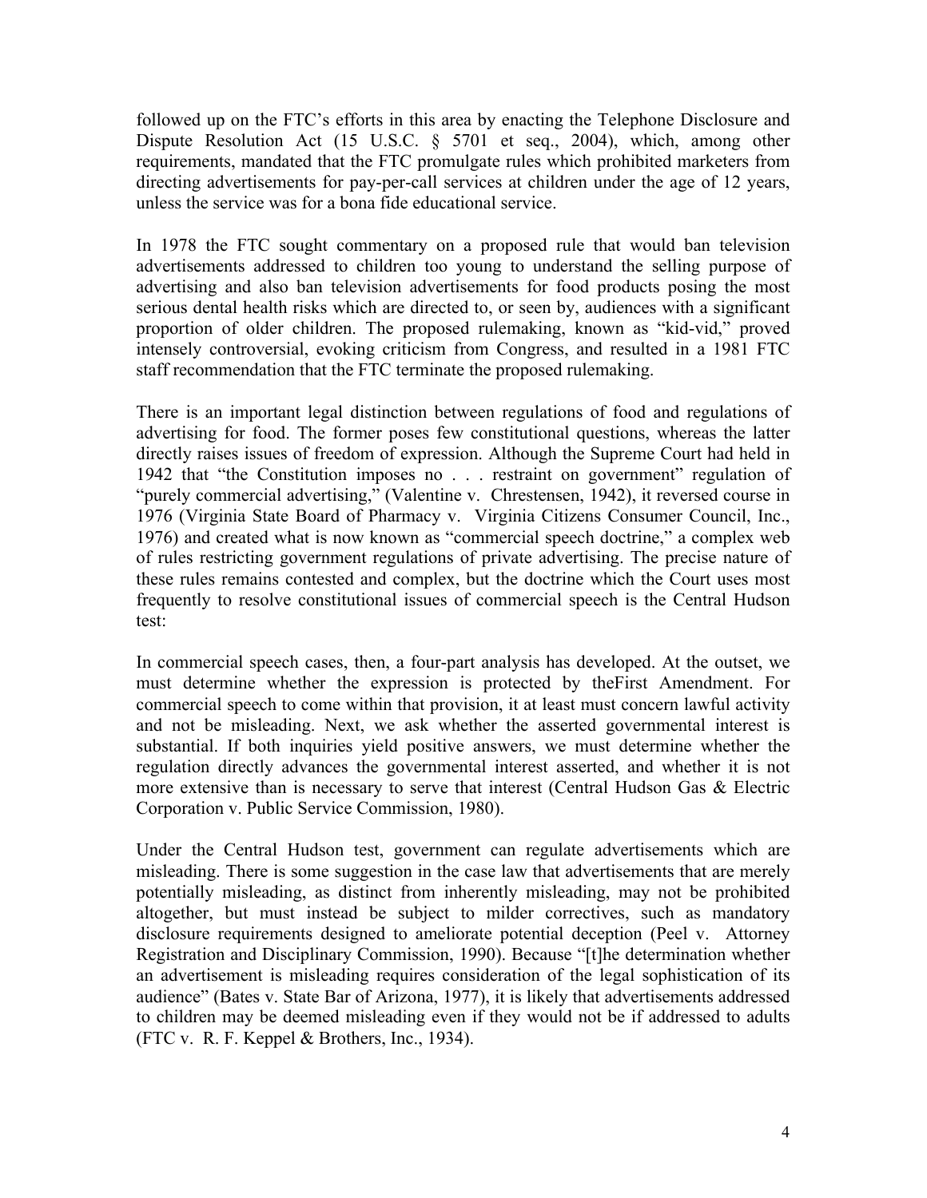followed up on the FTC's efforts in this area by enacting the Telephone Disclosure and Dispute Resolution Act (15 U.S.C. § 5701 et seq., 2004), which, among other requirements, mandated that the FTC promulgate rules which prohibited marketers from directing advertisements for pay-per-call services at children under the age of 12 years, unless the service was for a bona fide educational service.

In 1978 the FTC sought commentary on a proposed rule that would ban television advertisements addressed to children too young to understand the selling purpose of advertising and also ban television advertisements for food products posing the most serious dental health risks which are directed to, or seen by, audiences with a significant proportion of older children. The proposed rulemaking, known as "kid-vid," proved intensely controversial, evoking criticism from Congress, and resulted in a 1981 FTC staff recommendation that the FTC terminate the proposed rulemaking.

There is an important legal distinction between regulations of food and regulations of advertising for food. The former poses few constitutional questions, whereas the latter directly raises issues of freedom of expression. Although the Supreme Court had held in 1942 that "the Constitution imposes no . . . restraint on government" regulation of "purely commercial advertising," (Valentine v. Chrestensen, 1942), it reversed course in 1976 (Virginia State Board of Pharmacy v. Virginia Citizens Consumer Council, Inc., 1976) and created what is now known as "commercial speech doctrine," a complex web of rules restricting government regulations of private advertising. The precise nature of these rules remains contested and complex, but the doctrine which the Court uses most frequently to resolve constitutional issues of commercial speech is the Central Hudson test:

In commercial speech cases, then, a four-part analysis has developed. At the outset, we must determine whether the expression is protected by theFirst Amendment. For commercial speech to come within that provision, it at least must concern lawful activity and not be misleading. Next, we ask whether the asserted governmental interest is substantial. If both inquiries yield positive answers, we must determine whether the regulation directly advances the governmental interest asserted, and whether it is not more extensive than is necessary to serve that interest (Central Hudson Gas & Electric Corporation v. Public Service Commission, 1980).

Under the Central Hudson test, government can regulate advertisements which are misleading. There is some suggestion in the case law that advertisements that are merely potentially misleading, as distinct from inherently misleading, may not be prohibited altogether, but must instead be subject to milder correctives, such as mandatory disclosure requirements designed to ameliorate potential deception (Peel v. Attorney Registration and Disciplinary Commission, 1990). Because "[t]he determination whether an advertisement is misleading requires consideration of the legal sophistication of its audience" (Bates v. State Bar of Arizona, 1977), it is likely that advertisements addressed to children may be deemed misleading even if they would not be if addressed to adults (FTC v. R. F. Keppel & Brothers, Inc., 1934).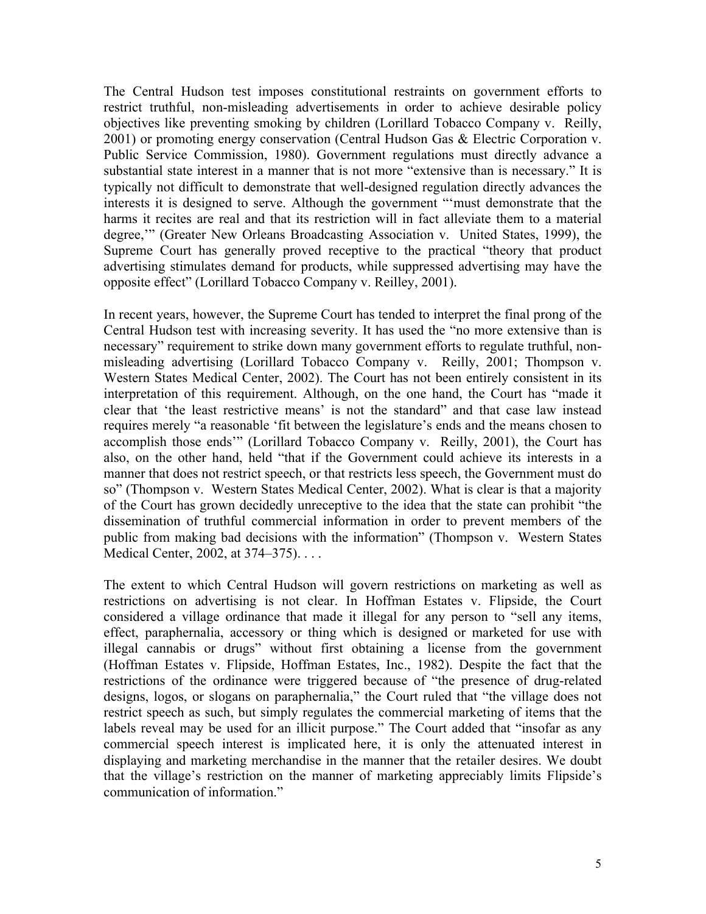The Central Hudson test imposes constitutional restraints on government efforts to restrict truthful, non-misleading advertisements in order to achieve desirable policy objectives like preventing smoking by children (Lorillard Tobacco Company v. Reilly, 2001) or promoting energy conservation (Central Hudson Gas & Electric Corporation v. Public Service Commission, 1980). Government regulations must directly advance a substantial state interest in a manner that is not more "extensive than is necessary." It is typically not difficult to demonstrate that well-designed regulation directly advances the interests it is designed to serve. Although the government "'must demonstrate that the harms it recites are real and that its restriction will in fact alleviate them to a material degree,'" (Greater New Orleans Broadcasting Association v. United States, 1999), the Supreme Court has generally proved receptive to the practical "theory that product advertising stimulates demand for products, while suppressed advertising may have the opposite effect" (Lorillard Tobacco Company v. Reilley, 2001).

In recent years, however, the Supreme Court has tended to interpret the final prong of the Central Hudson test with increasing severity. It has used the "no more extensive than is necessary" requirement to strike down many government efforts to regulate truthful, non-misleading advertising (Lorillard Tobacco Company v. Reilly, 2001; Thompson v. Western States Medical Center, 2002). The Court has not been entirely consistent in its interpretation of this requirement. Although, on the one hand, the Court has "made it clear that 'the least restrictive means' is not the standard" and that case law instead requires merely "a reasonable 'fit between the legislature's ends and the means chosen to accomplish those ends'" (Lorillard Tobacco Company v. Reilly, 2001), the Court has also, on the other hand, held "that if the Government could achieve its interests in a manner that does not restrict speech, or that restricts less speech, the Government must do so" (Thompson v. Western States Medical Center, 2002). What is clear is that a majority of the Court has grown decidedly unreceptive to the idea that the state can prohibit "the dissemination of truthful commercial information in order to prevent members of the public from making bad decisions with the information" (Thompson v. Western States Medical Center, 2002, at 374–375). . . .

The extent to which Central Hudson will govern restrictions on marketing as well as restrictions on advertising is not clear. In Hoffman Estates v. Flipside, the Court considered a village ordinance that made it illegal for any person to "sell any items, effect, paraphernalia, accessory or thing which is designed or marketed for use with illegal cannabis or drugs" without first obtaining a license from the government (Hoffman Estates v. Flipside, Hoffman Estates, Inc., 1982). Despite the fact that the restrictions of the ordinance were triggered because of "the presence of drug-related designs, logos, or slogans on paraphernalia," the Court ruled that "the village does not restrict speech as such, but simply regulates the commercial marketing of items that the labels reveal may be used for an illicit purpose." The Court added that "insofar as any commercial speech interest is implicated here, it is only the attenuated interest in displaying and marketing merchandise in the manner that the retailer desires. We doubt that the village's restriction on the manner of marketing appreciably limits Flipside's communication of information."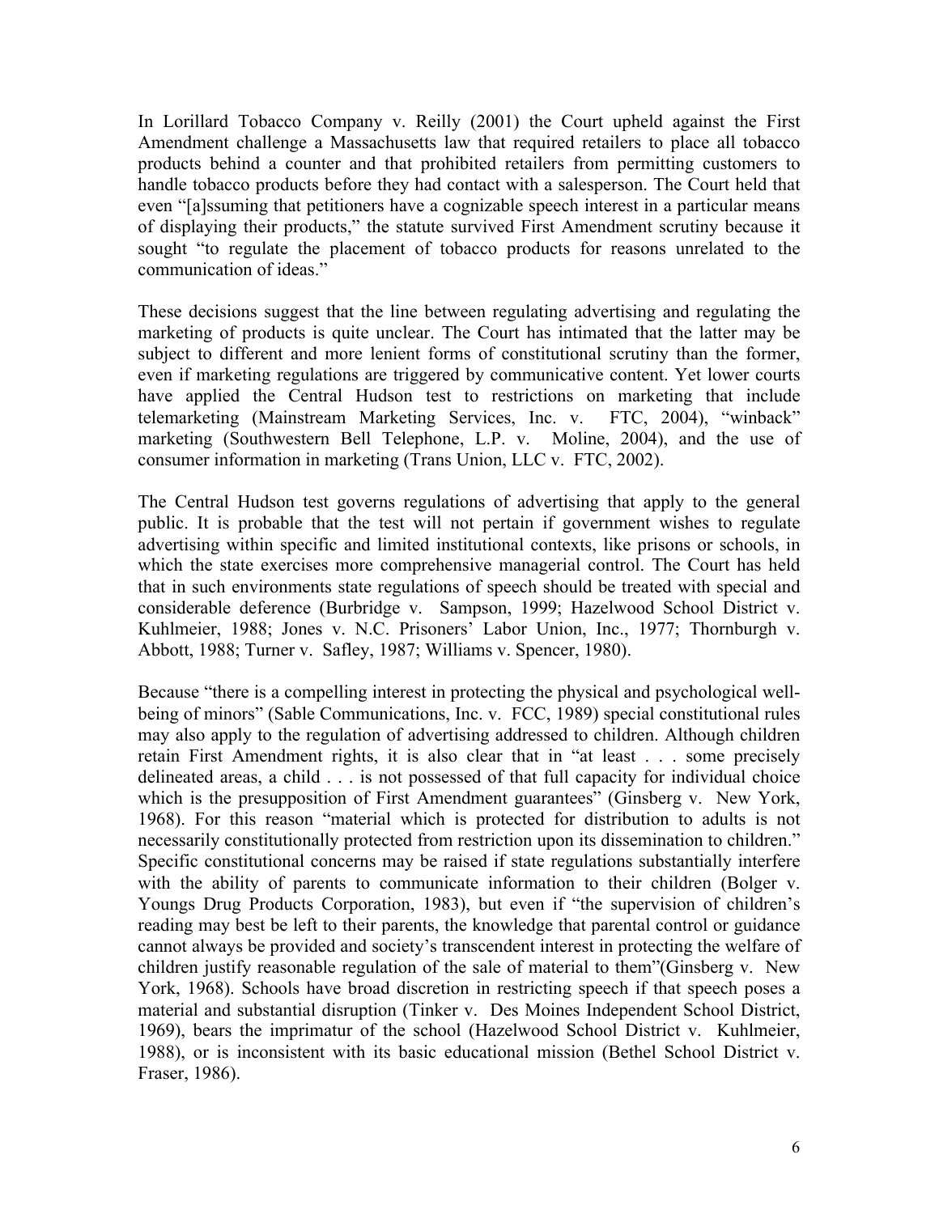In Lorillard Tobacco Company v. Reilly (2001) the Court upheld against the First Amendment challenge a Massachusetts law that required retailers to place all tobacco products behind a counter and that prohibited retailers from permitting customers to handle tobacco products before they had contact with a salesperson. The Court held that even "[a]ssuming that petitioners have a cognizable speech interest in a particular means of displaying their products," the statute survived First Amendment scrutiny because it sought "to regulate the placement of tobacco products for reasons unrelated to the communication of ideas."

These decisions suggest that the line between regulating advertising and regulating the marketing of products is quite unclear. The Court has intimated that the latter may be subject to different and more lenient forms of constitutional scrutiny than the former, even if marketing regulations are triggered by communicative content. Yet lower courts have applied the Central Hudson test to restrictions on marketing that include telemarketing (Mainstream Marketing Services, Inc. v. FTC, 2004), "winback" marketing (Southwestern Bell Telephone, L.P. v. Moline, 2004), and the use of consumer information in marketing (Trans Union, LLC v. FTC, 2002).

The Central Hudson test governs regulations of advertising that apply to the general public. It is probable that the test will not pertain if government wishes to regulate advertising within specific and limited institutional contexts, like prisons or schools, in which the state exercises more comprehensive managerial control. The Court has held that in such environments state regulations of speech should be treated with special and considerable deference (Burbridge v. Sampson, 1999; Hazelwood School District v. Kuhlmeier, 1988; Jones v. N.C. Prisoners' Labor Union, Inc., 1977; Thornburgh v. Abbott, 1988; Turner v. Safley, 1987; Williams v. Spencer, 1980).

Because "there is a compelling interest in protecting the physical and psychological well-being of minors" (Sable Communications, Inc. v. FCC, 1989) special constitutional rules may also apply to the regulation of advertising addressed to children. Although children retain First Amendment rights, it is also clear that in "at least . . . some precisely delineated areas, a child . . . is not possessed of that full capacity for individual choice which is the presupposition of First Amendment guarantees" (Ginsberg v. New York, 1968). For this reason "material which is protected for distribution to adults is not necessarily constitutionally protected from restriction upon its dissemination to children." Specific constitutional concerns may be raised if state regulations substantially interfere with the ability of parents to communicate information to their children (Bolger v. Youngs Drug Products Corporation, 1983), but even if "the supervision of children's reading may best be left to their parents, the knowledge that parental control or guidance cannot always be provided and society's transcendent interest in protecting the welfare of children justify reasonable regulation of the sale of material to them"(Ginsberg v. New York, 1968). Schools have broad discretion in restricting speech if that speech poses a material and substantial disruption (Tinker v. Des Moines Independent School District, 1969), bears the imprimatur of the school (Hazelwood School District v. Kuhlmeier, 1988), or is inconsistent with its basic educational mission (Bethel School District v. Fraser, 1986).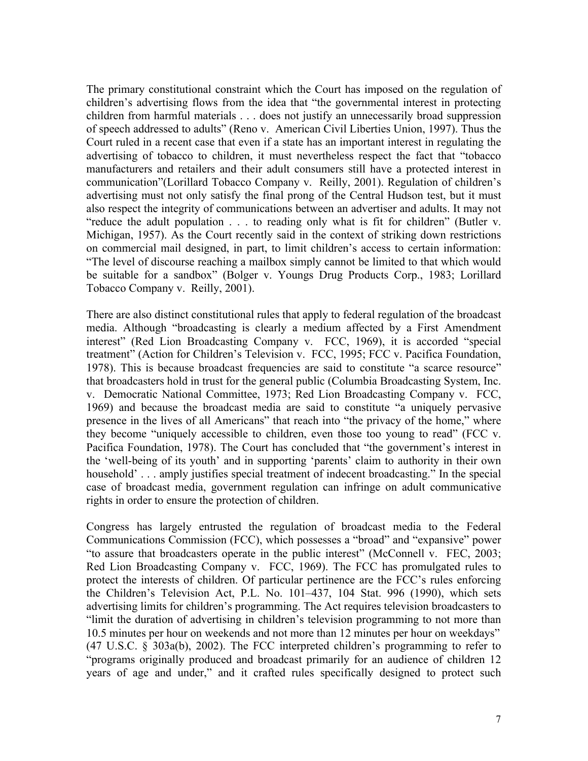The primary constitutional constraint which the Court has imposed on the regulation of children's advertising flows from the idea that "the governmental interest in protecting children from harmful materials . . . does not justify an unnecessarily broad suppression of speech addressed to adults" (Reno v. American Civil Liberties Union, 1997). Thus the Court ruled in a recent case that even if a state has an important interest in regulating the advertising of tobacco to children, it must nevertheless respect the fact that "tobacco manufacturers and retailers and their adult consumers still have a protected interest in communication"(Lorillard Tobacco Company v. Reilly, 2001). Regulation of children's advertising must not only satisfy the final prong of the Central Hudson test, but it must also respect the integrity of communications between an advertiser and adults. It may not "reduce the adult population . . . to reading only what is fit for children" (Butler v. Michigan, 1957). As the Court recently said in the context of striking down restrictions on commercial mail designed, in part, to limit children's access to certain information: "The level of discourse reaching a mailbox simply cannot be limited to that which would be suitable for a sandbox" (Bolger v. Youngs Drug Products Corp., 1983; Lorillard Tobacco Company v. Reilly, 2001).

There are also distinct constitutional rules that apply to federal regulation of the broadcast media. Although "broadcasting is clearly a medium affected by a First Amendment interest" (Red Lion Broadcasting Company v. FCC, 1969), it is accorded "special treatment" (Action for Children's Television v. FCC, 1995; FCC v. Pacifica Foundation, 1978). This is because broadcast frequencies are said to constitute "a scarce resource" that broadcasters hold in trust for the general public (Columbia Broadcasting System, Inc. v. Democratic National Committee, 1973; Red Lion Broadcasting Company v. FCC, 1969) and because the broadcast media are said to constitute "a uniquely pervasive presence in the lives of all Americans" that reach into "the privacy of the home," where they become "uniquely accessible to children, even those too young to read" (FCC v. Pacifica Foundation, 1978). The Court has concluded that "the government's interest in the 'well-being of its youth' and in supporting 'parents' claim to authority in their own household' . . . amply justifies special treatment of indecent broadcasting." In the special case of broadcast media, government regulation can infringe on adult communicative rights in order to ensure the protection of children.

Congress has largely entrusted the regulation of broadcast media to the Federal Communications Commission (FCC), which possesses a "broad" and "expansive" power "to assure that broadcasters operate in the public interest" (McConnell v. FEC, 2003; Red Lion Broadcasting Company v. FCC, 1969). The FCC has promulgated rules to protect the interests of children. Of particular pertinence are the FCC's rules enforcing the Children's Television Act, P.L. No. 101–437, 104 Stat. 996 (1990), which sets advertising limits for children's programming. The Act requires television broadcasters to "limit the duration of advertising in children's television programming to not more than 10.5 minutes per hour on weekends and not more than 12 minutes per hour on weekdays" (47 U.S.C. § 303a(b), 2002). The FCC interpreted children's programming to refer to "programs originally produced and broadcast primarily for an audience of children 12 years of age and under," and it crafted rules specifically designed to protect such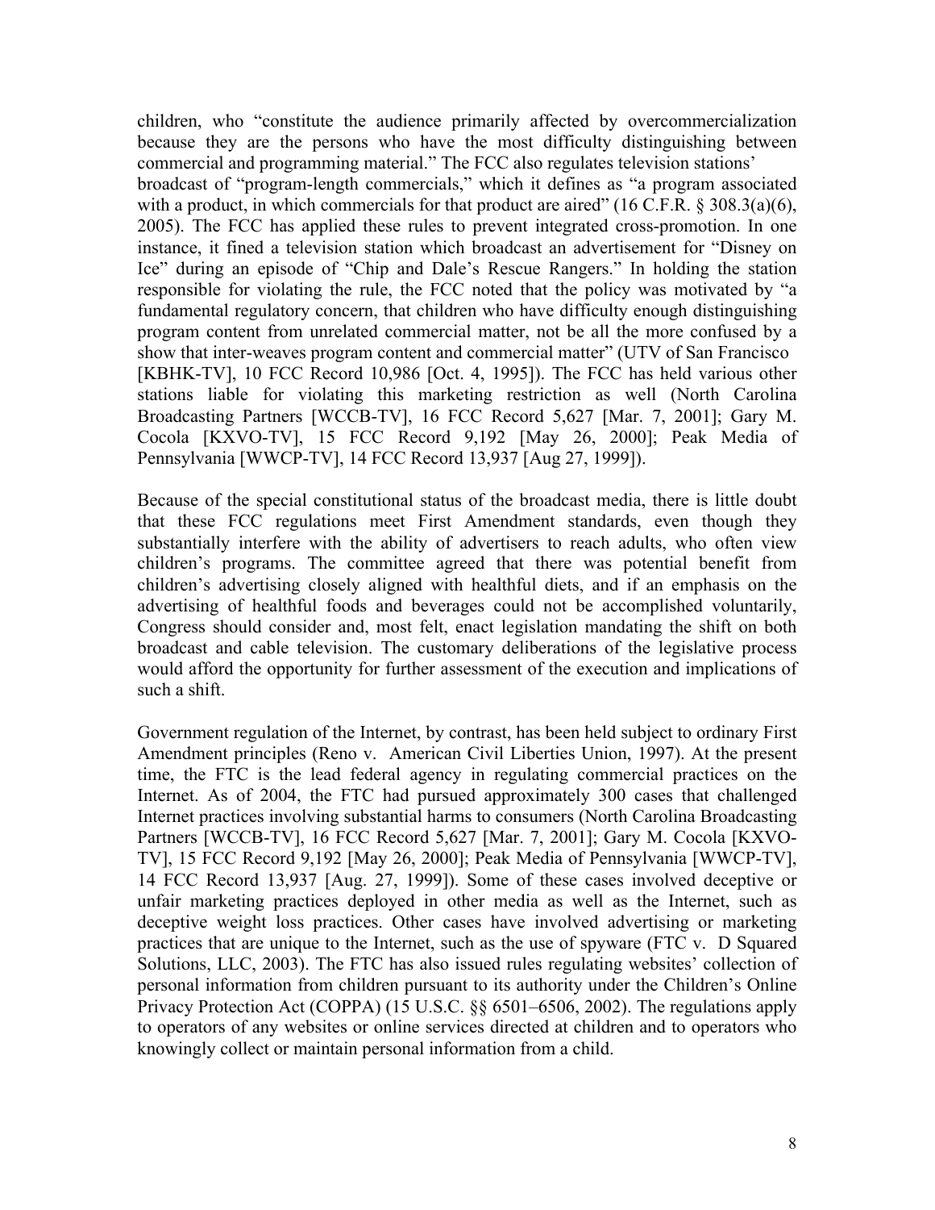children, who "constitute the audience primarily affected by overcommercialization because they are the persons who have the most difficulty distinguishing between commercial and programming material." The FCC also regulates television stations' broadcast of "program-length commercials," which it defines as "a program associated with a product, in which commercials for that product are aired" (16 C.F.R. § 308.3(a)(6), 2005). The FCC has applied these rules to prevent integrated cross-promotion. In one instance, it fined a television station which broadcast an advertisement for "Disney on Ice" during an episode of "Chip and Dale's Rescue Rangers." In holding the station responsible for violating the rule, the FCC noted that the policy was motivated by "a fundamental regulatory concern, that children who have difficulty enough distinguishing program content from unrelated commercial matter, not be all the more confused by a show that inter-weaves program content and commercial matter" (UTV of San Francisco [KBHK-TV], 10 FCC Record 10,986 [Oct. 4, 1995]). The FCC has held various other stations liable for violating this marketing restriction as well (North Carolina Broadcasting Partners [WCCB-TV], 16 FCC Record 5,627 [Mar. 7, 2001]; Gary M. Cocola [KXVO-TV], 15 FCC Record 9,192 [May 26, 2000]; Peak Media of Pennsylvania [WWCP-TV], 14 FCC Record 13,937 [Aug 27, 1999]).

Because of the special constitutional status of the broadcast media, there is little doubt that these FCC regulations meet First Amendment standards, even though they substantially interfere with the ability of advertisers to reach adults, who often view children's programs. The committee agreed that there was potential benefit from children's advertising closely aligned with healthful diets, and if an emphasis on the advertising of healthful foods and beverages could not be accomplished voluntarily, Congress should consider and, most felt, enact legislation mandating the shift on both broadcast and cable television. The customary deliberations of the legislative process would afford the opportunity for further assessment of the execution and implications of such a shift.

Government regulation of the Internet, by contrast, has been held subject to ordinary First Amendment principles (Reno v. American Civil Liberties Union, 1997). At the present time, the FTC is the lead federal agency in regulating commercial practices on the Internet. As of 2004, the FTC had pursued approximately 300 cases that challenged Internet practices involving substantial harms to consumers (North Carolina Broadcasting Partners [WCCB-TV], 16 FCC Record 5,627 [Mar. 7, 2001]; Gary M. Cocola [KXVO-TV], 15 FCC Record 9,192 [May 26, 2000]; Peak Media of Pennsylvania [WWCP-TV], 14 FCC Record 13,937 [Aug. 27, 1999]). Some of these cases involved deceptive or unfair marketing practices deployed in other media as well as the Internet, such as deceptive weight loss practices. Other cases have involved advertising or marketing practices that are unique to the Internet, such as the use of spyware (FTC v. D Squared Solutions, LLC, 2003). The FTC has also issued rules regulating websites' collection of personal information from children pursuant to its authority under the Children's Online Privacy Protection Act (COPPA) (15 U.S.C. §§ 6501–6506, 2002). The regulations apply to operators of any websites or online services directed at children and to operators who knowingly collect or maintain personal information from a child.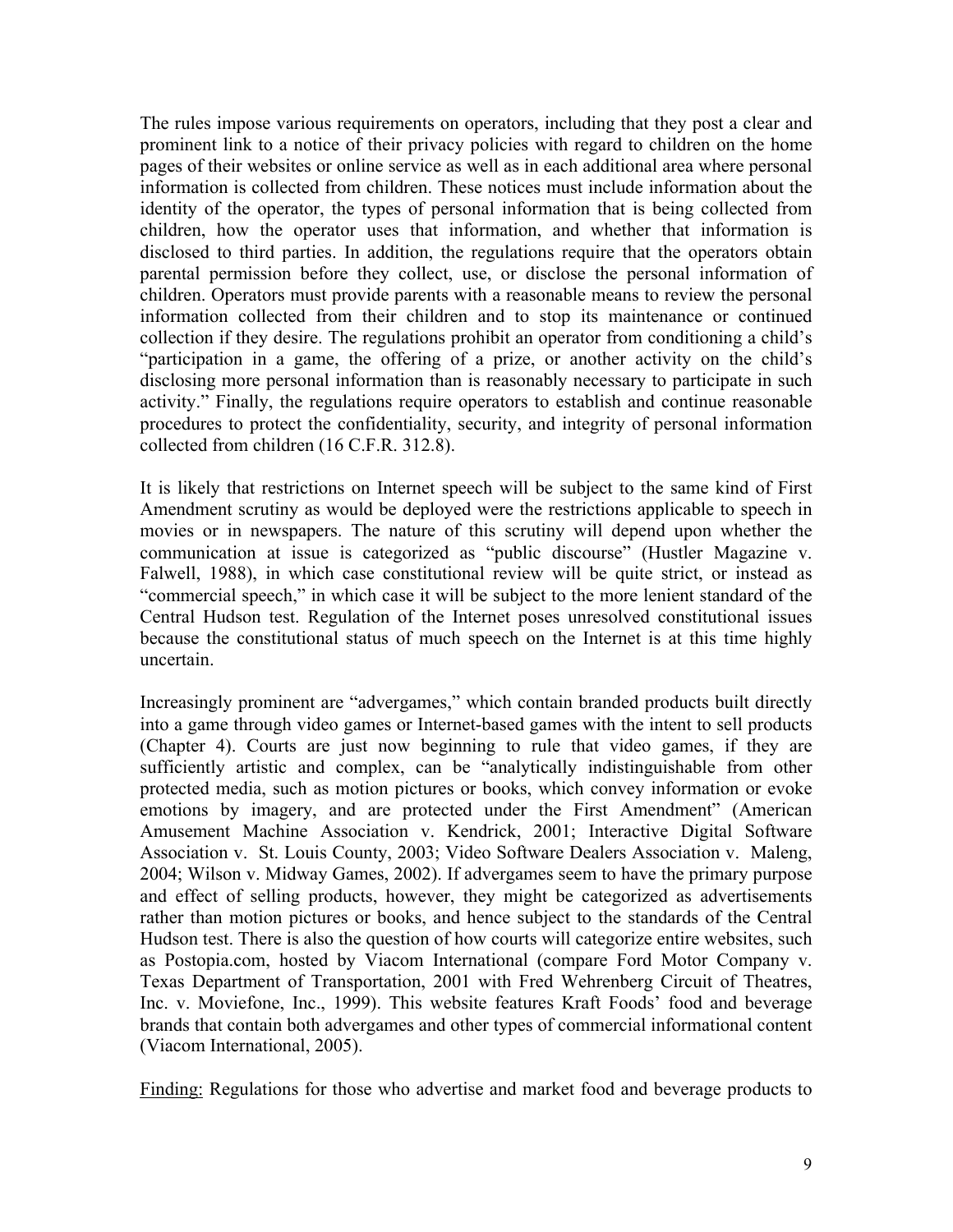The rules impose various requirements on operators, including that they post a clear and prominent link to a notice of their privacy policies with regard to children on the home pages of their websites or online service as well as in each additional area where personal information is collected from children. These notices must include information about the identity of the operator, the types of personal information that is being collected from children, how the operator uses that information, and whether that information is disclosed to third parties. In addition, the regulations require that the operators obtain parental permission before they collect, use, or disclose the personal information of children. Operators must provide parents with a reasonable means to review the personal information collected from their children and to stop its maintenance or continued collection if they desire. The regulations prohibit an operator from conditioning a child's "participation in a game, the offering of a prize, or another activity on the child's disclosing more personal information than is reasonably necessary to participate in such activity." Finally, the regulations require operators to establish and continue reasonable procedures to protect the confidentiality, security, and integrity of personal information collected from children (16 C.F.R. 312.8).

It is likely that restrictions on Internet speech will be subject to the same kind of First Amendment scrutiny as would be deployed were the restrictions applicable to speech in movies or in newspapers. The nature of this scrutiny will depend upon whether the communication at issue is categorized as "public discourse" (Hustler Magazine v. Falwell, 1988), in which case constitutional review will be quite strict, or instead as "commercial speech," in which case it will be subject to the more lenient standard of the Central Hudson test. Regulation of the Internet poses unresolved constitutional issues because the constitutional status of much speech on the Internet is at this time highly uncertain.

Increasingly prominent are "advergames," which contain branded products built directly into a game through video games or Internet-based games with the intent to sell products (Chapter 4). Courts are just now beginning to rule that video games, if they are sufficiently artistic and complex, can be "analytically indistinguishable from other protected media, such as motion pictures or books, which convey information or evoke emotions by imagery, and are protected under the First Amendment" (American Amusement Machine Association v. Kendrick, 2001; Interactive Digital Software Association v. St. Louis County, 2003; Video Software Dealers Association v. Maleng, 2004; Wilson v. Midway Games, 2002). If advergames seem to have the primary purpose and effect of selling products, however, they might be categorized as advertisements rather than motion pictures or books, and hence subject to the standards of the Central Hudson test. There is also the question of how courts will categorize entire websites, such as Postopia.com, hosted by Viacom International (compare Ford Motor Company v. Texas Department of Transportation, 2001 with Fred Wehrenberg Circuit of Theatres, Inc. v. Moviefone, Inc., 1999). This website features Kraft Foods' food and beverage brands that contain both advergames and other types of commercial informational content (Viacom International, 2005).

Finding: Regulations for those who advertise and market food and beverage products to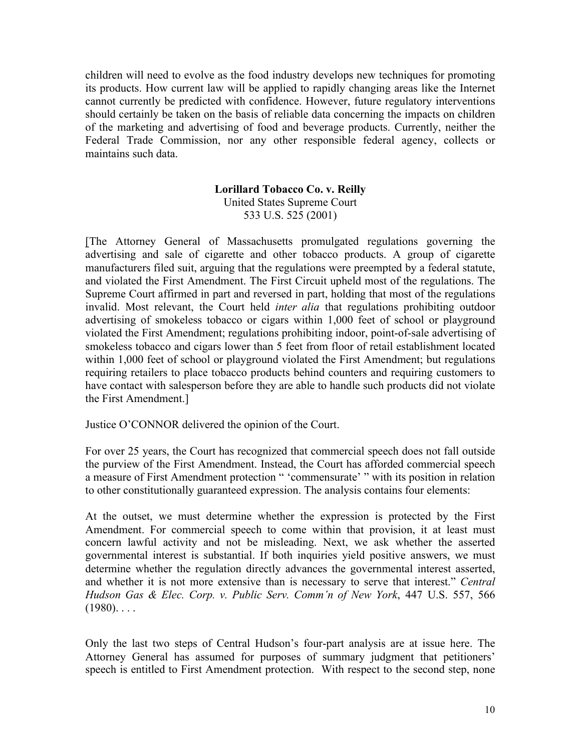children will need to evolve as the food industry develops new techniques for promoting its products. How current law will be applied to rapidly changing areas like the Internet cannot currently be predicted with confidence. However, future regulatory interventions should certainly be taken on the basis of reliable data concerning the impacts on children of the marketing and advertising of food and beverage products. Currently, neither the Federal Trade Commission, nor any other responsible federal agency, collects or maintains such data.

**Lorillard Tobacco Co. v. Reilly**
United States Supreme Court
533 U.S. 525 (2001)

[The Attorney General of Massachusetts promulgated regulations governing the advertising and sale of cigarette and other tobacco products. A group of cigarette manufacturers filed suit, arguing that the regulations were preempted by a federal statute, and violated the First Amendment. The First Circuit upheld most of the regulations. The Supreme Court affirmed in part and reversed in part, holding that most of the regulations invalid. Most relevant, the Court held *inter alia* that regulations prohibiting outdoor advertising of smokeless tobacco or cigars within 1,000 feet of school or playground violated the First Amendment; regulations prohibiting indoor, point-of-sale advertising of smokeless tobacco and cigars lower than 5 feet from floor of retail establishment located within 1,000 feet of school or playground violated the First Amendment; but regulations requiring retailers to place tobacco products behind counters and requiring customers to have contact with salesperson before they are able to handle such products did not violate the First Amendment.]

Justice O'CONNOR delivered the opinion of the Court.

For over 25 years, the Court has recognized that commercial speech does not fall outside the purview of the First Amendment. Instead, the Court has afforded commercial speech a measure of First Amendment protection " 'commensurate' " with its position in relation to other constitutionally guaranteed expression. The analysis contains four elements:

At the outset, we must determine whether the expression is protected by the First Amendment. For commercial speech to come within that provision, it at least must concern lawful activity and not be misleading. Next, we ask whether the asserted governmental interest is substantial. If both inquiries yield positive answers, we must determine whether the regulation directly advances the governmental interest asserted, and whether it is not more extensive than is necessary to serve that interest." *Central Hudson Gas & Elec. Corp. v. Public Serv. Comm'n of New York*, 447 U.S. 557, 566 (1980). . . .

Only the last two steps of Central Hudson's four-part analysis are at issue here. The Attorney General has assumed for purposes of summary judgment that petitioners' speech is entitled to First Amendment protection. With respect to the second step, none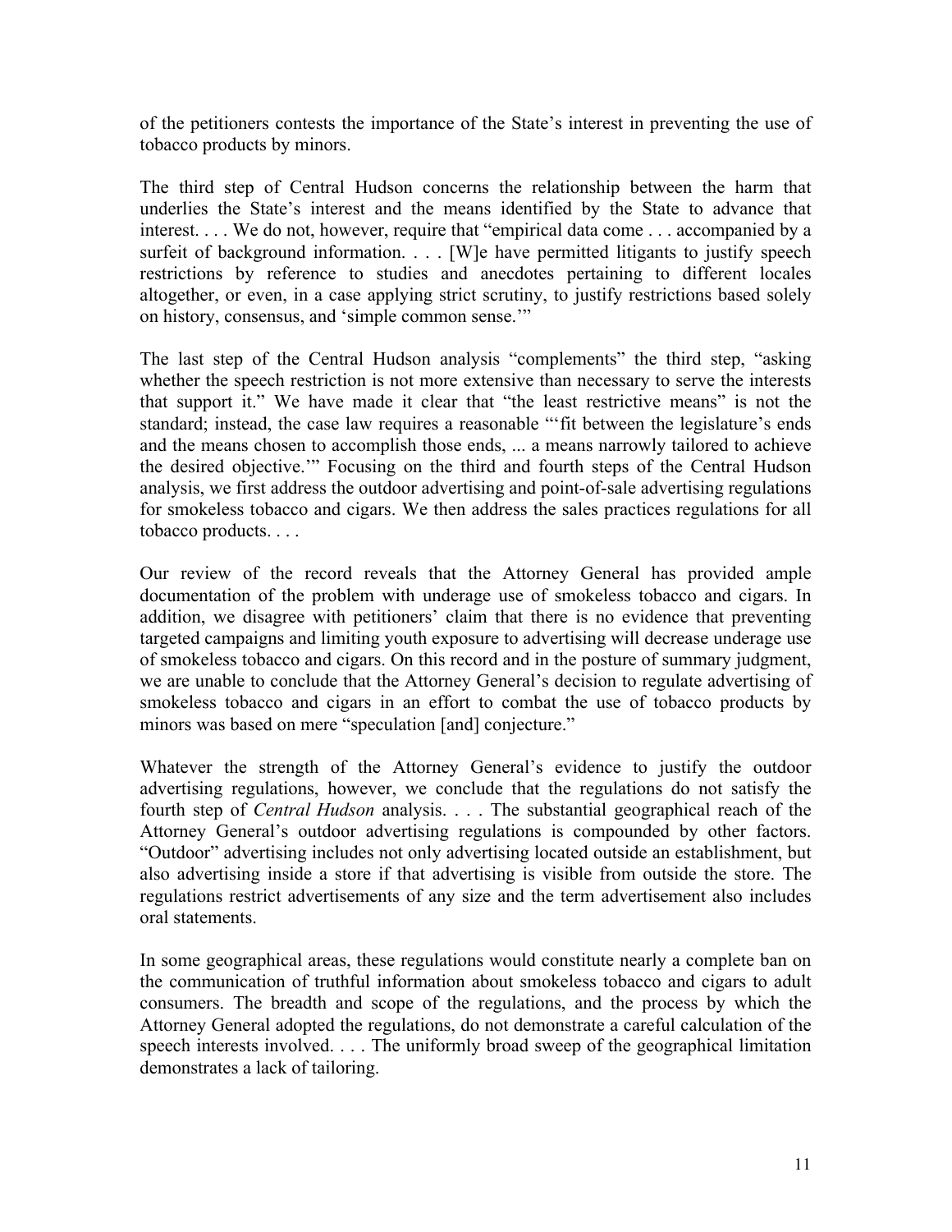of the petitioners contests the importance of the State's interest in preventing the use of tobacco products by minors.

The third step of Central Hudson concerns the relationship between the harm that underlies the State's interest and the means identified by the State to advance that interest. . . . We do not, however, require that "empirical data come . . . accompanied by a surfeit of background information. . . . [W]e have permitted litigants to justify speech restrictions by reference to studies and anecdotes pertaining to different locales altogether, or even, in a case applying strict scrutiny, to justify restrictions based solely on history, consensus, and 'simple common sense.'"

The last step of the Central Hudson analysis "complements" the third step, "asking whether the speech restriction is not more extensive than necessary to serve the interests that support it." We have made it clear that "the least restrictive means" is not the standard; instead, the case law requires a reasonable "'fit between the legislature's ends and the means chosen to accomplish those ends, ... a means narrowly tailored to achieve the desired objective.'" Focusing on the third and fourth steps of the Central Hudson analysis, we first address the outdoor advertising and point-of-sale advertising regulations for smokeless tobacco and cigars. We then address the sales practices regulations for all tobacco products. . . .

Our review of the record reveals that the Attorney General has provided ample documentation of the problem with underage use of smokeless tobacco and cigars. In addition, we disagree with petitioners' claim that there is no evidence that preventing targeted campaigns and limiting youth exposure to advertising will decrease underage use of smokeless tobacco and cigars. On this record and in the posture of summary judgment, we are unable to conclude that the Attorney General's decision to regulate advertising of smokeless tobacco and cigars in an effort to combat the use of tobacco products by minors was based on mere "speculation [and] conjecture."

Whatever the strength of the Attorney General's evidence to justify the outdoor advertising regulations, however, we conclude that the regulations do not satisfy the fourth step of *Central Hudson* analysis. . . . The substantial geographical reach of the Attorney General's outdoor advertising regulations is compounded by other factors. "Outdoor" advertising includes not only advertising located outside an establishment, but also advertising inside a store if that advertising is visible from outside the store. The regulations restrict advertisements of any size and the term advertisement also includes oral statements.

In some geographical areas, these regulations would constitute nearly a complete ban on the communication of truthful information about smokeless tobacco and cigars to adult consumers. The breadth and scope of the regulations, and the process by which the Attorney General adopted the regulations, do not demonstrate a careful calculation of the speech interests involved. . . . The uniformly broad sweep of the geographical limitation demonstrates a lack of tailoring.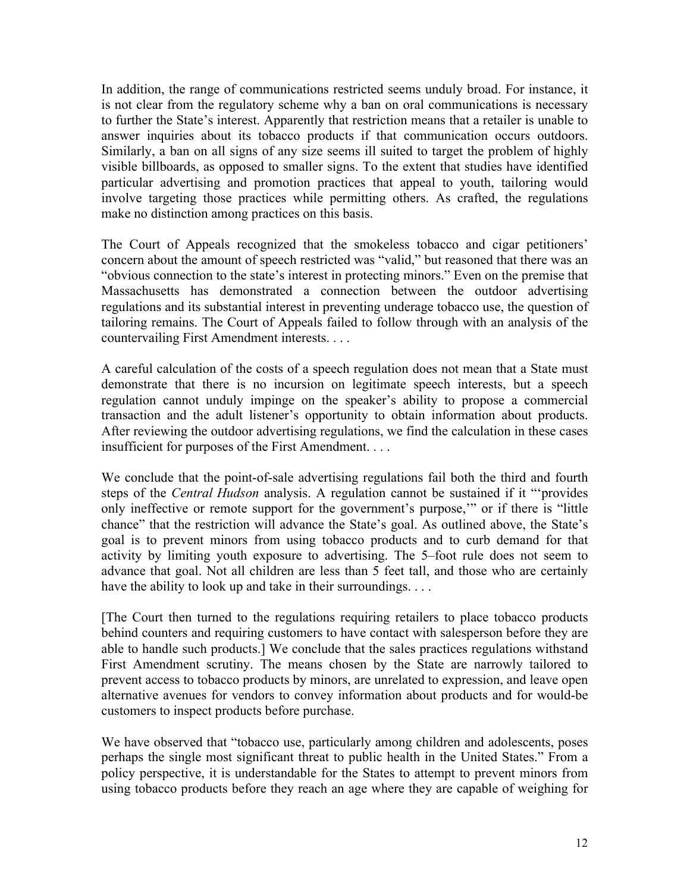In addition, the range of communications restricted seems unduly broad. For instance, it is not clear from the regulatory scheme why a ban on oral communications is necessary to further the State's interest. Apparently that restriction means that a retailer is unable to answer inquiries about its tobacco products if that communication occurs outdoors. Similarly, a ban on all signs of any size seems ill suited to target the problem of highly visible billboards, as opposed to smaller signs. To the extent that studies have identified particular advertising and promotion practices that appeal to youth, tailoring would involve targeting those practices while permitting others. As crafted, the regulations make no distinction among practices on this basis.

The Court of Appeals recognized that the smokeless tobacco and cigar petitioners' concern about the amount of speech restricted was "valid," but reasoned that there was an "obvious connection to the state's interest in protecting minors." Even on the premise that Massachusetts has demonstrated a connection between the outdoor advertising regulations and its substantial interest in preventing underage tobacco use, the question of tailoring remains. The Court of Appeals failed to follow through with an analysis of the countervailing First Amendment interests. . . .

A careful calculation of the costs of a speech regulation does not mean that a State must demonstrate that there is no incursion on legitimate speech interests, but a speech regulation cannot unduly impinge on the speaker's ability to propose a commercial transaction and the adult listener's opportunity to obtain information about products. After reviewing the outdoor advertising regulations, we find the calculation in these cases insufficient for purposes of the First Amendment. . . .

We conclude that the point-of-sale advertising regulations fail both the third and fourth steps of the *Central Hudson* analysis. A regulation cannot be sustained if it "'provides only ineffective or remote support for the government's purpose,'" or if there is "little chance" that the restriction will advance the State's goal. As outlined above, the State's goal is to prevent minors from using tobacco products and to curb demand for that activity by limiting youth exposure to advertising. The 5–foot rule does not seem to advance that goal. Not all children are less than 5 feet tall, and those who are certainly have the ability to look up and take in their surroundings. . . .

[The Court then turned to the regulations requiring retailers to place tobacco products behind counters and requiring customers to have contact with salesperson before they are able to handle such products.] We conclude that the sales practices regulations withstand First Amendment scrutiny. The means chosen by the State are narrowly tailored to prevent access to tobacco products by minors, are unrelated to expression, and leave open alternative avenues for vendors to convey information about products and for would-be customers to inspect products before purchase.

We have observed that "tobacco use, particularly among children and adolescents, poses perhaps the single most significant threat to public health in the United States." From a policy perspective, it is understandable for the States to attempt to prevent minors from using tobacco products before they reach an age where they are capable of weighing for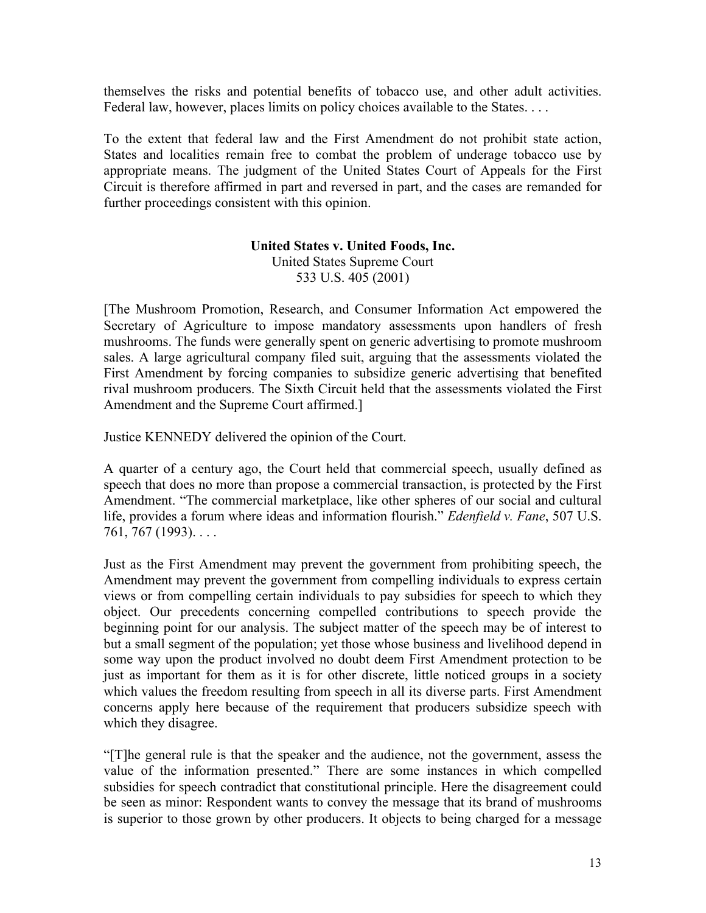themselves the risks and potential benefits of tobacco use, and other adult activities. Federal law, however, places limits on policy choices available to the States. . . .

To the extent that federal law and the First Amendment do not prohibit state action, States and localities remain free to combat the problem of underage tobacco use by appropriate means. The judgment of the United States Court of Appeals for the First Circuit is therefore affirmed in part and reversed in part, and the cases are remanded for further proceedings consistent with this opinion.

## United States v. United Foods, Inc.

United States Supreme Court
533 U.S. 405 (2001)

[The Mushroom Promotion, Research, and Consumer Information Act empowered the Secretary of Agriculture to impose mandatory assessments upon handlers of fresh mushrooms. The funds were generally spent on generic advertising to promote mushroom sales. A large agricultural company filed suit, arguing that the assessments violated the First Amendment by forcing companies to subsidize generic advertising that benefited rival mushroom producers. The Sixth Circuit held that the assessments violated the First Amendment and the Supreme Court affirmed.]

Justice KENNEDY delivered the opinion of the Court.

A quarter of a century ago, the Court held that commercial speech, usually defined as speech that does no more than propose a commercial transaction, is protected by the First Amendment. "The commercial marketplace, like other spheres of our social and cultural life, provides a forum where ideas and information flourish." *Edenfield v. Fane*, 507 U.S. 761, 767 (1993). . . .

Just as the First Amendment may prevent the government from prohibiting speech, the Amendment may prevent the government from compelling individuals to express certain views or from compelling certain individuals to pay subsidies for speech to which they object. Our precedents concerning compelled contributions to speech provide the beginning point for our analysis. The subject matter of the speech may be of interest to but a small segment of the population; yet those whose business and livelihood depend in some way upon the product involved no doubt deem First Amendment protection to be just as important for them as it is for other discrete, little noticed groups in a society which values the freedom resulting from speech in all its diverse parts. First Amendment concerns apply here because of the requirement that producers subsidize speech with which they disagree.

"[T]he general rule is that the speaker and the audience, not the government, assess the value of the information presented." There are some instances in which compelled subsidies for speech contradict that constitutional principle. Here the disagreement could be seen as minor: Respondent wants to convey the message that its brand of mushrooms is superior to those grown by other producers. It objects to being charged for a message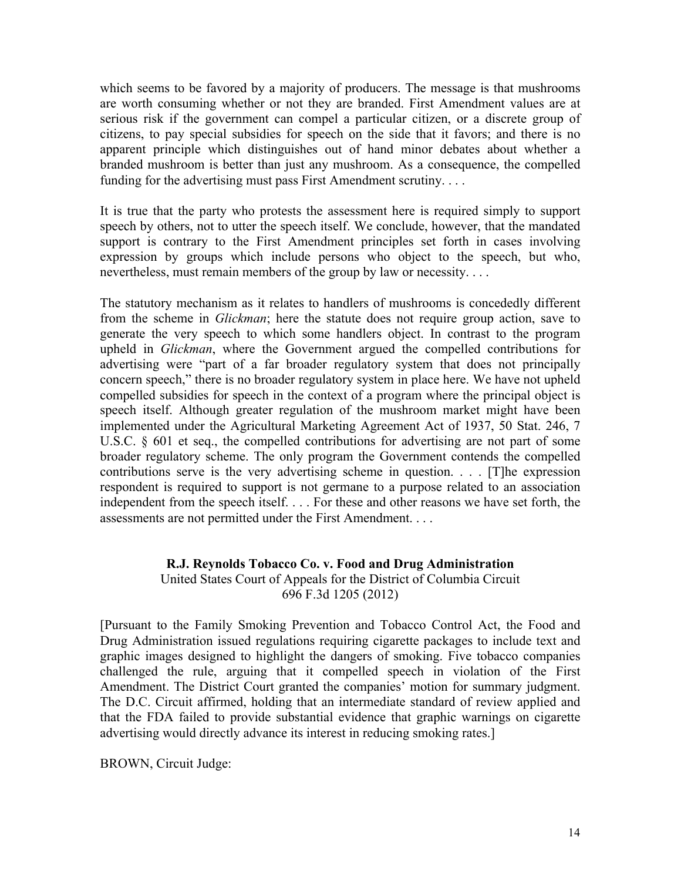which seems to be favored by a majority of producers. The message is that mushrooms are worth consuming whether or not they are branded. First Amendment values are at serious risk if the government can compel a particular citizen, or a discrete group of citizens, to pay special subsidies for speech on the side that it favors; and there is no apparent principle which distinguishes out of hand minor debates about whether a branded mushroom is better than just any mushroom. As a consequence, the compelled funding for the advertising must pass First Amendment scrutiny. . . .

It is true that the party who protests the assessment here is required simply to support speech by others, not to utter the speech itself. We conclude, however, that the mandated support is contrary to the First Amendment principles set forth in cases involving expression by groups which include persons who object to the speech, but who, nevertheless, must remain members of the group by law or necessity. . . .

The statutory mechanism as it relates to handlers of mushrooms is concededly different from the scheme in *Glickman*; here the statute does not require group action, save to generate the very speech to which some handlers object. In contrast to the program upheld in *Glickman*, where the Government argued the compelled contributions for advertising were "part of a far broader regulatory system that does not principally concern speech," there is no broader regulatory system in place here. We have not upheld compelled subsidies for speech in the context of a program where the principal object is speech itself. Although greater regulation of the mushroom market might have been implemented under the Agricultural Marketing Agreement Act of 1937, 50 Stat. 246, 7 U.S.C. § 601 et seq., the compelled contributions for advertising are not part of some broader regulatory scheme. The only program the Government contends the compelled contributions serve is the very advertising scheme in question. . . . [T]he expression respondent is required to support is not germane to a purpose related to an association independent from the speech itself. . . . For these and other reasons we have set forth, the assessments are not permitted under the First Amendment. . . .

**R.J. Reynolds Tobacco Co. v. Food and Drug Administration**

United States Court of Appeals for the District of Columbia Circuit
696 F.3d 1205 (2012)

[Pursuant to the Family Smoking Prevention and Tobacco Control Act, the Food and Drug Administration issued regulations requiring cigarette packages to include text and graphic images designed to highlight the dangers of smoking. Five tobacco companies challenged the rule, arguing that it compelled speech in violation of the First Amendment. The District Court granted the companies' motion for summary judgment. The D.C. Circuit affirmed, holding that an intermediate standard of review applied and that the FDA failed to provide substantial evidence that graphic warnings on cigarette advertising would directly advance its interest in reducing smoking rates.]

BROWN, Circuit Judge: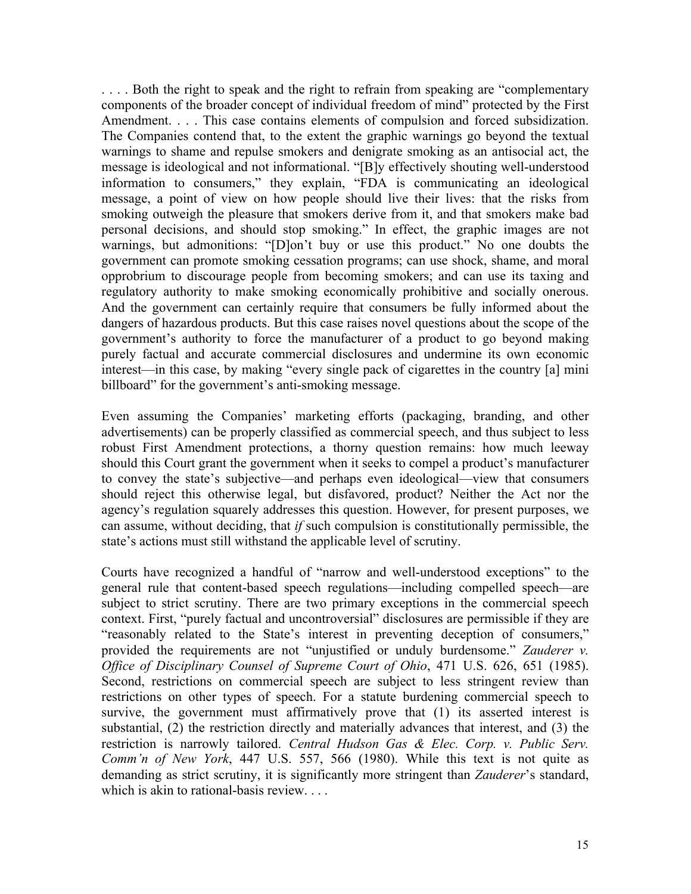. . . . Both the right to speak and the right to refrain from speaking are "complementary components of the broader concept of individual freedom of mind" protected by the First Amendment. . . . This case contains elements of compulsion and forced subsidization. The Companies contend that, to the extent the graphic warnings go beyond the textual warnings to shame and repulse smokers and denigrate smoking as an antisocial act, the message is ideological and not informational. "[B]y effectively shouting well-understood information to consumers," they explain, "FDA is communicating an ideological message, a point of view on how people should live their lives: that the risks from smoking outweigh the pleasure that smokers derive from it, and that smokers make bad personal decisions, and should stop smoking." In effect, the graphic images are not warnings, but admonitions: "[D]on't buy or use this product." No one doubts the government can promote smoking cessation programs; can use shock, shame, and moral opprobrium to discourage people from becoming smokers; and can use its taxing and regulatory authority to make smoking economically prohibitive and socially onerous. And the government can certainly require that consumers be fully informed about the dangers of hazardous products. But this case raises novel questions about the scope of the government's authority to force the manufacturer of a product to go beyond making purely factual and accurate commercial disclosures and undermine its own economic interest—in this case, by making "every single pack of cigarettes in the country [a] mini billboard" for the government's anti-smoking message.

Even assuming the Companies' marketing efforts (packaging, branding, and other advertisements) can be properly classified as commercial speech, and thus subject to less robust First Amendment protections, a thorny question remains: how much leeway should this Court grant the government when it seeks to compel a product's manufacturer to convey the state's subjective—and perhaps even ideological—view that consumers should reject this otherwise legal, but disfavored, product? Neither the Act nor the agency's regulation squarely addresses this question. However, for present purposes, we can assume, without deciding, that *if* such compulsion is constitutionally permissible, the state's actions must still withstand the applicable level of scrutiny.

Courts have recognized a handful of "narrow and well-understood exceptions" to the general rule that content-based speech regulations—including compelled speech—are subject to strict scrutiny. There are two primary exceptions in the commercial speech context. First, "purely factual and uncontroversial" disclosures are permissible if they are "reasonably related to the State's interest in preventing deception of consumers," provided the requirements are not "unjustified or unduly burdensome." *Zauderer v. Office of Disciplinary Counsel of Supreme Court of Ohio*, 471 U.S. 626, 651 (1985). Second, restrictions on commercial speech are subject to less stringent review than restrictions on other types of speech. For a statute burdening commercial speech to survive, the government must affirmatively prove that (1) its asserted interest is substantial, (2) the restriction directly and materially advances that interest, and (3) the restriction is narrowly tailored. *Central Hudson Gas & Elec. Corp. v. Public Serv. Comm'n of New York*, 447 U.S. 557, 566 (1980). While this text is not quite as demanding as strict scrutiny, it is significantly more stringent than *Zauderer*'s standard, which is akin to rational-basis review. . . .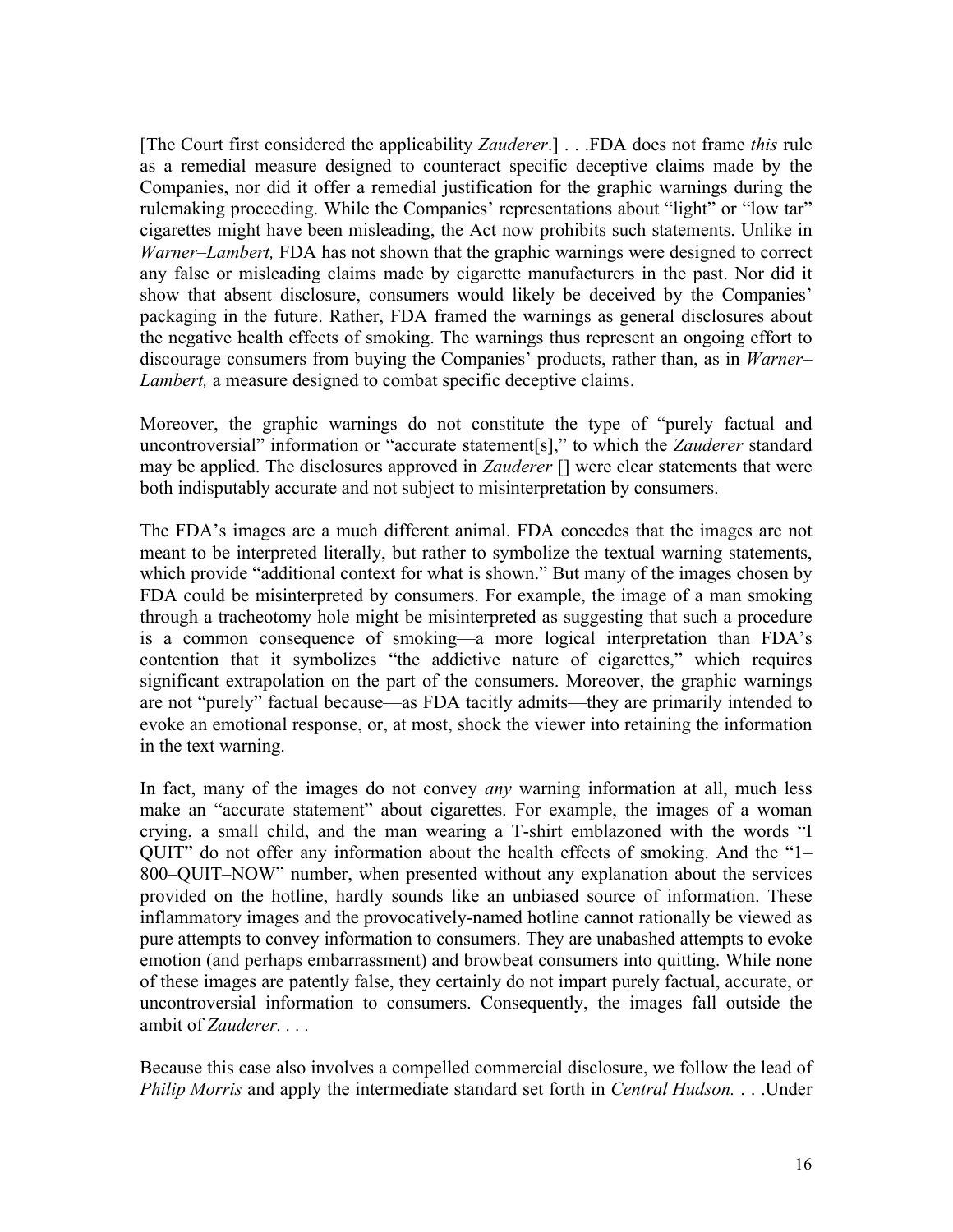[The Court first considered the applicability *Zauderer*.] . . .FDA does not frame *this* rule as a remedial measure designed to counteract specific deceptive claims made by the Companies, nor did it offer a remedial justification for the graphic warnings during the rulemaking proceeding. While the Companies' representations about "light" or "low tar" cigarettes might have been misleading, the Act now prohibits such statements. Unlike in *Warner–Lambert,* FDA has not shown that the graphic warnings were designed to correct any false or misleading claims made by cigarette manufacturers in the past. Nor did it show that absent disclosure, consumers would likely be deceived by the Companies' packaging in the future. Rather, FDA framed the warnings as general disclosures about the negative health effects of smoking. The warnings thus represent an ongoing effort to discourage consumers from buying the Companies' products, rather than, as in *Warner–Lambert,* a measure designed to combat specific deceptive claims.

Moreover, the graphic warnings do not constitute the type of "purely factual and uncontroversial" information or "accurate statement[s]," to which the *Zauderer* standard may be applied. The disclosures approved in *Zauderer* [] were clear statements that were both indisputably accurate and not subject to misinterpretation by consumers.

The FDA's images are a much different animal. FDA concedes that the images are not meant to be interpreted literally, but rather to symbolize the textual warning statements, which provide "additional context for what is shown." But many of the images chosen by FDA could be misinterpreted by consumers. For example, the image of a man smoking through a tracheotomy hole might be misinterpreted as suggesting that such a procedure is a common consequence of smoking—a more logical interpretation than FDA's contention that it symbolizes "the addictive nature of cigarettes," which requires significant extrapolation on the part of the consumers. Moreover, the graphic warnings are not "purely" factual because—as FDA tacitly admits—they are primarily intended to evoke an emotional response, or, at most, shock the viewer into retaining the information in the text warning.

In fact, many of the images do not convey *any* warning information at all, much less make an "accurate statement" about cigarettes. For example, the images of a woman crying, a small child, and the man wearing a T-shirt emblazoned with the words "I QUIT" do not offer any information about the health effects of smoking. And the "1–800–QUIT–NOW" number, when presented without any explanation about the services provided on the hotline, hardly sounds like an unbiased source of information. These inflammatory images and the provocatively-named hotline cannot rationally be viewed as pure attempts to convey information to consumers. They are unabashed attempts to evoke emotion (and perhaps embarrassment) and browbeat consumers into quitting. While none of these images are patently false, they certainly do not impart purely factual, accurate, or uncontroversial information to consumers. Consequently, the images fall outside the ambit of *Zauderer. . . .*

Because this case also involves a compelled commercial disclosure, we follow the lead of *Philip Morris* and apply the intermediate standard set forth in *Central Hudson.* . . .Under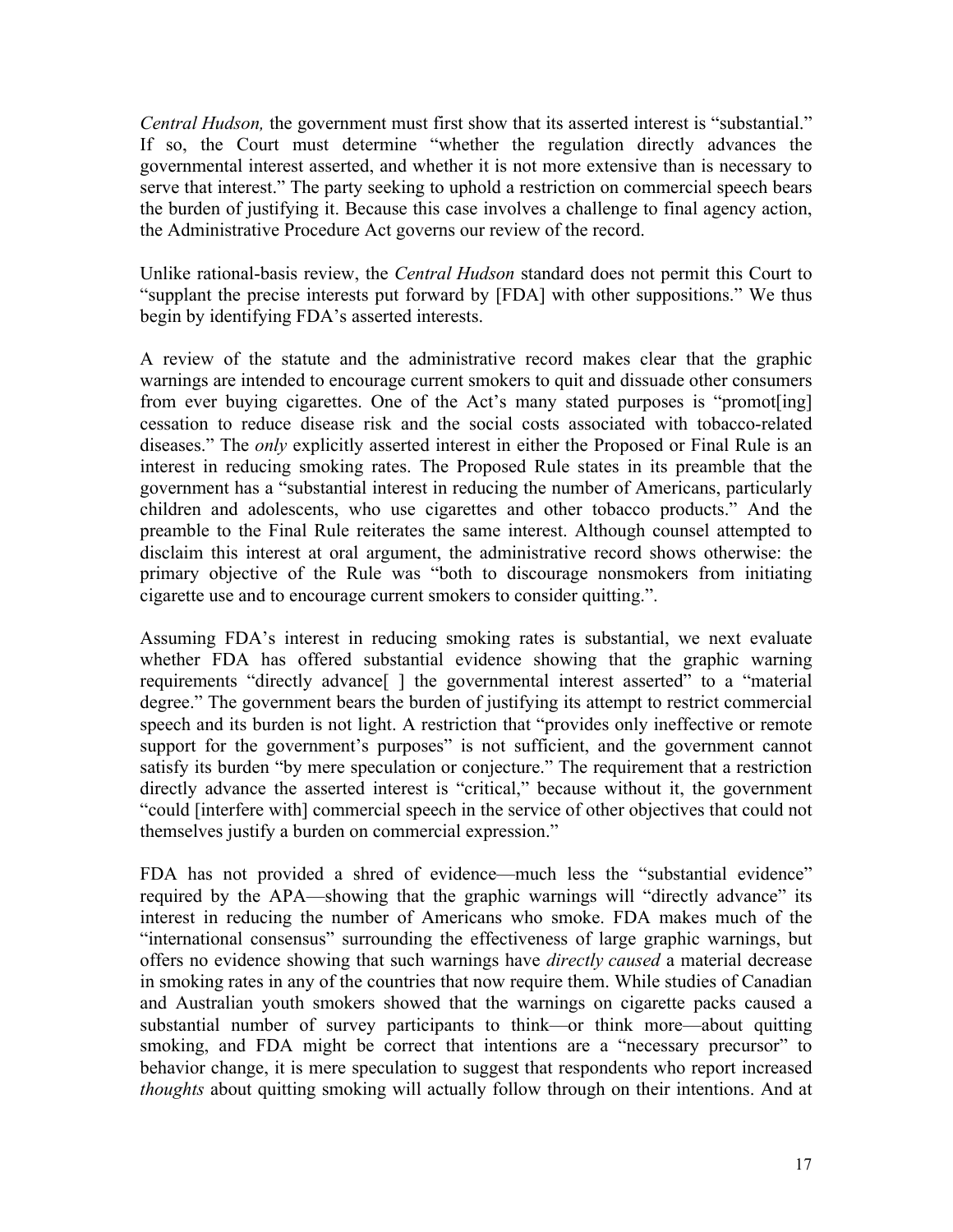*Central Hudson,* the government must first show that its asserted interest is "substantial." If so, the Court must determine "whether the regulation directly advances the governmental interest asserted, and whether it is not more extensive than is necessary to serve that interest." The party seeking to uphold a restriction on commercial speech bears the burden of justifying it. Because this case involves a challenge to final agency action, the Administrative Procedure Act governs our review of the record.

Unlike rational-basis review, the *Central Hudson* standard does not permit this Court to "supplant the precise interests put forward by [FDA] with other suppositions." We thus begin by identifying FDA's asserted interests.

A review of the statute and the administrative record makes clear that the graphic warnings are intended to encourage current smokers to quit and dissuade other consumers from ever buying cigarettes. One of the Act's many stated purposes is "promot[ing] cessation to reduce disease risk and the social costs associated with tobacco-related diseases." The *only* explicitly asserted interest in either the Proposed or Final Rule is an interest in reducing smoking rates. The Proposed Rule states in its preamble that the government has a "substantial interest in reducing the number of Americans, particularly children and adolescents, who use cigarettes and other tobacco products." And the preamble to the Final Rule reiterates the same interest. Although counsel attempted to disclaim this interest at oral argument, the administrative record shows otherwise: the primary objective of the Rule was "both to discourage nonsmokers from initiating cigarette use and to encourage current smokers to consider quitting.".

Assuming FDA's interest in reducing smoking rates is substantial, we next evaluate whether FDA has offered substantial evidence showing that the graphic warning requirements "directly advance[ ] the governmental interest asserted" to a "material degree." The government bears the burden of justifying its attempt to restrict commercial speech and its burden is not light. A restriction that "provides only ineffective or remote support for the government's purposes" is not sufficient, and the government cannot satisfy its burden "by mere speculation or conjecture." The requirement that a restriction directly advance the asserted interest is "critical," because without it, the government "could [interfere with] commercial speech in the service of other objectives that could not themselves justify a burden on commercial expression."

FDA has not provided a shred of evidence—much less the "substantial evidence" required by the APA—showing that the graphic warnings will "directly advance" its interest in reducing the number of Americans who smoke. FDA makes much of the "international consensus" surrounding the effectiveness of large graphic warnings, but offers no evidence showing that such warnings have *directly caused* a material decrease in smoking rates in any of the countries that now require them. While studies of Canadian and Australian youth smokers showed that the warnings on cigarette packs caused a substantial number of survey participants to think—or think more—about quitting smoking, and FDA might be correct that intentions are a "necessary precursor" to behavior change, it is mere speculation to suggest that respondents who report increased *thoughts* about quitting smoking will actually follow through on their intentions. And at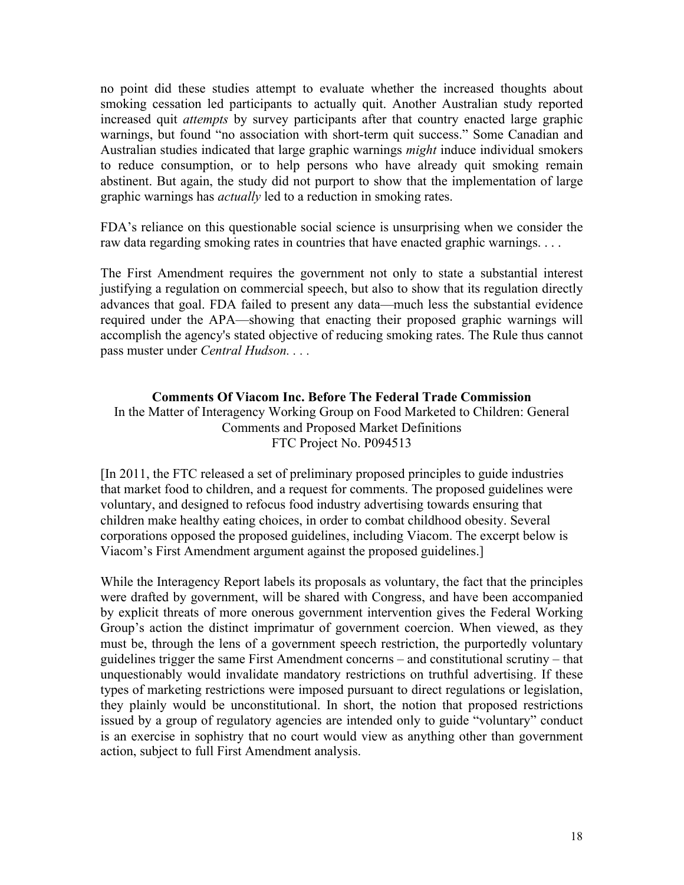no point did these studies attempt to evaluate whether the increased thoughts about smoking cessation led participants to actually quit. Another Australian study reported increased quit *attempts* by survey participants after that country enacted large graphic warnings, but found "no association with short-term quit success." Some Canadian and Australian studies indicated that large graphic warnings *might* induce individual smokers to reduce consumption, or to help persons who have already quit smoking remain abstinent. But again, the study did not purport to show that the implementation of large graphic warnings has *actually* led to a reduction in smoking rates.

FDA's reliance on this questionable social science is unsurprising when we consider the raw data regarding smoking rates in countries that have enacted graphic warnings. . . .

The First Amendment requires the government not only to state a substantial interest justifying a regulation on commercial speech, but also to show that its regulation directly advances that goal. FDA failed to present any data—much less the substantial evidence required under the APA—showing that enacting their proposed graphic warnings will accomplish the agency's stated objective of reducing smoking rates. The Rule thus cannot pass muster under *Central Hudson*. . . .

**Comments Of Viacom Inc. Before The Federal Trade Commission**

In the Matter of Interagency Working Group on Food Marketed to Children: General Comments and Proposed Market Definitions
FTC Project No. P094513

[In 2011, the FTC released a set of preliminary proposed principles to guide industries that market food to children, and a request for comments. The proposed guidelines were voluntary, and designed to refocus food industry advertising towards ensuring that children make healthy eating choices, in order to combat childhood obesity. Several corporations opposed the proposed guidelines, including Viacom. The excerpt below is Viacom's First Amendment argument against the proposed guidelines.]

While the Interagency Report labels its proposals as voluntary, the fact that the principles were drafted by government, will be shared with Congress, and have been accompanied by explicit threats of more onerous government intervention gives the Federal Working Group's action the distinct imprimatur of government coercion. When viewed, as they must be, through the lens of a government speech restriction, the purportedly voluntary guidelines trigger the same First Amendment concerns – and constitutional scrutiny – that unquestionably would invalidate mandatory restrictions on truthful advertising. If these types of marketing restrictions were imposed pursuant to direct regulations or legislation, they plainly would be unconstitutional. In short, the notion that proposed restrictions issued by a group of regulatory agencies are intended only to guide "voluntary" conduct is an exercise in sophistry that no court would view as anything other than government action, subject to full First Amendment analysis.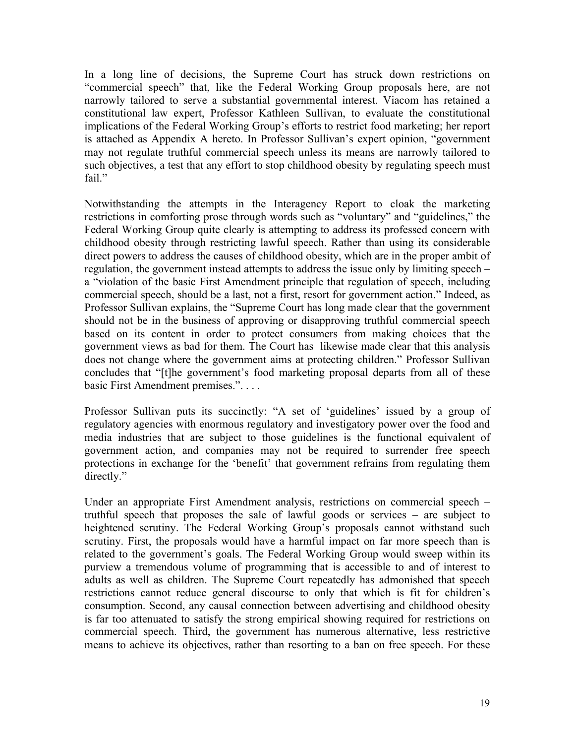In a long line of decisions, the Supreme Court has struck down restrictions on "commercial speech" that, like the Federal Working Group proposals here, are not narrowly tailored to serve a substantial governmental interest. Viacom has retained a constitutional law expert, Professor Kathleen Sullivan, to evaluate the constitutional implications of the Federal Working Group's efforts to restrict food marketing; her report is attached as Appendix A hereto. In Professor Sullivan's expert opinion, "government may not regulate truthful commercial speech unless its means are narrowly tailored to such objectives, a test that any effort to stop childhood obesity by regulating speech must fail."

Notwithstanding the attempts in the Interagency Report to cloak the marketing restrictions in comforting prose through words such as "voluntary" and "guidelines," the Federal Working Group quite clearly is attempting to address its professed concern with childhood obesity through restricting lawful speech. Rather than using its considerable direct powers to address the causes of childhood obesity, which are in the proper ambit of regulation, the government instead attempts to address the issue only by limiting speech – a "violation of the basic First Amendment principle that regulation of speech, including commercial speech, should be a last, not a first, resort for government action." Indeed, as Professor Sullivan explains, the "Supreme Court has long made clear that the government should not be in the business of approving or disapproving truthful commercial speech based on its content in order to protect consumers from making choices that the government views as bad for them. The Court has likewise made clear that this analysis does not change where the government aims at protecting children." Professor Sullivan concludes that "[t]he government's food marketing proposal departs from all of these basic First Amendment premises.". . . .

Professor Sullivan puts its succinctly: "A set of 'guidelines' issued by a group of regulatory agencies with enormous regulatory and investigatory power over the food and media industries that are subject to those guidelines is the functional equivalent of government action, and companies may not be required to surrender free speech protections in exchange for the 'benefit' that government refrains from regulating them directly."

Under an appropriate First Amendment analysis, restrictions on commercial speech – truthful speech that proposes the sale of lawful goods or services – are subject to heightened scrutiny. The Federal Working Group's proposals cannot withstand such scrutiny. First, the proposals would have a harmful impact on far more speech than is related to the government's goals. The Federal Working Group would sweep within its purview a tremendous volume of programming that is accessible to and of interest to adults as well as children. The Supreme Court repeatedly has admonished that speech restrictions cannot reduce general discourse to only that which is fit for children's consumption. Second, any causal connection between advertising and childhood obesity is far too attenuated to satisfy the strong empirical showing required for restrictions on commercial speech. Third, the government has numerous alternative, less restrictive means to achieve its objectives, rather than resorting to a ban on free speech. For these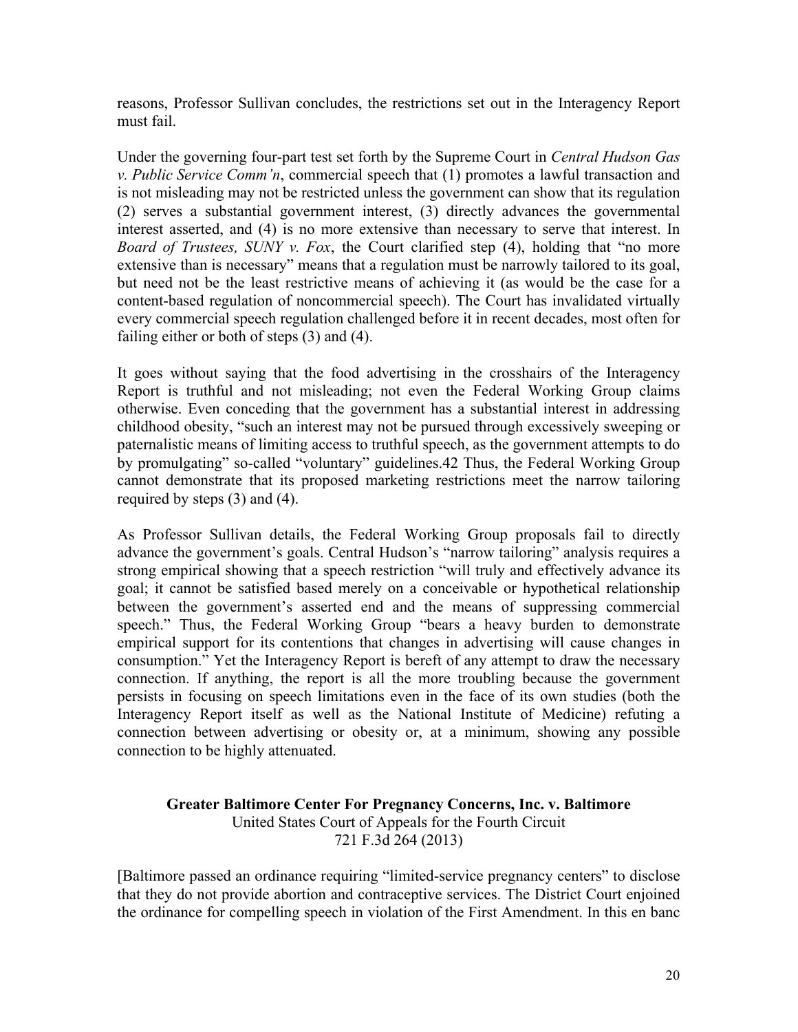reasons, Professor Sullivan concludes, the restrictions set out in the Interagency Report must fail.

Under the governing four-part test set forth by the Supreme Court in *Central Hudson Gas v. Public Service Comm'n*, commercial speech that (1) promotes a lawful transaction and is not misleading may not be restricted unless the government can show that its regulation (2) serves a substantial government interest, (3) directly advances the governmental interest asserted, and (4) is no more extensive than necessary to serve that interest. In *Board of Trustees, SUNY v. Fox*, the Court clarified step (4), holding that "no more extensive than is necessary" means that a regulation must be narrowly tailored to its goal, but need not be the least restrictive means of achieving it (as would be the case for a content-based regulation of noncommercial speech). The Court has invalidated virtually every commercial speech regulation challenged before it in recent decades, most often for failing either or both of steps (3) and (4).

It goes without saying that the food advertising in the crosshairs of the Interagency Report is truthful and not misleading; not even the Federal Working Group claims otherwise. Even conceding that the government has a substantial interest in addressing childhood obesity, "such an interest may not be pursued through excessively sweeping or paternalistic means of limiting access to truthful speech, as the government attempts to do by promulgating" so-called "voluntary" guidelines.42 Thus, the Federal Working Group cannot demonstrate that its proposed marketing restrictions meet the narrow tailoring required by steps (3) and (4).

As Professor Sullivan details, the Federal Working Group proposals fail to directly advance the government's goals. Central Hudson's "narrow tailoring" analysis requires a strong empirical showing that a speech restriction "will truly and effectively advance its goal; it cannot be satisfied based merely on a conceivable or hypothetical relationship between the government's asserted end and the means of suppressing commercial speech." Thus, the Federal Working Group "bears a heavy burden to demonstrate empirical support for its contentions that changes in advertising will cause changes in consumption." Yet the Interagency Report is bereft of any attempt to draw the necessary connection. If anything, the report is all the more troubling because the government persists in focusing on speech limitations even in the face of its own studies (both the Interagency Report itself as well as the National Institute of Medicine) refuting a connection between advertising or obesity or, at a minimum, showing any possible connection to be highly attenuated.

**Greater Baltimore Center For Pregnancy Concerns, Inc. v. Baltimore**
United States Court of Appeals for the Fourth Circuit
721 F.3d 264 (2013)

[Baltimore passed an ordinance requiring "limited-service pregnancy centers" to disclose that they do not provide abortion and contraceptive services. The District Court enjoined the ordinance for compelling speech in violation of the First Amendment. In this en banc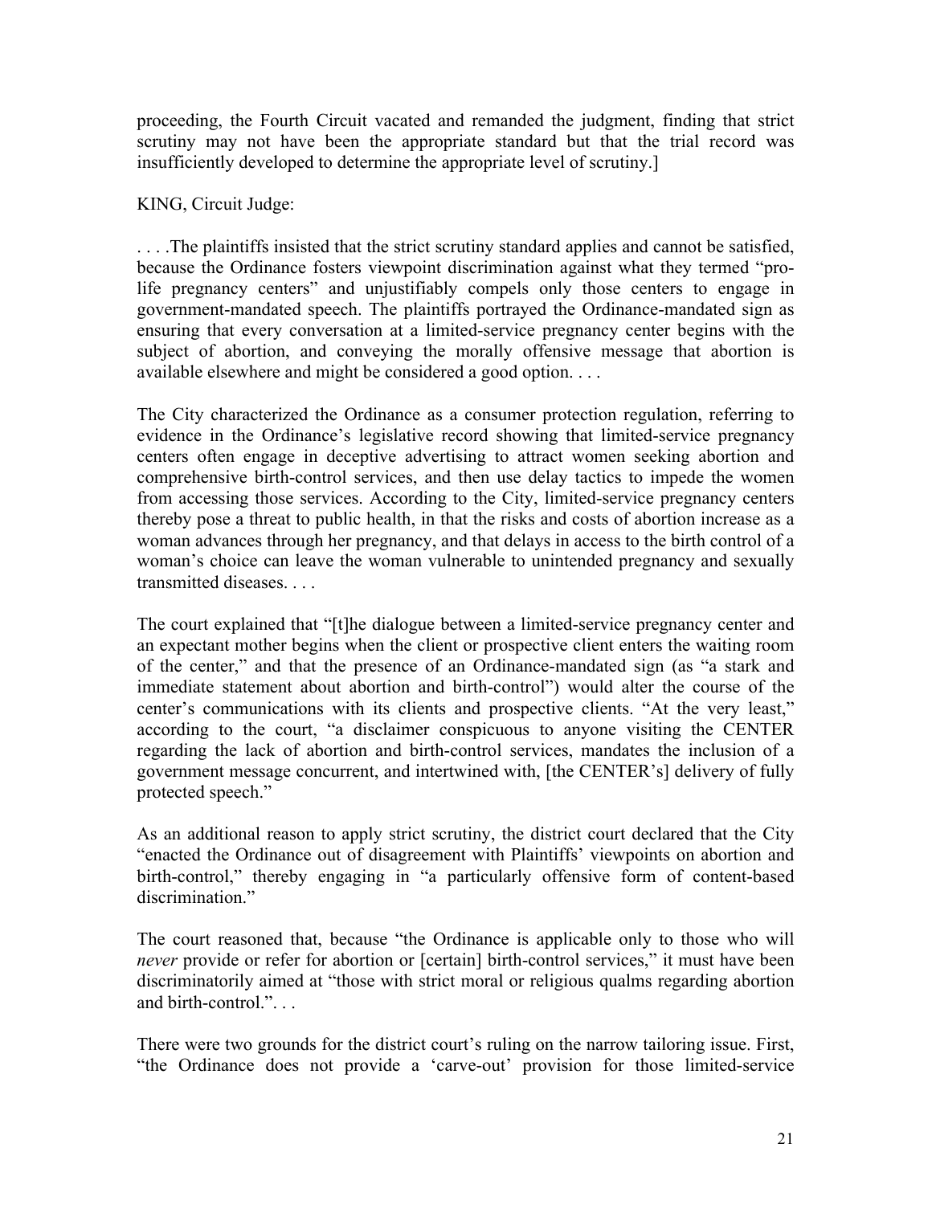proceeding, the Fourth Circuit vacated and remanded the judgment, finding that strict scrutiny may not have been the appropriate standard but that the trial record was insufficiently developed to determine the appropriate level of scrutiny.]

KING, Circuit Judge:

. . . .The plaintiffs insisted that the strict scrutiny standard applies and cannot be satisfied, because the Ordinance fosters viewpoint discrimination against what they termed "pro-life pregnancy centers" and unjustifiably compels only those centers to engage in government-mandated speech. The plaintiffs portrayed the Ordinance-mandated sign as ensuring that every conversation at a limited-service pregnancy center begins with the subject of abortion, and conveying the morally offensive message that abortion is available elsewhere and might be considered a good option. . . .

The City characterized the Ordinance as a consumer protection regulation, referring to evidence in the Ordinance's legislative record showing that limited-service pregnancy centers often engage in deceptive advertising to attract women seeking abortion and comprehensive birth-control services, and then use delay tactics to impede the women from accessing those services. According to the City, limited-service pregnancy centers thereby pose a threat to public health, in that the risks and costs of abortion increase as a woman advances through her pregnancy, and that delays in access to the birth control of a woman's choice can leave the woman vulnerable to unintended pregnancy and sexually transmitted diseases. . . .

The court explained that "[t]he dialogue between a limited-service pregnancy center and an expectant mother begins when the client or prospective client enters the waiting room of the center," and that the presence of an Ordinance-mandated sign (as "a stark and immediate statement about abortion and birth-control") would alter the course of the center's communications with its clients and prospective clients. "At the very least," according to the court, "a disclaimer conspicuous to anyone visiting the CENTER regarding the lack of abortion and birth-control services, mandates the inclusion of a government message concurrent, and intertwined with, [the CENTER's] delivery of fully protected speech."

As an additional reason to apply strict scrutiny, the district court declared that the City "enacted the Ordinance out of disagreement with Plaintiffs' viewpoints on abortion and birth-control," thereby engaging in "a particularly offensive form of content-based discrimination."

The court reasoned that, because "the Ordinance is applicable only to those who will *never* provide or refer for abortion or [certain] birth-control services," it must have been discriminatorily aimed at "those with strict moral or religious qualms regarding abortion and birth-control.". . .

There were two grounds for the district court's ruling on the narrow tailoring issue. First, "the Ordinance does not provide a 'carve-out' provision for those limited-service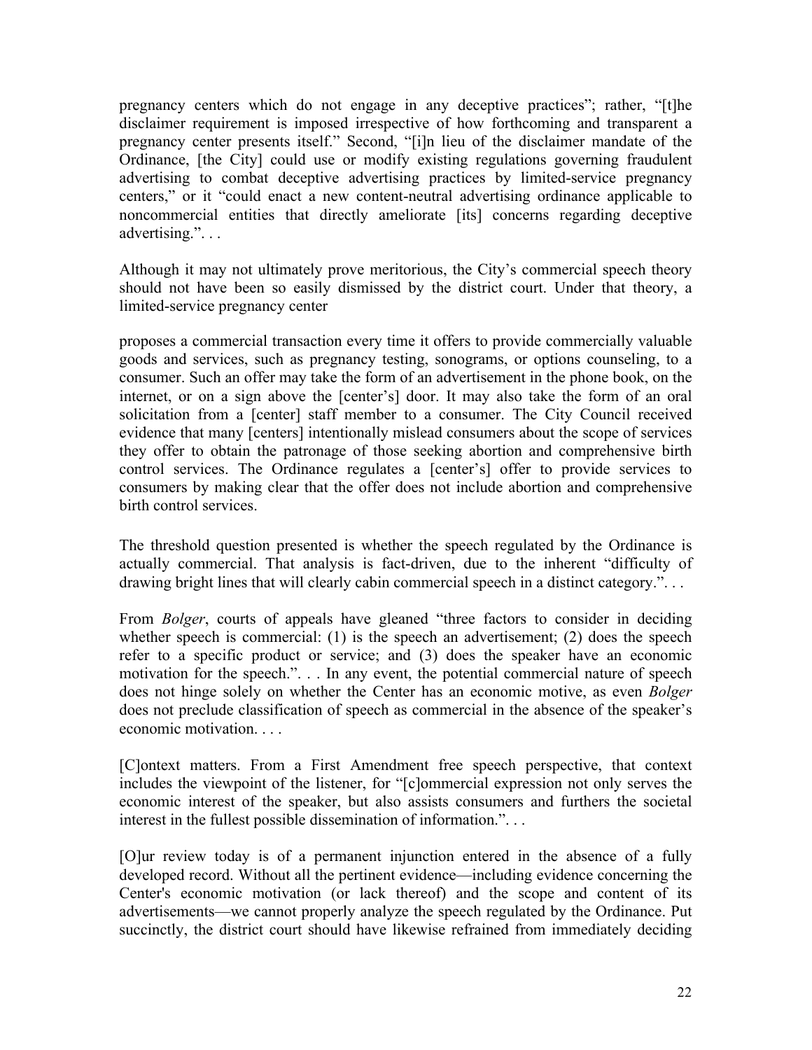pregnancy centers which do not engage in any deceptive practices"; rather, "[t]he disclaimer requirement is imposed irrespective of how forthcoming and transparent a pregnancy center presents itself." Second, "[i]n lieu of the disclaimer mandate of the Ordinance, [the City] could use or modify existing regulations governing fraudulent advertising to combat deceptive advertising practices by limited-service pregnancy centers," or it "could enact a new content-neutral advertising ordinance applicable to noncommercial entities that directly ameliorate [its] concerns regarding deceptive advertising.". . .

Although it may not ultimately prove meritorious, the City's commercial speech theory should not have been so easily dismissed by the district court. Under that theory, a limited-service pregnancy center

proposes a commercial transaction every time it offers to provide commercially valuable goods and services, such as pregnancy testing, sonograms, or options counseling, to a consumer. Such an offer may take the form of an advertisement in the phone book, on the internet, or on a sign above the [center's] door. It may also take the form of an oral solicitation from a [center] staff member to a consumer. The City Council received evidence that many [centers] intentionally mislead consumers about the scope of services they offer to obtain the patronage of those seeking abortion and comprehensive birth control services. The Ordinance regulates a [center's] offer to provide services to consumers by making clear that the offer does not include abortion and comprehensive birth control services.

The threshold question presented is whether the speech regulated by the Ordinance is actually commercial. That analysis is fact-driven, due to the inherent "difficulty of drawing bright lines that will clearly cabin commercial speech in a distinct category.". . .

From *Bolger*, courts of appeals have gleaned "three factors to consider in deciding whether speech is commercial: (1) is the speech an advertisement; (2) does the speech refer to a specific product or service; and (3) does the speaker have an economic motivation for the speech.". . . In any event, the potential commercial nature of speech does not hinge solely on whether the Center has an economic motive, as even *Bolger* does not preclude classification of speech as commercial in the absence of the speaker's economic motivation. . . .

[C]ontext matters. From a First Amendment free speech perspective, that context includes the viewpoint of the listener, for "[c]ommercial expression not only serves the economic interest of the speaker, but also assists consumers and furthers the societal interest in the fullest possible dissemination of information.". . .

[O]ur review today is of a permanent injunction entered in the absence of a fully developed record. Without all the pertinent evidence—including evidence concerning the Center's economic motivation (or lack thereof) and the scope and content of its advertisements—we cannot properly analyze the speech regulated by the Ordinance. Put succinctly, the district court should have likewise refrained from immediately deciding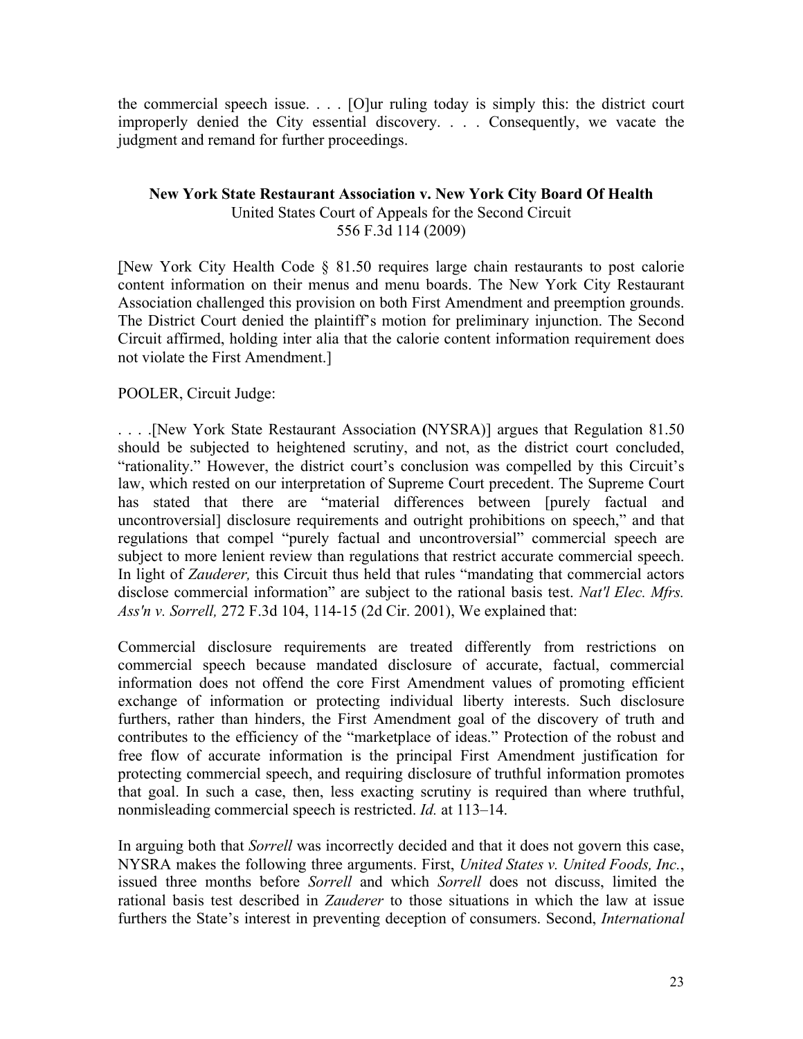the commercial speech issue. . . . [O]ur ruling today is simply this: the district court improperly denied the City essential discovery. . . . Consequently, we vacate the judgment and remand for further proceedings.

**New York State Restaurant Association v. New York City Board Of Health**
United States Court of Appeals for the Second Circuit
556 F.3d 114 (2009)

[New York City Health Code § 81.50 requires large chain restaurants to post calorie content information on their menus and menu boards. The New York City Restaurant Association challenged this provision on both First Amendment and preemption grounds. The District Court denied the plaintiff's motion for preliminary injunction. The Second Circuit affirmed, holding inter alia that the calorie content information requirement does not violate the First Amendment.]

POOLER, Circuit Judge:

. . . .[New York State Restaurant Association **(**NYSRA)] argues that Regulation 81.50 should be subjected to heightened scrutiny, and not, as the district court concluded, "rationality." However, the district court's conclusion was compelled by this Circuit's law, which rested on our interpretation of Supreme Court precedent. The Supreme Court has stated that there are "material differences between [purely factual and uncontroversial] disclosure requirements and outright prohibitions on speech," and that regulations that compel "purely factual and uncontroversial" commercial speech are subject to more lenient review than regulations that restrict accurate commercial speech. In light of *Zauderer,* this Circuit thus held that rules "mandating that commercial actors disclose commercial information" are subject to the rational basis test. *Nat'l Elec. Mfrs. Ass'n v. Sorrell,* 272 F.3d 104, 114-15 (2d Cir. 2001), We explained that:

Commercial disclosure requirements are treated differently from restrictions on commercial speech because mandated disclosure of accurate, factual, commercial information does not offend the core First Amendment values of promoting efficient exchange of information or protecting individual liberty interests. Such disclosure furthers, rather than hinders, the First Amendment goal of the discovery of truth and contributes to the efficiency of the "marketplace of ideas." Protection of the robust and free flow of accurate information is the principal First Amendment justification for protecting commercial speech, and requiring disclosure of truthful information promotes that goal. In such a case, then, less exacting scrutiny is required than where truthful, nonmisleading commercial speech is restricted. *Id.* at 113–14.

In arguing both that *Sorrell* was incorrectly decided and that it does not govern this case, NYSRA makes the following three arguments. First, *United States v. United Foods, Inc.*, issued three months before *Sorrell* and which *Sorrell* does not discuss, limited the rational basis test described in *Zauderer* to those situations in which the law at issue furthers the State's interest in preventing deception of consumers. Second, *International*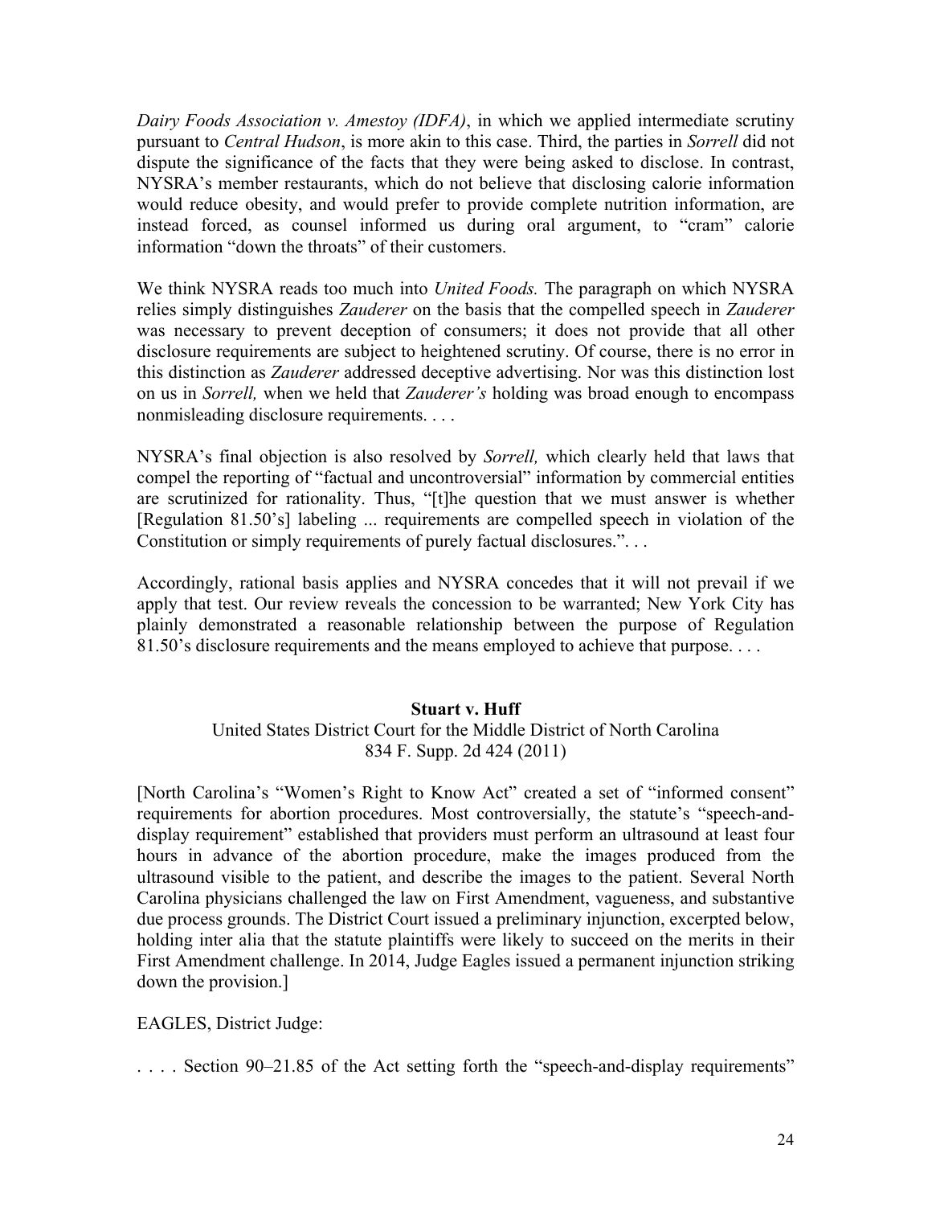*Dairy Foods Association v. Amestoy (IDFA)*, in which we applied intermediate scrutiny pursuant to *Central Hudson*, is more akin to this case. Third, the parties in *Sorrell* did not dispute the significance of the facts that they were being asked to disclose. In contrast, NYSRA's member restaurants, which do not believe that disclosing calorie information would reduce obesity, and would prefer to provide complete nutrition information, are instead forced, as counsel informed us during oral argument, to "cram" calorie information "down the throats" of their customers.

We think NYSRA reads too much into *United Foods.* The paragraph on which NYSRA relies simply distinguishes *Zauderer* on the basis that the compelled speech in *Zauderer* was necessary to prevent deception of consumers; it does not provide that all other disclosure requirements are subject to heightened scrutiny. Of course, there is no error in this distinction as *Zauderer* addressed deceptive advertising. Nor was this distinction lost on us in *Sorrell,* when we held that *Zauderer's* holding was broad enough to encompass nonmisleading disclosure requirements. . . .

NYSRA's final objection is also resolved by *Sorrell,* which clearly held that laws that compel the reporting of "factual and uncontroversial" information by commercial entities are scrutinized for rationality. Thus, "[t]he question that we must answer is whether [Regulation 81.50's] labeling ... requirements are compelled speech in violation of the Constitution or simply requirements of purely factual disclosures.". . .

Accordingly, rational basis applies and NYSRA concedes that it will not prevail if we apply that test. Our review reveals the concession to be warranted; New York City has plainly demonstrated a reasonable relationship between the purpose of Regulation 81.50's disclosure requirements and the means employed to achieve that purpose. . . .

**Stuart v. Huff**

United States District Court for the Middle District of North Carolina
834 F. Supp. 2d 424 (2011)

[North Carolina's "Women's Right to Know Act" created a set of "informed consent" requirements for abortion procedures. Most controversially, the statute's "speech-and-display requirement" established that providers must perform an ultrasound at least four hours in advance of the abortion procedure, make the images produced from the ultrasound visible to the patient, and describe the images to the patient. Several North Carolina physicians challenged the law on First Amendment, vagueness, and substantive due process grounds. The District Court issued a preliminary injunction, excerpted below, holding inter alia that the statute plaintiffs were likely to succeed on the merits in their First Amendment challenge. In 2014, Judge Eagles issued a permanent injunction striking down the provision.]

EAGLES, District Judge:

. . . . Section 90–21.85 of the Act setting forth the "speech-and-display requirements"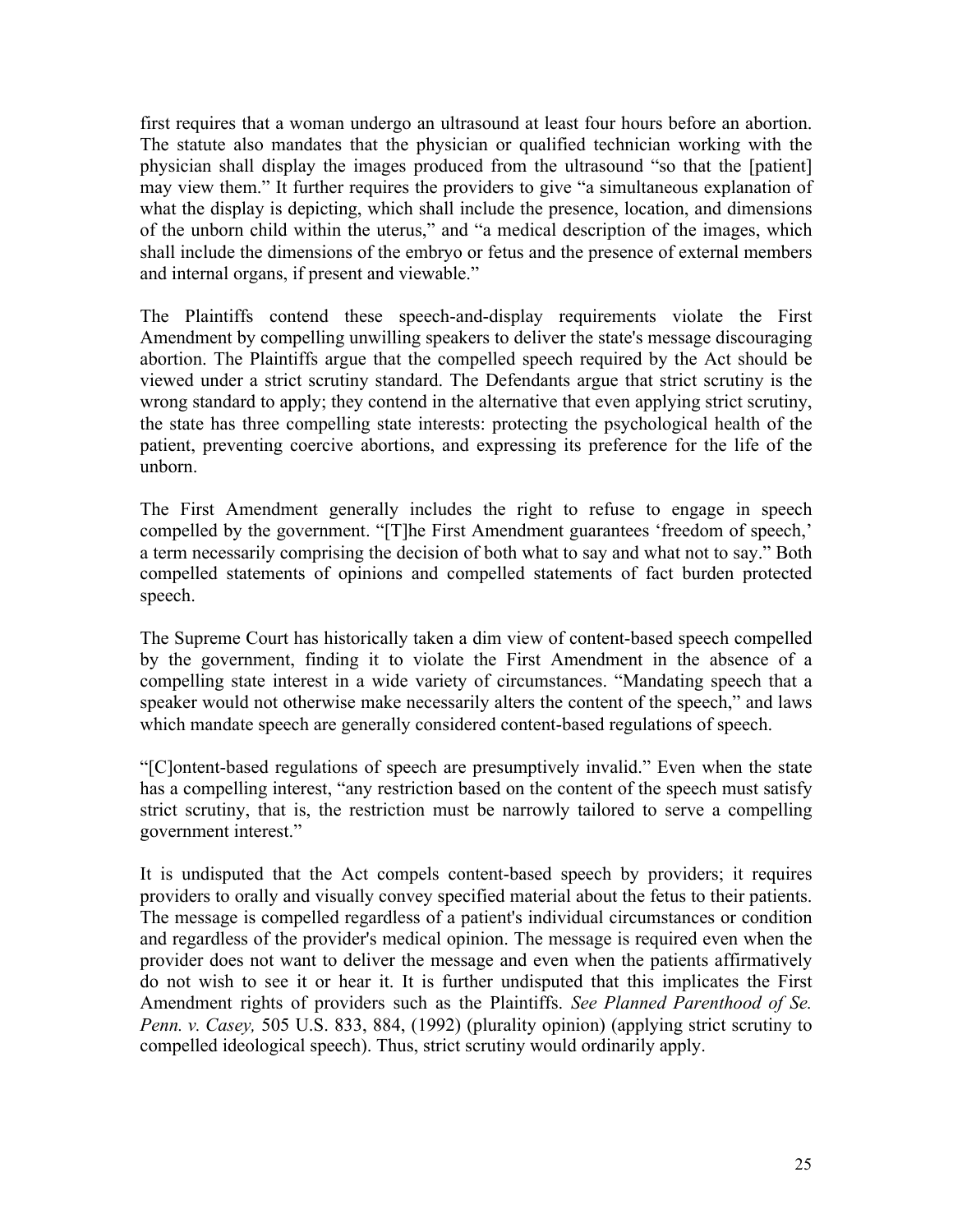first requires that a woman undergo an ultrasound at least four hours before an abortion. The statute also mandates that the physician or qualified technician working with the physician shall display the images produced from the ultrasound "so that the [patient] may view them." It further requires the providers to give "a simultaneous explanation of what the display is depicting, which shall include the presence, location, and dimensions of the unborn child within the uterus," and "a medical description of the images, which shall include the dimensions of the embryo or fetus and the presence of external members and internal organs, if present and viewable."

The Plaintiffs contend these speech-and-display requirements violate the First Amendment by compelling unwilling speakers to deliver the state's message discouraging abortion. The Plaintiffs argue that the compelled speech required by the Act should be viewed under a strict scrutiny standard. The Defendants argue that strict scrutiny is the wrong standard to apply; they contend in the alternative that even applying strict scrutiny, the state has three compelling state interests: protecting the psychological health of the patient, preventing coercive abortions, and expressing its preference for the life of the unborn.

The First Amendment generally includes the right to refuse to engage in speech compelled by the government. "[T]he First Amendment guarantees 'freedom of speech,' a term necessarily comprising the decision of both what to say and what not to say." Both compelled statements of opinions and compelled statements of fact burden protected speech.

The Supreme Court has historically taken a dim view of content-based speech compelled by the government, finding it to violate the First Amendment in the absence of a compelling state interest in a wide variety of circumstances. "Mandating speech that a speaker would not otherwise make necessarily alters the content of the speech," and laws which mandate speech are generally considered content-based regulations of speech.

"[C]ontent-based regulations of speech are presumptively invalid." Even when the state has a compelling interest, "any restriction based on the content of the speech must satisfy strict scrutiny, that is, the restriction must be narrowly tailored to serve a compelling government interest."

It is undisputed that the Act compels content-based speech by providers; it requires providers to orally and visually convey specified material about the fetus to their patients. The message is compelled regardless of a patient's individual circumstances or condition and regardless of the provider's medical opinion. The message is required even when the provider does not want to deliver the message and even when the patients affirmatively do not wish to see it or hear it. It is further undisputed that this implicates the First Amendment rights of providers such as the Plaintiffs. *See Planned Parenthood of Se. Penn. v. Casey,* 505 U.S. 833, 884, (1992) (plurality opinion) (applying strict scrutiny to compelled ideological speech). Thus, strict scrutiny would ordinarily apply.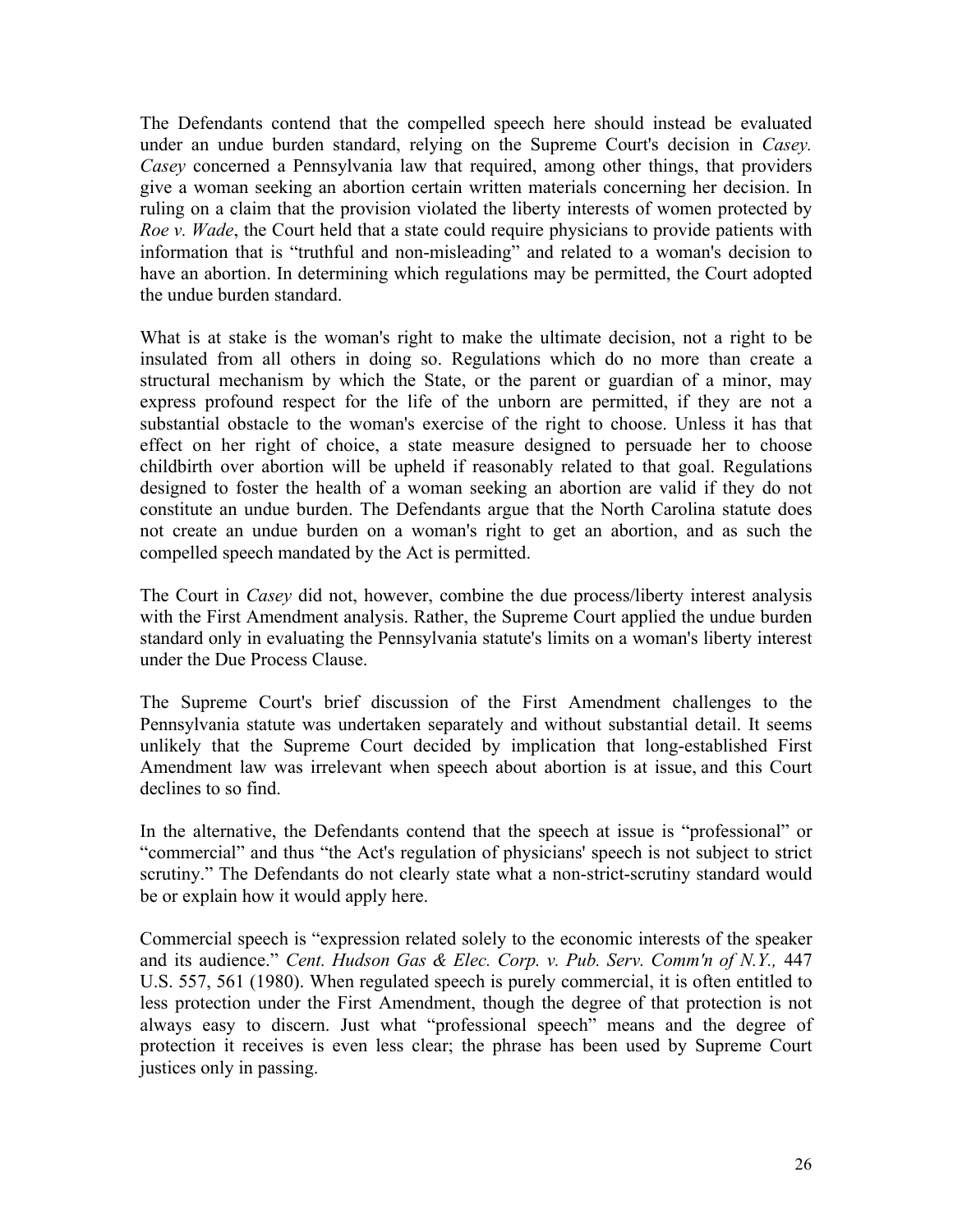The Defendants contend that the compelled speech here should instead be evaluated under an undue burden standard, relying on the Supreme Court's decision in *Casey. Casey* concerned a Pennsylvania law that required, among other things, that providers give a woman seeking an abortion certain written materials concerning her decision. In ruling on a claim that the provision violated the liberty interests of women protected by *Roe v. Wade*, the Court held that a state could require physicians to provide patients with information that is "truthful and non-misleading" and related to a woman's decision to have an abortion. In determining which regulations may be permitted, the Court adopted the undue burden standard.

What is at stake is the woman's right to make the ultimate decision, not a right to be insulated from all others in doing so. Regulations which do no more than create a structural mechanism by which the State, or the parent or guardian of a minor, may express profound respect for the life of the unborn are permitted, if they are not a substantial obstacle to the woman's exercise of the right to choose. Unless it has that effect on her right of choice, a state measure designed to persuade her to choose childbirth over abortion will be upheld if reasonably related to that goal. Regulations designed to foster the health of a woman seeking an abortion are valid if they do not constitute an undue burden. The Defendants argue that the North Carolina statute does not create an undue burden on a woman's right to get an abortion, and as such the compelled speech mandated by the Act is permitted.

The Court in *Casey* did not, however, combine the due process/liberty interest analysis with the First Amendment analysis. Rather, the Supreme Court applied the undue burden standard only in evaluating the Pennsylvania statute's limits on a woman's liberty interest under the Due Process Clause.

The Supreme Court's brief discussion of the First Amendment challenges to the Pennsylvania statute was undertaken separately and without substantial detail. It seems unlikely that the Supreme Court decided by implication that long-established First Amendment law was irrelevant when speech about abortion is at issue, and this Court declines to so find.

In the alternative, the Defendants contend that the speech at issue is "professional" or "commercial" and thus "the Act's regulation of physicians' speech is not subject to strict scrutiny." The Defendants do not clearly state what a non-strict-scrutiny standard would be or explain how it would apply here.

Commercial speech is "expression related solely to the economic interests of the speaker and its audience." *Cent. Hudson Gas & Elec. Corp. v. Pub. Serv. Comm'n of N.Y.,* 447 U.S. 557, 561 (1980). When regulated speech is purely commercial, it is often entitled to less protection under the First Amendment, though the degree of that protection is not always easy to discern. Just what "professional speech" means and the degree of protection it receives is even less clear; the phrase has been used by Supreme Court justices only in passing.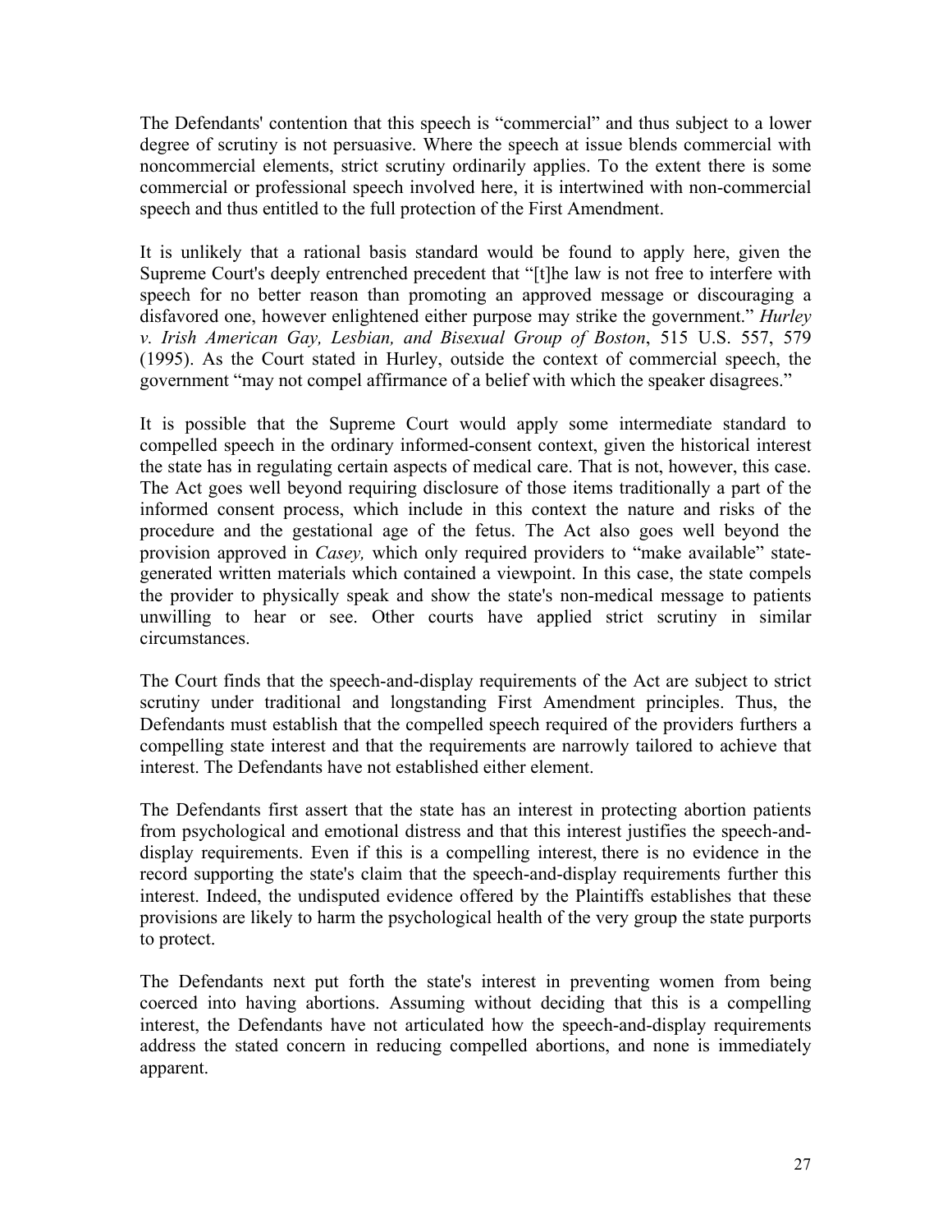The Defendants' contention that this speech is "commercial" and thus subject to a lower degree of scrutiny is not persuasive. Where the speech at issue blends commercial with noncommercial elements, strict scrutiny ordinarily applies. To the extent there is some commercial or professional speech involved here, it is intertwined with non-commercial speech and thus entitled to the full protection of the First Amendment.

It is unlikely that a rational basis standard would be found to apply here, given the Supreme Court's deeply entrenched precedent that "[t]he law is not free to interfere with speech for no better reason than promoting an approved message or discouraging a disfavored one, however enlightened either purpose may strike the government." *Hurley v. Irish American Gay, Lesbian, and Bisexual Group of Boston*, 515 U.S. 557, 579 (1995). As the Court stated in Hurley, outside the context of commercial speech, the government "may not compel affirmance of a belief with which the speaker disagrees."

It is possible that the Supreme Court would apply some intermediate standard to compelled speech in the ordinary informed-consent context, given the historical interest the state has in regulating certain aspects of medical care. That is not, however, this case. The Act goes well beyond requiring disclosure of those items traditionally a part of the informed consent process, which include in this context the nature and risks of the procedure and the gestational age of the fetus. The Act also goes well beyond the provision approved in *Casey,* which only required providers to "make available" state-generated written materials which contained a viewpoint. In this case, the state compels the provider to physically speak and show the state's non-medical message to patients unwilling to hear or see. Other courts have applied strict scrutiny in similar circumstances.

The Court finds that the speech-and-display requirements of the Act are subject to strict scrutiny under traditional and longstanding First Amendment principles. Thus, the Defendants must establish that the compelled speech required of the providers furthers a compelling state interest and that the requirements are narrowly tailored to achieve that interest. The Defendants have not established either element.

The Defendants first assert that the state has an interest in protecting abortion patients from psychological and emotional distress and that this interest justifies the speech-and-display requirements. Even if this is a compelling interest, there is no evidence in the record supporting the state's claim that the speech-and-display requirements further this interest. Indeed, the undisputed evidence offered by the Plaintiffs establishes that these provisions are likely to harm the psychological health of the very group the state purports to protect.

The Defendants next put forth the state's interest in preventing women from being coerced into having abortions. Assuming without deciding that this is a compelling interest, the Defendants have not articulated how the speech-and-display requirements address the stated concern in reducing compelled abortions, and none is immediately apparent.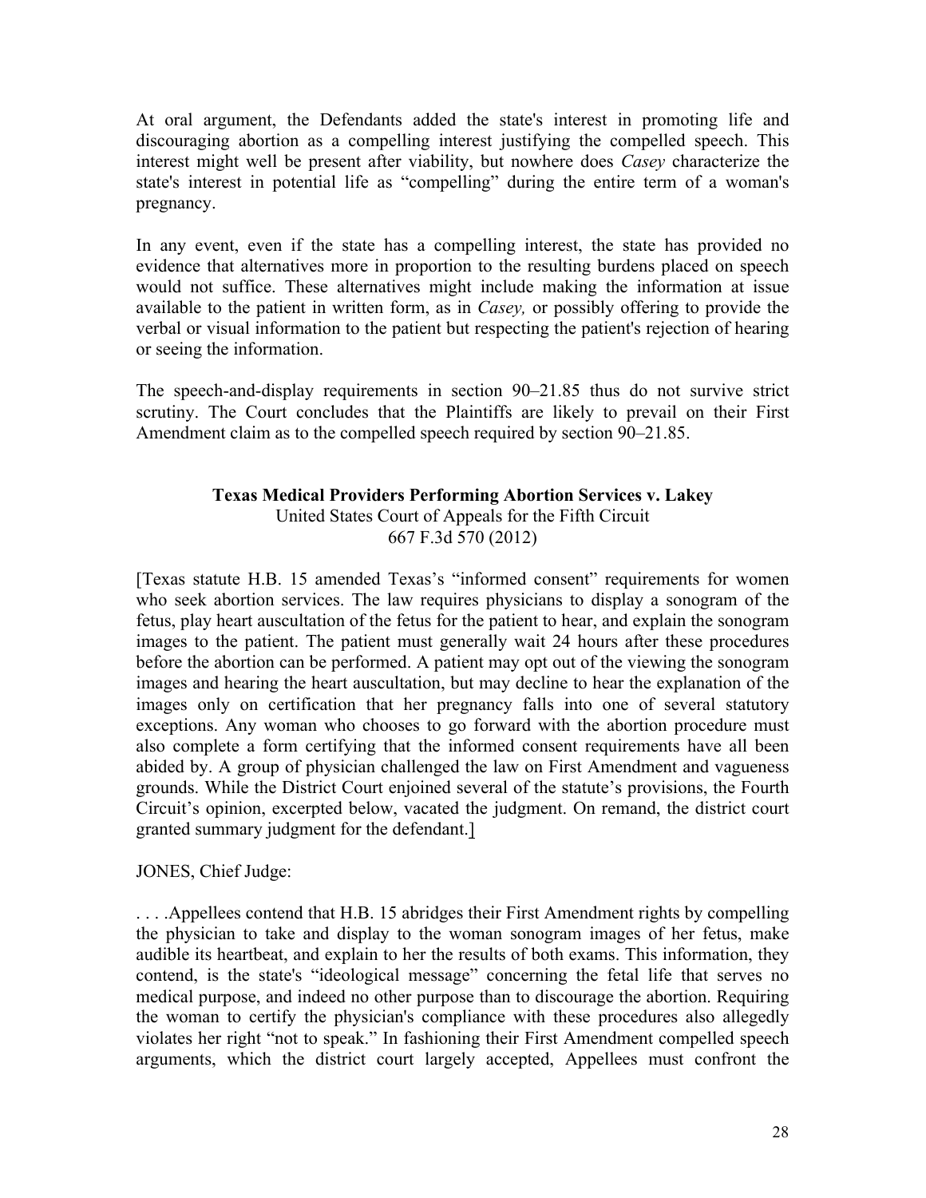At oral argument, the Defendants added the state's interest in promoting life and discouraging abortion as a compelling interest justifying the compelled speech. This interest might well be present after viability, but nowhere does *Casey* characterize the state's interest in potential life as "compelling" during the entire term of a woman's pregnancy.

In any event, even if the state has a compelling interest, the state has provided no evidence that alternatives more in proportion to the resulting burdens placed on speech would not suffice. These alternatives might include making the information at issue available to the patient in written form, as in *Casey,* or possibly offering to provide the verbal or visual information to the patient but respecting the patient's rejection of hearing or seeing the information.

The speech-and-display requirements in section 90–21.85 thus do not survive strict scrutiny. The Court concludes that the Plaintiffs are likely to prevail on their First Amendment claim as to the compelled speech required by section 90–21.85.

**Texas Medical Providers Performing Abortion Services v. Lakey**
United States Court of Appeals for the Fifth Circuit
667 F.3d 570 (2012)

[Texas statute H.B. 15 amended Texas's "informed consent" requirements for women who seek abortion services. The law requires physicians to display a sonogram of the fetus, play heart auscultation of the fetus for the patient to hear, and explain the sonogram images to the patient. The patient must generally wait 24 hours after these procedures before the abortion can be performed. A patient may opt out of the viewing the sonogram images and hearing the heart auscultation, but may decline to hear the explanation of the images only on certification that her pregnancy falls into one of several statutory exceptions. Any woman who chooses to go forward with the abortion procedure must also complete a form certifying that the informed consent requirements have all been abided by. A group of physician challenged the law on First Amendment and vagueness grounds. While the District Court enjoined several of the statute's provisions, the Fourth Circuit's opinion, excerpted below, vacated the judgment. On remand, the district court granted summary judgment for the defendant.]

JONES, Chief Judge:

. . . .Appellees contend that H.B. 15 abridges their First Amendment rights by compelling the physician to take and display to the woman sonogram images of her fetus, make audible its heartbeat, and explain to her the results of both exams. This information, they contend, is the state's "ideological message" concerning the fetal life that serves no medical purpose, and indeed no other purpose than to discourage the abortion. Requiring the woman to certify the physician's compliance with these procedures also allegedly violates her right "not to speak." In fashioning their First Amendment compelled speech arguments, which the district court largely accepted, Appellees must confront the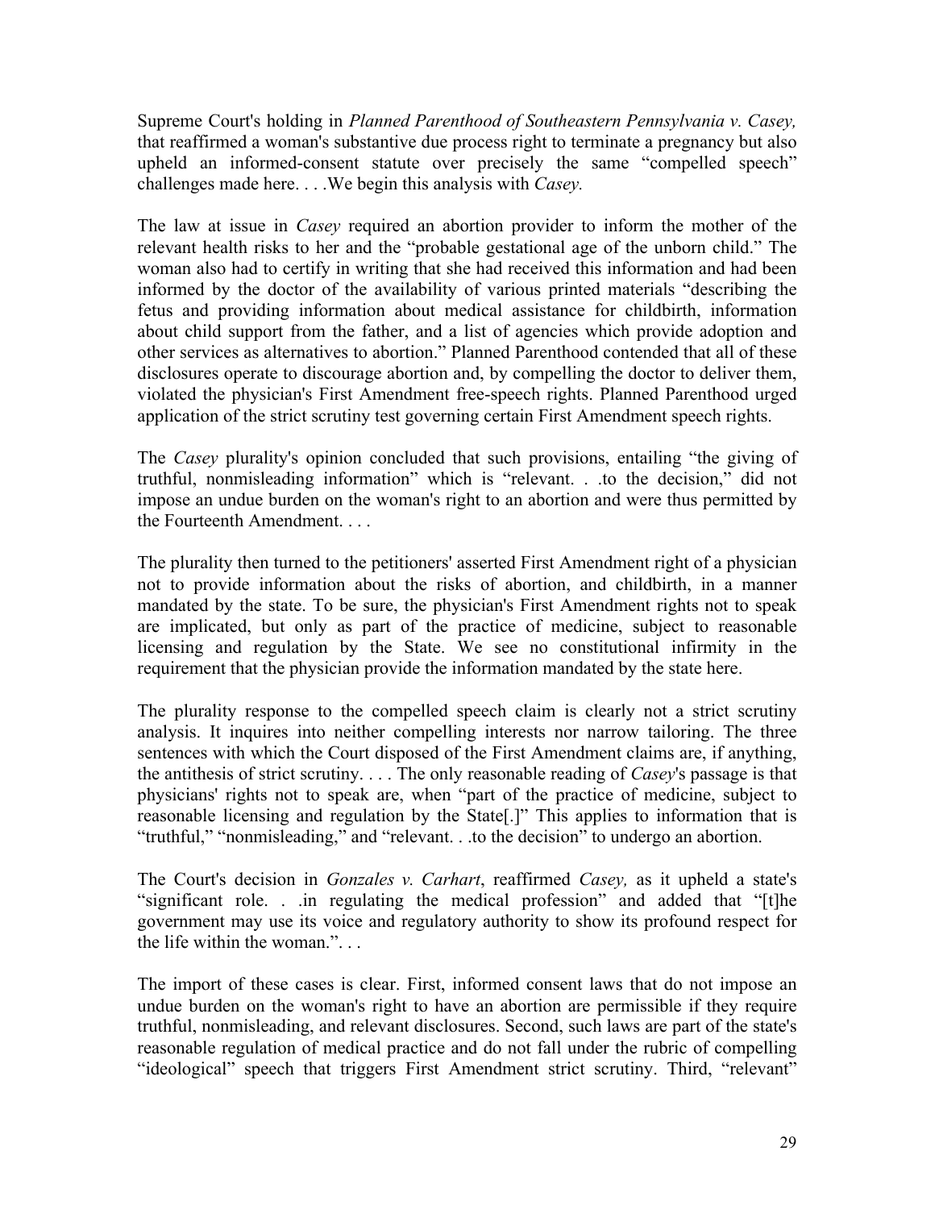Supreme Court's holding in *Planned Parenthood of Southeastern Pennsylvania v. Casey,* that reaffirmed a woman's substantive due process right to terminate a pregnancy but also upheld an informed-consent statute over precisely the same "compelled speech" challenges made here. . . .We begin this analysis with *Casey.*

The law at issue in *Casey* required an abortion provider to inform the mother of the relevant health risks to her and the "probable gestational age of the unborn child." The woman also had to certify in writing that she had received this information and had been informed by the doctor of the availability of various printed materials "describing the fetus and providing information about medical assistance for childbirth, information about child support from the father, and a list of agencies which provide adoption and other services as alternatives to abortion." Planned Parenthood contended that all of these disclosures operate to discourage abortion and, by compelling the doctor to deliver them, violated the physician's First Amendment free-speech rights. Planned Parenthood urged application of the strict scrutiny test governing certain First Amendment speech rights.

The *Casey* plurality's opinion concluded that such provisions, entailing "the giving of truthful, nonmisleading information" which is "relevant. . .to the decision," did not impose an undue burden on the woman's right to an abortion and were thus permitted by the Fourteenth Amendment. . . .

The plurality then turned to the petitioners' asserted First Amendment right of a physician not to provide information about the risks of abortion, and childbirth, in a manner mandated by the state. To be sure, the physician's First Amendment rights not to speak are implicated, but only as part of the practice of medicine, subject to reasonable licensing and regulation by the State. We see no constitutional infirmity in the requirement that the physician provide the information mandated by the state here.

The plurality response to the compelled speech claim is clearly not a strict scrutiny analysis. It inquires into neither compelling interests nor narrow tailoring. The three sentences with which the Court disposed of the First Amendment claims are, if anything, the antithesis of strict scrutiny. . . . The only reasonable reading of *Casey*'s passage is that physicians' rights not to speak are, when "part of the practice of medicine, subject to reasonable licensing and regulation by the State[.]" This applies to information that is "truthful," "nonmisleading," and "relevant. . .to the decision" to undergo an abortion.

The Court's decision in *Gonzales v. Carhart*, reaffirmed *Casey,* as it upheld a state's "significant role. . .in regulating the medical profession" and added that "[t]he government may use its voice and regulatory authority to show its profound respect for the life within the woman.". . .

The import of these cases is clear. First, informed consent laws that do not impose an undue burden on the woman's right to have an abortion are permissible if they require truthful, nonmisleading, and relevant disclosures. Second, such laws are part of the state's reasonable regulation of medical practice and do not fall under the rubric of compelling "ideological" speech that triggers First Amendment strict scrutiny. Third, "relevant"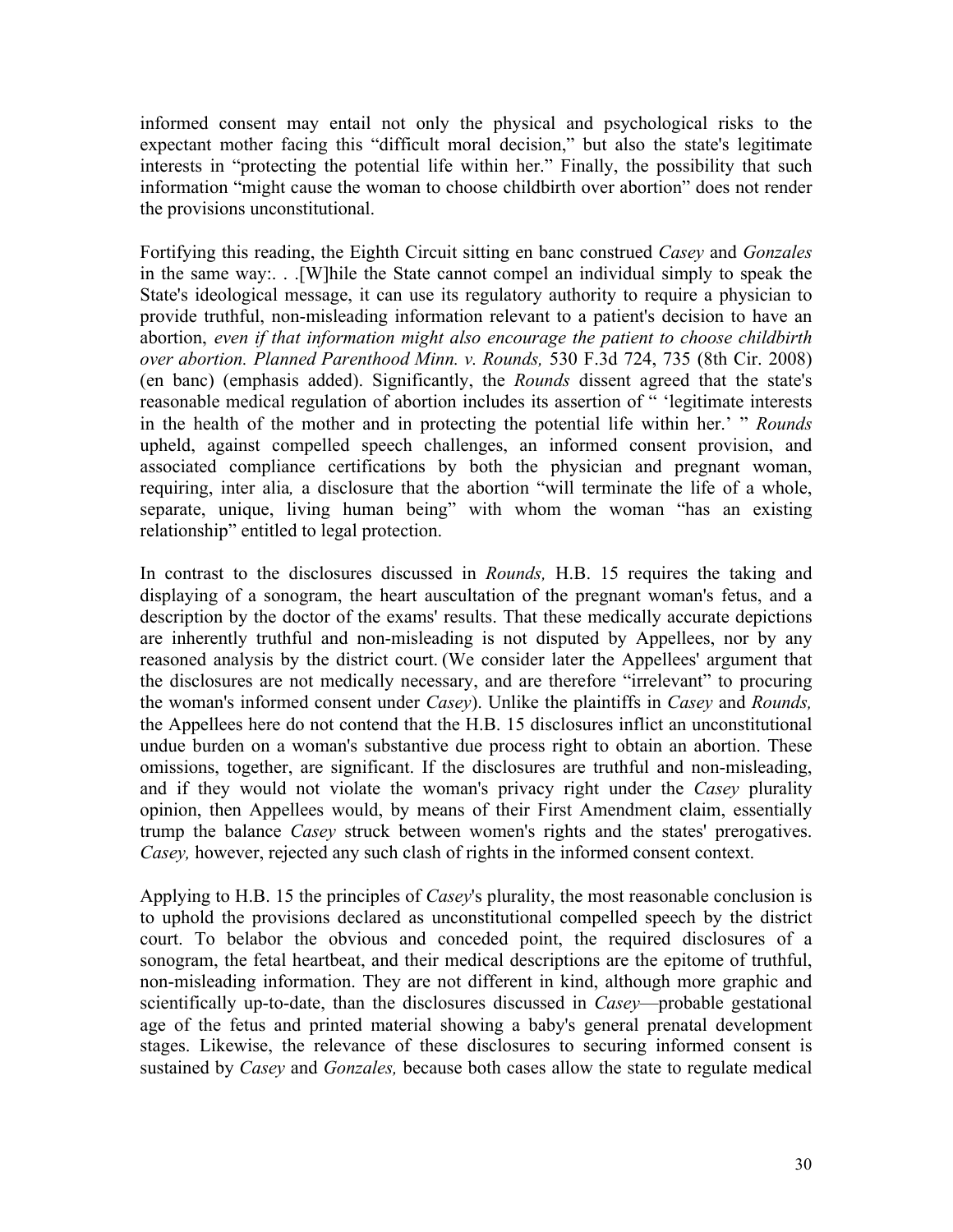informed consent may entail not only the physical and psychological risks to the expectant mother facing this "difficult moral decision," but also the state's legitimate interests in "protecting the potential life within her." Finally, the possibility that such information "might cause the woman to choose childbirth over abortion" does not render the provisions unconstitutional.

Fortifying this reading, the Eighth Circuit sitting en banc construed *Casey* and *Gonzales* in the same way:. . .[W]hile the State cannot compel an individual simply to speak the State's ideological message, it can use its regulatory authority to require a physician to provide truthful, non-misleading information relevant to a patient's decision to have an abortion, *even if that information might also encourage the patient to choose childbirth over abortion. Planned Parenthood Minn. v. Rounds,* 530 F.3d 724, 735 (8th Cir. 2008) (en banc) (emphasis added). Significantly, the *Rounds* dissent agreed that the state's reasonable medical regulation of abortion includes its assertion of " 'legitimate interests in the health of the mother and in protecting the potential life within her.' " *Rounds* upheld, against compelled speech challenges, an informed consent provision, and associated compliance certifications by both the physician and pregnant woman, requiring, inter alia*,* a disclosure that the abortion "will terminate the life of a whole, separate, unique, living human being" with whom the woman "has an existing relationship" entitled to legal protection.

In contrast to the disclosures discussed in *Rounds,* H.B. 15 requires the taking and displaying of a sonogram, the heart auscultation of the pregnant woman's fetus, and a description by the doctor of the exams' results. That these medically accurate depictions are inherently truthful and non-misleading is not disputed by Appellees, nor by any reasoned analysis by the district court. (We consider later the Appellees' argument that the disclosures are not medically necessary, and are therefore "irrelevant" to procuring the woman's informed consent under *Casey*). Unlike the plaintiffs in *Casey* and *Rounds,* the Appellees here do not contend that the H.B. 15 disclosures inflict an unconstitutional undue burden on a woman's substantive due process right to obtain an abortion. These omissions, together, are significant. If the disclosures are truthful and non-misleading, and if they would not violate the woman's privacy right under the *Casey* plurality opinion, then Appellees would, by means of their First Amendment claim, essentially trump the balance *Casey* struck between women's rights and the states' prerogatives. *Casey,* however, rejected any such clash of rights in the informed consent context.

Applying to H.B. 15 the principles of *Casey*'s plurality, the most reasonable conclusion is to uphold the provisions declared as unconstitutional compelled speech by the district court. To belabor the obvious and conceded point, the required disclosures of a sonogram, the fetal heartbeat, and their medical descriptions are the epitome of truthful, non-misleading information. They are not different in kind, although more graphic and scientifically up-to-date, than the disclosures discussed in *Casey*—probable gestational age of the fetus and printed material showing a baby's general prenatal development stages. Likewise, the relevance of these disclosures to securing informed consent is sustained by *Casey* and *Gonzales,* because both cases allow the state to regulate medical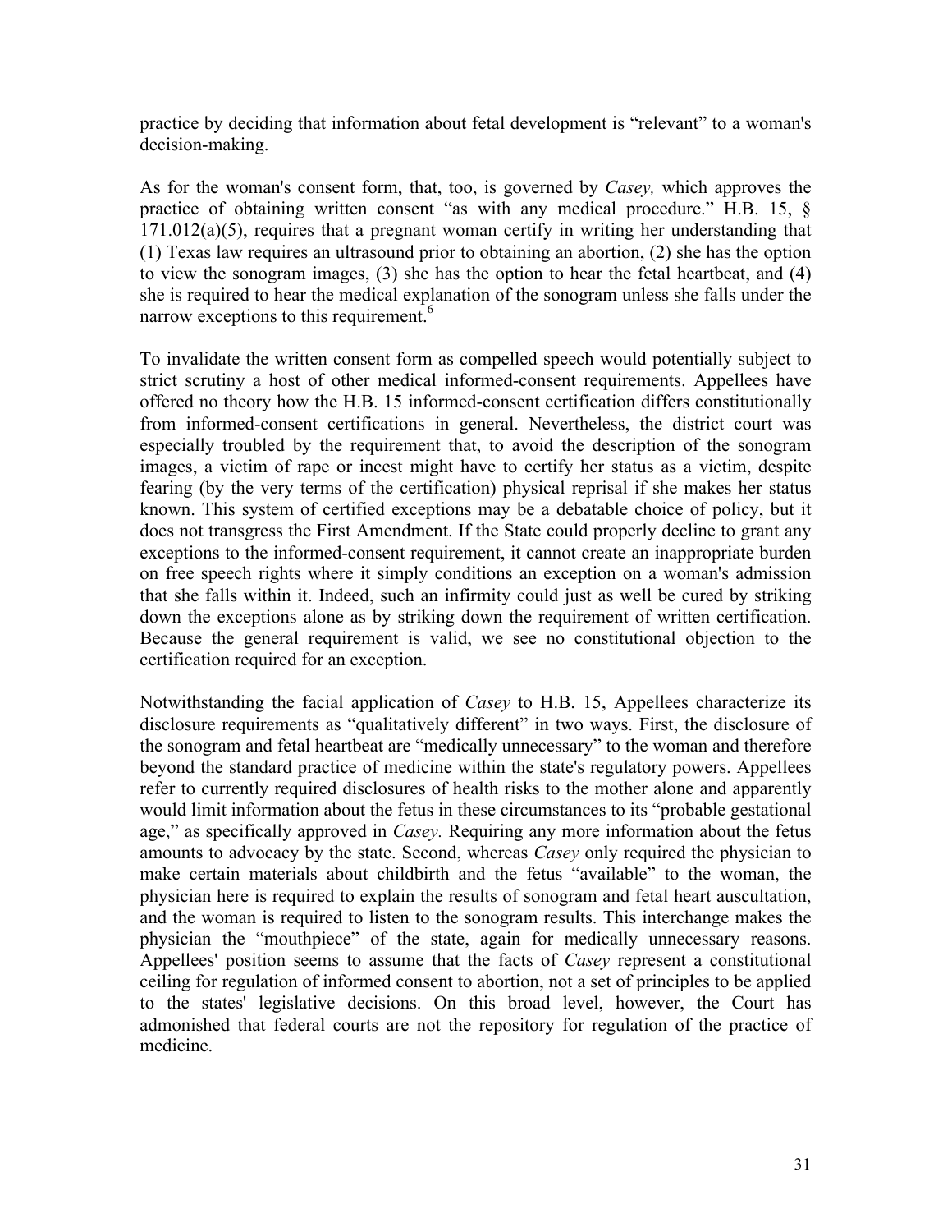practice by deciding that information about fetal development is "relevant" to a woman's decision-making.

As for the woman's consent form, that, too, is governed by *Casey,* which approves the practice of obtaining written consent "as with any medical procedure." H.B. 15, § 171.012(a)(5), requires that a pregnant woman certify in writing her understanding that (1) Texas law requires an ultrasound prior to obtaining an abortion, (2) she has the option to view the sonogram images, (3) she has the option to hear the fetal heartbeat, and (4) she is required to hear the medical explanation of the sonogram unless she falls under the narrow exceptions to this requirement.[6]

To invalidate the written consent form as compelled speech would potentially subject to strict scrutiny a host of other medical informed-consent requirements. Appellees have offered no theory how the H.B. 15 informed-consent certification differs constitutionally from informed-consent certifications in general. Nevertheless, the district court was especially troubled by the requirement that, to avoid the description of the sonogram images, a victim of rape or incest might have to certify her status as a victim, despite fearing (by the very terms of the certification) physical reprisal if she makes her status known. This system of certified exceptions may be a debatable choice of policy, but it does not transgress the First Amendment. If the State could properly decline to grant any exceptions to the informed-consent requirement, it cannot create an inappropriate burden on free speech rights where it simply conditions an exception on a woman's admission that she falls within it. Indeed, such an infirmity could just as well be cured by striking down the exceptions alone as by striking down the requirement of written certification. Because the general requirement is valid, we see no constitutional objection to the certification required for an exception.

Notwithstanding the facial application of *Casey* to H.B. 15, Appellees characterize its disclosure requirements as "qualitatively different" in two ways. First, the disclosure of the sonogram and fetal heartbeat are "medically unnecessary" to the woman and therefore beyond the standard practice of medicine within the state's regulatory powers. Appellees refer to currently required disclosures of health risks to the mother alone and apparently would limit information about the fetus in these circumstances to its "probable gestational age," as specifically approved in *Casey.* Requiring any more information about the fetus amounts to advocacy by the state. Second, whereas *Casey* only required the physician to make certain materials about childbirth and the fetus "available" to the woman, the physician here is required to explain the results of sonogram and fetal heart auscultation, and the woman is required to listen to the sonogram results. This interchange makes the physician the "mouthpiece" of the state, again for medically unnecessary reasons. Appellees' position seems to assume that the facts of *Casey* represent a constitutional ceiling for regulation of informed consent to abortion, not a set of principles to be applied to the states' legislative decisions. On this broad level, however, the Court has admonished that federal courts are not the repository for regulation of the practice of medicine.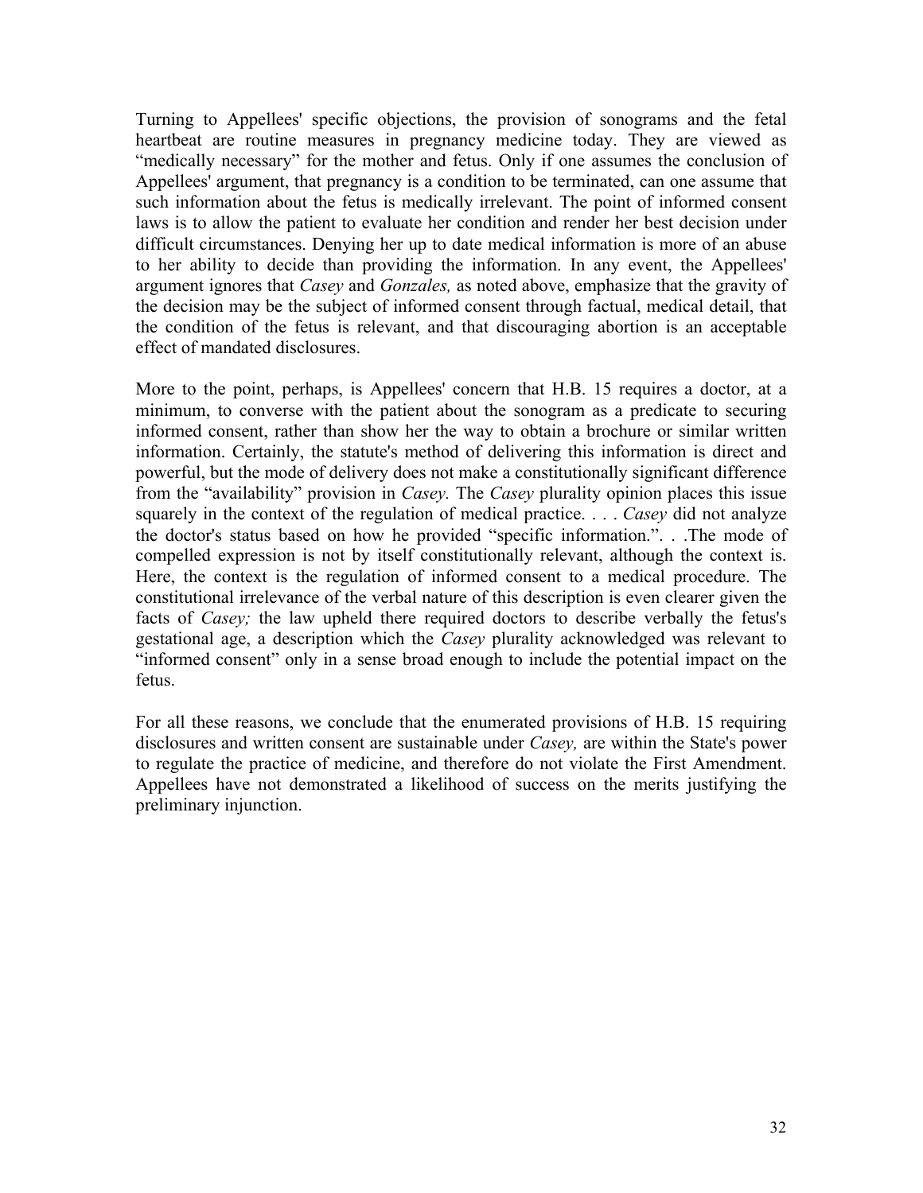Turning to Appellees' specific objections, the provision of sonograms and the fetal heartbeat are routine measures in pregnancy medicine today. They are viewed as "medically necessary" for the mother and fetus. Only if one assumes the conclusion of Appellees' argument, that pregnancy is a condition to be terminated, can one assume that such information about the fetus is medically irrelevant. The point of informed consent laws is to allow the patient to evaluate her condition and render her best decision under difficult circumstances. Denying her up to date medical information is more of an abuse to her ability to decide than providing the information. In any event, the Appellees' argument ignores that *Casey* and *Gonzales,* as noted above, emphasize that the gravity of the decision may be the subject of informed consent through factual, medical detail, that the condition of the fetus is relevant, and that discouraging abortion is an acceptable effect of mandated disclosures.

More to the point, perhaps, is Appellees' concern that H.B. 15 requires a doctor, at a minimum, to converse with the patient about the sonogram as a predicate to securing informed consent, rather than show her the way to obtain a brochure or similar written information. Certainly, the statute's method of delivering this information is direct and powerful, but the mode of delivery does not make a constitutionally significant difference from the "availability" provision in *Casey.* The *Casey* plurality opinion places this issue squarely in the context of the regulation of medical practice. . . . *Casey* did not analyze the doctor's status based on how he provided "specific information.". . .The mode of compelled expression is not by itself constitutionally relevant, although the context is. Here, the context is the regulation of informed consent to a medical procedure. The constitutional irrelevance of the verbal nature of this description is even clearer given the facts of *Casey;* the law upheld there required doctors to describe verbally the fetus's gestational age, a description which the *Casey* plurality acknowledged was relevant to "informed consent" only in a sense broad enough to include the potential impact on the fetus.

For all these reasons, we conclude that the enumerated provisions of H.B. 15 requiring disclosures and written consent are sustainable under *Casey,* are within the State's power to regulate the practice of medicine, and therefore do not violate the First Amendment. Appellees have not demonstrated a likelihood of success on the merits justifying the preliminary injunction.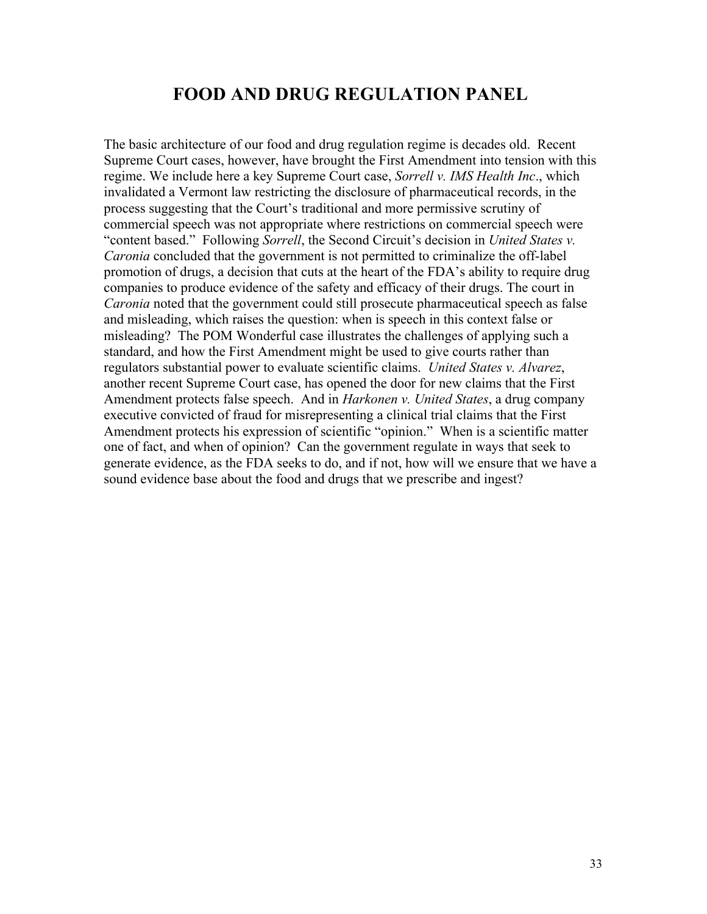# FOOD AND DRUG REGULATION PANEL

The basic architecture of our food and drug regulation regime is decades old. Recent Supreme Court cases, however, have brought the First Amendment into tension with this regime. We include here a key Supreme Court case, *Sorrell v. IMS Health Inc*., which invalidated a Vermont law restricting the disclosure of pharmaceutical records, in the process suggesting that the Court's traditional and more permissive scrutiny of commercial speech was not appropriate where restrictions on commercial speech were "content based." Following *Sorrell*, the Second Circuit's decision in *United States v. Caronia* concluded that the government is not permitted to criminalize the off-label promotion of drugs, a decision that cuts at the heart of the FDA's ability to require drug companies to produce evidence of the safety and efficacy of their drugs. The court in *Caronia* noted that the government could still prosecute pharmaceutical speech as false and misleading, which raises the question: when is speech in this context false or misleading? The POM Wonderful case illustrates the challenges of applying such a standard, and how the First Amendment might be used to give courts rather than regulators substantial power to evaluate scientific claims. *United States v. Alvarez*, another recent Supreme Court case, has opened the door for new claims that the First Amendment protects false speech. And in *Harkonen v. United States*, a drug company executive convicted of fraud for misrepresenting a clinical trial claims that the First Amendment protects his expression of scientific "opinion." When is a scientific matter one of fact, and when of opinion? Can the government regulate in ways that seek to generate evidence, as the FDA seeks to do, and if not, how will we ensure that we have a sound evidence base about the food and drugs that we prescribe and ingest?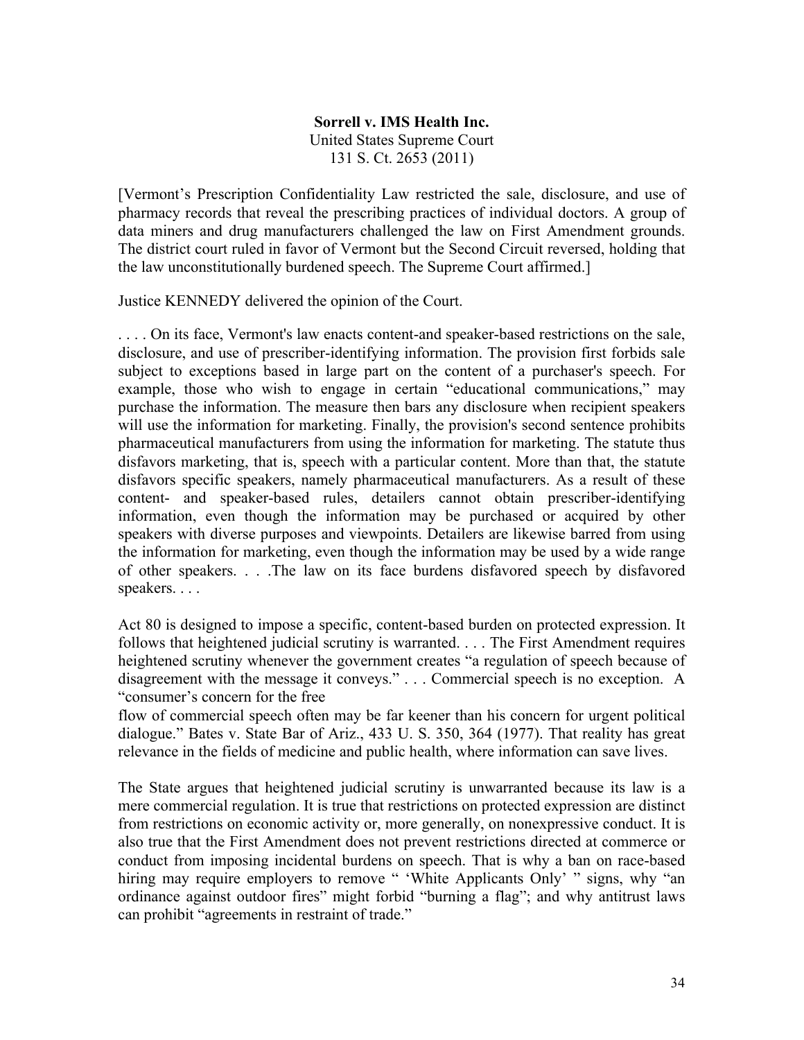**Sorrell v. IMS Health Inc.**
United States Supreme Court
131 S. Ct. 2653 (2011)

[Vermont's Prescription Confidentiality Law restricted the sale, disclosure, and use of pharmacy records that reveal the prescribing practices of individual doctors. A group of data miners and drug manufacturers challenged the law on First Amendment grounds. The district court ruled in favor of Vermont but the Second Circuit reversed, holding that the law unconstitutionally burdened speech. The Supreme Court affirmed.]

Justice KENNEDY delivered the opinion of the Court.

. . . . On its face, Vermont's law enacts content-and speaker-based restrictions on the sale, disclosure, and use of prescriber-identifying information. The provision first forbids sale subject to exceptions based in large part on the content of a purchaser's speech. For example, those who wish to engage in certain "educational communications," may purchase the information. The measure then bars any disclosure when recipient speakers will use the information for marketing. Finally, the provision's second sentence prohibits pharmaceutical manufacturers from using the information for marketing. The statute thus disfavors marketing, that is, speech with a particular content. More than that, the statute disfavors specific speakers, namely pharmaceutical manufacturers. As a result of these content- and speaker-based rules, detailers cannot obtain prescriber-identifying information, even though the information may be purchased or acquired by other speakers with diverse purposes and viewpoints. Detailers are likewise barred from using the information for marketing, even though the information may be used by a wide range of other speakers. . . .The law on its face burdens disfavored speech by disfavored speakers. . . .

Act 80 is designed to impose a specific, content-based burden on protected expression. It follows that heightened judicial scrutiny is warranted. . . . The First Amendment requires heightened scrutiny whenever the government creates "a regulation of speech because of disagreement with the message it conveys." . . . Commercial speech is no exception. A "consumer's concern for the free flow of commercial speech often may be far keener than his concern for urgent political dialogue." Bates v. State Bar of Ariz., 433 U. S. 350, 364 (1977). That reality has great relevance in the fields of medicine and public health, where information can save lives.

The State argues that heightened judicial scrutiny is unwarranted because its law is a mere commercial regulation. It is true that restrictions on protected expression are distinct from restrictions on economic activity or, more generally, on nonexpressive conduct. It is also true that the First Amendment does not prevent restrictions directed at commerce or conduct from imposing incidental burdens on speech. That is why a ban on race-based hiring may require employers to remove " 'White Applicants Only' " signs, why "an ordinance against outdoor fires" might forbid "burning a flag"; and why antitrust laws can prohibit "agreements in restraint of trade."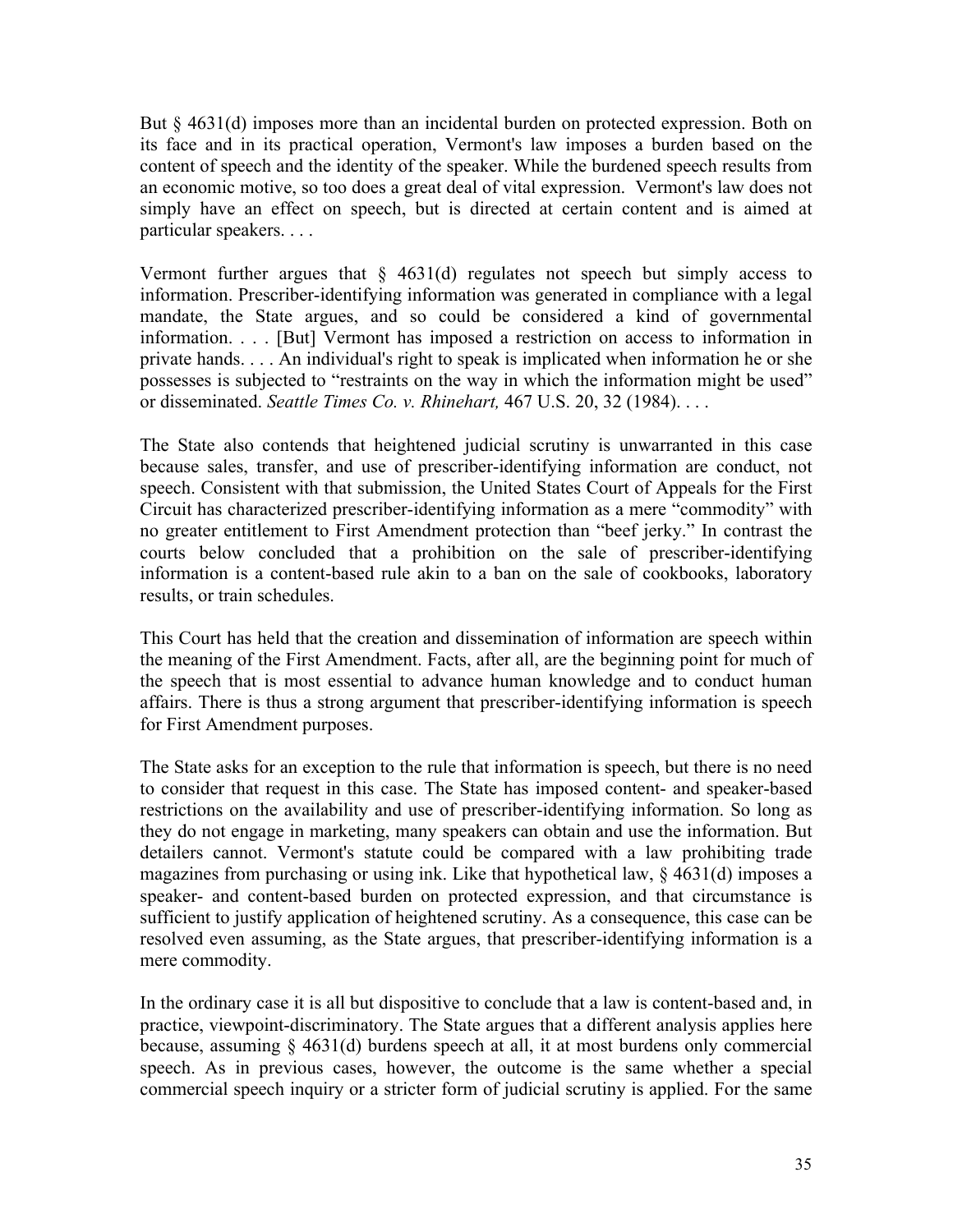But § 4631(d) imposes more than an incidental burden on protected expression. Both on its face and in its practical operation, Vermont's law imposes a burden based on the content of speech and the identity of the speaker. While the burdened speech results from an economic motive, so too does a great deal of vital expression. Vermont's law does not simply have an effect on speech, but is directed at certain content and is aimed at particular speakers. . . .

Vermont further argues that § 4631(d) regulates not speech but simply access to information. Prescriber-identifying information was generated in compliance with a legal mandate, the State argues, and so could be considered a kind of governmental information. . . . [But] Vermont has imposed a restriction on access to information in private hands. . . . An individual's right to speak is implicated when information he or she possesses is subjected to "restraints on the way in which the information might be used" or disseminated. *Seattle Times Co. v. Rhinehart,* 467 U.S. 20, 32 (1984). . . .

The State also contends that heightened judicial scrutiny is unwarranted in this case because sales, transfer, and use of prescriber-identifying information are conduct, not speech. Consistent with that submission, the United States Court of Appeals for the First Circuit has characterized prescriber-identifying information as a mere "commodity" with no greater entitlement to First Amendment protection than "beef jerky." In contrast the courts below concluded that a prohibition on the sale of prescriber-identifying information is a content-based rule akin to a ban on the sale of cookbooks, laboratory results, or train schedules.

This Court has held that the creation and dissemination of information are speech within the meaning of the First Amendment. Facts, after all, are the beginning point for much of the speech that is most essential to advance human knowledge and to conduct human affairs. There is thus a strong argument that prescriber-identifying information is speech for First Amendment purposes.

The State asks for an exception to the rule that information is speech, but there is no need to consider that request in this case. The State has imposed content- and speaker-based restrictions on the availability and use of prescriber-identifying information. So long as they do not engage in marketing, many speakers can obtain and use the information. But detailers cannot. Vermont's statute could be compared with a law prohibiting trade magazines from purchasing or using ink. Like that hypothetical law, § 4631(d) imposes a speaker- and content-based burden on protected expression, and that circumstance is sufficient to justify application of heightened scrutiny. As a consequence, this case can be resolved even assuming, as the State argues, that prescriber-identifying information is a mere commodity.

In the ordinary case it is all but dispositive to conclude that a law is content-based and, in practice, viewpoint-discriminatory. The State argues that a different analysis applies here because, assuming § 4631(d) burdens speech at all, it at most burdens only commercial speech. As in previous cases, however, the outcome is the same whether a special commercial speech inquiry or a stricter form of judicial scrutiny is applied. For the same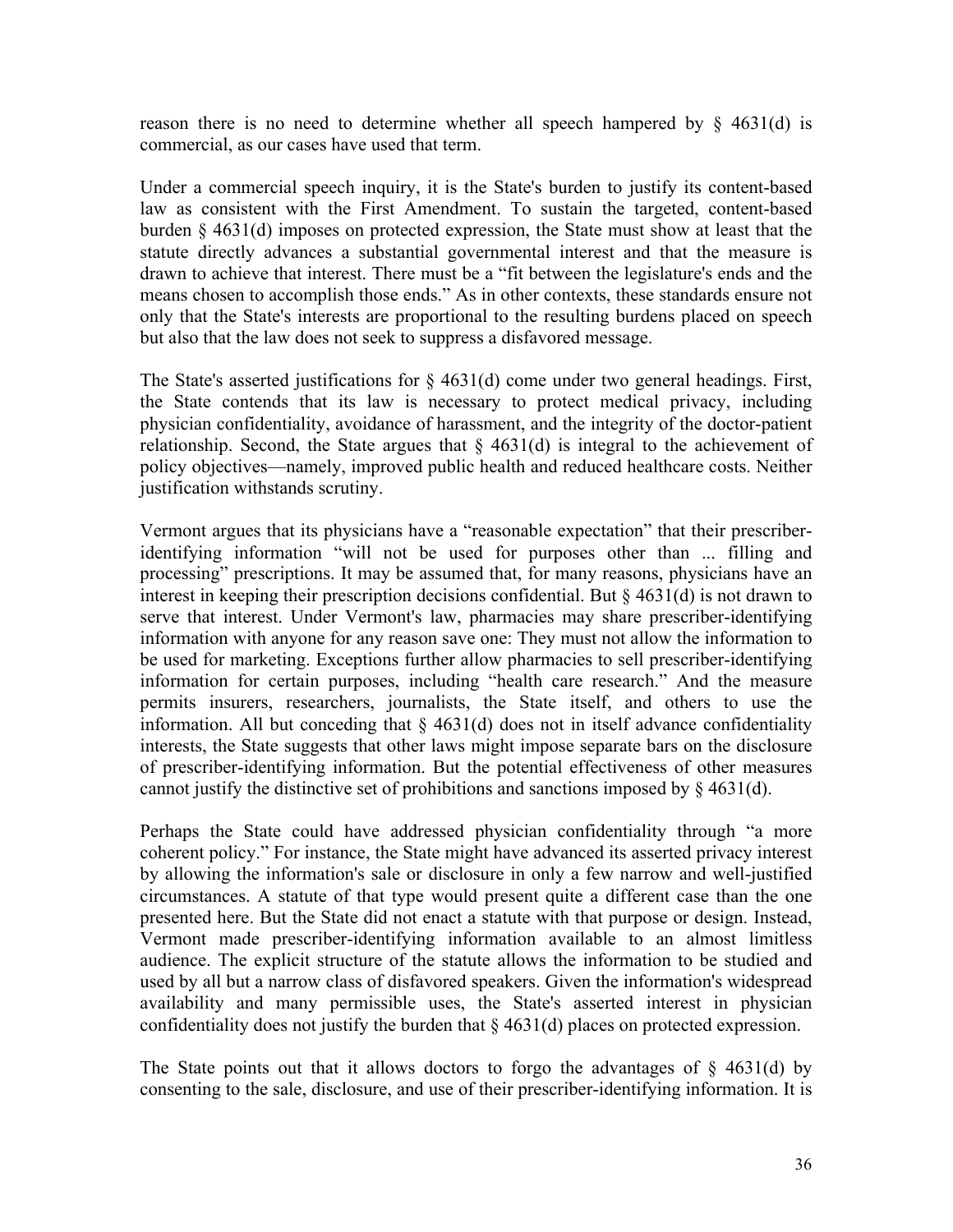reason there is no need to determine whether all speech hampered by § 4631(d) is commercial, as our cases have used that term.

Under a commercial speech inquiry, it is the State's burden to justify its content-based law as consistent with the First Amendment. To sustain the targeted, content-based burden § 4631(d) imposes on protected expression, the State must show at least that the statute directly advances a substantial governmental interest and that the measure is drawn to achieve that interest. There must be a "fit between the legislature's ends and the means chosen to accomplish those ends." As in other contexts, these standards ensure not only that the State's interests are proportional to the resulting burdens placed on speech but also that the law does not seek to suppress a disfavored message.

The State's asserted justifications for § 4631(d) come under two general headings. First, the State contends that its law is necessary to protect medical privacy, including physician confidentiality, avoidance of harassment, and the integrity of the doctor-patient relationship. Second, the State argues that § 4631(d) is integral to the achievement of policy objectives—namely, improved public health and reduced healthcare costs. Neither justification withstands scrutiny.

Vermont argues that its physicians have a "reasonable expectation" that their prescriber-identifying information "will not be used for purposes other than ... filling and processing" prescriptions. It may be assumed that, for many reasons, physicians have an interest in keeping their prescription decisions confidential. But § 4631(d) is not drawn to serve that interest. Under Vermont's law, pharmacies may share prescriber-identifying information with anyone for any reason save one: They must not allow the information to be used for marketing. Exceptions further allow pharmacies to sell prescriber-identifying information for certain purposes, including "health care research." And the measure permits insurers, researchers, journalists, the State itself, and others to use the information. All but conceding that § 4631(d) does not in itself advance confidentiality interests, the State suggests that other laws might impose separate bars on the disclosure of prescriber-identifying information. But the potential effectiveness of other measures cannot justify the distinctive set of prohibitions and sanctions imposed by § 4631(d).

Perhaps the State could have addressed physician confidentiality through "a more coherent policy." For instance, the State might have advanced its asserted privacy interest by allowing the information's sale or disclosure in only a few narrow and well-justified circumstances. A statute of that type would present quite a different case than the one presented here. But the State did not enact a statute with that purpose or design. Instead, Vermont made prescriber-identifying information available to an almost limitless audience. The explicit structure of the statute allows the information to be studied and used by all but a narrow class of disfavored speakers. Given the information's widespread availability and many permissible uses, the State's asserted interest in physician confidentiality does not justify the burden that § 4631(d) places on protected expression.

The State points out that it allows doctors to forgo the advantages of § 4631(d) by consenting to the sale, disclosure, and use of their prescriber-identifying information. It is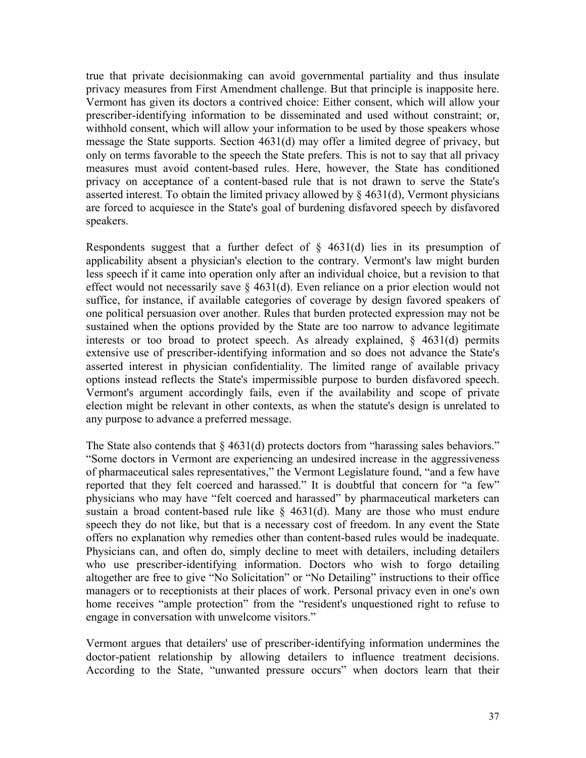true that private decisionmaking can avoid governmental partiality and thus insulate privacy measures from First Amendment challenge. But that principle is inapposite here. Vermont has given its doctors a contrived choice: Either consent, which will allow your prescriber-identifying information to be disseminated and used without constraint; or, withhold consent, which will allow your information to be used by those speakers whose message the State supports. Section 4631(d) may offer a limited degree of privacy, but only on terms favorable to the speech the State prefers. This is not to say that all privacy measures must avoid content-based rules. Here, however, the State has conditioned privacy on acceptance of a content-based rule that is not drawn to serve the State's asserted interest. To obtain the limited privacy allowed by § 4631(d), Vermont physicians are forced to acquiesce in the State's goal of burdening disfavored speech by disfavored speakers.

Respondents suggest that a further defect of § 4631(d) lies in its presumption of applicability absent a physician's election to the contrary. Vermont's law might burden less speech if it came into operation only after an individual choice, but a revision to that effect would not necessarily save § 4631(d). Even reliance on a prior election would not suffice, for instance, if available categories of coverage by design favored speakers of one political persuasion over another. Rules that burden protected expression may not be sustained when the options provided by the State are too narrow to advance legitimate interests or too broad to protect speech. As already explained, § 4631(d) permits extensive use of prescriber-identifying information and so does not advance the State's asserted interest in physician confidentiality. The limited range of available privacy options instead reflects the State's impermissible purpose to burden disfavored speech. Vermont's argument accordingly fails, even if the availability and scope of private election might be relevant in other contexts, as when the statute's design is unrelated to any purpose to advance a preferred message.

The State also contends that § 4631(d) protects doctors from "harassing sales behaviors." "Some doctors in Vermont are experiencing an undesired increase in the aggressiveness of pharmaceutical sales representatives," the Vermont Legislature found, "and a few have reported that they felt coerced and harassed." It is doubtful that concern for "a few" physicians who may have "felt coerced and harassed" by pharmaceutical marketers can sustain a broad content-based rule like § 4631(d). Many are those who must endure speech they do not like, but that is a necessary cost of freedom. In any event the State offers no explanation why remedies other than content-based rules would be inadequate. Physicians can, and often do, simply decline to meet with detailers, including detailers who use prescriber-identifying information. Doctors who wish to forgo detailing altogether are free to give "No Solicitation" or "No Detailing" instructions to their office managers or to receptionists at their places of work. Personal privacy even in one's own home receives "ample protection" from the "resident's unquestioned right to refuse to engage in conversation with unwelcome visitors."

Vermont argues that detailers' use of prescriber-identifying information undermines the doctor-patient relationship by allowing detailers to influence treatment decisions. According to the State, "unwanted pressure occurs" when doctors learn that their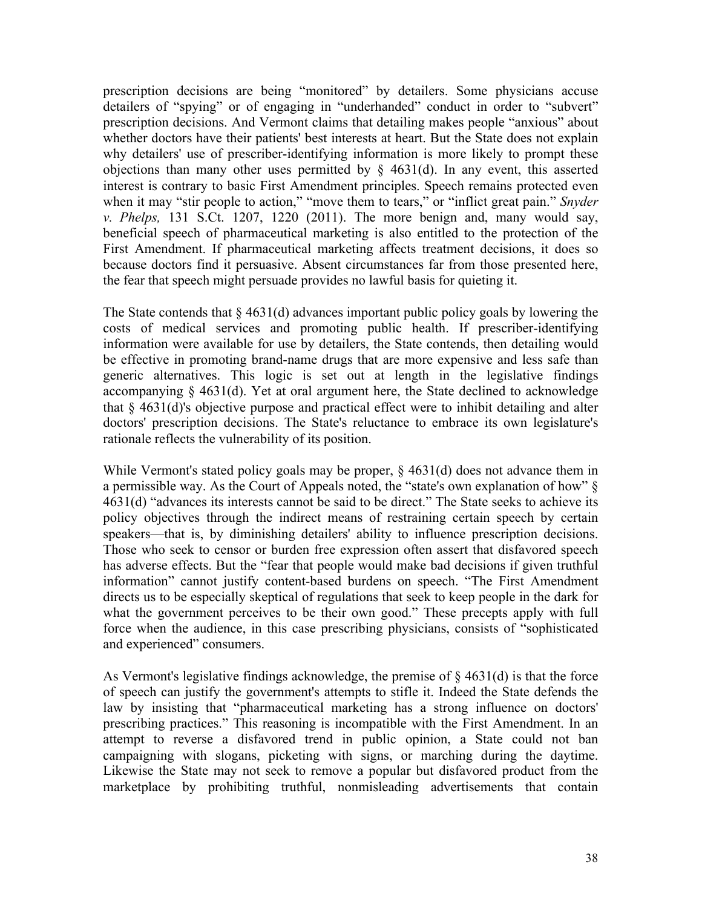prescription decisions are being "monitored" by detailers. Some physicians accuse detailers of "spying" or of engaging in "underhanded" conduct in order to "subvert" prescription decisions. And Vermont claims that detailing makes people "anxious" about whether doctors have their patients' best interests at heart. But the State does not explain why detailers' use of prescriber-identifying information is more likely to prompt these objections than many other uses permitted by § 4631(d). In any event, this asserted interest is contrary to basic First Amendment principles. Speech remains protected even when it may "stir people to action," "move them to tears," or "inflict great pain." *Snyder v. Phelps,* 131 S.Ct. 1207, 1220 (2011). The more benign and, many would say, beneficial speech of pharmaceutical marketing is also entitled to the protection of the First Amendment. If pharmaceutical marketing affects treatment decisions, it does so because doctors find it persuasive. Absent circumstances far from those presented here, the fear that speech might persuade provides no lawful basis for quieting it.

The State contends that § 4631(d) advances important public policy goals by lowering the costs of medical services and promoting public health. If prescriber-identifying information were available for use by detailers, the State contends, then detailing would be effective in promoting brand-name drugs that are more expensive and less safe than generic alternatives. This logic is set out at length in the legislative findings accompanying § 4631(d). Yet at oral argument here, the State declined to acknowledge that § 4631(d)'s objective purpose and practical effect were to inhibit detailing and alter doctors' prescription decisions. The State's reluctance to embrace its own legislature's rationale reflects the vulnerability of its position.

While Vermont's stated policy goals may be proper, § 4631(d) does not advance them in a permissible way. As the Court of Appeals noted, the "state's own explanation of how" § 4631(d) "advances its interests cannot be said to be direct." The State seeks to achieve its policy objectives through the indirect means of restraining certain speech by certain speakers—that is, by diminishing detailers' ability to influence prescription decisions. Those who seek to censor or burden free expression often assert that disfavored speech has adverse effects. But the "fear that people would make bad decisions if given truthful information" cannot justify content-based burdens on speech. "The First Amendment directs us to be especially skeptical of regulations that seek to keep people in the dark for what the government perceives to be their own good." These precepts apply with full force when the audience, in this case prescribing physicians, consists of "sophisticated and experienced" consumers.

As Vermont's legislative findings acknowledge, the premise of § 4631(d) is that the force of speech can justify the government's attempts to stifle it. Indeed the State defends the law by insisting that "pharmaceutical marketing has a strong influence on doctors' prescribing practices." This reasoning is incompatible with the First Amendment. In an attempt to reverse a disfavored trend in public opinion, a State could not ban campaigning with slogans, picketing with signs, or marching during the daytime. Likewise the State may not seek to remove a popular but disfavored product from the marketplace by prohibiting truthful, nonmisleading advertisements that contain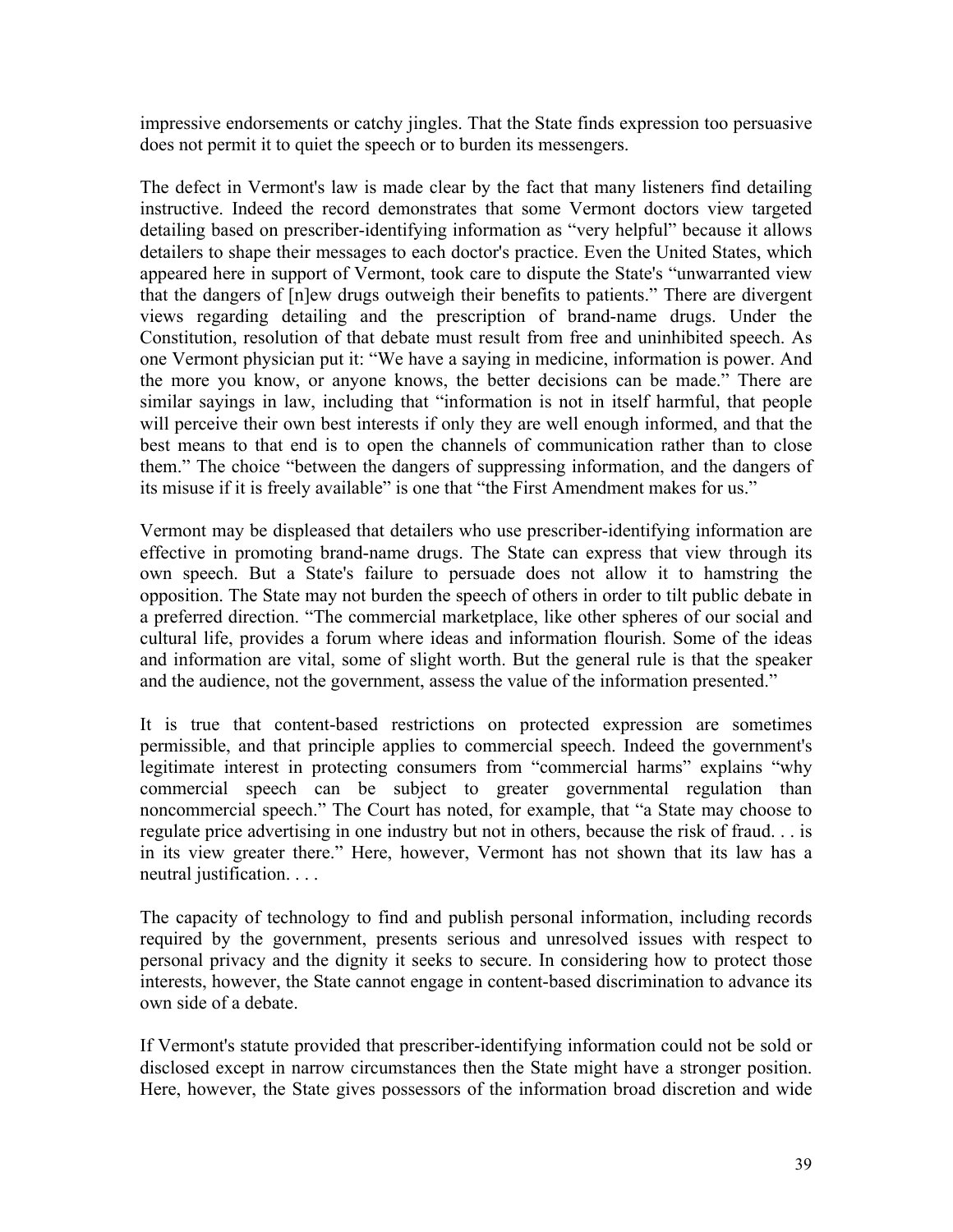impressive endorsements or catchy jingles. That the State finds expression too persuasive does not permit it to quiet the speech or to burden its messengers.

The defect in Vermont's law is made clear by the fact that many listeners find detailing instructive. Indeed the record demonstrates that some Vermont doctors view targeted detailing based on prescriber-identifying information as "very helpful" because it allows detailers to shape their messages to each doctor's practice. Even the United States, which appeared here in support of Vermont, took care to dispute the State's "unwarranted view that the dangers of [n]ew drugs outweigh their benefits to patients." There are divergent views regarding detailing and the prescription of brand-name drugs. Under the Constitution, resolution of that debate must result from free and uninhibited speech. As one Vermont physician put it: "We have a saying in medicine, information is power. And the more you know, or anyone knows, the better decisions can be made." There are similar sayings in law, including that "information is not in itself harmful, that people will perceive their own best interests if only they are well enough informed, and that the best means to that end is to open the channels of communication rather than to close them." The choice "between the dangers of suppressing information, and the dangers of its misuse if it is freely available" is one that "the First Amendment makes for us."

Vermont may be displeased that detailers who use prescriber-identifying information are effective in promoting brand-name drugs. The State can express that view through its own speech. But a State's failure to persuade does not allow it to hamstring the opposition. The State may not burden the speech of others in order to tilt public debate in a preferred direction. "The commercial marketplace, like other spheres of our social and cultural life, provides a forum where ideas and information flourish. Some of the ideas and information are vital, some of slight worth. But the general rule is that the speaker and the audience, not the government, assess the value of the information presented."

It is true that content-based restrictions on protected expression are sometimes permissible, and that principle applies to commercial speech. Indeed the government's legitimate interest in protecting consumers from "commercial harms" explains "why commercial speech can be subject to greater governmental regulation than noncommercial speech." The Court has noted, for example, that "a State may choose to regulate price advertising in one industry but not in others, because the risk of fraud. . . is in its view greater there." Here, however, Vermont has not shown that its law has a neutral justification. . . .

The capacity of technology to find and publish personal information, including records required by the government, presents serious and unresolved issues with respect to personal privacy and the dignity it seeks to secure. In considering how to protect those interests, however, the State cannot engage in content-based discrimination to advance its own side of a debate.

If Vermont's statute provided that prescriber-identifying information could not be sold or disclosed except in narrow circumstances then the State might have a stronger position. Here, however, the State gives possessors of the information broad discretion and wide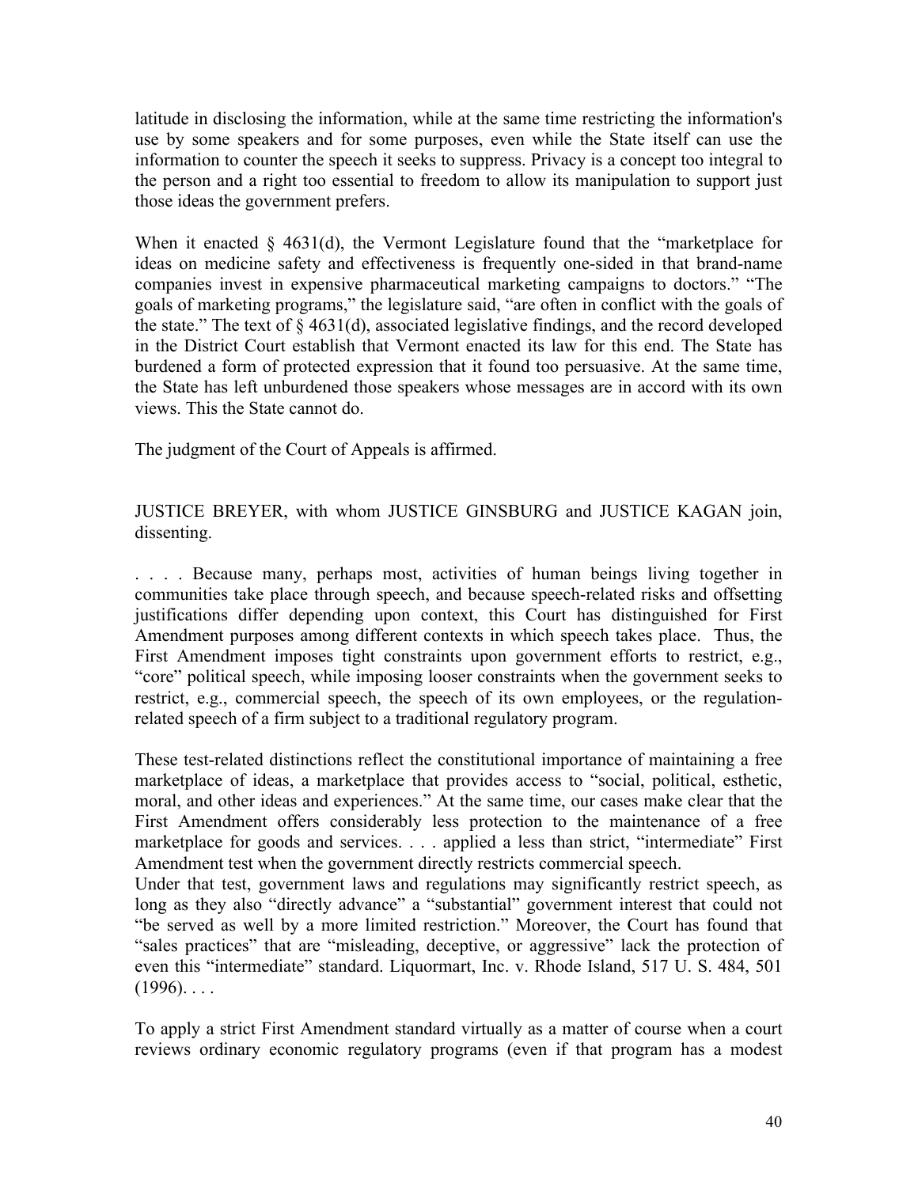latitude in disclosing the information, while at the same time restricting the information's use by some speakers and for some purposes, even while the State itself can use the information to counter the speech it seeks to suppress. Privacy is a concept too integral to the person and a right too essential to freedom to allow its manipulation to support just those ideas the government prefers.

When it enacted § 4631(d), the Vermont Legislature found that the "marketplace for ideas on medicine safety and effectiveness is frequently one-sided in that brand-name companies invest in expensive pharmaceutical marketing campaigns to doctors." "The goals of marketing programs," the legislature said, "are often in conflict with the goals of the state." The text of § 4631(d), associated legislative findings, and the record developed in the District Court establish that Vermont enacted its law for this end. The State has burdened a form of protected expression that it found too persuasive. At the same time, the State has left unburdened those speakers whose messages are in accord with its own views. This the State cannot do.

The judgment of the Court of Appeals is affirmed.

JUSTICE BREYER, with whom JUSTICE GINSBURG and JUSTICE KAGAN join, dissenting.

. . . . Because many, perhaps most, activities of human beings living together in communities take place through speech, and because speech-related risks and offsetting justifications differ depending upon context, this Court has distinguished for First Amendment purposes among different contexts in which speech takes place. Thus, the First Amendment imposes tight constraints upon government efforts to restrict, e.g., "core" political speech, while imposing looser constraints when the government seeks to restrict, e.g., commercial speech, the speech of its own employees, or the regulation-related speech of a firm subject to a traditional regulatory program.

These test-related distinctions reflect the constitutional importance of maintaining a free marketplace of ideas, a marketplace that provides access to "social, political, esthetic, moral, and other ideas and experiences." At the same time, our cases make clear that the First Amendment offers considerably less protection to the maintenance of a free marketplace for goods and services. . . . applied a less than strict, "intermediate" First Amendment test when the government directly restricts commercial speech.
Under that test, government laws and regulations may significantly restrict speech, as long as they also "directly advance" a "substantial" government interest that could not "be served as well by a more limited restriction." Moreover, the Court has found that "sales practices" that are "misleading, deceptive, or aggressive" lack the protection of even this "intermediate" standard. Liquormart, Inc. v. Rhode Island, 517 U. S. 484, 501 (1996). . . .

To apply a strict First Amendment standard virtually as a matter of course when a court reviews ordinary economic regulatory programs (even if that program has a modest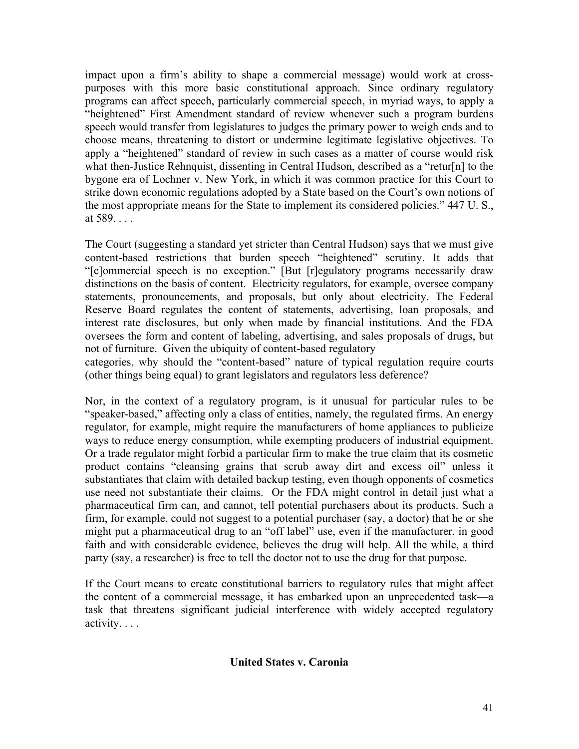impact upon a firm's ability to shape a commercial message) would work at cross-purposes with this more basic constitutional approach. Since ordinary regulatory programs can affect speech, particularly commercial speech, in myriad ways, to apply a "heightened" First Amendment standard of review whenever such a program burdens speech would transfer from legislatures to judges the primary power to weigh ends and to choose means, threatening to distort or undermine legitimate legislative objectives. To apply a "heightened" standard of review in such cases as a matter of course would risk what then-Justice Rehnquist, dissenting in Central Hudson, described as a "retur[n] to the bygone era of Lochner v. New York, in which it was common practice for this Court to strike down economic regulations adopted by a State based on the Court's own notions of the most appropriate means for the State to implement its considered policies." 447 U. S., at 589. . . .

The Court (suggesting a standard yet stricter than Central Hudson) says that we must give content-based restrictions that burden speech "heightened" scrutiny. It adds that "[c]ommercial speech is no exception." [But [r]egulatory programs necessarily draw distinctions on the basis of content. Electricity regulators, for example, oversee company statements, pronouncements, and proposals, but only about electricity. The Federal Reserve Board regulates the content of statements, advertising, loan proposals, and interest rate disclosures, but only when made by financial institutions. And the FDA oversees the form and content of labeling, advertising, and sales proposals of drugs, but not of furniture. Given the ubiquity of content-based regulatory categories, why should the "content-based" nature of typical regulation require courts (other things being equal) to grant legislators and regulators less deference?

Nor, in the context of a regulatory program, is it unusual for particular rules to be "speaker-based," affecting only a class of entities, namely, the regulated firms. An energy regulator, for example, might require the manufacturers of home appliances to publicize ways to reduce energy consumption, while exempting producers of industrial equipment. Or a trade regulator might forbid a particular firm to make the true claim that its cosmetic product contains "cleansing grains that scrub away dirt and excess oil" unless it substantiates that claim with detailed backup testing, even though opponents of cosmetics use need not substantiate their claims. Or the FDA might control in detail just what a pharmaceutical firm can, and cannot, tell potential purchasers about its products. Such a firm, for example, could not suggest to a potential purchaser (say, a doctor) that he or she might put a pharmaceutical drug to an "off label" use, even if the manufacturer, in good faith and with considerable evidence, believes the drug will help. All the while, a third party (say, a researcher) is free to tell the doctor not to use the drug for that purpose.

If the Court means to create constitutional barriers to regulatory rules that might affect the content of a commercial message, it has embarked upon an unprecedented task—a task that threatens significant judicial interference with widely accepted regulatory activity. . . .

## United States v. Caronia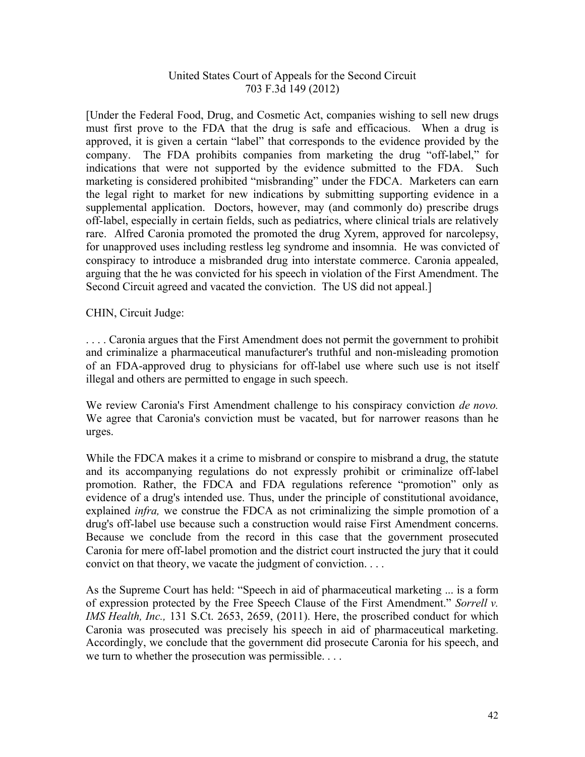United States Court of Appeals for the Second Circuit
703 F.3d 149 (2012)

[Under the Federal Food, Drug, and Cosmetic Act, companies wishing to sell new drugs must first prove to the FDA that the drug is safe and efficacious. When a drug is approved, it is given a certain "label" that corresponds to the evidence provided by the company. The FDA prohibits companies from marketing the drug "off-label," for indications that were not supported by the evidence submitted to the FDA. Such marketing is considered prohibited "misbranding" under the FDCA. Marketers can earn the legal right to market for new indications by submitting supporting evidence in a supplemental application. Doctors, however, may (and commonly do) prescribe drugs off-label, especially in certain fields, such as pediatrics, where clinical trials are relatively rare. Alfred Caronia promoted the promoted the drug Xyrem, approved for narcolepsy, for unapproved uses including restless leg syndrome and insomnia. He was convicted of conspiracy to introduce a misbranded drug into interstate commerce. Caronia appealed, arguing that the he was convicted for his speech in violation of the First Amendment. The Second Circuit agreed and vacated the conviction. The US did not appeal.]

CHIN, Circuit Judge:

. . . . Caronia argues that the First Amendment does not permit the government to prohibit and criminalize a pharmaceutical manufacturer's truthful and non-misleading promotion of an FDA-approved drug to physicians for off-label use where such use is not itself illegal and others are permitted to engage in such speech.

We review Caronia's First Amendment challenge to his conspiracy conviction *de novo.* We agree that Caronia's conviction must be vacated, but for narrower reasons than he urges.

While the FDCA makes it a crime to misbrand or conspire to misbrand a drug, the statute and its accompanying regulations do not expressly prohibit or criminalize off-label promotion. Rather, the FDCA and FDA regulations reference "promotion" only as evidence of a drug's intended use. Thus, under the principle of constitutional avoidance, explained *infra,* we construe the FDCA as not criminalizing the simple promotion of a drug's off-label use because such a construction would raise First Amendment concerns. Because we conclude from the record in this case that the government prosecuted Caronia for mere off-label promotion and the district court instructed the jury that it could convict on that theory, we vacate the judgment of conviction. . . .

As the Supreme Court has held: "Speech in aid of pharmaceutical marketing ... is a form of expression protected by the Free Speech Clause of the First Amendment." *Sorrell v. IMS Health, Inc.,* 131 S.Ct. 2653, 2659, (2011). Here, the proscribed conduct for which Caronia was prosecuted was precisely his speech in aid of pharmaceutical marketing. Accordingly, we conclude that the government did prosecute Caronia for his speech, and we turn to whether the prosecution was permissible. . . .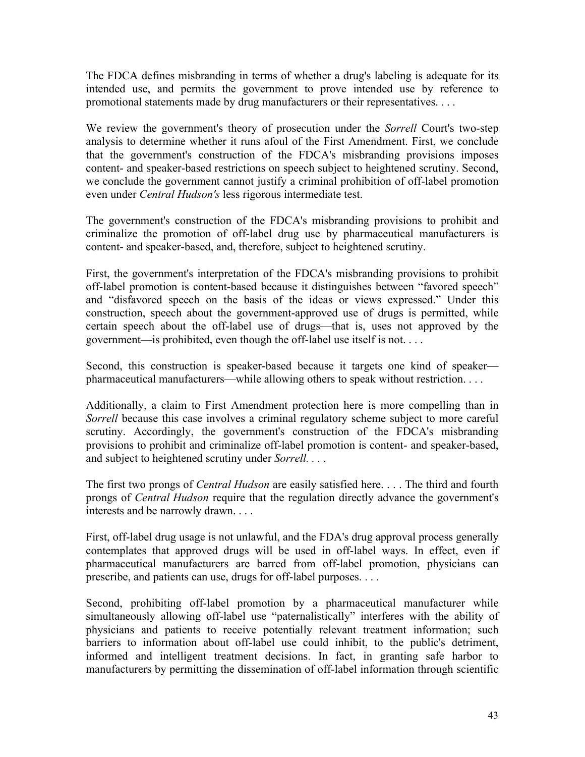The FDCA defines misbranding in terms of whether a drug's labeling is adequate for its intended use, and permits the government to prove intended use by reference to promotional statements made by drug manufacturers or their representatives. . . .

We review the government's theory of prosecution under the *Sorrell* Court's two-step analysis to determine whether it runs afoul of the First Amendment. First, we conclude that the government's construction of the FDCA's misbranding provisions imposes content- and speaker-based restrictions on speech subject to heightened scrutiny. Second, we conclude the government cannot justify a criminal prohibition of off-label promotion even under *Central Hudson's* less rigorous intermediate test.

The government's construction of the FDCA's misbranding provisions to prohibit and criminalize the promotion of off-label drug use by pharmaceutical manufacturers is content- and speaker-based, and, therefore, subject to heightened scrutiny.

First, the government's interpretation of the FDCA's misbranding provisions to prohibit off-label promotion is content-based because it distinguishes between "favored speech" and "disfavored speech on the basis of the ideas or views expressed." Under this construction, speech about the government-approved use of drugs is permitted, while certain speech about the off-label use of drugs—that is, uses not approved by the government—is prohibited, even though the off-label use itself is not. . . .

Second, this construction is speaker-based because it targets one kind of speaker—pharmaceutical manufacturers—while allowing others to speak without restriction. . . .

Additionally, a claim to First Amendment protection here is more compelling than in *Sorrell* because this case involves a criminal regulatory scheme subject to more careful scrutiny. Accordingly, the government's construction of the FDCA's misbranding provisions to prohibit and criminalize off-label promotion is content- and speaker-based, and subject to heightened scrutiny under *Sorrell*. . . .

The first two prongs of *Central Hudson* are easily satisfied here. . . . The third and fourth prongs of *Central Hudson* require that the regulation directly advance the government's interests and be narrowly drawn. . . .

First, off-label drug usage is not unlawful, and the FDA's drug approval process generally contemplates that approved drugs will be used in off-label ways. In effect, even if pharmaceutical manufacturers are barred from off-label promotion, physicians can prescribe, and patients can use, drugs for off-label purposes. . . .

Second, prohibiting off-label promotion by a pharmaceutical manufacturer while simultaneously allowing off-label use "paternalistically" interferes with the ability of physicians and patients to receive potentially relevant treatment information; such barriers to information about off-label use could inhibit, to the public's detriment, informed and intelligent treatment decisions. In fact, in granting safe harbor to manufacturers by permitting the dissemination of off-label information through scientific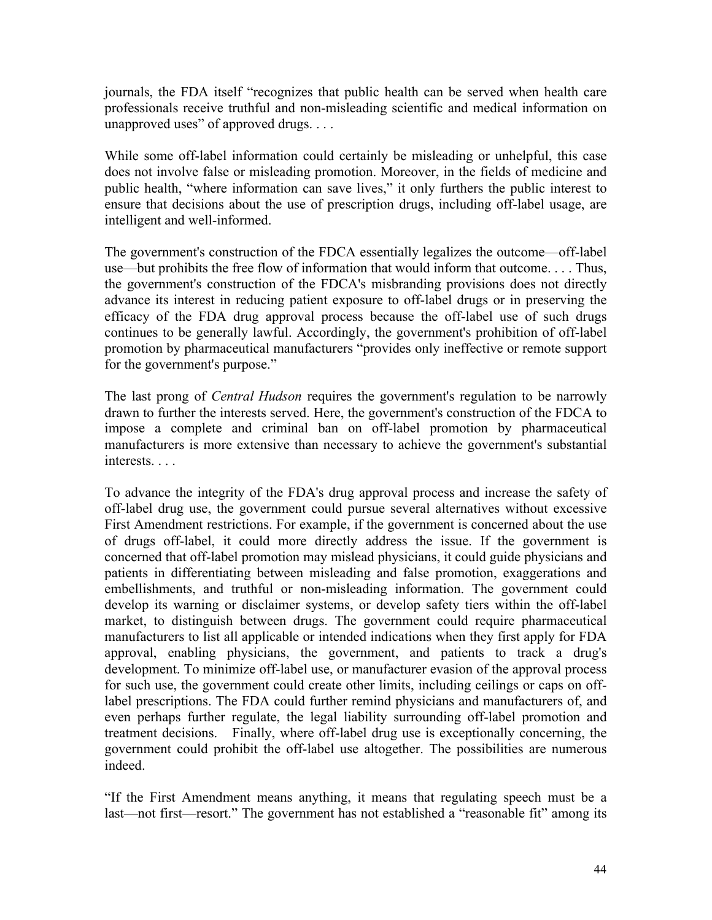journals, the FDA itself "recognizes that public health can be served when health care professionals receive truthful and non-misleading scientific and medical information on unapproved uses" of approved drugs. . . .

While some off-label information could certainly be misleading or unhelpful, this case does not involve false or misleading promotion. Moreover, in the fields of medicine and public health, "where information can save lives," it only furthers the public interest to ensure that decisions about the use of prescription drugs, including off-label usage, are intelligent and well-informed.

The government's construction of the FDCA essentially legalizes the outcome—off-label use—but prohibits the free flow of information that would inform that outcome. . . . Thus, the government's construction of the FDCA's misbranding provisions does not directly advance its interest in reducing patient exposure to off-label drugs or in preserving the efficacy of the FDA drug approval process because the off-label use of such drugs continues to be generally lawful. Accordingly, the government's prohibition of off-label promotion by pharmaceutical manufacturers "provides only ineffective or remote support for the government's purpose."

The last prong of *Central Hudson* requires the government's regulation to be narrowly drawn to further the interests served. Here, the government's construction of the FDCA to impose a complete and criminal ban on off-label promotion by pharmaceutical manufacturers is more extensive than necessary to achieve the government's substantial interests. . . .

To advance the integrity of the FDA's drug approval process and increase the safety of off-label drug use, the government could pursue several alternatives without excessive First Amendment restrictions. For example, if the government is concerned about the use of drugs off-label, it could more directly address the issue. If the government is concerned that off-label promotion may mislead physicians, it could guide physicians and patients in differentiating between misleading and false promotion, exaggerations and embellishments, and truthful or non-misleading information. The government could develop its warning or disclaimer systems, or develop safety tiers within the off-label market, to distinguish between drugs. The government could require pharmaceutical manufacturers to list all applicable or intended indications when they first apply for FDA approval, enabling physicians, the government, and patients to track a drug's development. To minimize off-label use, or manufacturer evasion of the approval process for such use, the government could create other limits, including ceilings or caps on off-label prescriptions. The FDA could further remind physicians and manufacturers of, and even perhaps further regulate, the legal liability surrounding off-label promotion and treatment decisions. Finally, where off-label drug use is exceptionally concerning, the government could prohibit the off-label use altogether. The possibilities are numerous indeed.

"If the First Amendment means anything, it means that regulating speech must be a last—not first—resort." The government has not established a "reasonable fit" among its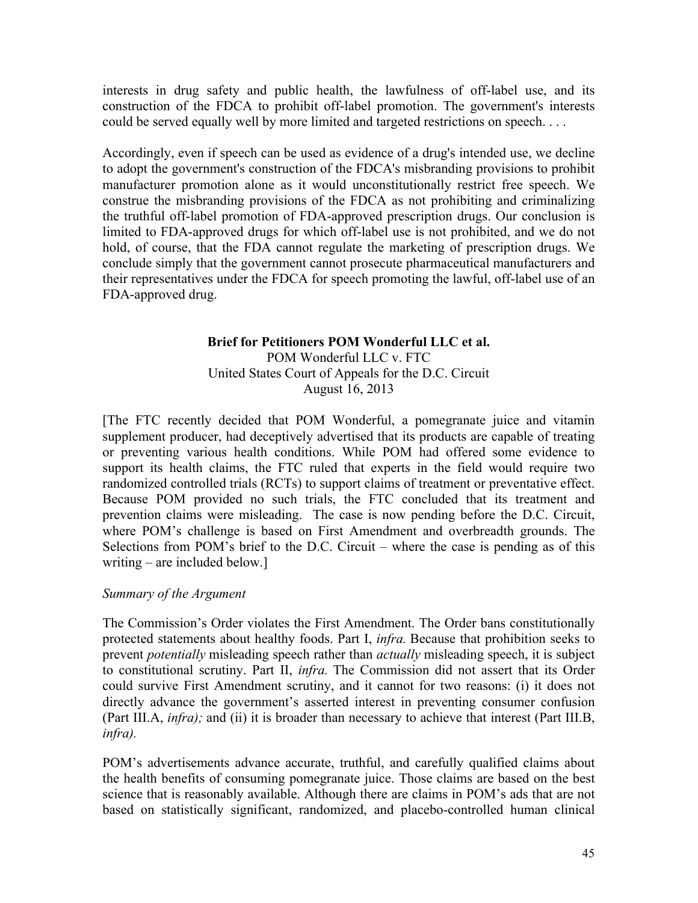interests in drug safety and public health, the lawfulness of off-label use, and its construction of the FDCA to prohibit off-label promotion. The government's interests could be served equally well by more limited and targeted restrictions on speech. . . .

Accordingly, even if speech can be used as evidence of a drug's intended use, we decline to adopt the government's construction of the FDCA's misbranding provisions to prohibit manufacturer promotion alone as it would unconstitutionally restrict free speech. We construe the misbranding provisions of the FDCA as not prohibiting and criminalizing the truthful off-label promotion of FDA-approved prescription drugs. Our conclusion is limited to FDA-approved drugs for which off-label use is not prohibited, and we do not hold, of course, that the FDA cannot regulate the marketing of prescription drugs. We conclude simply that the government cannot prosecute pharmaceutical manufacturers and their representatives under the FDCA for speech promoting the lawful, off-label use of an FDA-approved drug.

**Brief for Petitioners POM Wonderful LLC et al.**
POM Wonderful LLC v. FTC
United States Court of Appeals for the D.C. Circuit
August 16, 2013

[The FTC recently decided that POM Wonderful, a pomegranate juice and vitamin supplement producer, had deceptively advertised that its products are capable of treating or preventing various health conditions. While POM had offered some evidence to support its health claims, the FTC ruled that experts in the field would require two randomized controlled trials (RCTs) to support claims of treatment or preventative effect. Because POM provided no such trials, the FTC concluded that its treatment and prevention claims were misleading. The case is now pending before the D.C. Circuit, where POM's challenge is based on First Amendment and overbreadth grounds. The Selections from POM's brief to the D.C. Circuit – where the case is pending as of this writing – are included below.]

*Summary of the Argument*

The Commission's Order violates the First Amendment. The Order bans constitutionally protected statements about healthy foods. Part I, *infra.* Because that prohibition seeks to prevent *potentially* misleading speech rather than *actually* misleading speech, it is subject to constitutional scrutiny. Part II, *infra.* The Commission did not assert that its Order could survive First Amendment scrutiny, and it cannot for two reasons: (i) it does not directly advance the government's asserted interest in preventing consumer confusion (Part III.A, *infra);* and (ii) it is broader than necessary to achieve that interest (Part III.B, *infra).*

POM's advertisements advance accurate, truthful, and carefully qualified claims about the health benefits of consuming pomegranate juice. Those claims are based on the best science that is reasonably available. Although there are claims in POM's ads that are not based on statistically significant, randomized, and placebo-controlled human clinical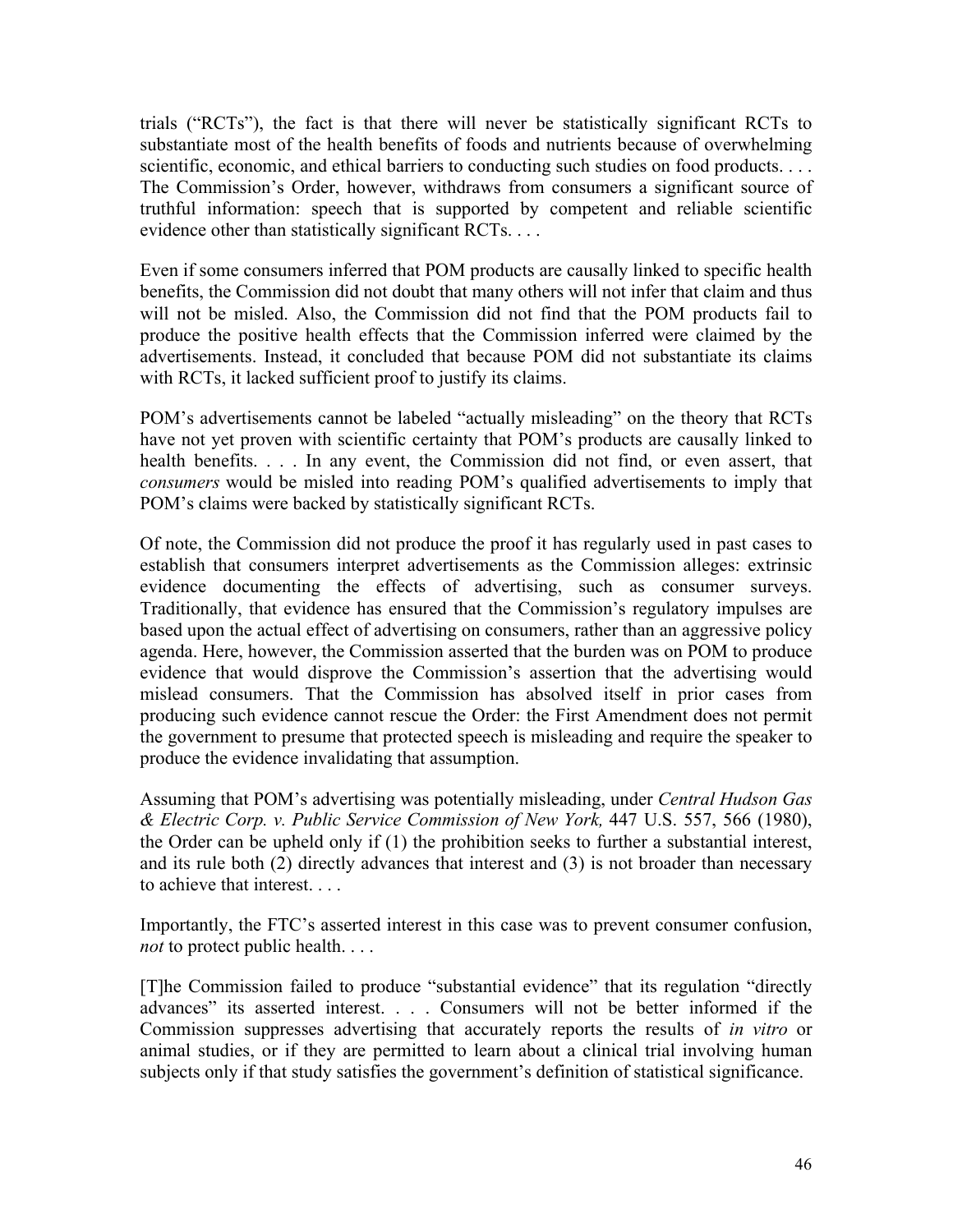trials ("RCTs"), the fact is that there will never be statistically significant RCTs to substantiate most of the health benefits of foods and nutrients because of overwhelming scientific, economic, and ethical barriers to conducting such studies on food products. . . . The Commission's Order, however, withdraws from consumers a significant source of truthful information: speech that is supported by competent and reliable scientific evidence other than statistically significant RCTs. . . .

Even if some consumers inferred that POM products are causally linked to specific health benefits, the Commission did not doubt that many others will not infer that claim and thus will not be misled. Also, the Commission did not find that the POM products fail to produce the positive health effects that the Commission inferred were claimed by the advertisements. Instead, it concluded that because POM did not substantiate its claims with RCTs, it lacked sufficient proof to justify its claims.

POM's advertisements cannot be labeled "actually misleading" on the theory that RCTs have not yet proven with scientific certainty that POM's products are causally linked to health benefits. . . . In any event, the Commission did not find, or even assert, that *consumers* would be misled into reading POM's qualified advertisements to imply that POM's claims were backed by statistically significant RCTs.

Of note, the Commission did not produce the proof it has regularly used in past cases to establish that consumers interpret advertisements as the Commission alleges: extrinsic evidence documenting the effects of advertising, such as consumer surveys. Traditionally, that evidence has ensured that the Commission's regulatory impulses are based upon the actual effect of advertising on consumers, rather than an aggressive policy agenda. Here, however, the Commission asserted that the burden was on POM to produce evidence that would disprove the Commission's assertion that the advertising would mislead consumers. That the Commission has absolved itself in prior cases from producing such evidence cannot rescue the Order: the First Amendment does not permit the government to presume that protected speech is misleading and require the speaker to produce the evidence invalidating that assumption.

Assuming that POM's advertising was potentially misleading, under *Central Hudson Gas & Electric Corp. v. Public Service Commission of New York,* 447 U.S. 557, 566 (1980), the Order can be upheld only if (1) the prohibition seeks to further a substantial interest, and its rule both (2) directly advances that interest and (3) is not broader than necessary to achieve that interest. . . .

Importantly, the FTC's asserted interest in this case was to prevent consumer confusion, *not* to protect public health. . . .

[T]he Commission failed to produce "substantial evidence" that its regulation "directly advances" its asserted interest. . . . Consumers will not be better informed if the Commission suppresses advertising that accurately reports the results of *in vitro* or animal studies, or if they are permitted to learn about a clinical trial involving human subjects only if that study satisfies the government's definition of statistical significance.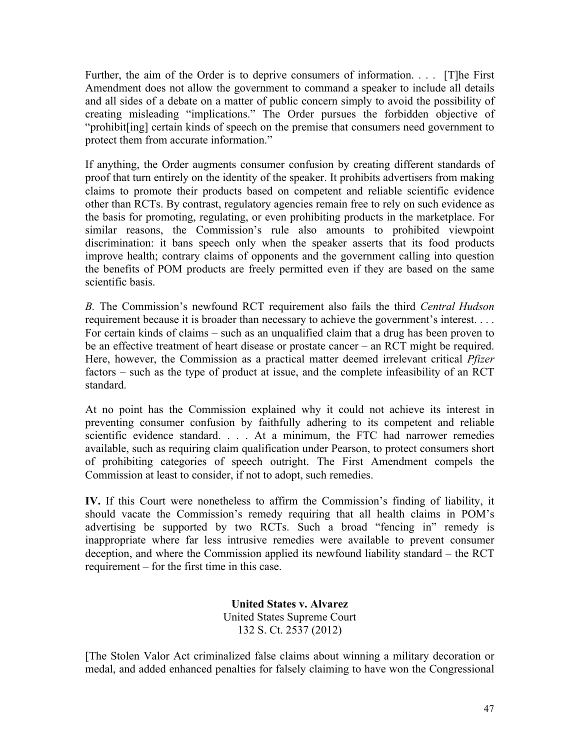Further, the aim of the Order is to deprive consumers of information. . . . [T]he First Amendment does not allow the government to command a speaker to include all details and all sides of a debate on a matter of public concern simply to avoid the possibility of creating misleading "implications." The Order pursues the forbidden objective of "prohibit[ing] certain kinds of speech on the premise that consumers need government to protect them from accurate information."

If anything, the Order augments consumer confusion by creating different standards of proof that turn entirely on the identity of the speaker. It prohibits advertisers from making claims to promote their products based on competent and reliable scientific evidence other than RCTs. By contrast, regulatory agencies remain free to rely on such evidence as the basis for promoting, regulating, or even prohibiting products in the marketplace. For similar reasons, the Commission's rule also amounts to prohibited viewpoint discrimination: it bans speech only when the speaker asserts that its food products improve health; contrary claims of opponents and the government calling into question the benefits of POM products are freely permitted even if they are based on the same scientific basis.

*B*. The Commission's newfound RCT requirement also fails the third *Central Hudson* requirement because it is broader than necessary to achieve the government's interest. . . . For certain kinds of claims – such as an unqualified claim that a drug has been proven to be an effective treatment of heart disease or prostate cancer – an RCT might be required. Here, however, the Commission as a practical matter deemed irrelevant critical *Pfizer* factors – such as the type of product at issue, and the complete infeasibility of an RCT standard.

At no point has the Commission explained why it could not achieve its interest in preventing consumer confusion by faithfully adhering to its competent and reliable scientific evidence standard. . . . At a minimum, the FTC had narrower remedies available, such as requiring claim qualification under Pearson, to protect consumers short of prohibiting categories of speech outright. The First Amendment compels the Commission at least to consider, if not to adopt, such remedies.

**IV.** If this Court were nonetheless to affirm the Commission's finding of liability, it should vacate the Commission's remedy requiring that all health claims in POM's advertising be supported by two RCTs. Such a broad "fencing in" remedy is inappropriate where far less intrusive remedies were available to prevent consumer deception, and where the Commission applied its newfound liability standard – the RCT requirement – for the first time in this case.

**United States v. Alvarez**
United States Supreme Court
132 S. Ct. 2537 (2012)

[The Stolen Valor Act criminalized false claims about winning a military decoration or medal, and added enhanced penalties for falsely claiming to have won the Congressional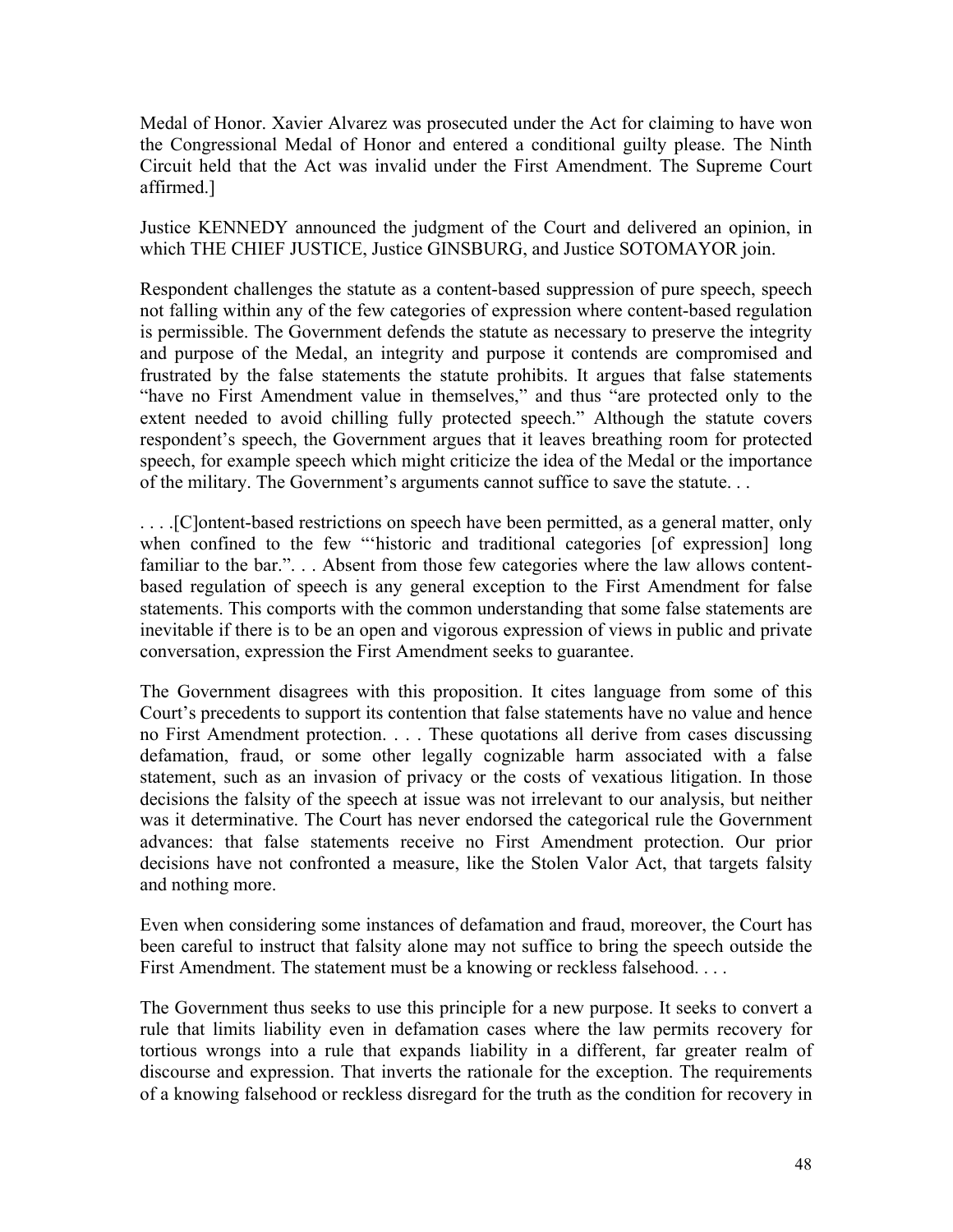Medal of Honor. Xavier Alvarez was prosecuted under the Act for claiming to have won the Congressional Medal of Honor and entered a conditional guilty please. The Ninth Circuit held that the Act was invalid under the First Amendment. The Supreme Court affirmed.]

Justice KENNEDY announced the judgment of the Court and delivered an opinion, in which THE CHIEF JUSTICE, Justice GINSBURG, and Justice SOTOMAYOR join.

Respondent challenges the statute as a content-based suppression of pure speech, speech not falling within any of the few categories of expression where content-based regulation is permissible. The Government defends the statute as necessary to preserve the integrity and purpose of the Medal, an integrity and purpose it contends are compromised and frustrated by the false statements the statute prohibits. It argues that false statements "have no First Amendment value in themselves," and thus "are protected only to the extent needed to avoid chilling fully protected speech." Although the statute covers respondent's speech, the Government argues that it leaves breathing room for protected speech, for example speech which might criticize the idea of the Medal or the importance of the military. The Government's arguments cannot suffice to save the statute. . .

. . . .[C]ontent-based restrictions on speech have been permitted, as a general matter, only when confined to the few "'historic and traditional categories [of expression] long familiar to the bar.". . . Absent from those few categories where the law allows content-based regulation of speech is any general exception to the First Amendment for false statements. This comports with the common understanding that some false statements are inevitable if there is to be an open and vigorous expression of views in public and private conversation, expression the First Amendment seeks to guarantee.

The Government disagrees with this proposition. It cites language from some of this Court's precedents to support its contention that false statements have no value and hence no First Amendment protection. . . . These quotations all derive from cases discussing defamation, fraud, or some other legally cognizable harm associated with a false statement, such as an invasion of privacy or the costs of vexatious litigation. In those decisions the falsity of the speech at issue was not irrelevant to our analysis, but neither was it determinative. The Court has never endorsed the categorical rule the Government advances: that false statements receive no First Amendment protection. Our prior decisions have not confronted a measure, like the Stolen Valor Act, that targets falsity and nothing more.

Even when considering some instances of defamation and fraud, moreover, the Court has been careful to instruct that falsity alone may not suffice to bring the speech outside the First Amendment. The statement must be a knowing or reckless falsehood. . . .

The Government thus seeks to use this principle for a new purpose. It seeks to convert a rule that limits liability even in defamation cases where the law permits recovery for tortious wrongs into a rule that expands liability in a different, far greater realm of discourse and expression. That inverts the rationale for the exception. The requirements of a knowing falsehood or reckless disregard for the truth as the condition for recovery in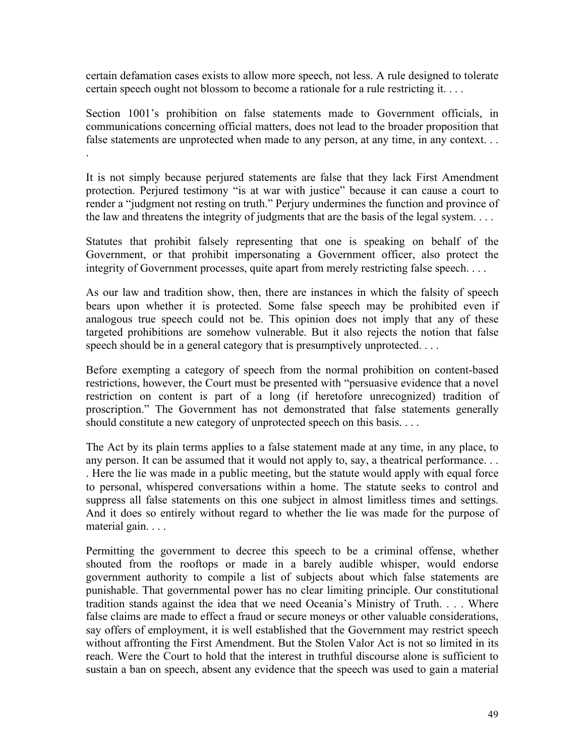certain defamation cases exists to allow more speech, not less. A rule designed to tolerate certain speech ought not blossom to become a rationale for a rule restricting it. . . .

Section 1001's prohibition on false statements made to Government officials, in communications concerning official matters, does not lead to the broader proposition that false statements are unprotected when made to any person, at any time, in any context. . . .

It is not simply because perjured statements are false that they lack First Amendment protection. Perjured testimony "is at war with justice" because it can cause a court to render a "judgment not resting on truth." Perjury undermines the function and province of the law and threatens the integrity of judgments that are the basis of the legal system. . . .

Statutes that prohibit falsely representing that one is speaking on behalf of the Government, or that prohibit impersonating a Government officer, also protect the integrity of Government processes, quite apart from merely restricting false speech. . . .

As our law and tradition show, then, there are instances in which the falsity of speech bears upon whether it is protected. Some false speech may be prohibited even if analogous true speech could not be. This opinion does not imply that any of these targeted prohibitions are somehow vulnerable. But it also rejects the notion that false speech should be in a general category that is presumptively unprotected. . . .

Before exempting a category of speech from the normal prohibition on content-based restrictions, however, the Court must be presented with "persuasive evidence that a novel restriction on content is part of a long (if heretofore unrecognized) tradition of proscription." The Government has not demonstrated that false statements generally should constitute a new category of unprotected speech on this basis. . . .

The Act by its plain terms applies to a false statement made at any time, in any place, to any person. It can be assumed that it would not apply to, say, a theatrical performance. . . . Here the lie was made in a public meeting, but the statute would apply with equal force to personal, whispered conversations within a home. The statute seeks to control and suppress all false statements on this one subject in almost limitless times and settings. And it does so entirely without regard to whether the lie was made for the purpose of material gain. . . .

Permitting the government to decree this speech to be a criminal offense, whether shouted from the rooftops or made in a barely audible whisper, would endorse government authority to compile a list of subjects about which false statements are punishable. That governmental power has no clear limiting principle. Our constitutional tradition stands against the idea that we need Oceania's Ministry of Truth. . . . Where false claims are made to effect a fraud or secure moneys or other valuable considerations, say offers of employment, it is well established that the Government may restrict speech without affronting the First Amendment. But the Stolen Valor Act is not so limited in its reach. Were the Court to hold that the interest in truthful discourse alone is sufficient to sustain a ban on speech, absent any evidence that the speech was used to gain a material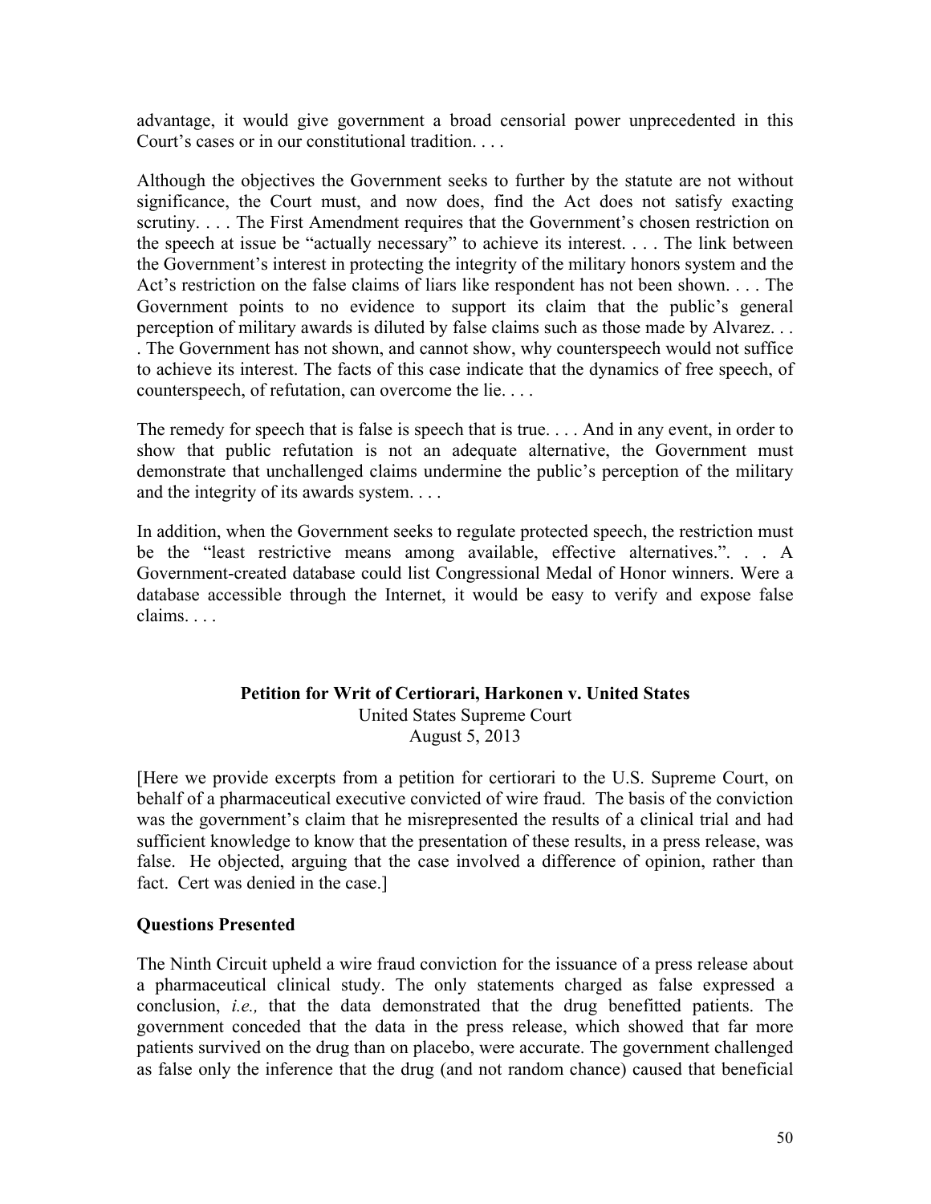advantage, it would give government a broad censorial power unprecedented in this Court's cases or in our constitutional tradition. . . .

Although the objectives the Government seeks to further by the statute are not without significance, the Court must, and now does, find the Act does not satisfy exacting scrutiny. . . . The First Amendment requires that the Government's chosen restriction on the speech at issue be "actually necessary" to achieve its interest. . . . The link between the Government's interest in protecting the integrity of the military honors system and the Act's restriction on the false claims of liars like respondent has not been shown. . . . The Government points to no evidence to support its claim that the public's general perception of military awards is diluted by false claims such as those made by Alvarez. . . . The Government has not shown, and cannot show, why counterspeech would not suffice to achieve its interest. The facts of this case indicate that the dynamics of free speech, of counterspeech, of refutation, can overcome the lie. . . .

The remedy for speech that is false is speech that is true. . . . And in any event, in order to show that public refutation is not an adequate alternative, the Government must demonstrate that unchallenged claims undermine the public's perception of the military and the integrity of its awards system. . . .

In addition, when the Government seeks to regulate protected speech, the restriction must be the "least restrictive means among available, effective alternatives.". . . A Government-created database could list Congressional Medal of Honor winners. Were a database accessible through the Internet, it would be easy to verify and expose false claims. . . .

**Petition for Writ of Certiorari, Harkonen v. United States**
United States Supreme Court
August 5, 2013

[Here we provide excerpts from a petition for certiorari to the U.S. Supreme Court, on behalf of a pharmaceutical executive convicted of wire fraud. The basis of the conviction was the government's claim that he misrepresented the results of a clinical trial and had sufficient knowledge to know that the presentation of these results, in a press release, was false. He objected, arguing that the case involved a difference of opinion, rather than fact. Cert was denied in the case.]

**Questions Presented**

The Ninth Circuit upheld a wire fraud conviction for the issuance of a press release about a pharmaceutical clinical study. The only statements charged as false expressed a conclusion, *i.e.,* that the data demonstrated that the drug benefitted patients. The government conceded that the data in the press release, which showed that far more patients survived on the drug than on placebo, were accurate. The government challenged as false only the inference that the drug (and not random chance) caused that beneficial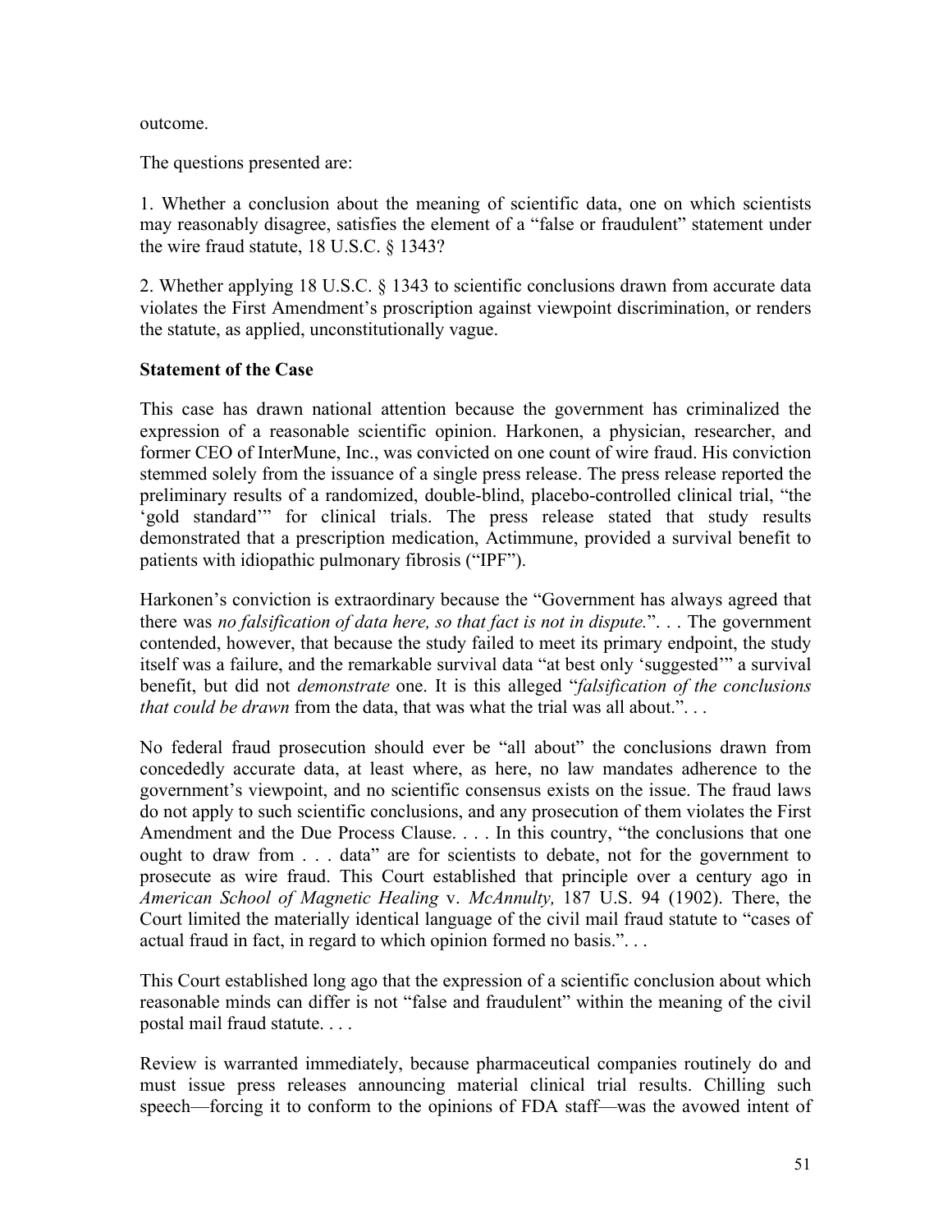outcome.

The questions presented are:

1. Whether a conclusion about the meaning of scientific data, one on which scientists may reasonably disagree, satisfies the element of a "false or fraudulent" statement under the wire fraud statute, 18 U.S.C. § 1343?

2. Whether applying 18 U.S.C. § 1343 to scientific conclusions drawn from accurate data violates the First Amendment's proscription against viewpoint discrimination, or renders the statute, as applied, unconstitutionally vague.

**Statement of the Case**

This case has drawn national attention because the government has criminalized the expression of a reasonable scientific opinion. Harkonen, a physician, researcher, and former CEO of InterMune, Inc., was convicted on one count of wire fraud. His conviction stemmed solely from the issuance of a single press release. The press release reported the preliminary results of a randomized, double-blind, placebo-controlled clinical trial, "the 'gold standard'" for clinical trials. The press release stated that study results demonstrated that a prescription medication, Actimmune, provided a survival benefit to patients with idiopathic pulmonary fibrosis ("IPF").

Harkonen's conviction is extraordinary because the "Government has always agreed that there was *no falsification of data here, so that fact is not in dispute.*". . . The government contended, however, that because the study failed to meet its primary endpoint, the study itself was a failure, and the remarkable survival data "at best only 'suggested'" a survival benefit, but did not *demonstrate* one. It is this alleged "*falsification of the conclusions that could be drawn* from the data, that was what the trial was all about.". . .

No federal fraud prosecution should ever be "all about" the conclusions drawn from concededly accurate data, at least where, as here, no law mandates adherence to the government's viewpoint, and no scientific consensus exists on the issue. The fraud laws do not apply to such scientific conclusions, and any prosecution of them violates the First Amendment and the Due Process Clause. . . . In this country, "the conclusions that one ought to draw from . . . data" are for scientists to debate, not for the government to prosecute as wire fraud. This Court established that principle over a century ago in *American School of Magnetic Healing* v. *McAnnulty,* 187 U.S. 94 (1902). There, the Court limited the materially identical language of the civil mail fraud statute to "cases of actual fraud in fact, in regard to which opinion formed no basis.". . .

This Court established long ago that the expression of a scientific conclusion about which reasonable minds can differ is not "false and fraudulent" within the meaning of the civil postal mail fraud statute. . . .

Review is warranted immediately, because pharmaceutical companies routinely do and must issue press releases announcing material clinical trial results. Chilling such speech—forcing it to conform to the opinions of FDA staff—was the avowed intent of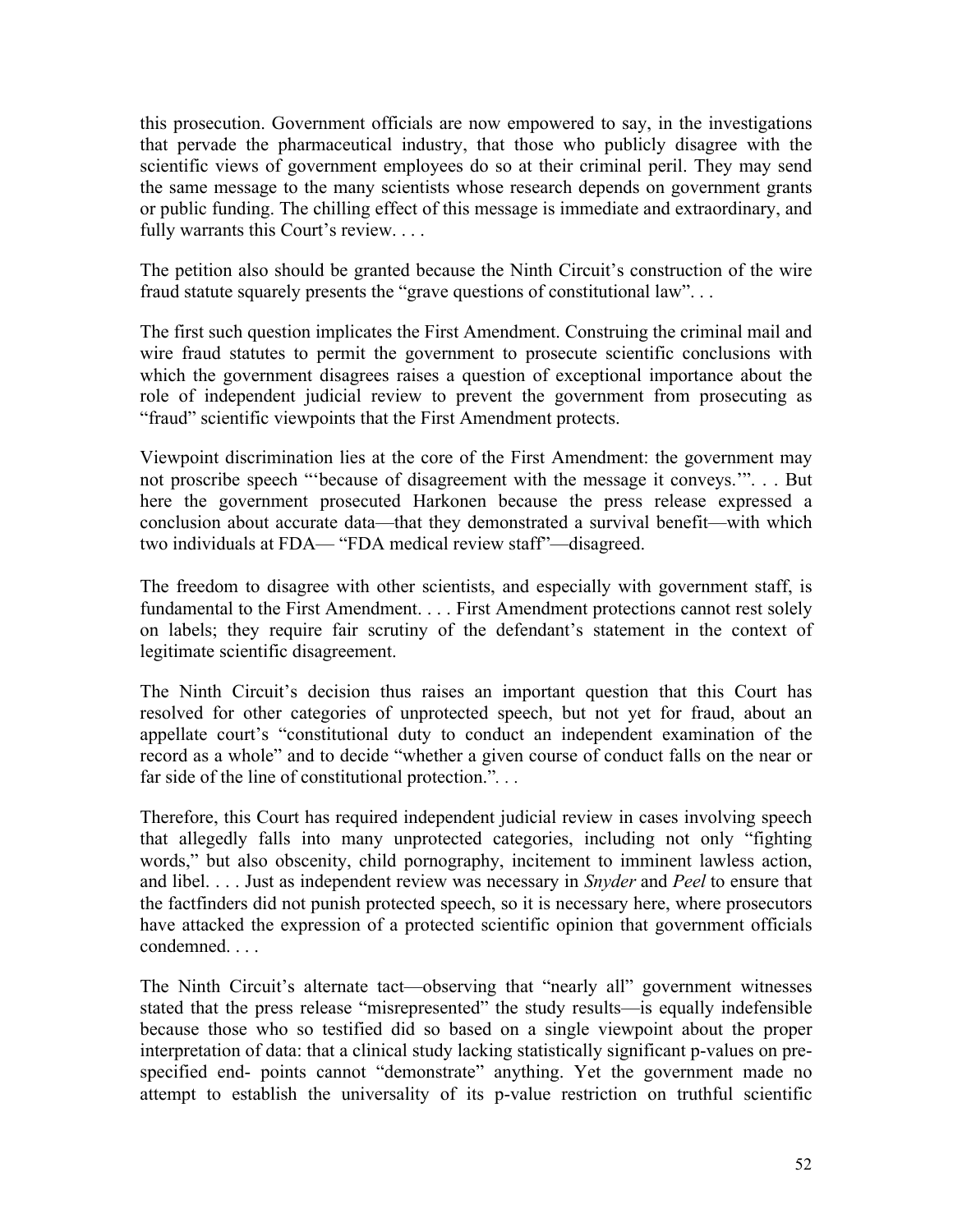this prosecution. Government officials are now empowered to say, in the investigations that pervade the pharmaceutical industry, that those who publicly disagree with the scientific views of government employees do so at their criminal peril. They may send the same message to the many scientists whose research depends on government grants or public funding. The chilling effect of this message is immediate and extraordinary, and fully warrants this Court's review. . . .

The petition also should be granted because the Ninth Circuit's construction of the wire fraud statute squarely presents the "grave questions of constitutional law". . .

The first such question implicates the First Amendment. Construing the criminal mail and wire fraud statutes to permit the government to prosecute scientific conclusions with which the government disagrees raises a question of exceptional importance about the role of independent judicial review to prevent the government from prosecuting as "fraud" scientific viewpoints that the First Amendment protects.

Viewpoint discrimination lies at the core of the First Amendment: the government may not proscribe speech "'because of disagreement with the message it conveys.'". . . But here the government prosecuted Harkonen because the press release expressed a conclusion about accurate data—that they demonstrated a survival benefit—with which two individuals at FDA— "FDA medical review staff"—disagreed.

The freedom to disagree with other scientists, and especially with government staff, is fundamental to the First Amendment. . . . First Amendment protections cannot rest solely on labels; they require fair scrutiny of the defendant's statement in the context of legitimate scientific disagreement.

The Ninth Circuit's decision thus raises an important question that this Court has resolved for other categories of unprotected speech, but not yet for fraud, about an appellate court's "constitutional duty to conduct an independent examination of the record as a whole" and to decide "whether a given course of conduct falls on the near or far side of the line of constitutional protection.". . .

Therefore, this Court has required independent judicial review in cases involving speech that allegedly falls into many unprotected categories, including not only "fighting words," but also obscenity, child pornography, incitement to imminent lawless action, and libel. . . . Just as independent review was necessary in *Snyder* and *Peel* to ensure that the factfinders did not punish protected speech, so it is necessary here, where prosecutors have attacked the expression of a protected scientific opinion that government officials condemned. . . .

The Ninth Circuit's alternate tact—observing that "nearly all" government witnesses stated that the press release "misrepresented" the study results—is equally indefensible because those who so testified did so based on a single viewpoint about the proper interpretation of data: that a clinical study lacking statistically significant p-values on pre-specified end- points cannot "demonstrate" anything. Yet the government made no attempt to establish the universality of its p-value restriction on truthful scientific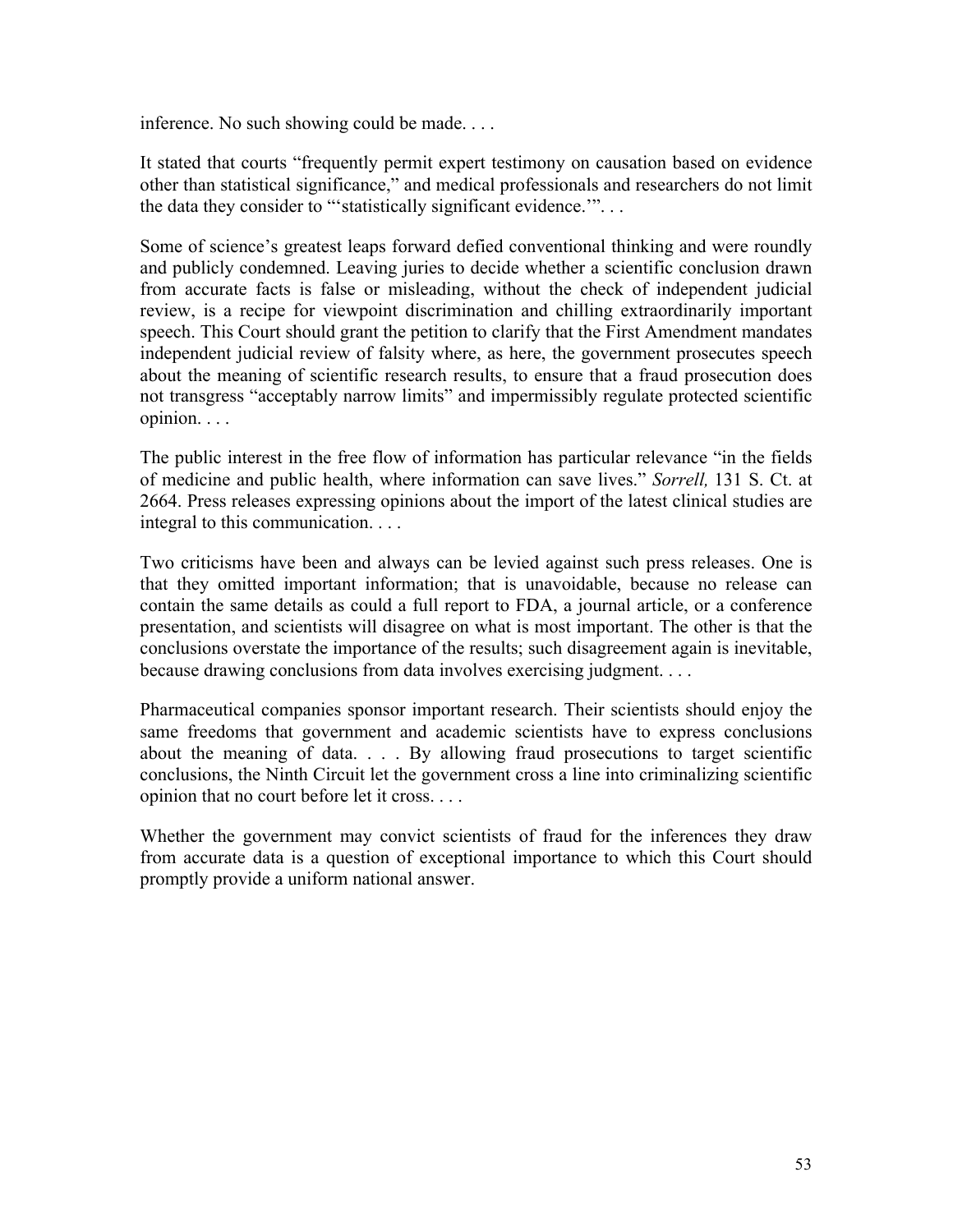inference. No such showing could be made. . . .

It stated that courts "frequently permit expert testimony on causation based on evidence other than statistical significance," and medical professionals and researchers do not limit the data they consider to "'statistically significant evidence.'". . .

Some of science's greatest leaps forward defied conventional thinking and were roundly and publicly condemned. Leaving juries to decide whether a scientific conclusion drawn from accurate facts is false or misleading, without the check of independent judicial review, is a recipe for viewpoint discrimination and chilling extraordinarily important speech. This Court should grant the petition to clarify that the First Amendment mandates independent judicial review of falsity where, as here, the government prosecutes speech about the meaning of scientific research results, to ensure that a fraud prosecution does not transgress "acceptably narrow limits" and impermissibly regulate protected scientific opinion. . . .

The public interest in the free flow of information has particular relevance "in the fields of medicine and public health, where information can save lives." *Sorrell,* 131 S. Ct. at 2664. Press releases expressing opinions about the import of the latest clinical studies are integral to this communication. . . .

Two criticisms have been and always can be levied against such press releases. One is that they omitted important information; that is unavoidable, because no release can contain the same details as could a full report to FDA, a journal article, or a conference presentation, and scientists will disagree on what is most important. The other is that the conclusions overstate the importance of the results; such disagreement again is inevitable, because drawing conclusions from data involves exercising judgment. . . .

Pharmaceutical companies sponsor important research. Their scientists should enjoy the same freedoms that government and academic scientists have to express conclusions about the meaning of data. . . . By allowing fraud prosecutions to target scientific conclusions, the Ninth Circuit let the government cross a line into criminalizing scientific opinion that no court before let it cross. . . .

Whether the government may convict scientists of fraud for the inferences they draw from accurate data is a question of exceptional importance to which this Court should promptly provide a uniform national answer.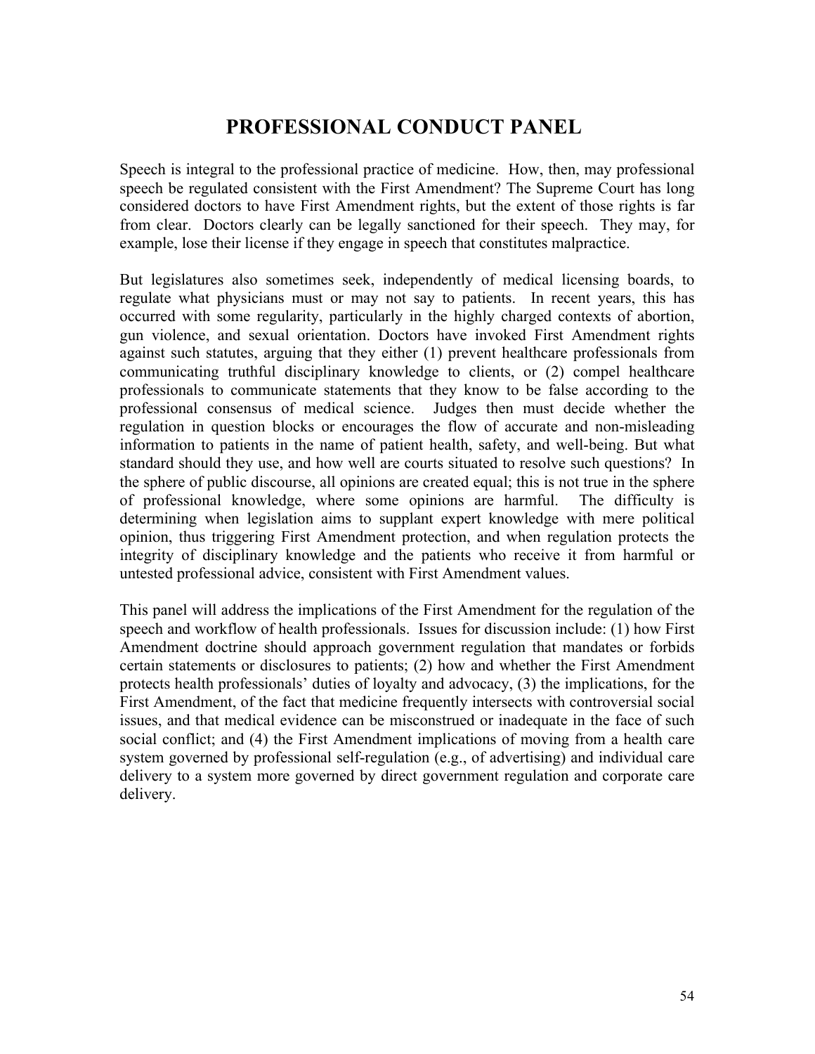# PROFESSIONAL CONDUCT PANEL

Speech is integral to the professional practice of medicine. How, then, may professional speech be regulated consistent with the First Amendment? The Supreme Court has long considered doctors to have First Amendment rights, but the extent of those rights is far from clear. Doctors clearly can be legally sanctioned for their speech. They may, for example, lose their license if they engage in speech that constitutes malpractice.

But legislatures also sometimes seek, independently of medical licensing boards, to regulate what physicians must or may not say to patients. In recent years, this has occurred with some regularity, particularly in the highly charged contexts of abortion, gun violence, and sexual orientation. Doctors have invoked First Amendment rights against such statutes, arguing that they either (1) prevent healthcare professionals from communicating truthful disciplinary knowledge to clients, or (2) compel healthcare professionals to communicate statements that they know to be false according to the professional consensus of medical science. Judges then must decide whether the regulation in question blocks or encourages the flow of accurate and non-misleading information to patients in the name of patient health, safety, and well-being. But what standard should they use, and how well are courts situated to resolve such questions? In the sphere of public discourse, all opinions are created equal; this is not true in the sphere of professional knowledge, where some opinions are harmful. The difficulty is determining when legislation aims to supplant expert knowledge with mere political opinion, thus triggering First Amendment protection, and when regulation protects the integrity of disciplinary knowledge and the patients who receive it from harmful or untested professional advice, consistent with First Amendment values.

This panel will address the implications of the First Amendment for the regulation of the speech and workflow of health professionals. Issues for discussion include: (1) how First Amendment doctrine should approach government regulation that mandates or forbids certain statements or disclosures to patients; (2) how and whether the First Amendment protects health professionals' duties of loyalty and advocacy, (3) the implications, for the First Amendment, of the fact that medicine frequently intersects with controversial social issues, and that medical evidence can be misconstrued or inadequate in the face of such social conflict; and (4) the First Amendment implications of moving from a health care system governed by professional self-regulation (e.g., of advertising) and individual care delivery to a system more governed by direct government regulation and corporate care delivery.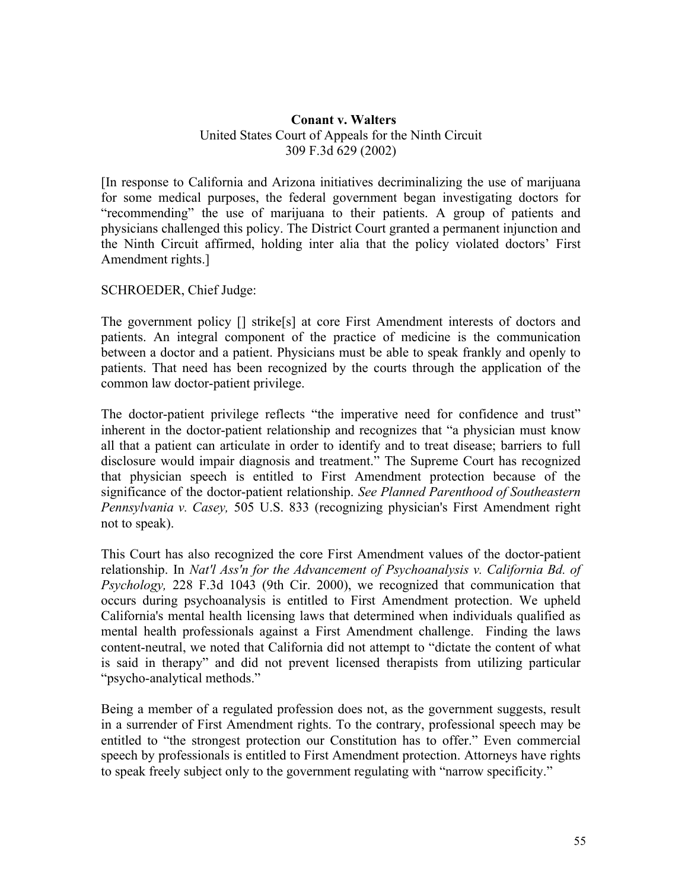**Conant v. Walters**
United States Court of Appeals for the Ninth Circuit
309 F.3d 629 (2002)

[In response to California and Arizona initiatives decriminalizing the use of marijuana for some medical purposes, the federal government began investigating doctors for "recommending" the use of marijuana to their patients. A group of patients and physicians challenged this policy. The District Court granted a permanent injunction and the Ninth Circuit affirmed, holding inter alia that the policy violated doctors' First Amendment rights.]

SCHROEDER, Chief Judge:

The government policy [] strike[s] at core First Amendment interests of doctors and patients. An integral component of the practice of medicine is the communication between a doctor and a patient. Physicians must be able to speak frankly and openly to patients. That need has been recognized by the courts through the application of the common law doctor-patient privilege.

The doctor-patient privilege reflects "the imperative need for confidence and trust" inherent in the doctor-patient relationship and recognizes that "a physician must know all that a patient can articulate in order to identify and to treat disease; barriers to full disclosure would impair diagnosis and treatment." The Supreme Court has recognized that physician speech is entitled to First Amendment protection because of the significance of the doctor-patient relationship. *See Planned Parenthood of Southeastern Pennsylvania v. Casey,* 505 U.S. 833 (recognizing physician's First Amendment right not to speak).

This Court has also recognized the core First Amendment values of the doctor-patient relationship. In *Nat'l Ass'n for the Advancement of Psychoanalysis v. California Bd. of Psychology,* 228 F.3d 1043 (9th Cir. 2000), we recognized that communication that occurs during psychoanalysis is entitled to First Amendment protection. We upheld California's mental health licensing laws that determined when individuals qualified as mental health professionals against a First Amendment challenge. Finding the laws content-neutral, we noted that California did not attempt to "dictate the content of what is said in therapy" and did not prevent licensed therapists from utilizing particular "psycho-analytical methods."

Being a member of a regulated profession does not, as the government suggests, result in a surrender of First Amendment rights. To the contrary, professional speech may be entitled to "the strongest protection our Constitution has to offer." Even commercial speech by professionals is entitled to First Amendment protection. Attorneys have rights to speak freely subject only to the government regulating with "narrow specificity."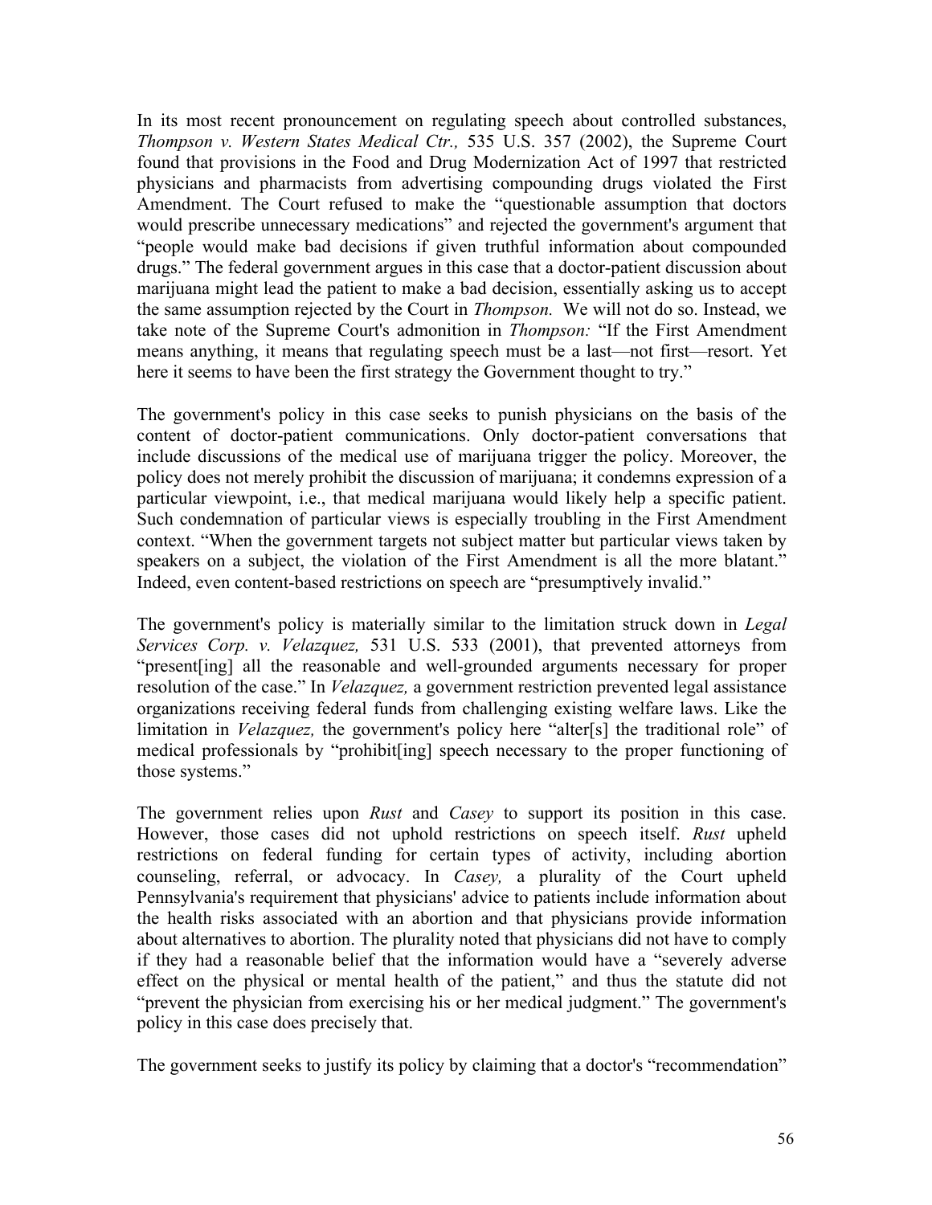In its most recent pronouncement on regulating speech about controlled substances, *Thompson v. Western States Medical Ctr.,* 535 U.S. 357 (2002), the Supreme Court found that provisions in the Food and Drug Modernization Act of 1997 that restricted physicians and pharmacists from advertising compounding drugs violated the First Amendment. The Court refused to make the "questionable assumption that doctors would prescribe unnecessary medications" and rejected the government's argument that "people would make bad decisions if given truthful information about compounded drugs." The federal government argues in this case that a doctor-patient discussion about marijuana might lead the patient to make a bad decision, essentially asking us to accept the same assumption rejected by the Court in *Thompson.* We will not do so. Instead, we take note of the Supreme Court's admonition in *Thompson:* "If the First Amendment means anything, it means that regulating speech must be a last—not first—resort. Yet here it seems to have been the first strategy the Government thought to try."

The government's policy in this case seeks to punish physicians on the basis of the content of doctor-patient communications. Only doctor-patient conversations that include discussions of the medical use of marijuana trigger the policy. Moreover, the policy does not merely prohibit the discussion of marijuana; it condemns expression of a particular viewpoint, i.e., that medical marijuana would likely help a specific patient. Such condemnation of particular views is especially troubling in the First Amendment context. "When the government targets not subject matter but particular views taken by speakers on a subject, the violation of the First Amendment is all the more blatant." Indeed, even content-based restrictions on speech are "presumptively invalid."

The government's policy is materially similar to the limitation struck down in *Legal Services Corp. v. Velazquez,* 531 U.S. 533 (2001), that prevented attorneys from "present[ing] all the reasonable and well-grounded arguments necessary for proper resolution of the case." In *Velazquez,* a government restriction prevented legal assistance organizations receiving federal funds from challenging existing welfare laws. Like the limitation in *Velazquez,* the government's policy here "alter[s] the traditional role" of medical professionals by "prohibit[ing] speech necessary to the proper functioning of those systems."

The government relies upon *Rust* and *Casey* to support its position in this case. However, those cases did not uphold restrictions on speech itself. *Rust* upheld restrictions on federal funding for certain types of activity, including abortion counseling, referral, or advocacy. In *Casey,* a plurality of the Court upheld Pennsylvania's requirement that physicians' advice to patients include information about the health risks associated with an abortion and that physicians provide information about alternatives to abortion. The plurality noted that physicians did not have to comply if they had a reasonable belief that the information would have a "severely adverse effect on the physical or mental health of the patient," and thus the statute did not "prevent the physician from exercising his or her medical judgment." The government's policy in this case does precisely that.

The government seeks to justify its policy by claiming that a doctor's "recommendation"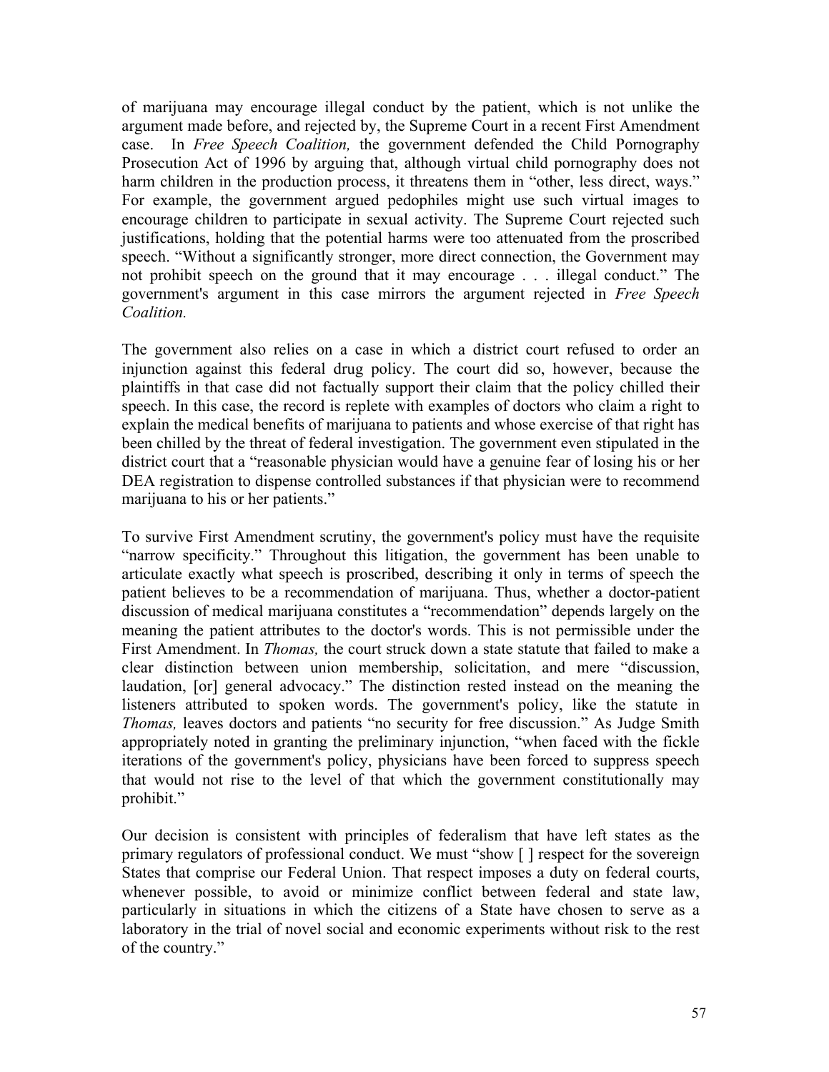of marijuana may encourage illegal conduct by the patient, which is not unlike the argument made before, and rejected by, the Supreme Court in a recent First Amendment case. In *Free Speech Coalition,* the government defended the Child Pornography Prosecution Act of 1996 by arguing that, although virtual child pornography does not harm children in the production process, it threatens them in "other, less direct, ways." For example, the government argued pedophiles might use such virtual images to encourage children to participate in sexual activity. The Supreme Court rejected such justifications, holding that the potential harms were too attenuated from the proscribed speech. "Without a significantly stronger, more direct connection, the Government may not prohibit speech on the ground that it may encourage . . . illegal conduct." The government's argument in this case mirrors the argument rejected in *Free Speech Coalition.*

The government also relies on a case in which a district court refused to order an injunction against this federal drug policy. The court did so, however, because the plaintiffs in that case did not factually support their claim that the policy chilled their speech. In this case, the record is replete with examples of doctors who claim a right to explain the medical benefits of marijuana to patients and whose exercise of that right has been chilled by the threat of federal investigation. The government even stipulated in the district court that a "reasonable physician would have a genuine fear of losing his or her DEA registration to dispense controlled substances if that physician were to recommend marijuana to his or her patients."

To survive First Amendment scrutiny, the government's policy must have the requisite "narrow specificity." Throughout this litigation, the government has been unable to articulate exactly what speech is proscribed, describing it only in terms of speech the patient believes to be a recommendation of marijuana. Thus, whether a doctor-patient discussion of medical marijuana constitutes a "recommendation" depends largely on the meaning the patient attributes to the doctor's words. This is not permissible under the First Amendment. In *Thomas,* the court struck down a state statute that failed to make a clear distinction between union membership, solicitation, and mere "discussion, laudation, [or] general advocacy." The distinction rested instead on the meaning the listeners attributed to spoken words. The government's policy, like the statute in *Thomas,* leaves doctors and patients "no security for free discussion." As Judge Smith appropriately noted in granting the preliminary injunction, "when faced with the fickle iterations of the government's policy, physicians have been forced to suppress speech that would not rise to the level of that which the government constitutionally may prohibit."

Our decision is consistent with principles of federalism that have left states as the primary regulators of professional conduct. We must "show [ ] respect for the sovereign States that comprise our Federal Union. That respect imposes a duty on federal courts, whenever possible, to avoid or minimize conflict between federal and state law, particularly in situations in which the citizens of a State have chosen to serve as a laboratory in the trial of novel social and economic experiments without risk to the rest of the country."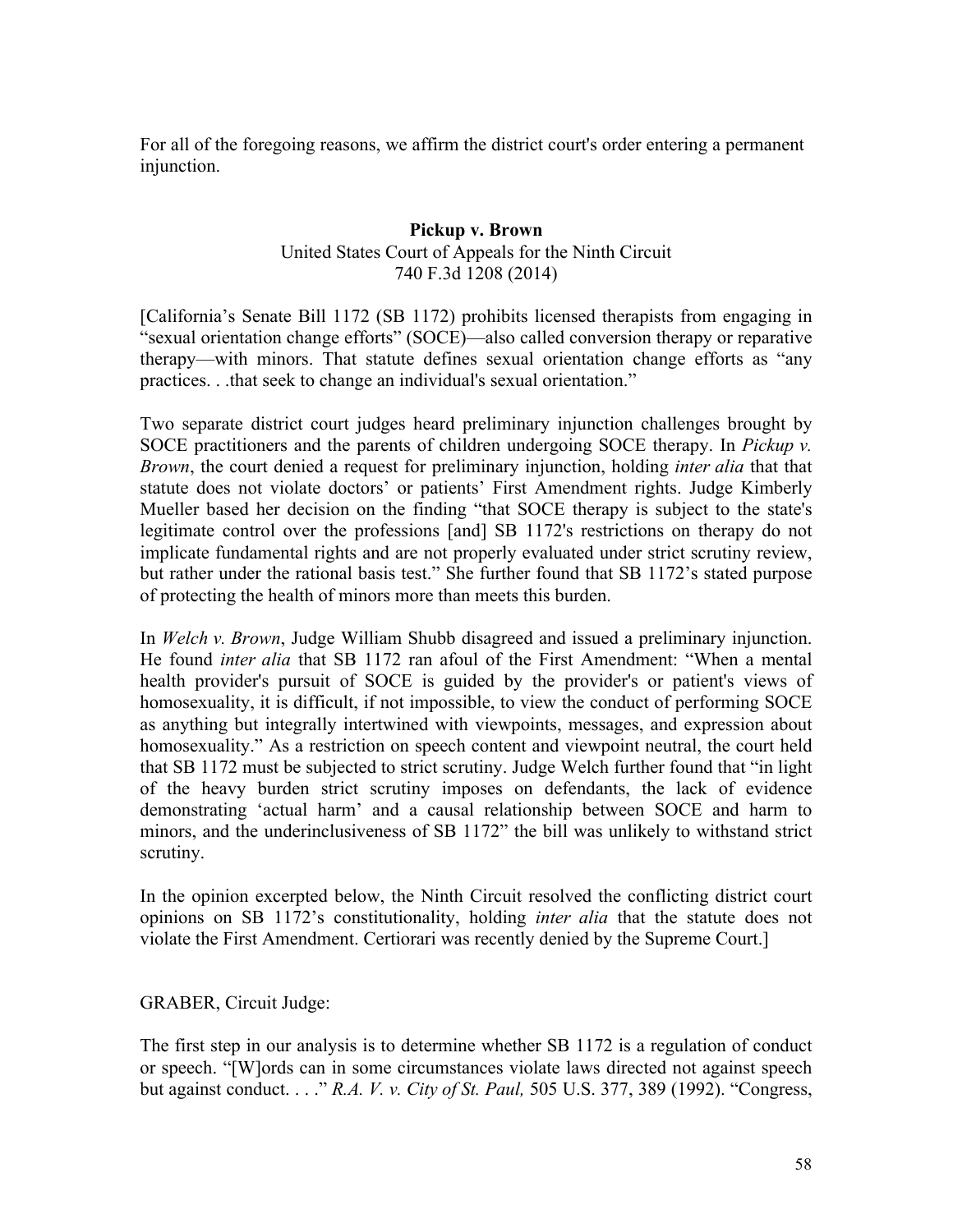For all of the foregoing reasons, we affirm the district court's order entering a permanent injunction.

**Pickup v. Brown**
United States Court of Appeals for the Ninth Circuit
740 F.3d 1208 (2014)

[California's Senate Bill 1172 (SB 1172) prohibits licensed therapists from engaging in "sexual orientation change efforts" (SOCE)—also called conversion therapy or reparative therapy—with minors. That statute defines sexual orientation change efforts as "any practices. . .that seek to change an individual's sexual orientation."

Two separate district court judges heard preliminary injunction challenges brought by SOCE practitioners and the parents of children undergoing SOCE therapy. In *Pickup v. Brown*, the court denied a request for preliminary injunction, holding *inter alia* that that statute does not violate doctors' or patients' First Amendment rights. Judge Kimberly Mueller based her decision on the finding "that SOCE therapy is subject to the state's legitimate control over the professions [and] SB 1172's restrictions on therapy do not implicate fundamental rights and are not properly evaluated under strict scrutiny review, but rather under the rational basis test." She further found that SB 1172's stated purpose of protecting the health of minors more than meets this burden.

In *Welch v. Brown*, Judge William Shubb disagreed and issued a preliminary injunction. He found *inter alia* that SB 1172 ran afoul of the First Amendment: "When a mental health provider's pursuit of SOCE is guided by the provider's or patient's views of homosexuality, it is difficult, if not impossible, to view the conduct of performing SOCE as anything but integrally intertwined with viewpoints, messages, and expression about homosexuality." As a restriction on speech content and viewpoint neutral, the court held that SB 1172 must be subjected to strict scrutiny. Judge Welch further found that "in light of the heavy burden strict scrutiny imposes on defendants, the lack of evidence demonstrating 'actual harm' and a causal relationship between SOCE and harm to minors, and the underinclusiveness of SB 1172" the bill was unlikely to withstand strict scrutiny.

In the opinion excerpted below, the Ninth Circuit resolved the conflicting district court opinions on SB 1172's constitutionality, holding *inter alia* that the statute does not violate the First Amendment. Certiorari was recently denied by the Supreme Court.]

GRABER, Circuit Judge:

The first step in our analysis is to determine whether SB 1172 is a regulation of conduct or speech. "[W]ords can in some circumstances violate laws directed not against speech but against conduct. . . ." *R.A. V. v. City of St. Paul,* 505 U.S. 377, 389 (1992). "Congress,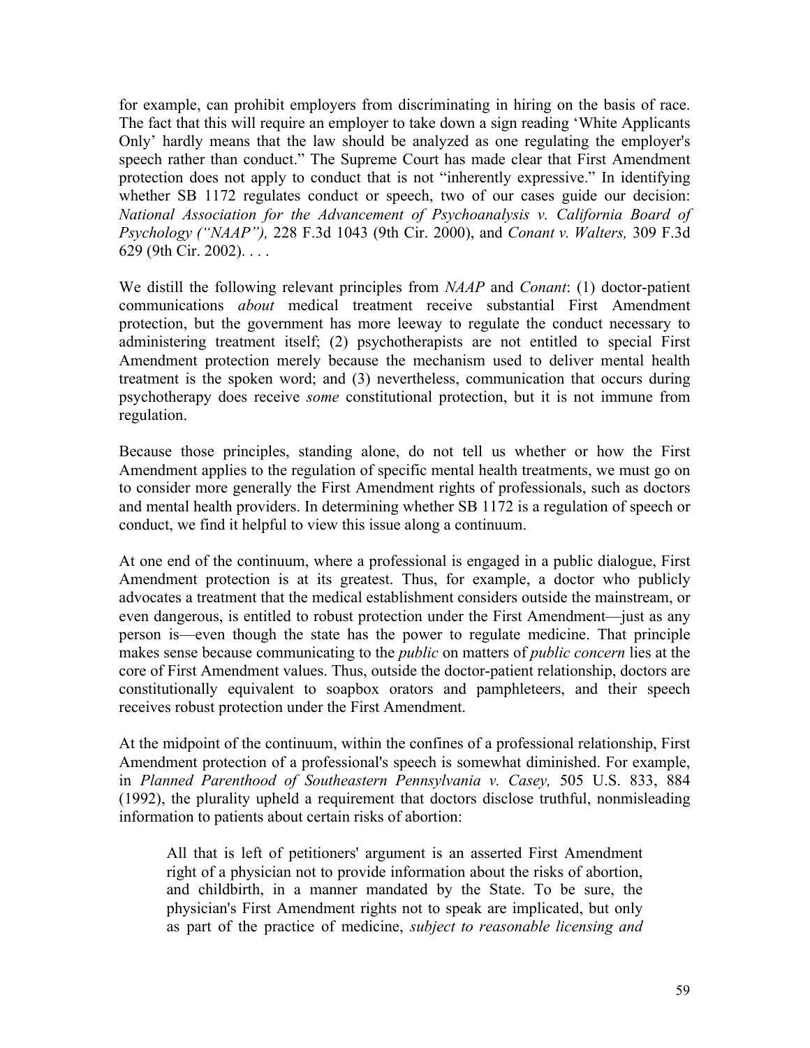for example, can prohibit employers from discriminating in hiring on the basis of race. The fact that this will require an employer to take down a sign reading 'White Applicants Only' hardly means that the law should be analyzed as one regulating the employer's speech rather than conduct." The Supreme Court has made clear that First Amendment protection does not apply to conduct that is not "inherently expressive." In identifying whether SB 1172 regulates conduct or speech, two of our cases guide our decision: *National Association for the Advancement of Psychoanalysis v. California Board of Psychology ("NAAP"),* 228 F.3d 1043 (9th Cir. 2000), and *Conant v. Walters,* 309 F.3d 629 (9th Cir. 2002). . . .

We distill the following relevant principles from *NAAP* and *Conant*: (1) doctor-patient communications *about* medical treatment receive substantial First Amendment protection, but the government has more leeway to regulate the conduct necessary to administering treatment itself; (2) psychotherapists are not entitled to special First Amendment protection merely because the mechanism used to deliver mental health treatment is the spoken word; and (3) nevertheless, communication that occurs during psychotherapy does receive *some* constitutional protection, but it is not immune from regulation.

Because those principles, standing alone, do not tell us whether or how the First Amendment applies to the regulation of specific mental health treatments, we must go on to consider more generally the First Amendment rights of professionals, such as doctors and mental health providers. In determining whether SB 1172 is a regulation of speech or conduct, we find it helpful to view this issue along a continuum.

At one end of the continuum, where a professional is engaged in a public dialogue, First Amendment protection is at its greatest. Thus, for example, a doctor who publicly advocates a treatment that the medical establishment considers outside the mainstream, or even dangerous, is entitled to robust protection under the First Amendment—just as any person is—even though the state has the power to regulate medicine. That principle makes sense because communicating to the *public* on matters of *public concern* lies at the core of First Amendment values. Thus, outside the doctor-patient relationship, doctors are constitutionally equivalent to soapbox orators and pamphleteers, and their speech receives robust protection under the First Amendment.

At the midpoint of the continuum, within the confines of a professional relationship, First Amendment protection of a professional's speech is somewhat diminished. For example, in *Planned Parenthood of Southeastern Pennsylvania v. Casey,* 505 U.S. 833, 884 (1992), the plurality upheld a requirement that doctors disclose truthful, nonmisleading information to patients about certain risks of abortion:

> All that is left of petitioners' argument is an asserted First Amendment right of a physician not to provide information about the risks of abortion, and childbirth, in a manner mandated by the State. To be sure, the physician's First Amendment rights not to speak are implicated, but only as part of the practice of medicine, *subject to reasonable licensing and*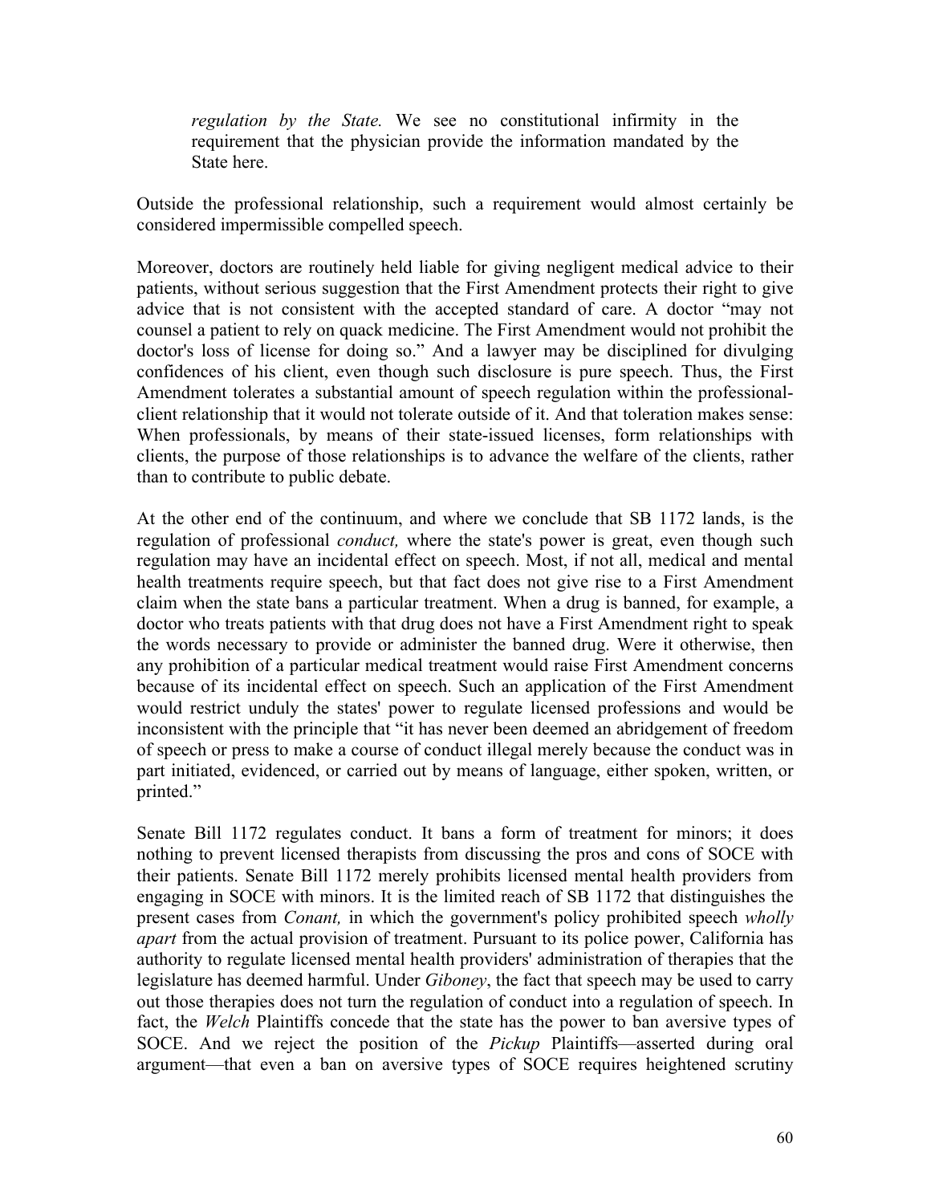> *regulation by the State.* We see no constitutional infirmity in the requirement that the physician provide the information mandated by the State here.

Outside the professional relationship, such a requirement would almost certainly be considered impermissible compelled speech.

Moreover, doctors are routinely held liable for giving negligent medical advice to their patients, without serious suggestion that the First Amendment protects their right to give advice that is not consistent with the accepted standard of care. A doctor "may not counsel a patient to rely on quack medicine. The First Amendment would not prohibit the doctor's loss of license for doing so." And a lawyer may be disciplined for divulging confidences of his client, even though such disclosure is pure speech. Thus, the First Amendment tolerates a substantial amount of speech regulation within the professional-client relationship that it would not tolerate outside of it. And that toleration makes sense: When professionals, by means of their state-issued licenses, form relationships with clients, the purpose of those relationships is to advance the welfare of the clients, rather than to contribute to public debate.

At the other end of the continuum, and where we conclude that SB 1172 lands, is the regulation of professional *conduct,* where the state's power is great, even though such regulation may have an incidental effect on speech. Most, if not all, medical and mental health treatments require speech, but that fact does not give rise to a First Amendment claim when the state bans a particular treatment. When a drug is banned, for example, a doctor who treats patients with that drug does not have a First Amendment right to speak the words necessary to provide or administer the banned drug. Were it otherwise, then any prohibition of a particular medical treatment would raise First Amendment concerns because of its incidental effect on speech. Such an application of the First Amendment would restrict unduly the states' power to regulate licensed professions and would be inconsistent with the principle that "it has never been deemed an abridgement of freedom of speech or press to make a course of conduct illegal merely because the conduct was in part initiated, evidenced, or carried out by means of language, either spoken, written, or printed."

Senate Bill 1172 regulates conduct. It bans a form of treatment for minors; it does nothing to prevent licensed therapists from discussing the pros and cons of SOCE with their patients. Senate Bill 1172 merely prohibits licensed mental health providers from engaging in SOCE with minors. It is the limited reach of SB 1172 that distinguishes the present cases from *Conant,* in which the government's policy prohibited speech *wholly apart* from the actual provision of treatment. Pursuant to its police power, California has authority to regulate licensed mental health providers' administration of therapies that the legislature has deemed harmful. Under *Giboney*, the fact that speech may be used to carry out those therapies does not turn the regulation of conduct into a regulation of speech. In fact, the *Welch* Plaintiffs concede that the state has the power to ban aversive types of SOCE. And we reject the position of the *Pickup* Plaintiffs—asserted during oral argument—that even a ban on aversive types of SOCE requires heightened scrutiny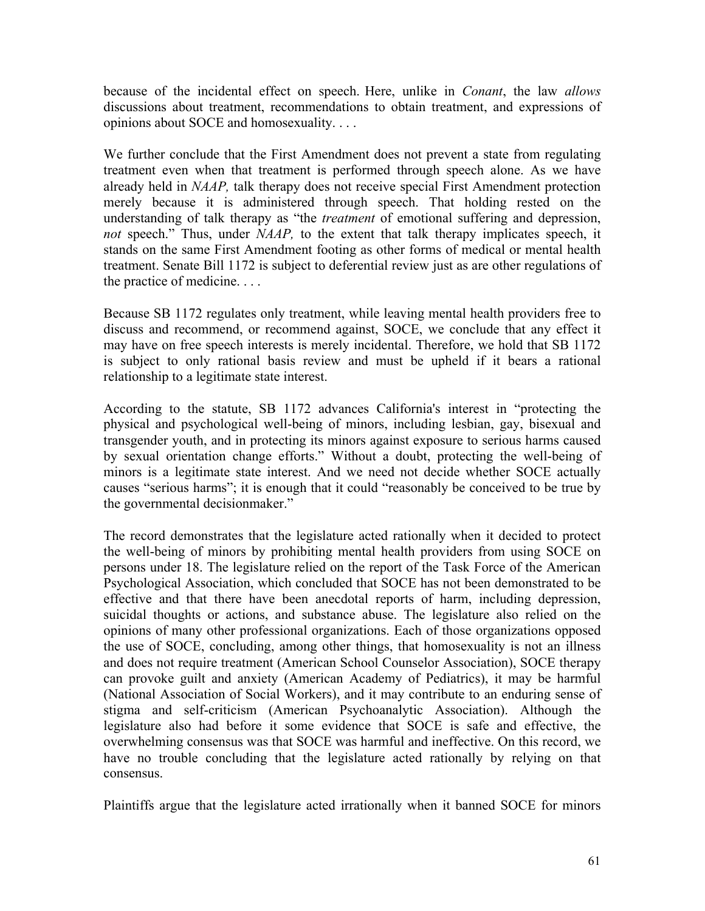because of the incidental effect on speech. Here, unlike in *Conant*, the law *allows* discussions about treatment, recommendations to obtain treatment, and expressions of opinions about SOCE and homosexuality. . . .

We further conclude that the First Amendment does not prevent a state from regulating treatment even when that treatment is performed through speech alone. As we have already held in *NAAP,* talk therapy does not receive special First Amendment protection merely because it is administered through speech. That holding rested on the understanding of talk therapy as "the *treatment* of emotional suffering and depression, *not* speech." Thus, under *NAAP,* to the extent that talk therapy implicates speech, it stands on the same First Amendment footing as other forms of medical or mental health treatment. Senate Bill 1172 is subject to deferential review just as are other regulations of the practice of medicine. . . .

Because SB 1172 regulates only treatment, while leaving mental health providers free to discuss and recommend, or recommend against, SOCE, we conclude that any effect it may have on free speech interests is merely incidental. Therefore, we hold that SB 1172 is subject to only rational basis review and must be upheld if it bears a rational relationship to a legitimate state interest.

According to the statute, SB 1172 advances California's interest in "protecting the physical and psychological well-being of minors, including lesbian, gay, bisexual and transgender youth, and in protecting its minors against exposure to serious harms caused by sexual orientation change efforts." Without a doubt, protecting the well-being of minors is a legitimate state interest. And we need not decide whether SOCE actually causes "serious harms"; it is enough that it could "reasonably be conceived to be true by the governmental decisionmaker."

The record demonstrates that the legislature acted rationally when it decided to protect the well-being of minors by prohibiting mental health providers from using SOCE on persons under 18. The legislature relied on the report of the Task Force of the American Psychological Association, which concluded that SOCE has not been demonstrated to be effective and that there have been anecdotal reports of harm, including depression, suicidal thoughts or actions, and substance abuse. The legislature also relied on the opinions of many other professional organizations. Each of those organizations opposed the use of SOCE, concluding, among other things, that homosexuality is not an illness and does not require treatment (American School Counselor Association), SOCE therapy can provoke guilt and anxiety (American Academy of Pediatrics), it may be harmful (National Association of Social Workers), and it may contribute to an enduring sense of stigma and self-criticism (American Psychoanalytic Association). Although the legislature also had before it some evidence that SOCE is safe and effective, the overwhelming consensus was that SOCE was harmful and ineffective. On this record, we have no trouble concluding that the legislature acted rationally by relying on that consensus.

Plaintiffs argue that the legislature acted irrationally when it banned SOCE for minors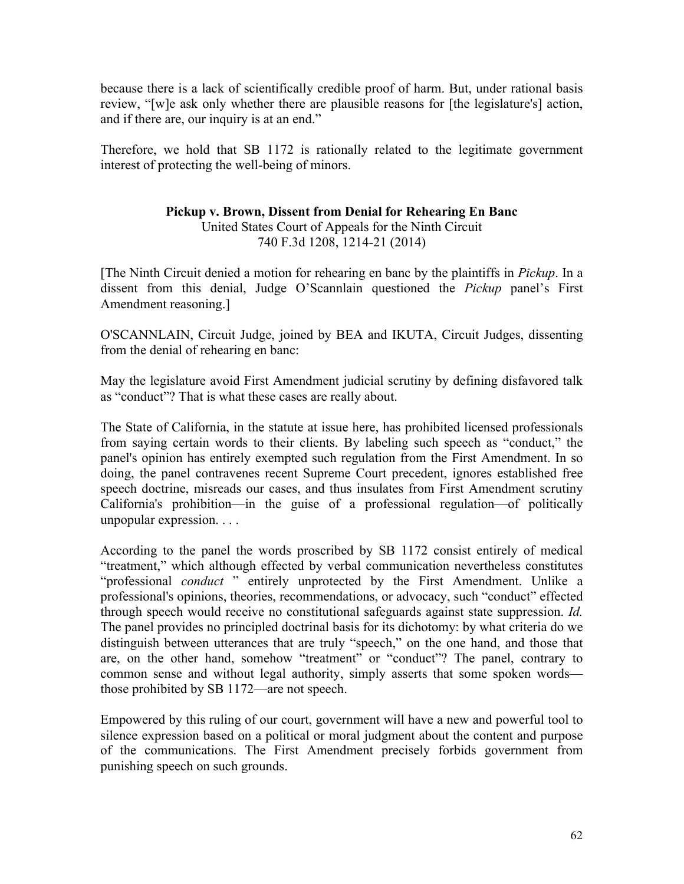because there is a lack of scientifically credible proof of harm. But, under rational basis review, "[w]e ask only whether there are plausible reasons for [the legislature's] action, and if there are, our inquiry is at an end."

Therefore, we hold that SB 1172 is rationally related to the legitimate government interest of protecting the well-being of minors.

**Pickup v. Brown, Dissent from Denial for Rehearing En Banc**

United States Court of Appeals for the Ninth Circuit
740 F.3d 1208, 1214-21 (2014)

[The Ninth Circuit denied a motion for rehearing en banc by the plaintiffs in *Pickup*. In a dissent from this denial, Judge O'Scannlain questioned the *Pickup* panel's First Amendment reasoning.]

O'SCANNLAIN, Circuit Judge, joined by BEA and IKUTA, Circuit Judges, dissenting from the denial of rehearing en banc:

May the legislature avoid First Amendment judicial scrutiny by defining disfavored talk as "conduct"? That is what these cases are really about.

The State of California, in the statute at issue here, has prohibited licensed professionals from saying certain words to their clients. By labeling such speech as "conduct," the panel's opinion has entirely exempted such regulation from the First Amendment. In so doing, the panel contravenes recent Supreme Court precedent, ignores established free speech doctrine, misreads our cases, and thus insulates from First Amendment scrutiny California's prohibition—in the guise of a professional regulation—of politically unpopular expression. . . .

According to the panel the words proscribed by SB 1172 consist entirely of medical "treatment," which although effected by verbal communication nevertheless constitutes "professional *conduct* " entirely unprotected by the First Amendment. Unlike a professional's opinions, theories, recommendations, or advocacy, such "conduct" effected through speech would receive no constitutional safeguards against state suppression. *Id.* The panel provides no principled doctrinal basis for its dichotomy: by what criteria do we distinguish between utterances that are truly "speech," on the one hand, and those that are, on the other hand, somehow "treatment" or "conduct"? The panel, contrary to common sense and without legal authority, simply asserts that some spoken words—those prohibited by SB 1172—are not speech.

Empowered by this ruling of our court, government will have a new and powerful tool to silence expression based on a political or moral judgment about the content and purpose of the communications. The First Amendment precisely forbids government from punishing speech on such grounds.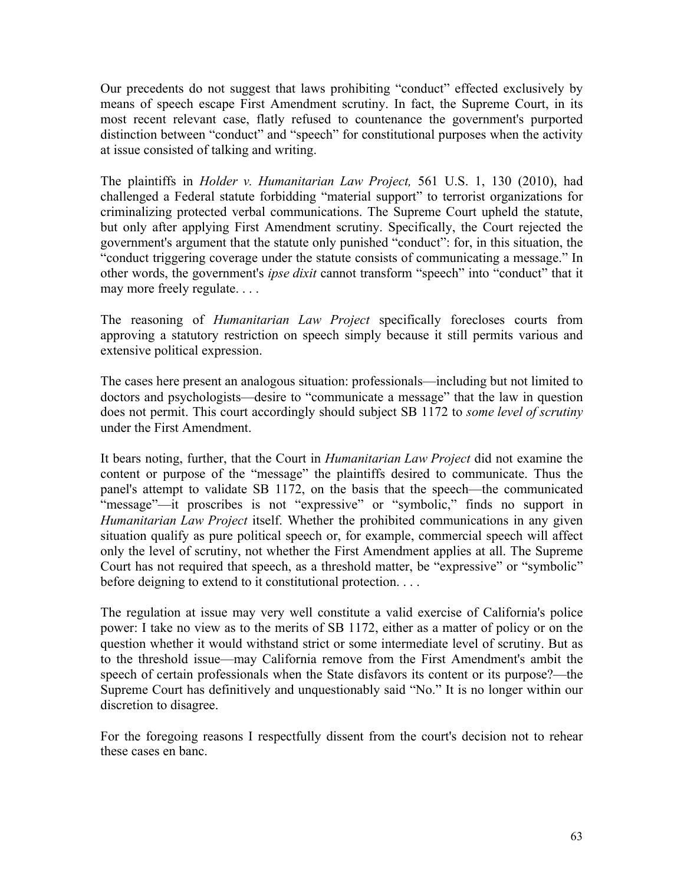Our precedents do not suggest that laws prohibiting "conduct" effected exclusively by means of speech escape First Amendment scrutiny. In fact, the Supreme Court, in its most recent relevant case, flatly refused to countenance the government's purported distinction between "conduct" and "speech" for constitutional purposes when the activity at issue consisted of talking and writing.

The plaintiffs in *Holder v. Humanitarian Law Project,* 561 U.S. 1, 130 (2010), had challenged a Federal statute forbidding "material support" to terrorist organizations for criminalizing protected verbal communications. The Supreme Court upheld the statute, but only after applying First Amendment scrutiny. Specifically, the Court rejected the government's argument that the statute only punished "conduct": for, in this situation, the "conduct triggering coverage under the statute consists of communicating a message." In other words, the government's *ipse dixit* cannot transform "speech" into "conduct" that it may more freely regulate. . . .

The reasoning of *Humanitarian Law Project* specifically forecloses courts from approving a statutory restriction on speech simply because it still permits various and extensive political expression.

The cases here present an analogous situation: professionals—including but not limited to doctors and psychologists—desire to "communicate a message" that the law in question does not permit. This court accordingly should subject SB 1172 to *some level of scrutiny* under the First Amendment.

It bears noting, further, that the Court in *Humanitarian Law Project* did not examine the content or purpose of the "message" the plaintiffs desired to communicate. Thus the panel's attempt to validate SB 1172, on the basis that the speech—the communicated "message"—it proscribes is not "expressive" or "symbolic," finds no support in *Humanitarian Law Project* itself. Whether the prohibited communications in any given situation qualify as pure political speech or, for example, commercial speech will affect only the level of scrutiny, not whether the First Amendment applies at all. The Supreme Court has not required that speech, as a threshold matter, be "expressive" or "symbolic" before deigning to extend to it constitutional protection. . . .

The regulation at issue may very well constitute a valid exercise of California's police power: I take no view as to the merits of SB 1172, either as a matter of policy or on the question whether it would withstand strict or some intermediate level of scrutiny. But as to the threshold issue—may California remove from the First Amendment's ambit the speech of certain professionals when the State disfavors its content or its purpose?—the Supreme Court has definitively and unquestionably said "No." It is no longer within our discretion to disagree.

For the foregoing reasons I respectfully dissent from the court's decision not to rehear these cases en banc.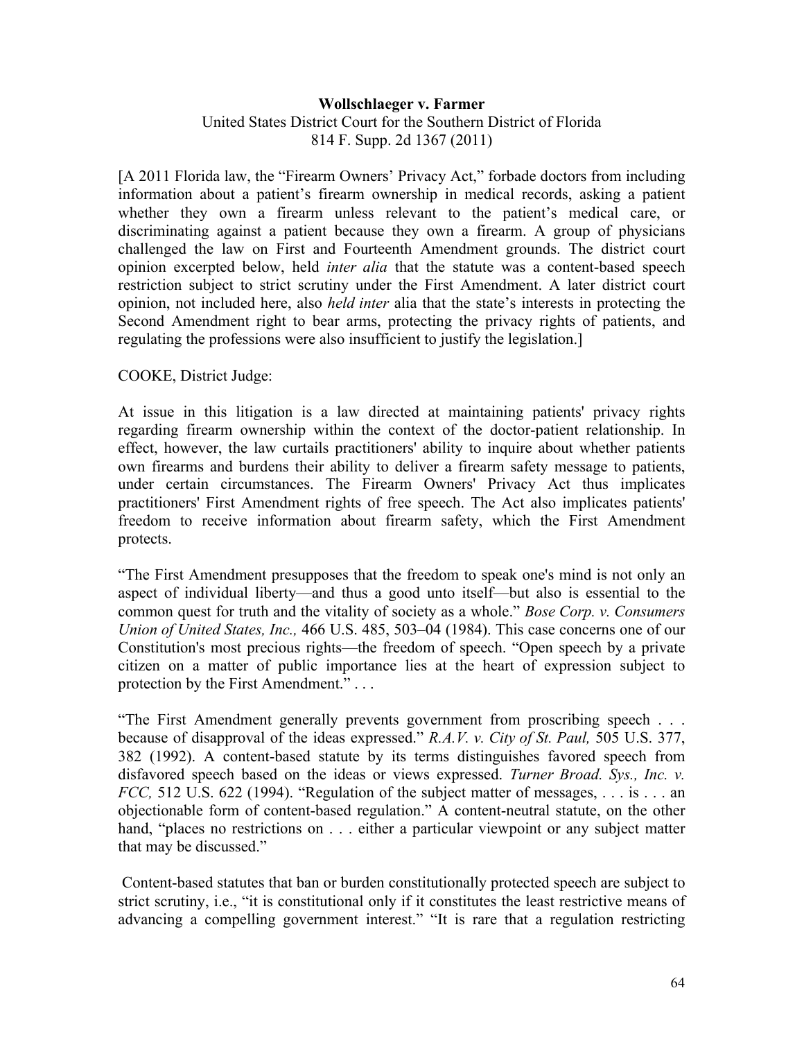**Wollschlaeger v. Farmer**
United States District Court for the Southern District of Florida
814 F. Supp. 2d 1367 (2011)

[A 2011 Florida law, the "Firearm Owners' Privacy Act," forbade doctors from including information about a patient's firearm ownership in medical records, asking a patient whether they own a firearm unless relevant to the patient's medical care, or discriminating against a patient because they own a firearm. A group of physicians challenged the law on First and Fourteenth Amendment grounds. The district court opinion excerpted below, held *inter alia* that the statute was a content-based speech restriction subject to strict scrutiny under the First Amendment. A later district court opinion, not included here, also *held inter* alia that the state's interests in protecting the Second Amendment right to bear arms, protecting the privacy rights of patients, and regulating the professions were also insufficient to justify the legislation.]

COOKE, District Judge:

At issue in this litigation is a law directed at maintaining patients' privacy rights regarding firearm ownership within the context of the doctor-patient relationship. In effect, however, the law curtails practitioners' ability to inquire about whether patients own firearms and burdens their ability to deliver a firearm safety message to patients, under certain circumstances. The Firearm Owners' Privacy Act thus implicates practitioners' First Amendment rights of free speech. The Act also implicates patients' freedom to receive information about firearm safety, which the First Amendment protects.

"The First Amendment presupposes that the freedom to speak one's mind is not only an aspect of individual liberty—and thus a good unto itself—but also is essential to the common quest for truth and the vitality of society as a whole." *Bose Corp. v. Consumers Union of United States, Inc.,* 466 U.S. 485, 503–04 (1984). This case concerns one of our Constitution's most precious rights—the freedom of speech. "Open speech by a private citizen on a matter of public importance lies at the heart of expression subject to protection by the First Amendment." . . .

"The First Amendment generally prevents government from proscribing speech . . . because of disapproval of the ideas expressed." *R.A.V. v. City of St. Paul,* 505 U.S. 377, 382 (1992). A content-based statute by its terms distinguishes favored speech from disfavored speech based on the ideas or views expressed. *Turner Broad. Sys., Inc. v. FCC,* 512 U.S. 622 (1994). "Regulation of the subject matter of messages, . . . is . . . an objectionable form of content-based regulation." A content-neutral statute, on the other hand, "places no restrictions on . . . either a particular viewpoint or any subject matter that may be discussed."

Content-based statutes that ban or burden constitutionally protected speech are subject to strict scrutiny, i.e., "it is constitutional only if it constitutes the least restrictive means of advancing a compelling government interest." "It is rare that a regulation restricting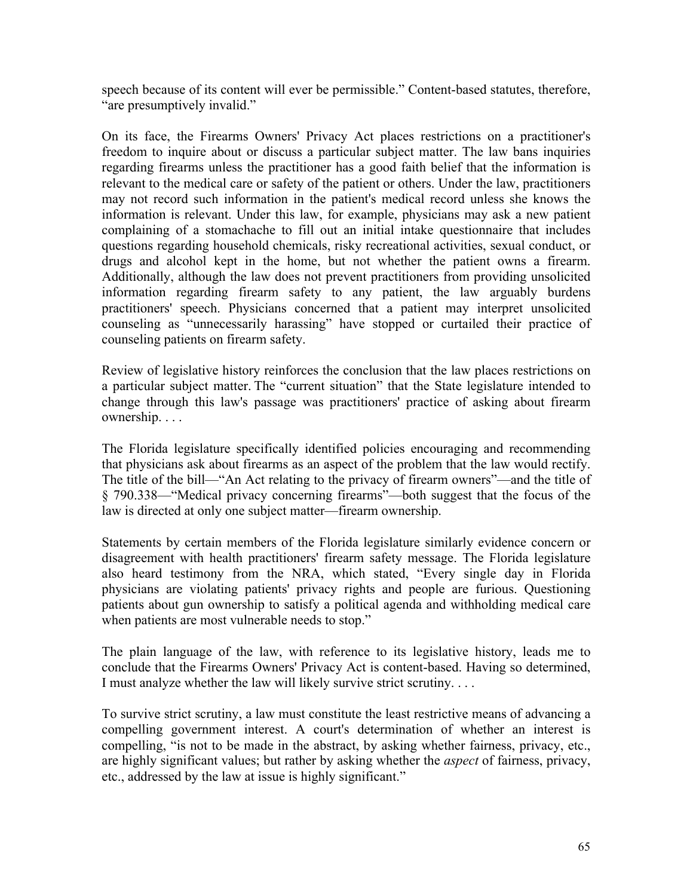speech because of its content will ever be permissible." Content-based statutes, therefore, "are presumptively invalid."

On its face, the Firearms Owners' Privacy Act places restrictions on a practitioner's freedom to inquire about or discuss a particular subject matter. The law bans inquiries regarding firearms unless the practitioner has a good faith belief that the information is relevant to the medical care or safety of the patient or others. Under the law, practitioners may not record such information in the patient's medical record unless she knows the information is relevant. Under this law, for example, physicians may ask a new patient complaining of a stomachache to fill out an initial intake questionnaire that includes questions regarding household chemicals, risky recreational activities, sexual conduct, or drugs and alcohol kept in the home, but not whether the patient owns a firearm. Additionally, although the law does not prevent practitioners from providing unsolicited information regarding firearm safety to any patient, the law arguably burdens practitioners' speech. Physicians concerned that a patient may interpret unsolicited counseling as "unnecessarily harassing" have stopped or curtailed their practice of counseling patients on firearm safety.

Review of legislative history reinforces the conclusion that the law places restrictions on a particular subject matter. The "current situation" that the State legislature intended to change through this law's passage was practitioners' practice of asking about firearm ownership. . . .

The Florida legislature specifically identified policies encouraging and recommending that physicians ask about firearms as an aspect of the problem that the law would rectify. The title of the bill—"An Act relating to the privacy of firearm owners"—and the title of § 790.338—"Medical privacy concerning firearms"—both suggest that the focus of the law is directed at only one subject matter—firearm ownership.

Statements by certain members of the Florida legislature similarly evidence concern or disagreement with health practitioners' firearm safety message. The Florida legislature also heard testimony from the NRA, which stated, "Every single day in Florida physicians are violating patients' privacy rights and people are furious. Questioning patients about gun ownership to satisfy a political agenda and withholding medical care when patients are most vulnerable needs to stop."

The plain language of the law, with reference to its legislative history, leads me to conclude that the Firearms Owners' Privacy Act is content-based. Having so determined, I must analyze whether the law will likely survive strict scrutiny. . . .

To survive strict scrutiny, a law must constitute the least restrictive means of advancing a compelling government interest. A court's determination of whether an interest is compelling, "is not to be made in the abstract, by asking whether fairness, privacy, etc., are highly significant values; but rather by asking whether the *aspect* of fairness, privacy, etc., addressed by the law at issue is highly significant."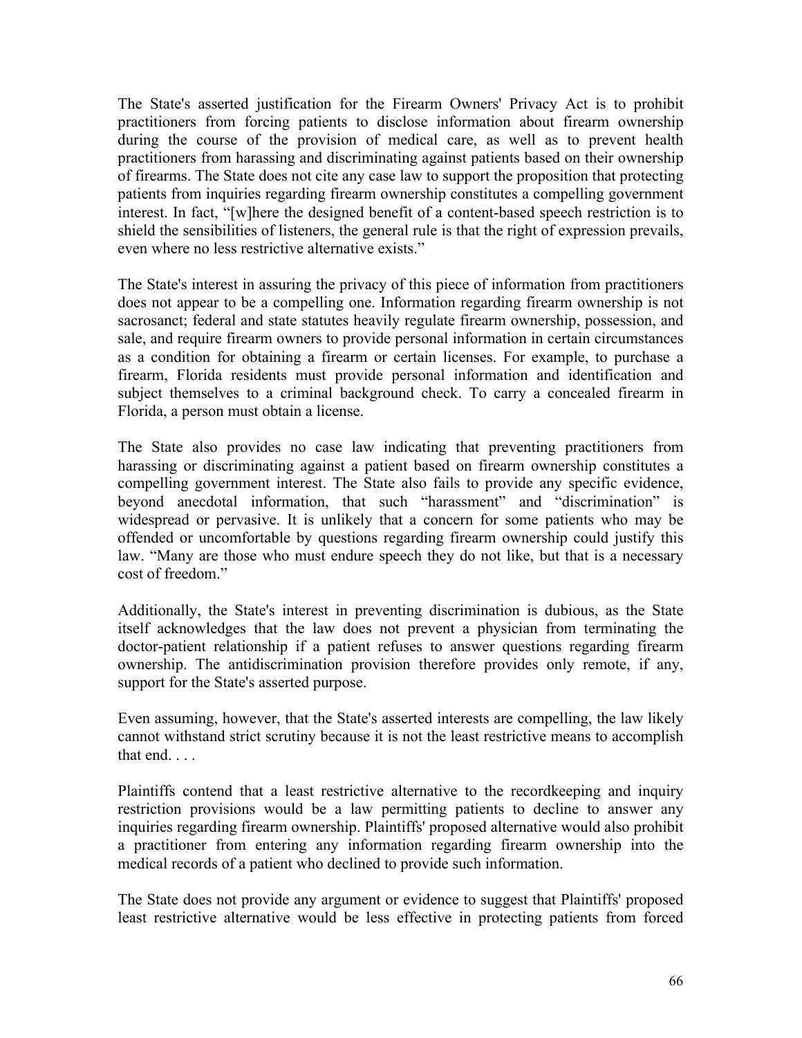The State's asserted justification for the Firearm Owners' Privacy Act is to prohibit practitioners from forcing patients to disclose information about firearm ownership during the course of the provision of medical care, as well as to prevent health practitioners from harassing and discriminating against patients based on their ownership of firearms. The State does not cite any case law to support the proposition that protecting patients from inquiries regarding firearm ownership constitutes a compelling government interest. In fact, "[w]here the designed benefit of a content-based speech restriction is to shield the sensibilities of listeners, the general rule is that the right of expression prevails, even where no less restrictive alternative exists."

The State's interest in assuring the privacy of this piece of information from practitioners does not appear to be a compelling one. Information regarding firearm ownership is not sacrosanct; federal and state statutes heavily regulate firearm ownership, possession, and sale, and require firearm owners to provide personal information in certain circumstances as a condition for obtaining a firearm or certain licenses. For example, to purchase a firearm, Florida residents must provide personal information and identification and subject themselves to a criminal background check. To carry a concealed firearm in Florida, a person must obtain a license.

The State also provides no case law indicating that preventing practitioners from harassing or discriminating against a patient based on firearm ownership constitutes a compelling government interest. The State also fails to provide any specific evidence, beyond anecdotal information, that such "harassment" and "discrimination" is widespread or pervasive. It is unlikely that a concern for some patients who may be offended or uncomfortable by questions regarding firearm ownership could justify this law. "Many are those who must endure speech they do not like, but that is a necessary cost of freedom."

Additionally, the State's interest in preventing discrimination is dubious, as the State itself acknowledges that the law does not prevent a physician from terminating the doctor-patient relationship if a patient refuses to answer questions regarding firearm ownership. The antidiscrimination provision therefore provides only remote, if any, support for the State's asserted purpose.

Even assuming, however, that the State's asserted interests are compelling, the law likely cannot withstand strict scrutiny because it is not the least restrictive means to accomplish that end. . . .

Plaintiffs contend that a least restrictive alternative to the recordkeeping and inquiry restriction provisions would be a law permitting patients to decline to answer any inquiries regarding firearm ownership. Plaintiffs' proposed alternative would also prohibit a practitioner from entering any information regarding firearm ownership into the medical records of a patient who declined to provide such information.

The State does not provide any argument or evidence to suggest that Plaintiffs' proposed least restrictive alternative would be less effective in protecting patients from forced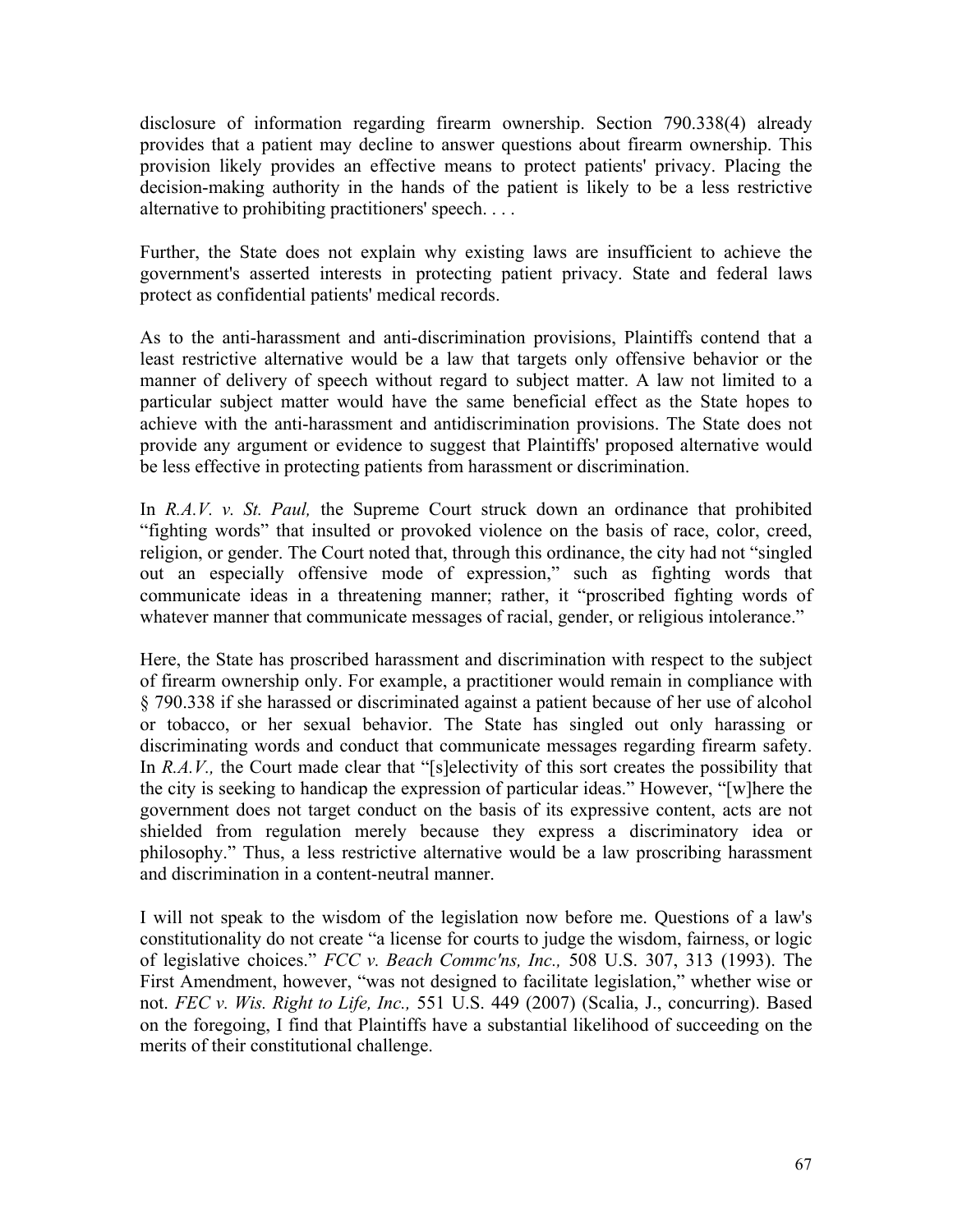disclosure of information regarding firearm ownership. Section 790.338(4) already provides that a patient may decline to answer questions about firearm ownership. This provision likely provides an effective means to protect patients' privacy. Placing the decision-making authority in the hands of the patient is likely to be a less restrictive alternative to prohibiting practitioners' speech. . . .

Further, the State does not explain why existing laws are insufficient to achieve the government's asserted interests in protecting patient privacy. State and federal laws protect as confidential patients' medical records.

As to the anti-harassment and anti-discrimination provisions, Plaintiffs contend that a least restrictive alternative would be a law that targets only offensive behavior or the manner of delivery of speech without regard to subject matter. A law not limited to a particular subject matter would have the same beneficial effect as the State hopes to achieve with the anti-harassment and antidiscrimination provisions. The State does not provide any argument or evidence to suggest that Plaintiffs' proposed alternative would be less effective in protecting patients from harassment or discrimination.

In *R.A.V. v. St. Paul,* the Supreme Court struck down an ordinance that prohibited "fighting words" that insulted or provoked violence on the basis of race, color, creed, religion, or gender. The Court noted that, through this ordinance, the city had not "singled out an especially offensive mode of expression," such as fighting words that communicate ideas in a threatening manner; rather, it "proscribed fighting words of whatever manner that communicate messages of racial, gender, or religious intolerance."

Here, the State has proscribed harassment and discrimination with respect to the subject of firearm ownership only. For example, a practitioner would remain in compliance with § 790.338 if she harassed or discriminated against a patient because of her use of alcohol or tobacco, or her sexual behavior. The State has singled out only harassing or discriminating words and conduct that communicate messages regarding firearm safety. In *R.A.V.,* the Court made clear that "[s]electivity of this sort creates the possibility that the city is seeking to handicap the expression of particular ideas." However, "[w]here the government does not target conduct on the basis of its expressive content, acts are not shielded from regulation merely because they express a discriminatory idea or philosophy." Thus, a less restrictive alternative would be a law proscribing harassment and discrimination in a content-neutral manner.

I will not speak to the wisdom of the legislation now before me. Questions of a law's constitutionality do not create "a license for courts to judge the wisdom, fairness, or logic of legislative choices." *FCC v. Beach Commc'ns, Inc.,* 508 U.S. 307, 313 (1993). The First Amendment, however, "was not designed to facilitate legislation," whether wise or not. *FEC v. Wis. Right to Life, Inc.,* 551 U.S. 449 (2007) (Scalia, J., concurring). Based on the foregoing, I find that Plaintiffs have a substantial likelihood of succeeding on the merits of their constitutional challenge.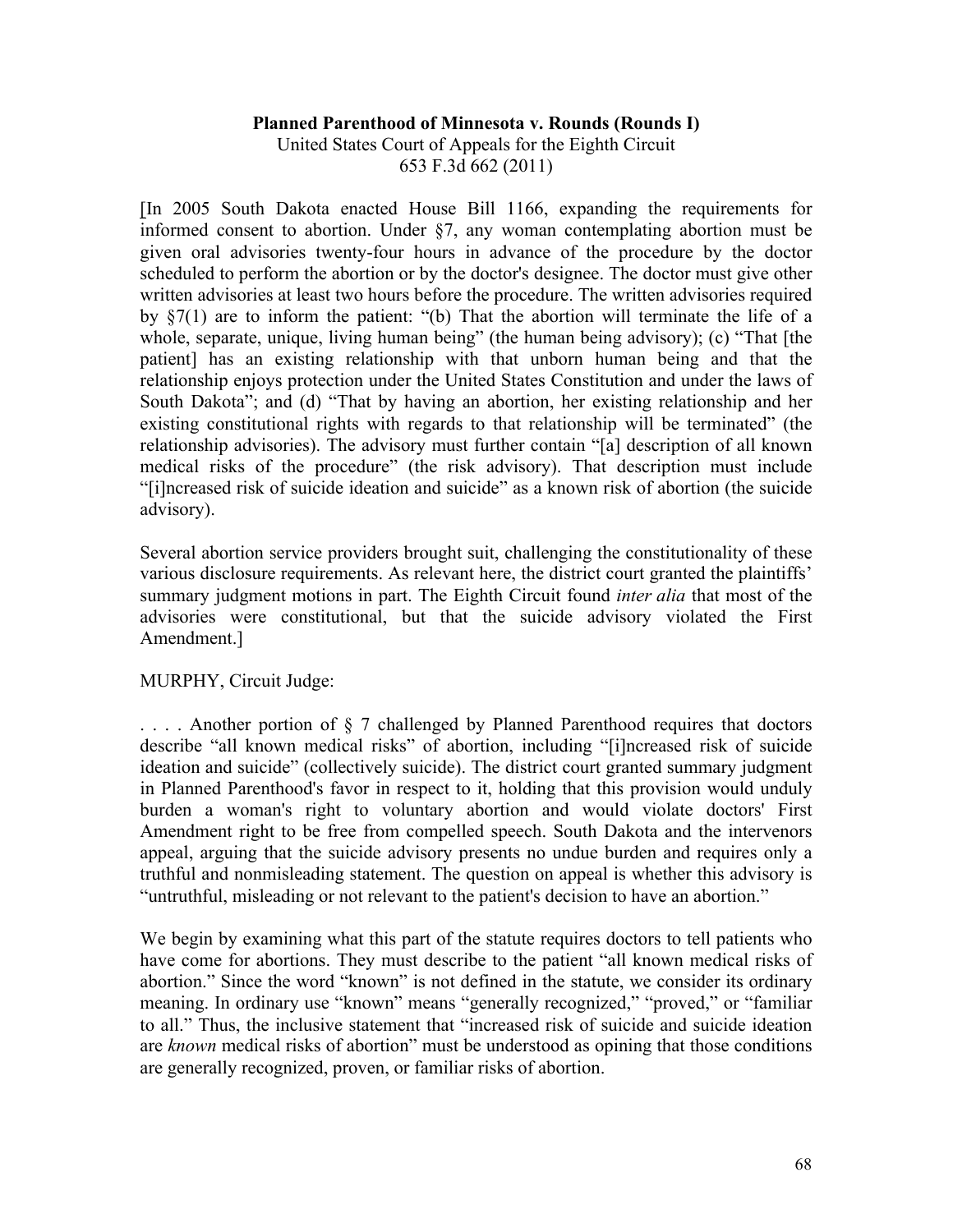**Planned Parenthood of Minnesota v. Rounds (Rounds I)**
United States Court of Appeals for the Eighth Circuit
653 F.3d 662 (2011)

[In 2005 South Dakota enacted House Bill 1166, expanding the requirements for informed consent to abortion. Under §7, any woman contemplating abortion must be given oral advisories twenty-four hours in advance of the procedure by the doctor scheduled to perform the abortion or by the doctor's designee. The doctor must give other written advisories at least two hours before the procedure. The written advisories required by §7(1) are to inform the patient: "(b) That the abortion will terminate the life of a whole, separate, unique, living human being" (the human being advisory); (c) "That [the patient] has an existing relationship with that unborn human being and that the relationship enjoys protection under the United States Constitution and under the laws of South Dakota"; and (d) "That by having an abortion, her existing relationship and her existing constitutional rights with regards to that relationship will be terminated" (the relationship advisories). The advisory must further contain "[a] description of all known medical risks of the procedure" (the risk advisory). That description must include "[i]ncreased risk of suicide ideation and suicide" as a known risk of abortion (the suicide advisory).

Several abortion service providers brought suit, challenging the constitutionality of these various disclosure requirements. As relevant here, the district court granted the plaintiffs' summary judgment motions in part. The Eighth Circuit found *inter alia* that most of the advisories were constitutional, but that the suicide advisory violated the First Amendment.]

MURPHY, Circuit Judge:

. . . . Another portion of § 7 challenged by Planned Parenthood requires that doctors describe "all known medical risks" of abortion, including "[i]ncreased risk of suicide ideation and suicide" (collectively suicide). The district court granted summary judgment in Planned Parenthood's favor in respect to it, holding that this provision would unduly burden a woman's right to voluntary abortion and would violate doctors' First Amendment right to be free from compelled speech. South Dakota and the intervenors appeal, arguing that the suicide advisory presents no undue burden and requires only a truthful and nonmisleading statement. The question on appeal is whether this advisory is "untruthful, misleading or not relevant to the patient's decision to have an abortion."

We begin by examining what this part of the statute requires doctors to tell patients who have come for abortions. They must describe to the patient "all known medical risks of abortion." Since the word "known" is not defined in the statute, we consider its ordinary meaning. In ordinary use "known" means "generally recognized," "proved," or "familiar to all." Thus, the inclusive statement that "increased risk of suicide and suicide ideation are *known* medical risks of abortion" must be understood as opining that those conditions are generally recognized, proven, or familiar risks of abortion.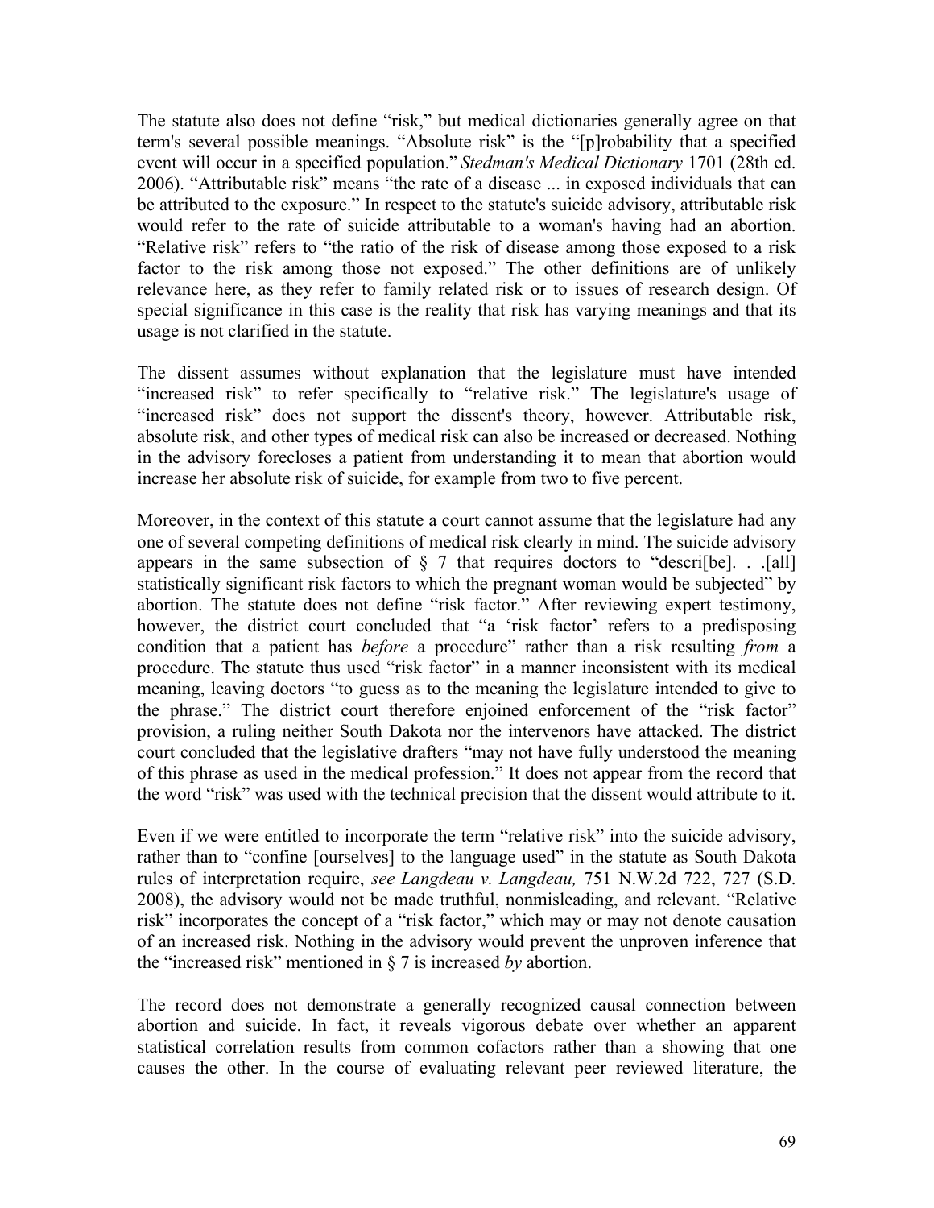The statute also does not define "risk," but medical dictionaries generally agree on that term's several possible meanings. "Absolute risk" is the "[p]robability that a specified event will occur in a specified population." *Stedman's Medical Dictionary* 1701 (28th ed. 2006). "Attributable risk" means "the rate of a disease ... in exposed individuals that can be attributed to the exposure." In respect to the statute's suicide advisory, attributable risk would refer to the rate of suicide attributable to a woman's having had an abortion. "Relative risk" refers to "the ratio of the risk of disease among those exposed to a risk factor to the risk among those not exposed." The other definitions are of unlikely relevance here, as they refer to family related risk or to issues of research design. Of special significance in this case is the reality that risk has varying meanings and that its usage is not clarified in the statute.

The dissent assumes without explanation that the legislature must have intended "increased risk" to refer specifically to "relative risk." The legislature's usage of "increased risk" does not support the dissent's theory, however. Attributable risk, absolute risk, and other types of medical risk can also be increased or decreased. Nothing in the advisory forecloses a patient from understanding it to mean that abortion would increase her absolute risk of suicide, for example from two to five percent.

Moreover, in the context of this statute a court cannot assume that the legislature had any one of several competing definitions of medical risk clearly in mind. The suicide advisory appears in the same subsection of § 7 that requires doctors to "descri[be]. . .[all] statistically significant risk factors to which the pregnant woman would be subjected" by abortion. The statute does not define "risk factor." After reviewing expert testimony, however, the district court concluded that "a 'risk factor' refers to a predisposing condition that a patient has *before* a procedure" rather than a risk resulting *from* a procedure. The statute thus used "risk factor" in a manner inconsistent with its medical meaning, leaving doctors "to guess as to the meaning the legislature intended to give to the phrase." The district court therefore enjoined enforcement of the "risk factor" provision, a ruling neither South Dakota nor the intervenors have attacked. The district court concluded that the legislative drafters "may not have fully understood the meaning of this phrase as used in the medical profession." It does not appear from the record that the word "risk" was used with the technical precision that the dissent would attribute to it.

Even if we were entitled to incorporate the term "relative risk" into the suicide advisory, rather than to "confine [ourselves] to the language used" in the statute as South Dakota rules of interpretation require, *see Langdeau v. Langdeau,* 751 N.W.2d 722, 727 (S.D. 2008), the advisory would not be made truthful, nonmisleading, and relevant. "Relative risk" incorporates the concept of a "risk factor," which may or may not denote causation of an increased risk. Nothing in the advisory would prevent the unproven inference that the "increased risk" mentioned in § 7 is increased *by* abortion.

The record does not demonstrate a generally recognized causal connection between abortion and suicide. In fact, it reveals vigorous debate over whether an apparent statistical correlation results from common cofactors rather than a showing that one causes the other. In the course of evaluating relevant peer reviewed literature, the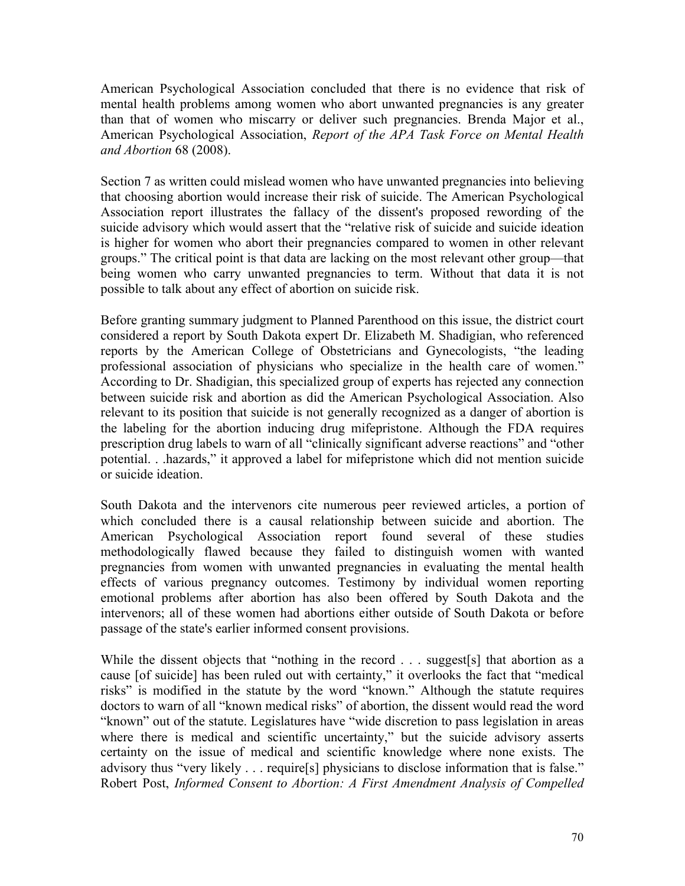American Psychological Association concluded that there is no evidence that risk of mental health problems among women who abort unwanted pregnancies is any greater than that of women who miscarry or deliver such pregnancies. Brenda Major et al., American Psychological Association, *Report of the APA Task Force on Mental Health and Abortion* 68 (2008).

Section 7 as written could mislead women who have unwanted pregnancies into believing that choosing abortion would increase their risk of suicide. The American Psychological Association report illustrates the fallacy of the dissent's proposed rewording of the suicide advisory which would assert that the "relative risk of suicide and suicide ideation is higher for women who abort their pregnancies compared to women in other relevant groups." The critical point is that data are lacking on the most relevant other group—that being women who carry unwanted pregnancies to term. Without that data it is not possible to talk about any effect of abortion on suicide risk.

Before granting summary judgment to Planned Parenthood on this issue, the district court considered a report by South Dakota expert Dr. Elizabeth M. Shadigian, who referenced reports by the American College of Obstetricians and Gynecologists, "the leading professional association of physicians who specialize in the health care of women." According to Dr. Shadigian, this specialized group of experts has rejected any connection between suicide risk and abortion as did the American Psychological Association. Also relevant to its position that suicide is not generally recognized as a danger of abortion is the labeling for the abortion inducing drug mifepristone. Although the FDA requires prescription drug labels to warn of all "clinically significant adverse reactions" and "other potential. . .hazards," it approved a label for mifepristone which did not mention suicide or suicide ideation.

South Dakota and the intervenors cite numerous peer reviewed articles, a portion of which concluded there is a causal relationship between suicide and abortion. The American Psychological Association report found several of these studies methodologically flawed because they failed to distinguish women with wanted pregnancies from women with unwanted pregnancies in evaluating the mental health effects of various pregnancy outcomes. Testimony by individual women reporting emotional problems after abortion has also been offered by South Dakota and the intervenors; all of these women had abortions either outside of South Dakota or before passage of the state's earlier informed consent provisions.

While the dissent objects that "nothing in the record . . . suggest[s] that abortion as a cause [of suicide] has been ruled out with certainty," it overlooks the fact that "medical risks" is modified in the statute by the word "known." Although the statute requires doctors to warn of all "known medical risks" of abortion, the dissent would read the word "known" out of the statute. Legislatures have "wide discretion to pass legislation in areas where there is medical and scientific uncertainty," but the suicide advisory asserts certainty on the issue of medical and scientific knowledge where none exists. The advisory thus "very likely . . . require[s] physicians to disclose information that is false." Robert Post, *Informed Consent to Abortion: A First Amendment Analysis of Compelled*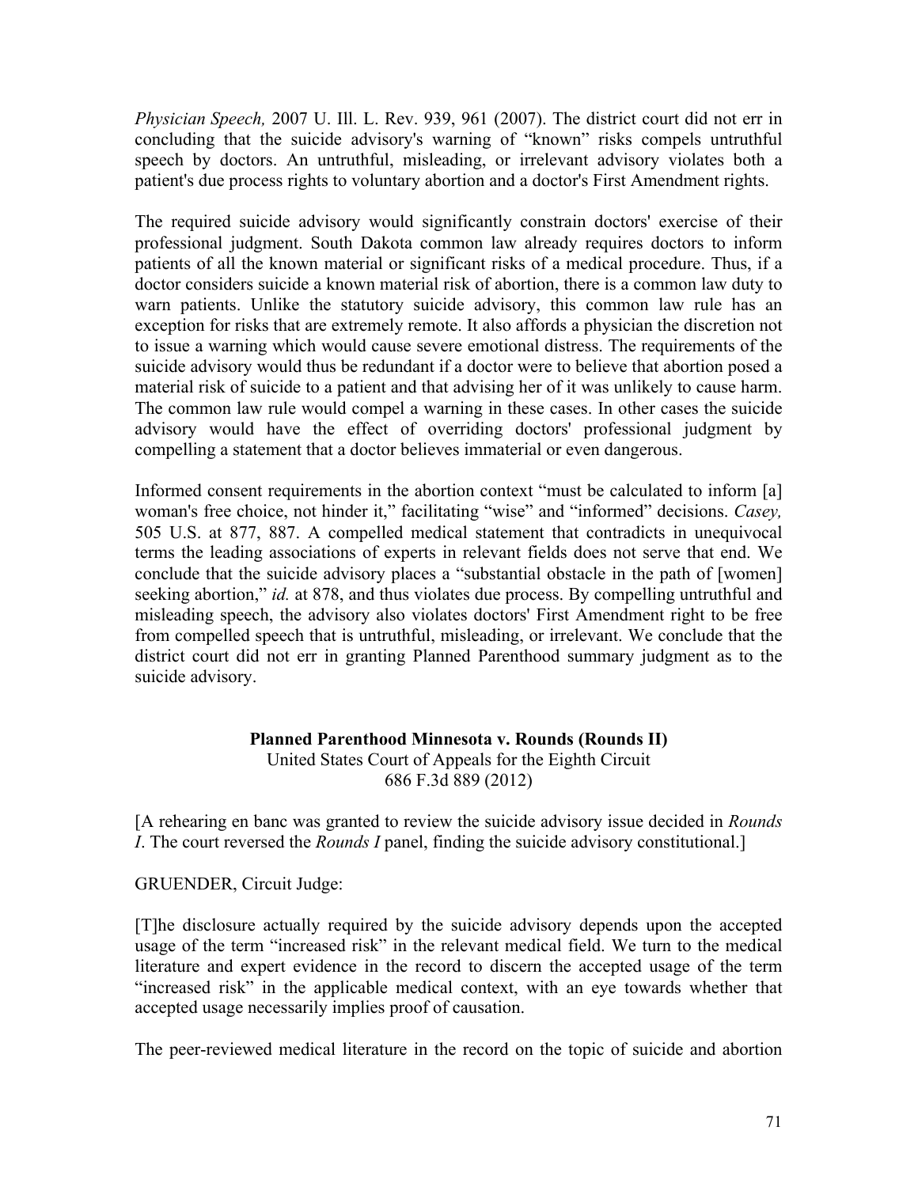*Physician Speech,* 2007 U. Ill. L. Rev. 939, 961 (2007). The district court did not err in concluding that the suicide advisory's warning of "known" risks compels untruthful speech by doctors. An untruthful, misleading, or irrelevant advisory violates both a patient's due process rights to voluntary abortion and a doctor's First Amendment rights.

The required suicide advisory would significantly constrain doctors' exercise of their professional judgment. South Dakota common law already requires doctors to inform patients of all the known material or significant risks of a medical procedure. Thus, if a doctor considers suicide a known material risk of abortion, there is a common law duty to warn patients. Unlike the statutory suicide advisory, this common law rule has an exception for risks that are extremely remote. It also affords a physician the discretion not to issue a warning which would cause severe emotional distress. The requirements of the suicide advisory would thus be redundant if a doctor were to believe that abortion posed a material risk of suicide to a patient and that advising her of it was unlikely to cause harm. The common law rule would compel a warning in these cases. In other cases the suicide advisory would have the effect of overriding doctors' professional judgment by compelling a statement that a doctor believes immaterial or even dangerous.

Informed consent requirements in the abortion context "must be calculated to inform [a] woman's free choice, not hinder it," facilitating "wise" and "informed" decisions. *Casey,* 505 U.S. at 877, 887. A compelled medical statement that contradicts in unequivocal terms the leading associations of experts in relevant fields does not serve that end. We conclude that the suicide advisory places a "substantial obstacle in the path of [women] seeking abortion," *id.* at 878, and thus violates due process. By compelling untruthful and misleading speech, the advisory also violates doctors' First Amendment right to be free from compelled speech that is untruthful, misleading, or irrelevant. We conclude that the district court did not err in granting Planned Parenthood summary judgment as to the suicide advisory.

**Planned Parenthood Minnesota v. Rounds (Rounds II)**
United States Court of Appeals for the Eighth Circuit
686 F.3d 889 (2012)

[A rehearing en banc was granted to review the suicide advisory issue decided in *Rounds I*. The court reversed the *Rounds I* panel, finding the suicide advisory constitutional.]

GRUENDER, Circuit Judge:

[T]he disclosure actually required by the suicide advisory depends upon the accepted usage of the term "increased risk" in the relevant medical field. We turn to the medical literature and expert evidence in the record to discern the accepted usage of the term "increased risk" in the applicable medical context, with an eye towards whether that accepted usage necessarily implies proof of causation.

The peer-reviewed medical literature in the record on the topic of suicide and abortion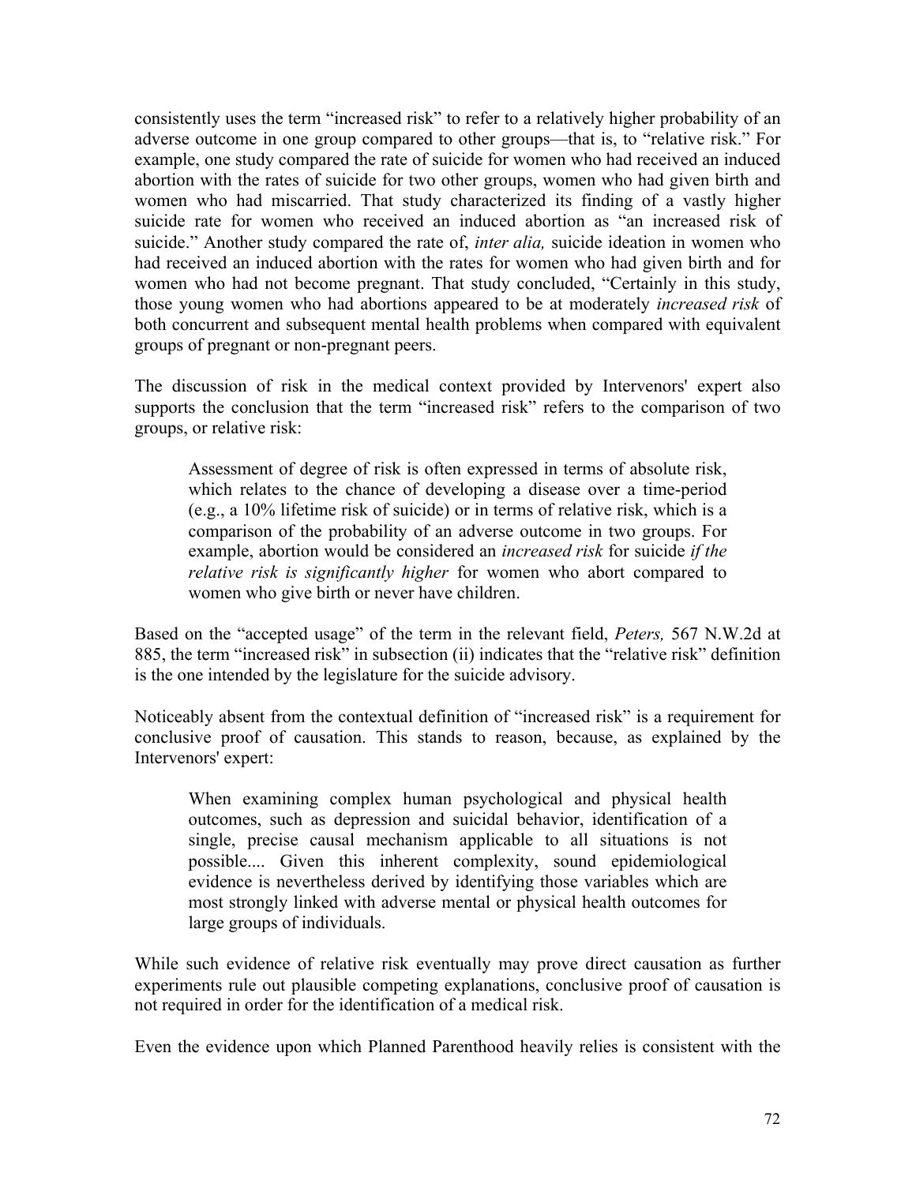consistently uses the term "increased risk" to refer to a relatively higher probability of an adverse outcome in one group compared to other groups—that is, to "relative risk." For example, one study compared the rate of suicide for women who had received an induced abortion with the rates of suicide for two other groups, women who had given birth and women who had miscarried. That study characterized its finding of a vastly higher suicide rate for women who received an induced abortion as "an increased risk of suicide." Another study compared the rate of, *inter alia,* suicide ideation in women who had received an induced abortion with the rates for women who had given birth and for women who had not become pregnant. That study concluded, "Certainly in this study, those young women who had abortions appeared to be at moderately *increased risk* of both concurrent and subsequent mental health problems when compared with equivalent groups of pregnant or non-pregnant peers.

The discussion of risk in the medical context provided by Intervenors' expert also supports the conclusion that the term "increased risk" refers to the comparison of two groups, or relative risk:

> Assessment of degree of risk is often expressed in terms of absolute risk, which relates to the chance of developing a disease over a time-period (e.g., a 10% lifetime risk of suicide) or in terms of relative risk, which is a comparison of the probability of an adverse outcome in two groups. For example, abortion would be considered an *increased risk* for suicide *if the relative risk is significantly higher* for women who abort compared to women who give birth or never have children.

Based on the "accepted usage" of the term in the relevant field, *Peters,* 567 N.W.2d at 885, the term "increased risk" in subsection (ii) indicates that the "relative risk" definition is the one intended by the legislature for the suicide advisory.

Noticeably absent from the contextual definition of "increased risk" is a requirement for conclusive proof of causation. This stands to reason, because, as explained by the Intervenors' expert:

> When examining complex human psychological and physical health outcomes, such as depression and suicidal behavior, identification of a single, precise causal mechanism applicable to all situations is not possible.... Given this inherent complexity, sound epidemiological evidence is nevertheless derived by identifying those variables which are most strongly linked with adverse mental or physical health outcomes for large groups of individuals.

While such evidence of relative risk eventually may prove direct causation as further experiments rule out plausible competing explanations, conclusive proof of causation is not required in order for the identification of a medical risk.

Even the evidence upon which Planned Parenthood heavily relies is consistent with the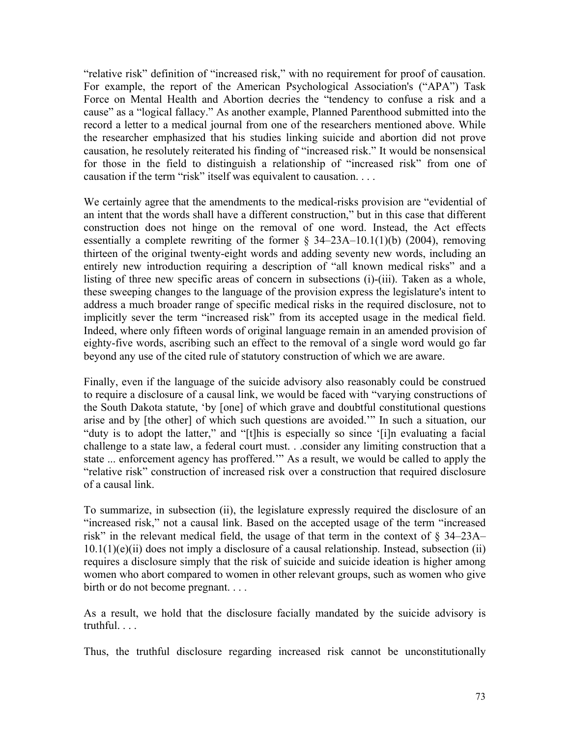"relative risk" definition of "increased risk," with no requirement for proof of causation. For example, the report of the American Psychological Association's ("APA") Task Force on Mental Health and Abortion decries the "tendency to confuse a risk and a cause" as a "logical fallacy." As another example, Planned Parenthood submitted into the record a letter to a medical journal from one of the researchers mentioned above. While the researcher emphasized that his studies linking suicide and abortion did not prove causation, he resolutely reiterated his finding of "increased risk." It would be nonsensical for those in the field to distinguish a relationship of "increased risk" from one of causation if the term "risk" itself was equivalent to causation. . . .

We certainly agree that the amendments to the medical-risks provision are "evidential of an intent that the words shall have a different construction," but in this case that different construction does not hinge on the removal of one word. Instead, the Act effects essentially a complete rewriting of the former § 34–23A–10.1(1)(b) (2004), removing thirteen of the original twenty-eight words and adding seventy new words, including an entirely new introduction requiring a description of "all known medical risks" and a listing of three new specific areas of concern in subsections (i)-(iii). Taken as a whole, these sweeping changes to the language of the provision express the legislature's intent to address a much broader range of specific medical risks in the required disclosure, not to implicitly sever the term "increased risk" from its accepted usage in the medical field. Indeed, where only fifteen words of original language remain in an amended provision of eighty-five words, ascribing such an effect to the removal of a single word would go far beyond any use of the cited rule of statutory construction of which we are aware.

Finally, even if the language of the suicide advisory also reasonably could be construed to require a disclosure of a causal link, we would be faced with "varying constructions of the South Dakota statute, 'by [one] of which grave and doubtful constitutional questions arise and by [the other] of which such questions are avoided.'" In such a situation, our "duty is to adopt the latter," and "[t]his is especially so since '[i]n evaluating a facial challenge to a state law, a federal court must. . .consider any limiting construction that a state ... enforcement agency has proffered.'" As a result, we would be called to apply the "relative risk" construction of increased risk over a construction that required disclosure of a causal link.

To summarize, in subsection (ii), the legislature expressly required the disclosure of an "increased risk," not a causal link. Based on the accepted usage of the term "increased risk" in the relevant medical field, the usage of that term in the context of § 34–23A–10.1(1)(e)(ii) does not imply a disclosure of a causal relationship. Instead, subsection (ii) requires a disclosure simply that the risk of suicide and suicide ideation is higher among women who abort compared to women in other relevant groups, such as women who give birth or do not become pregnant. . . .

As a result, we hold that the disclosure facially mandated by the suicide advisory is truthful. . . .

Thus, the truthful disclosure regarding increased risk cannot be unconstitutionally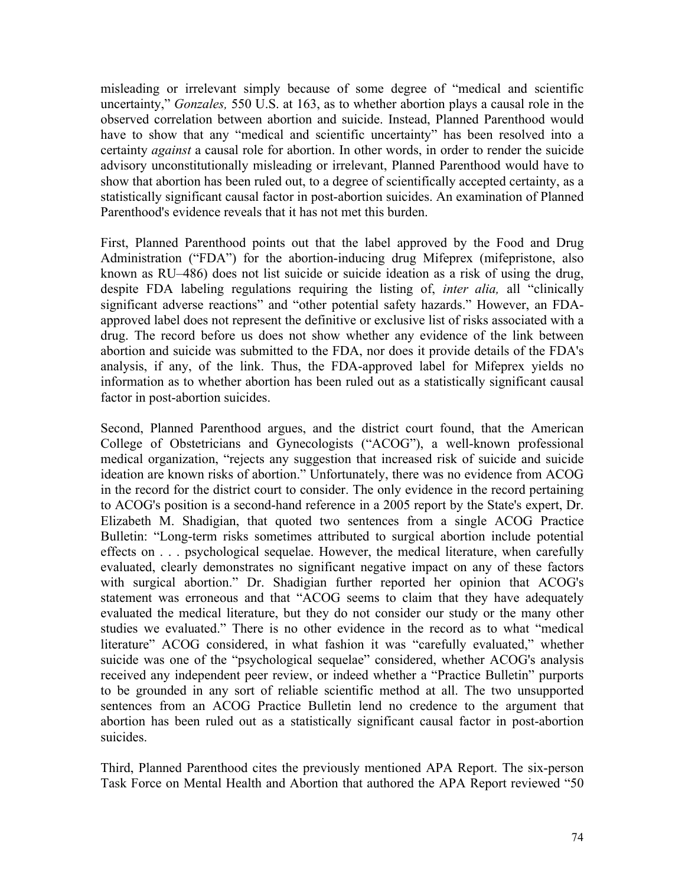misleading or irrelevant simply because of some degree of "medical and scientific uncertainty," *Gonzales,* 550 U.S. at 163, as to whether abortion plays a causal role in the observed correlation between abortion and suicide. Instead, Planned Parenthood would have to show that any "medical and scientific uncertainty" has been resolved into a certainty *against* a causal role for abortion. In other words, in order to render the suicide advisory unconstitutionally misleading or irrelevant, Planned Parenthood would have to show that abortion has been ruled out, to a degree of scientifically accepted certainty, as a statistically significant causal factor in post-abortion suicides. An examination of Planned Parenthood's evidence reveals that it has not met this burden.

First, Planned Parenthood points out that the label approved by the Food and Drug Administration ("FDA") for the abortion-inducing drug Mifeprex (mifepristone, also known as RU–486) does not list suicide or suicide ideation as a risk of using the drug, despite FDA labeling regulations requiring the listing of, *inter alia,* all "clinically significant adverse reactions" and "other potential safety hazards." However, an FDA-approved label does not represent the definitive or exclusive list of risks associated with a drug. The record before us does not show whether any evidence of the link between abortion and suicide was submitted to the FDA, nor does it provide details of the FDA's analysis, if any, of the link. Thus, the FDA-approved label for Mifeprex yields no information as to whether abortion has been ruled out as a statistically significant causal factor in post-abortion suicides.

Second, Planned Parenthood argues, and the district court found, that the American College of Obstetricians and Gynecologists ("ACOG"), a well-known professional medical organization, "rejects any suggestion that increased risk of suicide and suicide ideation are known risks of abortion." Unfortunately, there was no evidence from ACOG in the record for the district court to consider. The only evidence in the record pertaining to ACOG's position is a second-hand reference in a 2005 report by the State's expert, Dr. Elizabeth M. Shadigian, that quoted two sentences from a single ACOG Practice Bulletin: "Long-term risks sometimes attributed to surgical abortion include potential effects on . . . psychological sequelae. However, the medical literature, when carefully evaluated, clearly demonstrates no significant negative impact on any of these factors with surgical abortion." Dr. Shadigian further reported her opinion that ACOG's statement was erroneous and that "ACOG seems to claim that they have adequately evaluated the medical literature, but they do not consider our study or the many other studies we evaluated." There is no other evidence in the record as to what "medical literature" ACOG considered, in what fashion it was "carefully evaluated," whether suicide was one of the "psychological sequelae" considered, whether ACOG's analysis received any independent peer review, or indeed whether a "Practice Bulletin" purports to be grounded in any sort of reliable scientific method at all. The two unsupported sentences from an ACOG Practice Bulletin lend no credence to the argument that abortion has been ruled out as a statistically significant causal factor in post-abortion suicides.

Third, Planned Parenthood cites the previously mentioned APA Report. The six-person Task Force on Mental Health and Abortion that authored the APA Report reviewed "50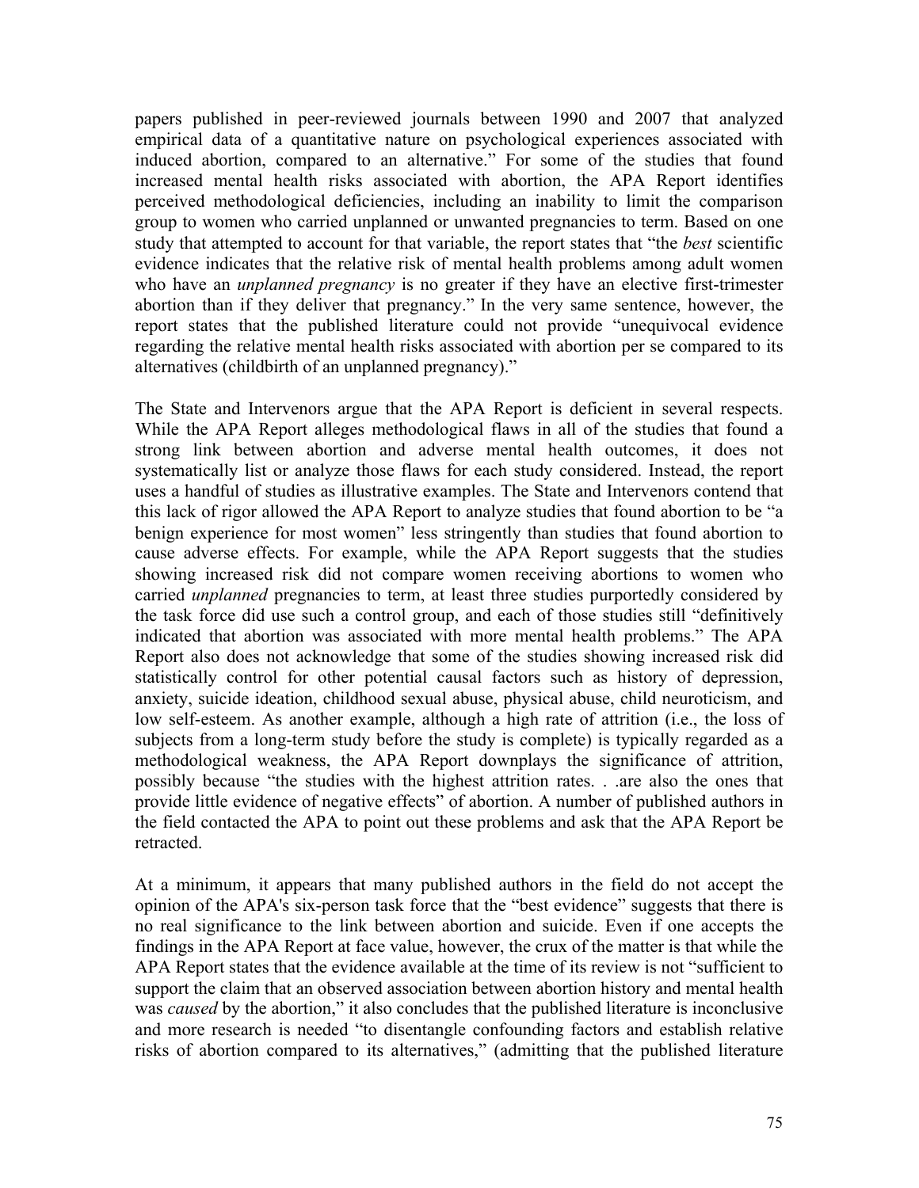papers published in peer-reviewed journals between 1990 and 2007 that analyzed empirical data of a quantitative nature on psychological experiences associated with induced abortion, compared to an alternative." For some of the studies that found increased mental health risks associated with abortion, the APA Report identifies perceived methodological deficiencies, including an inability to limit the comparison group to women who carried unplanned or unwanted pregnancies to term. Based on one study that attempted to account for that variable, the report states that "the *best* scientific evidence indicates that the relative risk of mental health problems among adult women who have an *unplanned pregnancy* is no greater if they have an elective first-trimester abortion than if they deliver that pregnancy." In the very same sentence, however, the report states that the published literature could not provide "unequivocal evidence regarding the relative mental health risks associated with abortion per se compared to its alternatives (childbirth of an unplanned pregnancy)."

The State and Intervenors argue that the APA Report is deficient in several respects. While the APA Report alleges methodological flaws in all of the studies that found a strong link between abortion and adverse mental health outcomes, it does not systematically list or analyze those flaws for each study considered. Instead, the report uses a handful of studies as illustrative examples. The State and Intervenors contend that this lack of rigor allowed the APA Report to analyze studies that found abortion to be "a benign experience for most women" less stringently than studies that found abortion to cause adverse effects. For example, while the APA Report suggests that the studies showing increased risk did not compare women receiving abortions to women who carried *unplanned* pregnancies to term, at least three studies purportedly considered by the task force did use such a control group, and each of those studies still "definitively indicated that abortion was associated with more mental health problems." The APA Report also does not acknowledge that some of the studies showing increased risk did statistically control for other potential causal factors such as history of depression, anxiety, suicide ideation, childhood sexual abuse, physical abuse, child neuroticism, and low self-esteem. As another example, although a high rate of attrition (i.e., the loss of subjects from a long-term study before the study is complete) is typically regarded as a methodological weakness, the APA Report downplays the significance of attrition, possibly because "the studies with the highest attrition rates. . .are also the ones that provide little evidence of negative effects" of abortion. A number of published authors in the field contacted the APA to point out these problems and ask that the APA Report be retracted.

At a minimum, it appears that many published authors in the field do not accept the opinion of the APA's six-person task force that the "best evidence" suggests that there is no real significance to the link between abortion and suicide. Even if one accepts the findings in the APA Report at face value, however, the crux of the matter is that while the APA Report states that the evidence available at the time of its review is not "sufficient to support the claim that an observed association between abortion history and mental health was *caused* by the abortion," it also concludes that the published literature is inconclusive and more research is needed "to disentangle confounding factors and establish relative risks of abortion compared to its alternatives," (admitting that the published literature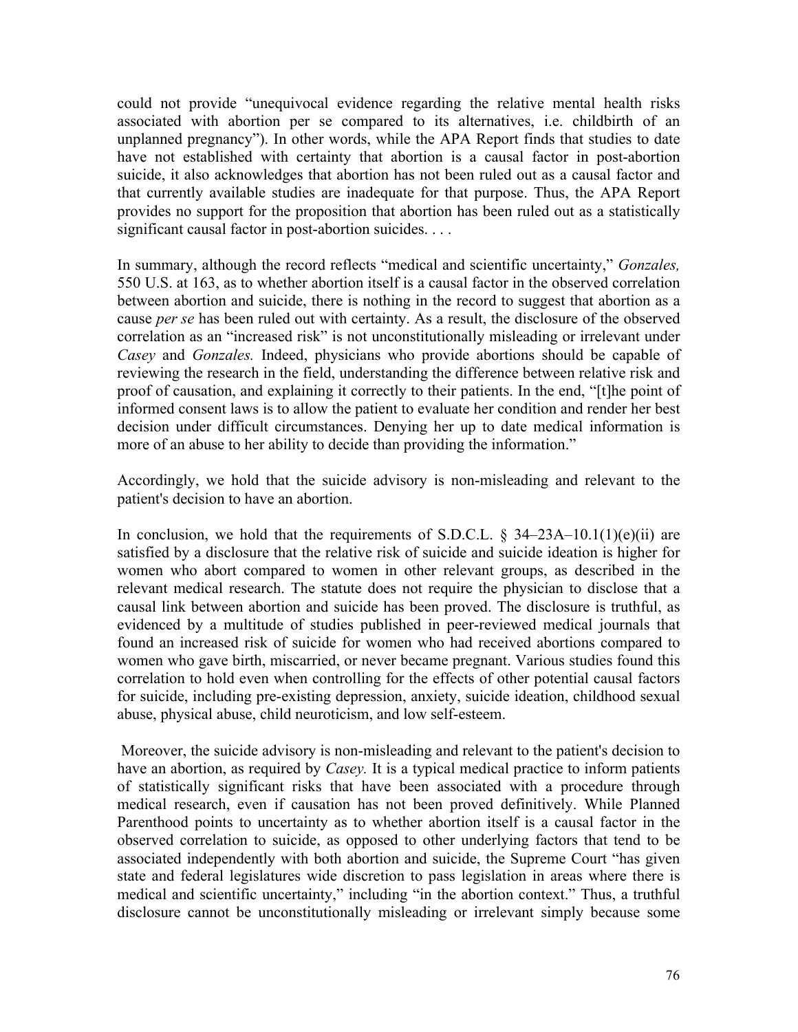could not provide "unequivocal evidence regarding the relative mental health risks associated with abortion per se compared to its alternatives, i.e. childbirth of an unplanned pregnancy"). In other words, while the APA Report finds that studies to date have not established with certainty that abortion is a causal factor in post-abortion suicide, it also acknowledges that abortion has not been ruled out as a causal factor and that currently available studies are inadequate for that purpose. Thus, the APA Report provides no support for the proposition that abortion has been ruled out as a statistically significant causal factor in post-abortion suicides. . . .

In summary, although the record reflects "medical and scientific uncertainty," *Gonzales,* 550 U.S. at 163, as to whether abortion itself is a causal factor in the observed correlation between abortion and suicide, there is nothing in the record to suggest that abortion as a cause *per se* has been ruled out with certainty. As a result, the disclosure of the observed correlation as an "increased risk" is not unconstitutionally misleading or irrelevant under *Casey* and *Gonzales.* Indeed, physicians who provide abortions should be capable of reviewing the research in the field, understanding the difference between relative risk and proof of causation, and explaining it correctly to their patients. In the end, "[t]he point of informed consent laws is to allow the patient to evaluate her condition and render her best decision under difficult circumstances. Denying her up to date medical information is more of an abuse to her ability to decide than providing the information."

Accordingly, we hold that the suicide advisory is non-misleading and relevant to the patient's decision to have an abortion.

In conclusion, we hold that the requirements of S.D.C.L. § 34–23A–10.1(1)(e)(ii) are satisfied by a disclosure that the relative risk of suicide and suicide ideation is higher for women who abort compared to women in other relevant groups, as described in the relevant medical research. The statute does not require the physician to disclose that a causal link between abortion and suicide has been proved. The disclosure is truthful, as evidenced by a multitude of studies published in peer-reviewed medical journals that found an increased risk of suicide for women who had received abortions compared to women who gave birth, miscarried, or never became pregnant. Various studies found this correlation to hold even when controlling for the effects of other potential causal factors for suicide, including pre-existing depression, anxiety, suicide ideation, childhood sexual abuse, physical abuse, child neuroticism, and low self-esteem.

Moreover, the suicide advisory is non-misleading and relevant to the patient's decision to have an abortion, as required by *Casey.* It is a typical medical practice to inform patients of statistically significant risks that have been associated with a procedure through medical research, even if causation has not been proved definitively. While Planned Parenthood points to uncertainty as to whether abortion itself is a causal factor in the observed correlation to suicide, as opposed to other underlying factors that tend to be associated independently with both abortion and suicide, the Supreme Court "has given state and federal legislatures wide discretion to pass legislation in areas where there is medical and scientific uncertainty," including "in the abortion context." Thus, a truthful disclosure cannot be unconstitutionally misleading or irrelevant simply because some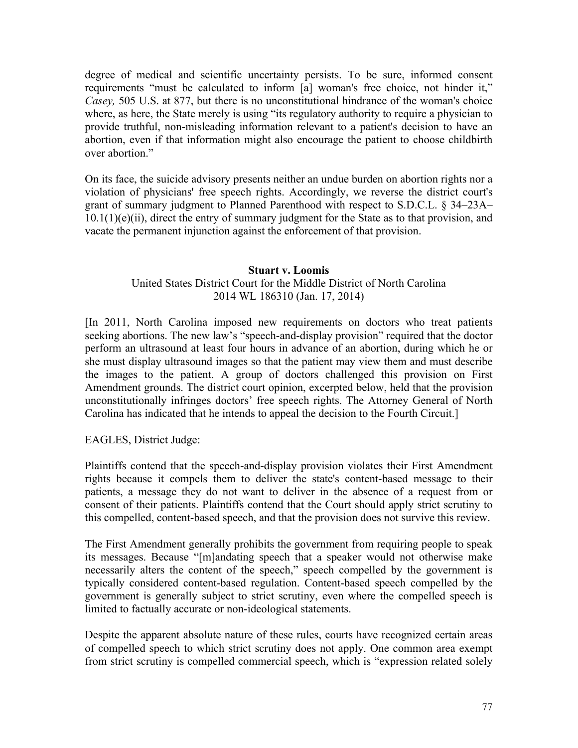degree of medical and scientific uncertainty persists. To be sure, informed consent requirements "must be calculated to inform [a] woman's free choice, not hinder it," *Casey,* 505 U.S. at 877, but there is no unconstitutional hindrance of the woman's choice where, as here, the State merely is using "its regulatory authority to require a physician to provide truthful, non-misleading information relevant to a patient's decision to have an abortion, even if that information might also encourage the patient to choose childbirth over abortion."

On its face, the suicide advisory presents neither an undue burden on abortion rights nor a violation of physicians' free speech rights. Accordingly, we reverse the district court's grant of summary judgment to Planned Parenthood with respect to S.D.C.L. § 34–23A–10.1(1)(e)(ii), direct the entry of summary judgment for the State as to that provision, and vacate the permanent injunction against the enforcement of that provision.

**Stuart v. Loomis**

United States District Court for the Middle District of North Carolina
2014 WL 186310 (Jan. 17, 2014)

[In 2011, North Carolina imposed new requirements on doctors who treat patients seeking abortions. The new law's "speech-and-display provision" required that the doctor perform an ultrasound at least four hours in advance of an abortion, during which he or she must display ultrasound images so that the patient may view them and must describe the images to the patient. A group of doctors challenged this provision on First Amendment grounds. The district court opinion, excerpted below, held that the provision unconstitutionally infringes doctors' free speech rights. The Attorney General of North Carolina has indicated that he intends to appeal the decision to the Fourth Circuit.]

EAGLES, District Judge:

Plaintiffs contend that the speech-and-display provision violates their First Amendment rights because it compels them to deliver the state's content-based message to their patients, a message they do not want to deliver in the absence of a request from or consent of their patients. Plaintiffs contend that the Court should apply strict scrutiny to this compelled, content-based speech, and that the provision does not survive this review.

The First Amendment generally prohibits the government from requiring people to speak its messages. Because "[m]andating speech that a speaker would not otherwise make necessarily alters the content of the speech," speech compelled by the government is typically considered content-based regulation. Content-based speech compelled by the government is generally subject to strict scrutiny, even where the compelled speech is limited to factually accurate or non-ideological statements.

Despite the apparent absolute nature of these rules, courts have recognized certain areas of compelled speech to which strict scrutiny does not apply. One common area exempt from strict scrutiny is compelled commercial speech, which is "expression related solely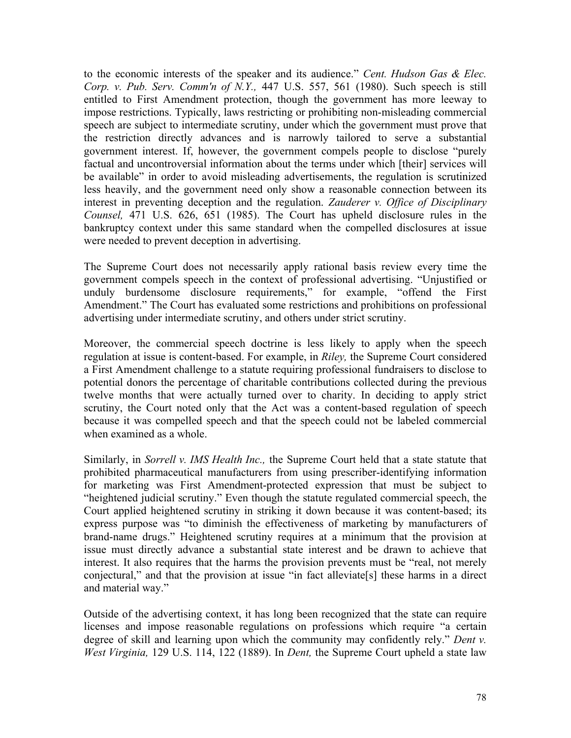to the economic interests of the speaker and its audience." *Cent. Hudson Gas & Elec. Corp. v. Pub. Serv. Comm'n of N.Y.,* 447 U.S. 557, 561 (1980). Such speech is still entitled to First Amendment protection, though the government has more leeway to impose restrictions. Typically, laws restricting or prohibiting non-misleading commercial speech are subject to intermediate scrutiny, under which the government must prove that the restriction directly advances and is narrowly tailored to serve a substantial government interest. If, however, the government compels people to disclose "purely factual and uncontroversial information about the terms under which [their] services will be available" in order to avoid misleading advertisements, the regulation is scrutinized less heavily, and the government need only show a reasonable connection between its interest in preventing deception and the regulation. *Zauderer v. Office of Disciplinary Counsel,* 471 U.S. 626, 651 (1985). The Court has upheld disclosure rules in the bankruptcy context under this same standard when the compelled disclosures at issue were needed to prevent deception in advertising.

The Supreme Court does not necessarily apply rational basis review every time the government compels speech in the context of professional advertising. "Unjustified or unduly burdensome disclosure requirements," for example, "offend the First Amendment." The Court has evaluated some restrictions and prohibitions on professional advertising under intermediate scrutiny, and others under strict scrutiny.

Moreover, the commercial speech doctrine is less likely to apply when the speech regulation at issue is content-based. For example, in *Riley,* the Supreme Court considered a First Amendment challenge to a statute requiring professional fundraisers to disclose to potential donors the percentage of charitable contributions collected during the previous twelve months that were actually turned over to charity. In deciding to apply strict scrutiny, the Court noted only that the Act was a content-based regulation of speech because it was compelled speech and that the speech could not be labeled commercial when examined as a whole.

Similarly, in *Sorrell v. IMS Health Inc.,* the Supreme Court held that a state statute that prohibited pharmaceutical manufacturers from using prescriber-identifying information for marketing was First Amendment-protected expression that must be subject to "heightened judicial scrutiny." Even though the statute regulated commercial speech, the Court applied heightened scrutiny in striking it down because it was content-based; its express purpose was "to diminish the effectiveness of marketing by manufacturers of brand-name drugs." Heightened scrutiny requires at a minimum that the provision at issue must directly advance a substantial state interest and be drawn to achieve that interest. It also requires that the harms the provision prevents must be "real, not merely conjectural," and that the provision at issue "in fact alleviate[s] these harms in a direct and material way."

Outside of the advertising context, it has long been recognized that the state can require licenses and impose reasonable regulations on professions which require "a certain degree of skill and learning upon which the community may confidently rely." *Dent v. West Virginia,* 129 U.S. 114, 122 (1889). In *Dent,* the Supreme Court upheld a state law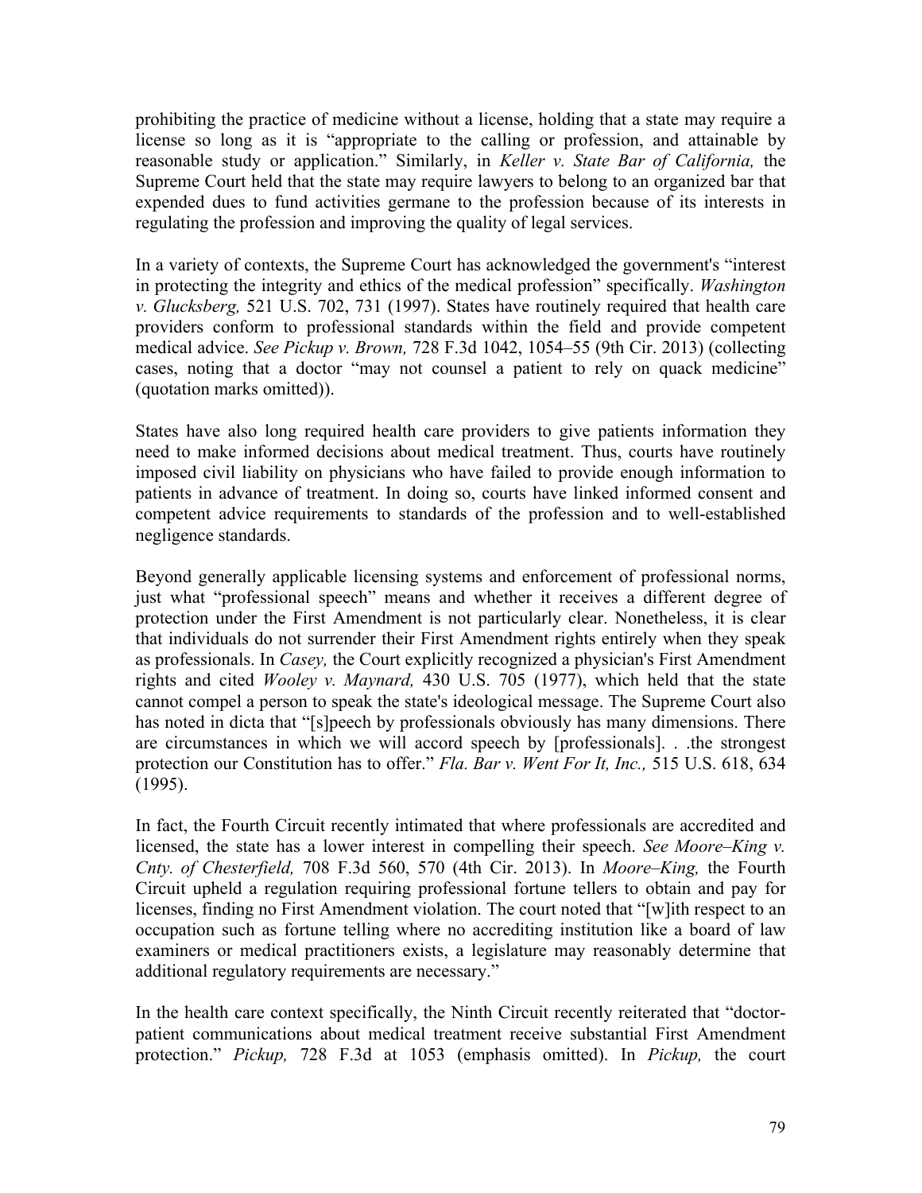prohibiting the practice of medicine without a license, holding that a state may require a license so long as it is "appropriate to the calling or profession, and attainable by reasonable study or application." Similarly, in *Keller v. State Bar of California,* the Supreme Court held that the state may require lawyers to belong to an organized bar that expended dues to fund activities germane to the profession because of its interests in regulating the profession and improving the quality of legal services.

In a variety of contexts, the Supreme Court has acknowledged the government's "interest in protecting the integrity and ethics of the medical profession" specifically. *Washington v. Glucksberg,* 521 U.S. 702, 731 (1997). States have routinely required that health care providers conform to professional standards within the field and provide competent medical advice. *See Pickup v. Brown,* 728 F.3d 1042, 1054–55 (9th Cir. 2013) (collecting cases, noting that a doctor "may not counsel a patient to rely on quack medicine" (quotation marks omitted)).

States have also long required health care providers to give patients information they need to make informed decisions about medical treatment. Thus, courts have routinely imposed civil liability on physicians who have failed to provide enough information to patients in advance of treatment. In doing so, courts have linked informed consent and competent advice requirements to standards of the profession and to well-established negligence standards.

Beyond generally applicable licensing systems and enforcement of professional norms, just what "professional speech" means and whether it receives a different degree of protection under the First Amendment is not particularly clear. Nonetheless, it is clear that individuals do not surrender their First Amendment rights entirely when they speak as professionals. In *Casey,* the Court explicitly recognized a physician's First Amendment rights and cited *Wooley v. Maynard,* 430 U.S. 705 (1977), which held that the state cannot compel a person to speak the state's ideological message. The Supreme Court also has noted in dicta that "[s]peech by professionals obviously has many dimensions. There are circumstances in which we will accord speech by [professionals]. . .the strongest protection our Constitution has to offer." *Fla. Bar v. Went For It, Inc.,* 515 U.S. 618, 634 (1995).

In fact, the Fourth Circuit recently intimated that where professionals are accredited and licensed, the state has a lower interest in compelling their speech. *See Moore–King v. Cnty. of Chesterfield,* 708 F.3d 560, 570 (4th Cir. 2013). In *Moore–King,* the Fourth Circuit upheld a regulation requiring professional fortune tellers to obtain and pay for licenses, finding no First Amendment violation. The court noted that "[w]ith respect to an occupation such as fortune telling where no accrediting institution like a board of law examiners or medical practitioners exists, a legislature may reasonably determine that additional regulatory requirements are necessary."

In the health care context specifically, the Ninth Circuit recently reiterated that "doctor-patient communications about medical treatment receive substantial First Amendment protection." *Pickup,* 728 F.3d at 1053 (emphasis omitted). In *Pickup,* the court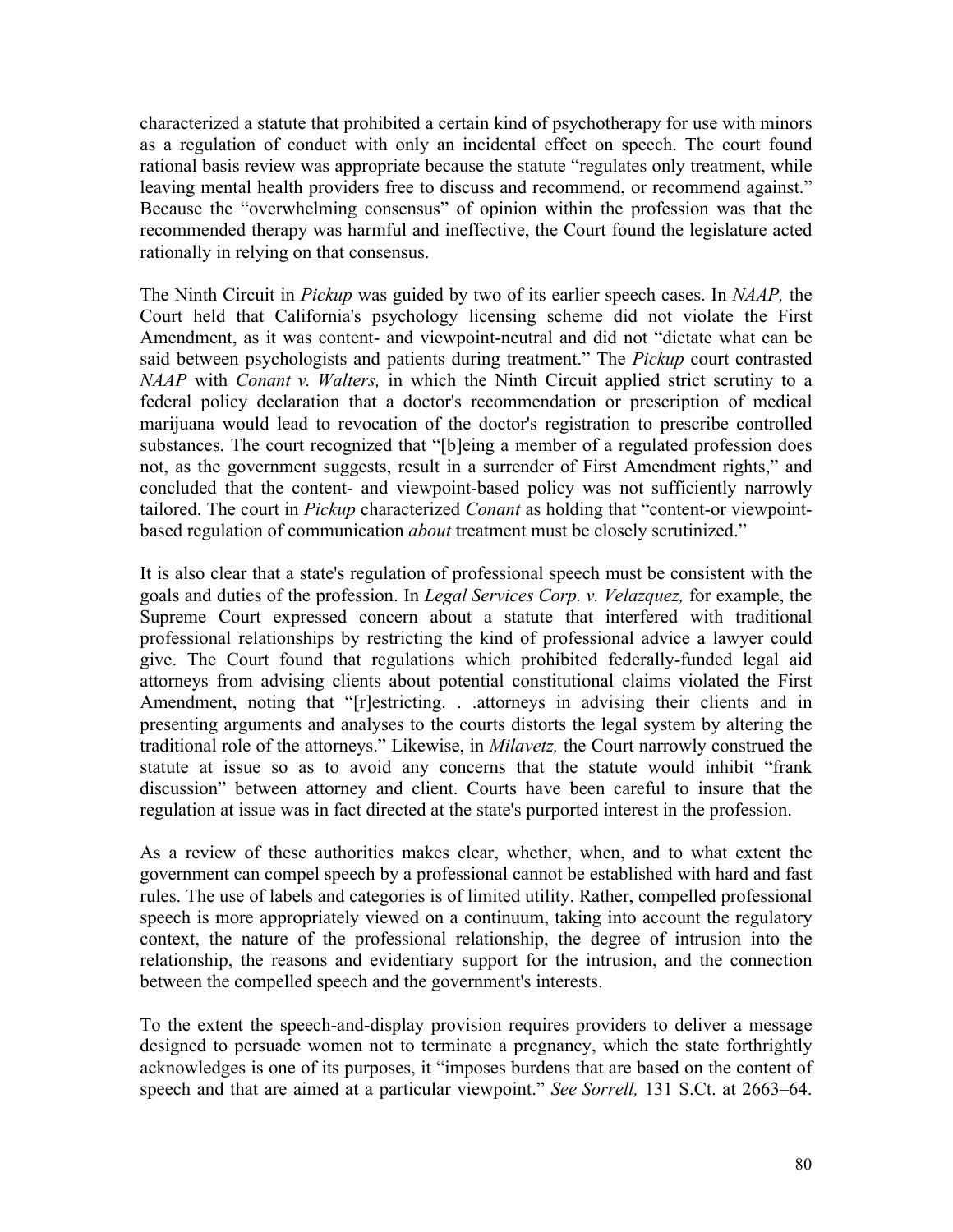characterized a statute that prohibited a certain kind of psychotherapy for use with minors as a regulation of conduct with only an incidental effect on speech. The court found rational basis review was appropriate because the statute "regulates only treatment, while leaving mental health providers free to discuss and recommend, or recommend against." Because the "overwhelming consensus" of opinion within the profession was that the recommended therapy was harmful and ineffective, the Court found the legislature acted rationally in relying on that consensus.

The Ninth Circuit in *Pickup* was guided by two of its earlier speech cases. In *NAAP,* the Court held that California's psychology licensing scheme did not violate the First Amendment, as it was content- and viewpoint-neutral and did not "dictate what can be said between psychologists and patients during treatment." The *Pickup* court contrasted *NAAP* with *Conant v. Walters,* in which the Ninth Circuit applied strict scrutiny to a federal policy declaration that a doctor's recommendation or prescription of medical marijuana would lead to revocation of the doctor's registration to prescribe controlled substances. The court recognized that "[b]eing a member of a regulated profession does not, as the government suggests, result in a surrender of First Amendment rights," and concluded that the content- and viewpoint-based policy was not sufficiently narrowly tailored. The court in *Pickup* characterized *Conant* as holding that "content-or viewpoint-based regulation of communication *about* treatment must be closely scrutinized."

It is also clear that a state's regulation of professional speech must be consistent with the goals and duties of the profession. In *Legal Services Corp. v. Velazquez,* for example, the Supreme Court expressed concern about a statute that interfered with traditional professional relationships by restricting the kind of professional advice a lawyer could give. The Court found that regulations which prohibited federally-funded legal aid attorneys from advising clients about potential constitutional claims violated the First Amendment, noting that "[r]estricting. . .attorneys in advising their clients and in presenting arguments and analyses to the courts distorts the legal system by altering the traditional role of the attorneys." Likewise, in *Milavetz,* the Court narrowly construed the statute at issue so as to avoid any concerns that the statute would inhibit "frank discussion" between attorney and client. Courts have been careful to insure that the regulation at issue was in fact directed at the state's purported interest in the profession.

As a review of these authorities makes clear, whether, when, and to what extent the government can compel speech by a professional cannot be established with hard and fast rules. The use of labels and categories is of limited utility. Rather, compelled professional speech is more appropriately viewed on a continuum, taking into account the regulatory context, the nature of the professional relationship, the degree of intrusion into the relationship, the reasons and evidentiary support for the intrusion, and the connection between the compelled speech and the government's interests.

To the extent the speech-and-display provision requires providers to deliver a message designed to persuade women not to terminate a pregnancy, which the state forthrightly acknowledges is one of its purposes, it "imposes burdens that are based on the content of speech and that are aimed at a particular viewpoint." *See Sorrell,* 131 S.Ct. at 2663–64.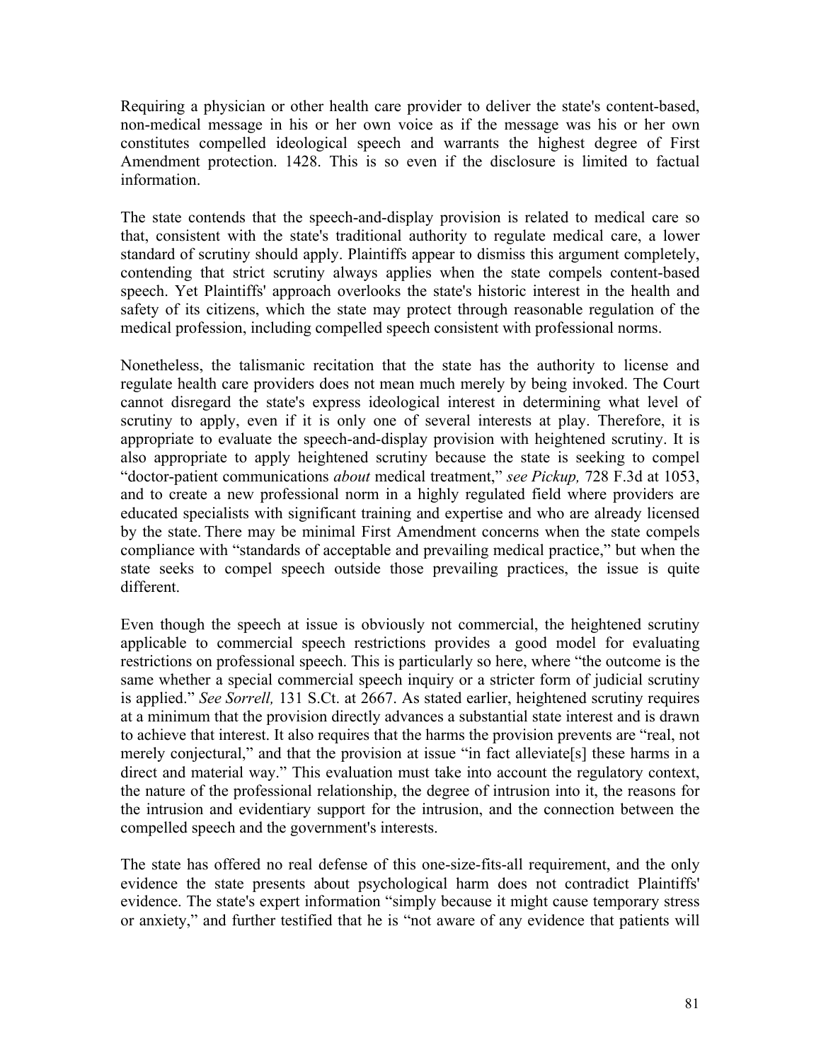Requiring a physician or other health care provider to deliver the state's content-based, non-medical message in his or her own voice as if the message was his or her own constitutes compelled ideological speech and warrants the highest degree of First Amendment protection. 1428. This is so even if the disclosure is limited to factual information.

The state contends that the speech-and-display provision is related to medical care so that, consistent with the state's traditional authority to regulate medical care, a lower standard of scrutiny should apply. Plaintiffs appear to dismiss this argument completely, contending that strict scrutiny always applies when the state compels content-based speech. Yet Plaintiffs' approach overlooks the state's historic interest in the health and safety of its citizens, which the state may protect through reasonable regulation of the medical profession, including compelled speech consistent with professional norms.

Nonetheless, the talismanic recitation that the state has the authority to license and regulate health care providers does not mean much merely by being invoked. The Court cannot disregard the state's express ideological interest in determining what level of scrutiny to apply, even if it is only one of several interests at play. Therefore, it is appropriate to evaluate the speech-and-display provision with heightened scrutiny. It is also appropriate to apply heightened scrutiny because the state is seeking to compel "doctor-patient communications *about* medical treatment," *see Pickup,* 728 F.3d at 1053, and to create a new professional norm in a highly regulated field where providers are educated specialists with significant training and expertise and who are already licensed by the state. There may be minimal First Amendment concerns when the state compels compliance with "standards of acceptable and prevailing medical practice," but when the state seeks to compel speech outside those prevailing practices, the issue is quite different.

Even though the speech at issue is obviously not commercial, the heightened scrutiny applicable to commercial speech restrictions provides a good model for evaluating restrictions on professional speech. This is particularly so here, where "the outcome is the same whether a special commercial speech inquiry or a stricter form of judicial scrutiny is applied." *See Sorrell,* 131 S.Ct. at 2667. As stated earlier, heightened scrutiny requires at a minimum that the provision directly advances a substantial state interest and is drawn to achieve that interest. It also requires that the harms the provision prevents are "real, not merely conjectural," and that the provision at issue "in fact alleviate[s] these harms in a direct and material way." This evaluation must take into account the regulatory context, the nature of the professional relationship, the degree of intrusion into it, the reasons for the intrusion and evidentiary support for the intrusion, and the connection between the compelled speech and the government's interests.

The state has offered no real defense of this one-size-fits-all requirement, and the only evidence the state presents about psychological harm does not contradict Plaintiffs' evidence. The state's expert information "simply because it might cause temporary stress or anxiety," and further testified that he is "not aware of any evidence that patients will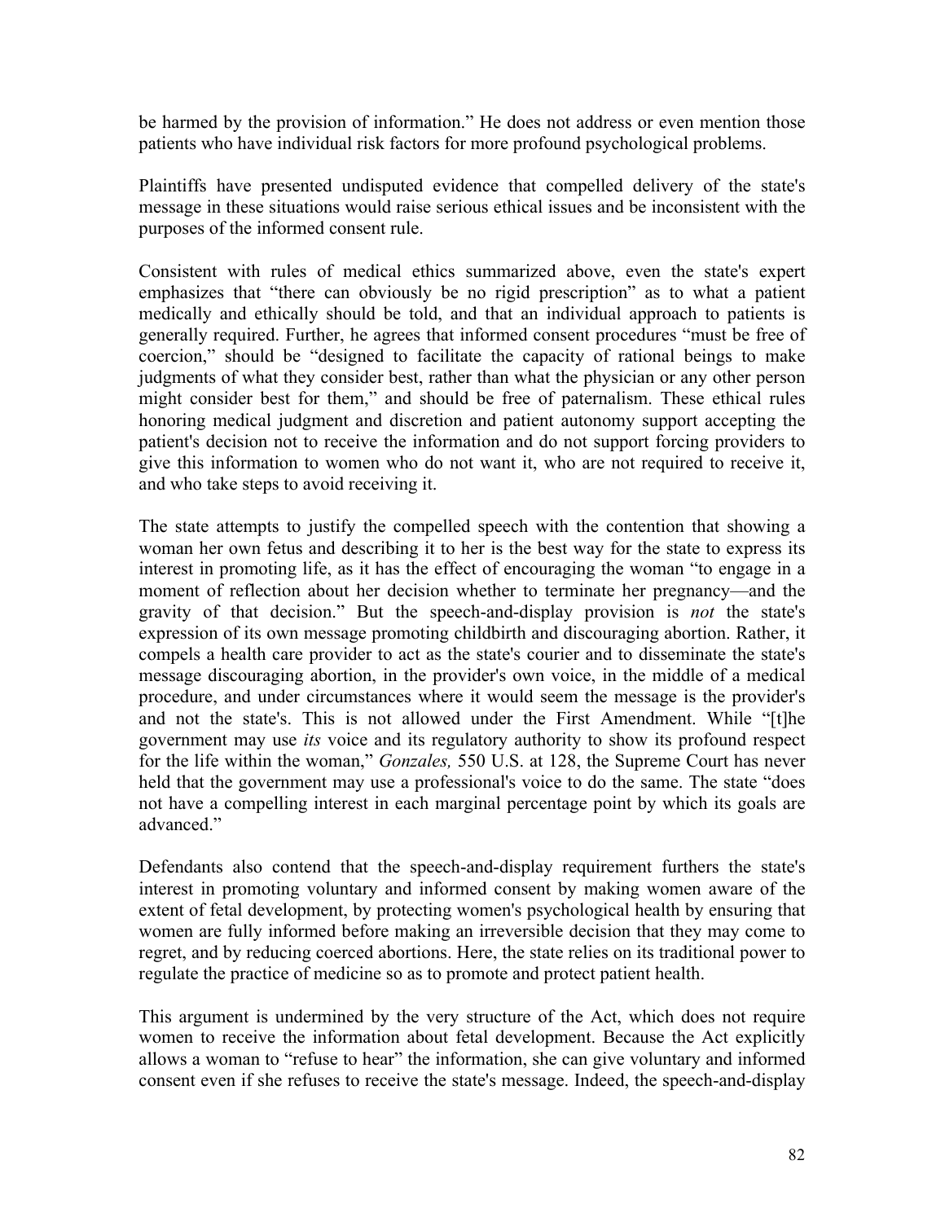be harmed by the provision of information." He does not address or even mention those patients who have individual risk factors for more profound psychological problems.

Plaintiffs have presented undisputed evidence that compelled delivery of the state's message in these situations would raise serious ethical issues and be inconsistent with the purposes of the informed consent rule.

Consistent with rules of medical ethics summarized above, even the state's expert emphasizes that "there can obviously be no rigid prescription" as to what a patient medically and ethically should be told, and that an individual approach to patients is generally required. Further, he agrees that informed consent procedures "must be free of coercion," should be "designed to facilitate the capacity of rational beings to make judgments of what they consider best, rather than what the physician or any other person might consider best for them," and should be free of paternalism. These ethical rules honoring medical judgment and discretion and patient autonomy support accepting the patient's decision not to receive the information and do not support forcing providers to give this information to women who do not want it, who are not required to receive it, and who take steps to avoid receiving it.

The state attempts to justify the compelled speech with the contention that showing a woman her own fetus and describing it to her is the best way for the state to express its interest in promoting life, as it has the effect of encouraging the woman "to engage in a moment of reflection about her decision whether to terminate her pregnancy—and the gravity of that decision." But the speech-and-display provision is *not* the state's expression of its own message promoting childbirth and discouraging abortion. Rather, it compels a health care provider to act as the state's courier and to disseminate the state's message discouraging abortion, in the provider's own voice, in the middle of a medical procedure, and under circumstances where it would seem the message is the provider's and not the state's. This is not allowed under the First Amendment. While "[t]he government may use *its* voice and its regulatory authority to show its profound respect for the life within the woman," *Gonzales,* 550 U.S. at 128, the Supreme Court has never held that the government may use a professional's voice to do the same. The state "does not have a compelling interest in each marginal percentage point by which its goals are advanced."

Defendants also contend that the speech-and-display requirement furthers the state's interest in promoting voluntary and informed consent by making women aware of the extent of fetal development, by protecting women's psychological health by ensuring that women are fully informed before making an irreversible decision that they may come to regret, and by reducing coerced abortions. Here, the state relies on its traditional power to regulate the practice of medicine so as to promote and protect patient health.

This argument is undermined by the very structure of the Act, which does not require women to receive the information about fetal development. Because the Act explicitly allows a woman to "refuse to hear" the information, she can give voluntary and informed consent even if she refuses to receive the state's message. Indeed, the speech-and-display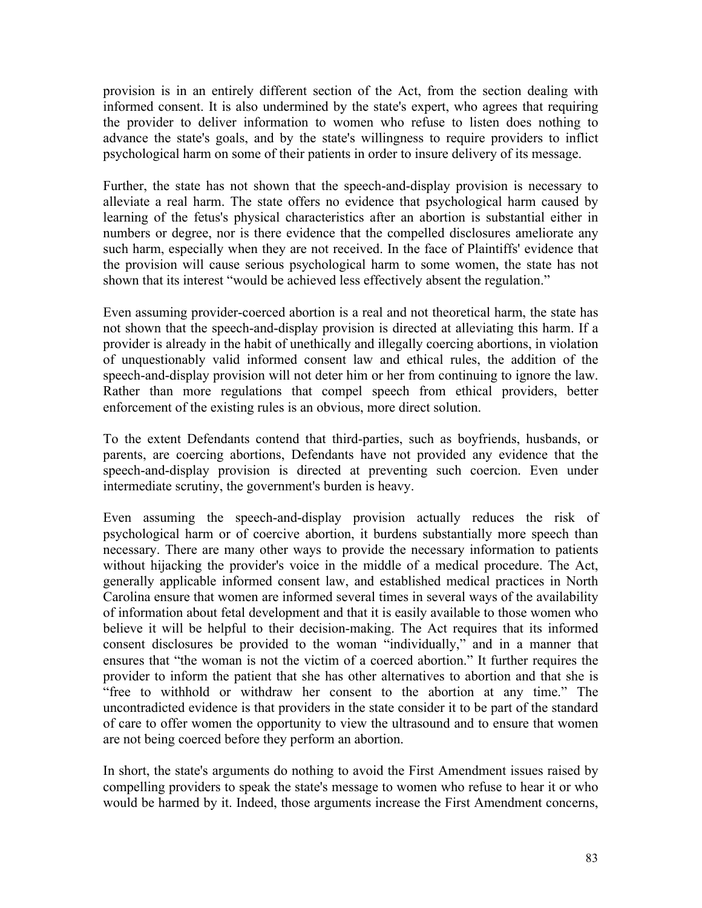provision is in an entirely different section of the Act, from the section dealing with informed consent. It is also undermined by the state's expert, who agrees that requiring the provider to deliver information to women who refuse to listen does nothing to advance the state's goals, and by the state's willingness to require providers to inflict psychological harm on some of their patients in order to insure delivery of its message.

Further, the state has not shown that the speech-and-display provision is necessary to alleviate a real harm. The state offers no evidence that psychological harm caused by learning of the fetus's physical characteristics after an abortion is substantial either in numbers or degree, nor is there evidence that the compelled disclosures ameliorate any such harm, especially when they are not received. In the face of Plaintiffs' evidence that the provision will cause serious psychological harm to some women, the state has not shown that its interest "would be achieved less effectively absent the regulation."

Even assuming provider-coerced abortion is a real and not theoretical harm, the state has not shown that the speech-and-display provision is directed at alleviating this harm. If a provider is already in the habit of unethically and illegally coercing abortions, in violation of unquestionably valid informed consent law and ethical rules, the addition of the speech-and-display provision will not deter him or her from continuing to ignore the law. Rather than more regulations that compel speech from ethical providers, better enforcement of the existing rules is an obvious, more direct solution.

To the extent Defendants contend that third-parties, such as boyfriends, husbands, or parents, are coercing abortions, Defendants have not provided any evidence that the speech-and-display provision is directed at preventing such coercion. Even under intermediate scrutiny, the government's burden is heavy.

Even assuming the speech-and-display provision actually reduces the risk of psychological harm or of coercive abortion, it burdens substantially more speech than necessary. There are many other ways to provide the necessary information to patients without hijacking the provider's voice in the middle of a medical procedure. The Act, generally applicable informed consent law, and established medical practices in North Carolina ensure that women are informed several times in several ways of the availability of information about fetal development and that it is easily available to those women who believe it will be helpful to their decision-making. The Act requires that its informed consent disclosures be provided to the woman "individually," and in a manner that ensures that "the woman is not the victim of a coerced abortion." It further requires the provider to inform the patient that she has other alternatives to abortion and that she is "free to withhold or withdraw her consent to the abortion at any time." The uncontradicted evidence is that providers in the state consider it to be part of the standard of care to offer women the opportunity to view the ultrasound and to ensure that women are not being coerced before they perform an abortion.

In short, the state's arguments do nothing to avoid the First Amendment issues raised by compelling providers to speak the state's message to women who refuse to hear it or who would be harmed by it. Indeed, those arguments increase the First Amendment concerns,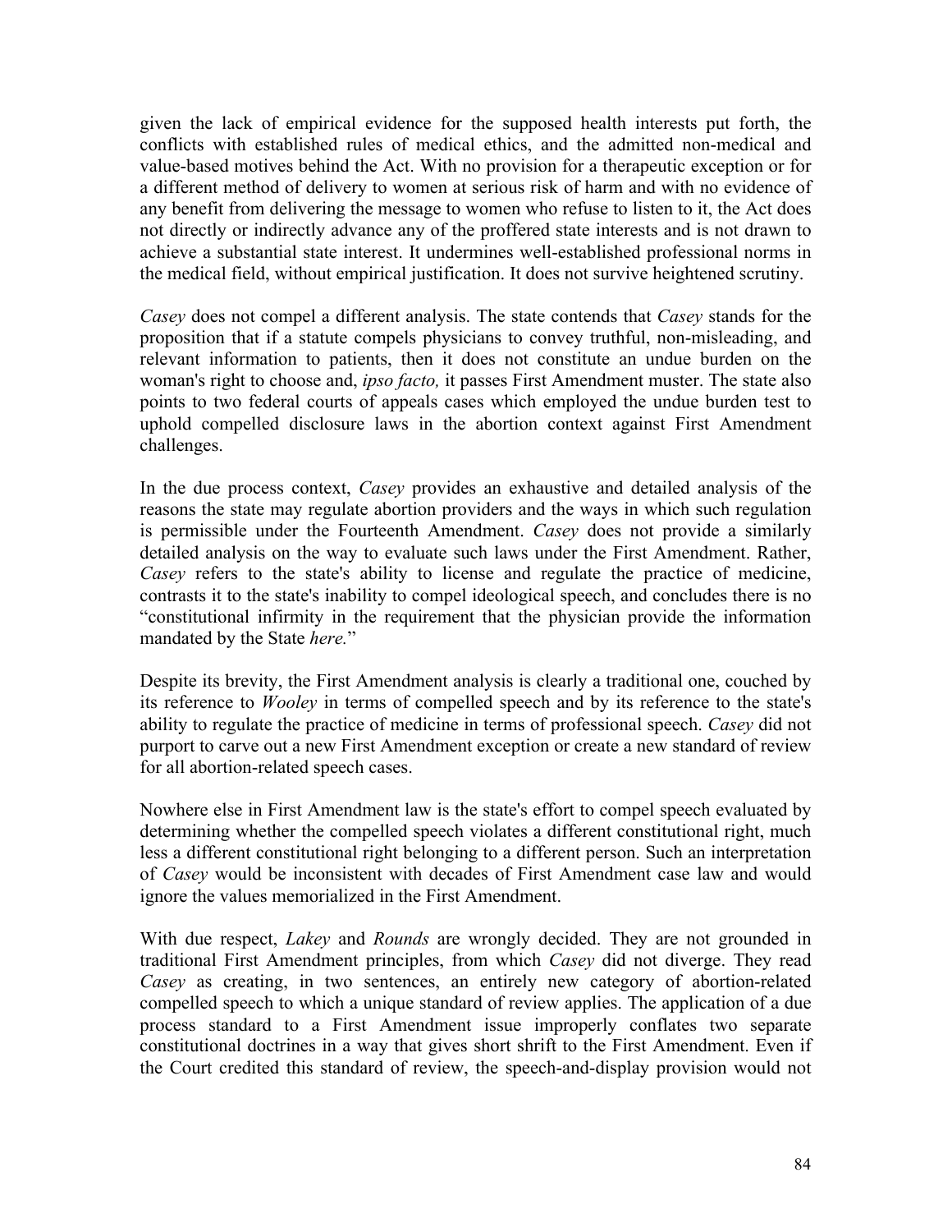given the lack of empirical evidence for the supposed health interests put forth, the conflicts with established rules of medical ethics, and the admitted non-medical and value-based motives behind the Act. With no provision for a therapeutic exception or for a different method of delivery to women at serious risk of harm and with no evidence of any benefit from delivering the message to women who refuse to listen to it, the Act does not directly or indirectly advance any of the proffered state interests and is not drawn to achieve a substantial state interest. It undermines well-established professional norms in the medical field, without empirical justification. It does not survive heightened scrutiny.

*Casey* does not compel a different analysis. The state contends that *Casey* stands for the proposition that if a statute compels physicians to convey truthful, non-misleading, and relevant information to patients, then it does not constitute an undue burden on the woman's right to choose and, *ipso facto,* it passes First Amendment muster. The state also points to two federal courts of appeals cases which employed the undue burden test to uphold compelled disclosure laws in the abortion context against First Amendment challenges.

In the due process context, *Casey* provides an exhaustive and detailed analysis of the reasons the state may regulate abortion providers and the ways in which such regulation is permissible under the Fourteenth Amendment. *Casey* does not provide a similarly detailed analysis on the way to evaluate such laws under the First Amendment. Rather, *Casey* refers to the state's ability to license and regulate the practice of medicine, contrasts it to the state's inability to compel ideological speech, and concludes there is no "constitutional infirmity in the requirement that the physician provide the information mandated by the State *here.*"

Despite its brevity, the First Amendment analysis is clearly a traditional one, couched by its reference to *Wooley* in terms of compelled speech and by its reference to the state's ability to regulate the practice of medicine in terms of professional speech. *Casey* did not purport to carve out a new First Amendment exception or create a new standard of review for all abortion-related speech cases.

Nowhere else in First Amendment law is the state's effort to compel speech evaluated by determining whether the compelled speech violates a different constitutional right, much less a different constitutional right belonging to a different person. Such an interpretation of *Casey* would be inconsistent with decades of First Amendment case law and would ignore the values memorialized in the First Amendment.

With due respect, *Lakey* and *Rounds* are wrongly decided. They are not grounded in traditional First Amendment principles, from which *Casey* did not diverge. They read *Casey* as creating, in two sentences, an entirely new category of abortion-related compelled speech to which a unique standard of review applies. The application of a due process standard to a First Amendment issue improperly conflates two separate constitutional doctrines in a way that gives short shrift to the First Amendment. Even if the Court credited this standard of review, the speech-and-display provision would not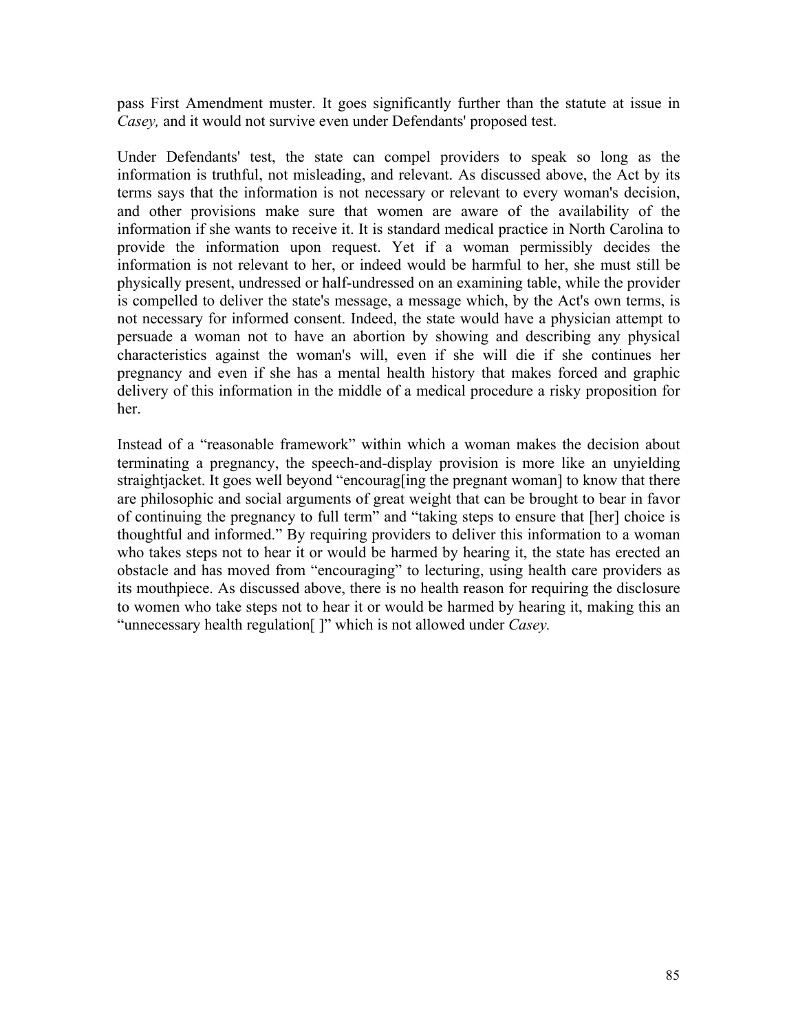pass First Amendment muster. It goes significantly further than the statute at issue in *Casey,* and it would not survive even under Defendants' proposed test.

Under Defendants' test, the state can compel providers to speak so long as the information is truthful, not misleading, and relevant. As discussed above, the Act by its terms says that the information is not necessary or relevant to every woman's decision, and other provisions make sure that women are aware of the availability of the information if she wants to receive it. It is standard medical practice in North Carolina to provide the information upon request. Yet if a woman permissibly decides the information is not relevant to her, or indeed would be harmful to her, she must still be physically present, undressed or half-undressed on an examining table, while the provider is compelled to deliver the state's message, a message which, by the Act's own terms, is not necessary for informed consent. Indeed, the state would have a physician attempt to persuade a woman not to have an abortion by showing and describing any physical characteristics against the woman's will, even if she will die if she continues her pregnancy and even if she has a mental health history that makes forced and graphic delivery of this information in the middle of a medical procedure a risky proposition for her.

Instead of a "reasonable framework" within which a woman makes the decision about terminating a pregnancy, the speech-and-display provision is more like an unyielding straightjacket. It goes well beyond "encourag[ing the pregnant woman] to know that there are philosophic and social arguments of great weight that can be brought to bear in favor of continuing the pregnancy to full term" and "taking steps to ensure that [her] choice is thoughtful and informed." By requiring providers to deliver this information to a woman who takes steps not to hear it or would be harmed by hearing it, the state has erected an obstacle and has moved from "encouraging" to lecturing, using health care providers as its mouthpiece. As discussed above, there is no health reason for requiring the disclosure to women who take steps not to hear it or would be harmed by hearing it, making this an "unnecessary health regulation[ ]" which is not allowed under *Casey.*